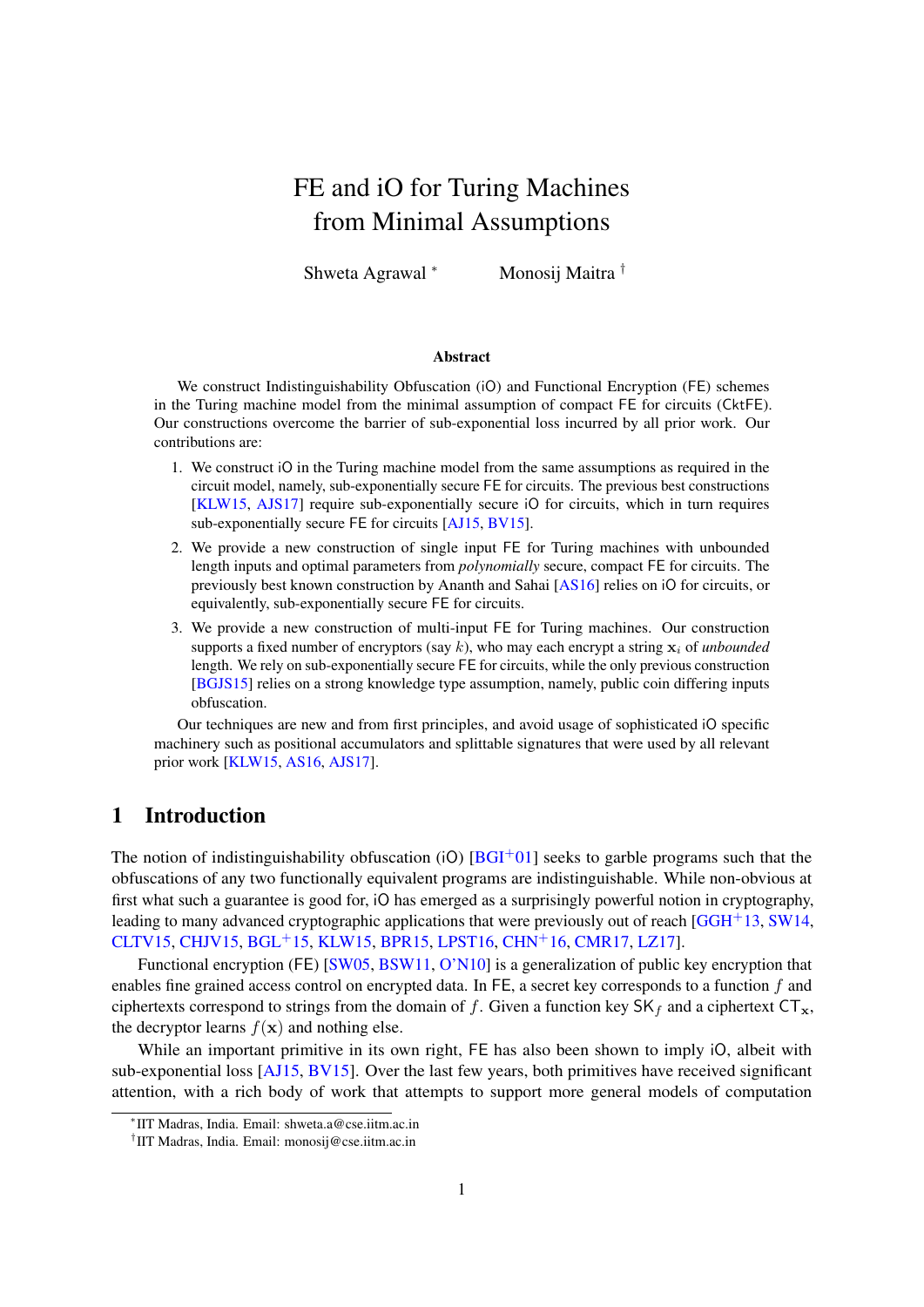# FE and iO for Turing Machines from Minimal Assumptions

Shweta Agrawal [*] Monosij Maitra [†]

### Abstract

We construct Indistinguishability Obfuscation (iO) and Functional Encryption (FE) schemes in the Turing machine model from the minimal assumption of compact FE for circuits (CktFE). Our constructions overcome the barrier of sub-exponential loss incurred by all prior work. Our contributions are:

1. We construct iO in the Turing machine model from the same assumptions as required in the circuit model, namely, sub-exponentially secure FE for circuits. The previous best constructions [KLW15, AJS17] require sub-exponentially secure iO for circuits, which in turn requires sub-exponentially secure FE for circuits [AJ15, BV15].
2. We provide a new construction of single input FE for Turing machines with unbounded length inputs and optimal parameters from *polynomially* secure, compact FE for circuits. The previously best known construction by Ananth and Sahai [AS16] relies on iO for circuits, or equivalently, sub-exponentially secure FE for circuits.
3. We provide a new construction of multi-input FE for Turing machines. Our construction supports a fixed number of encryptors (say $k$), who may each encrypt a string $\mathbf{x}_i$ of *unbounded* length. We rely on sub-exponentially secure FE for circuits, while the only previous construction [BGJS15] relies on a strong knowledge type assumption, namely, public coin differing inputs obfuscation.

Our techniques are new and from first principles, and avoid usage of sophisticated iO specific machinery such as positional accumulators and splittable signatures that were used by all relevant prior work [KLW15, AS16, AJS17].

## 1 Introduction

The notion of indistinguishability obfuscation (iO) [BGI+01] seeks to garble programs such that the obfuscations of any two functionally equivalent programs are indistinguishable. While non-obvious at first what such a guarantee is good for, iO has emerged as a surprisingly powerful notion in cryptography, leading to many advanced cryptographic applications that were previously out of reach [GGH+13, SW14, CLTV15, CHJV15, BGL+15, KLW15, BPR15, LPST16, CHN+16, CMR17, LZ17].

Functional encryption (FE) [SW05, BSW11, O'N10] is a generalization of public key encryption that enables fine grained access control on encrypted data. In FE, a secret key corresponds to a function $f$ and ciphertexts correspond to strings from the domain of $f$. Given a function key $\mathsf{SK}_f$ and a ciphertext $\mathsf{CT}_{\mathbf{x}}$, the decryptor learns $f(\mathbf{x})$ and nothing else.

While an important primitive in its own right, FE has also been shown to imply iO, albeit with sub-exponential loss [AJ15, BV15]. Over the last few years, both primitives have received significant attention, with a rich body of work that attempts to support more general models of computation

[*] IIT Madras, India. Email: shweta.a@cse.iitm.ac.in

[†] IIT Madras, India. Email: monosij@cse.iitm.ac.in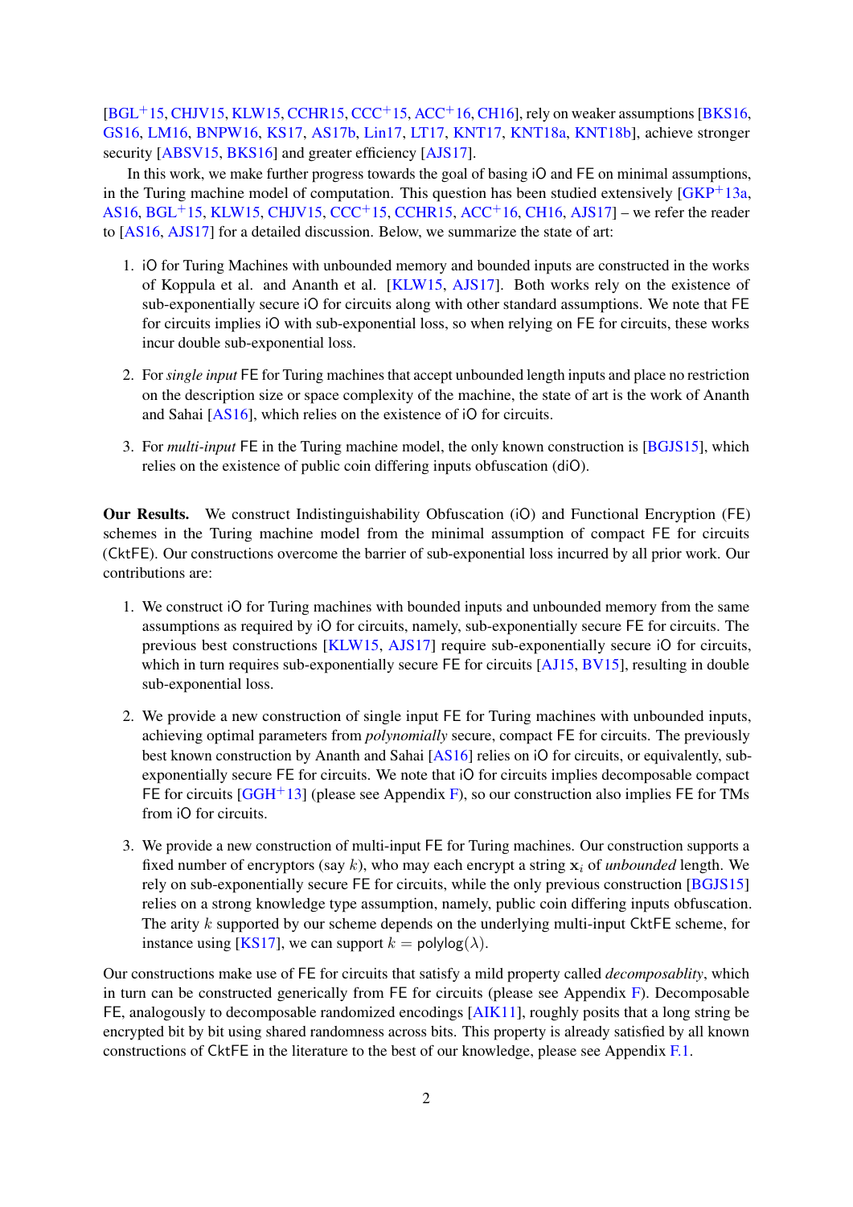[BGL+15, CHJV15, KLW15, CCHR15, CCC+15, ACC+16, CH16], rely on weaker assumptions [BKS16, GS16, LM16, BNPW16, KS17, AS17b, Lin17, LT17, KNT17, KNT18a, KNT18b], achieve stronger security [ABSV15, BKS16] and greater efficiency [AJS17].

In this work, we make further progress towards the goal of basing iO and FE on minimal assumptions, in the Turing machine model of computation. This question has been studied extensively [GKP+13a, AS16, BGL+15, KLW15, CHJV15, CCC+15, CCHR15, ACC+16, CH16, AJS17] – we refer the reader to [AS16, AJS17] for a detailed discussion. Below, we summarize the state of art:

1. iO for Turing Machines with unbounded memory and bounded inputs are constructed in the works of Koppula et al. and Ananth et al. [KLW15, AJS17]. Both works rely on the existence of sub-exponentially secure iO for circuits along with other standard assumptions. We note that FE for circuits implies iO with sub-exponential loss, so when relying on FE for circuits, these works incur double sub-exponential loss.

2. For *single input* FE for Turing machines that accept unbounded length inputs and place no restriction on the description size or space complexity of the machine, the state of art is the work of Ananth and Sahai [AS16], which relies on the existence of iO for circuits.

3. For *multi-input* FE in the Turing machine model, the only known construction is [BGJS15], which relies on the existence of public coin differing inputs obfuscation (diO).

**Our Results.** We construct Indistinguishability Obfuscation (iO) and Functional Encryption (FE) schemes in the Turing machine model from the minimal assumption of compact FE for circuits (CktFE). Our constructions overcome the barrier of sub-exponential loss incurred by all prior work. Our contributions are:

1. We construct iO for Turing machines with bounded inputs and unbounded memory from the same assumptions as required by iO for circuits, namely, sub-exponentially secure FE for circuits. The previous best constructions [KLW15, AJS17] require sub-exponentially secure iO for circuits, which in turn requires sub-exponentially secure FE for circuits [AJ15, BV15], resulting in double sub-exponential loss.

2. We provide a new construction of single input FE for Turing machines with unbounded inputs, achieving optimal parameters from *polynomially* secure, compact FE for circuits. The previously best known construction by Ananth and Sahai [AS16] relies on iO for circuits, or equivalently, sub-exponentially secure FE for circuits. We note that iO for circuits implies decomposable compact FE for circuits [GGH+13] (please see Appendix F), so our construction also implies FE for TMs from iO for circuits.

3. We provide a new construction of multi-input FE for Turing machines. Our construction supports a fixed number of encryptors (say $k$), who may each encrypt a string $\mathbf{x}_i$ of *unbounded* length. We rely on sub-exponentially secure FE for circuits, while the only previous construction [BGJS15] relies on a strong knowledge type assumption, namely, public coin differing inputs obfuscation. The arity $k$ supported by our scheme depends on the underlying multi-input CktFE scheme, for instance using [KS17], we can support $k = \mathsf{polylog}(\lambda)$.

Our constructions make use of FE for circuits that satisfy a mild property called *decomposablity*, which in turn can be constructed generically from FE for circuits (please see Appendix F). Decomposable FE, analogously to decomposable randomized encodings [AIK11], roughly posits that a long string be encrypted bit by bit using shared randomness across bits. This property is already satisfied by all known constructions of CktFE in the literature to the best of our knowledge, please see Appendix F.1.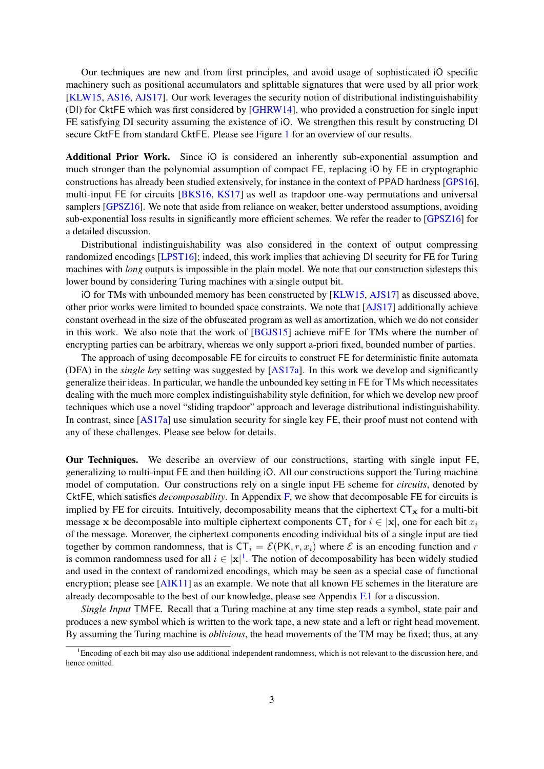Our techniques are new and from first principles, and avoid usage of sophisticated iO specific machinery such as positional accumulators and splittable signatures that were used by all prior work [KLW15, AS16, AJS17]. Our work leverages the security notion of distributional indistinguishability (DI) for CktFE which was first considered by [GHRW14], who provided a construction for single input FE satisfying DI security assuming the existence of iO. We strengthen this result by constructing DI secure CktFE from standard CktFE. Please see Figure 1 for an overview of our results.

**Additional Prior Work.** Since iO is considered an inherently sub-exponential assumption and much stronger than the polynomial assumption of compact FE, replacing iO by FE in cryptographic constructions has already been studied extensively, for instance in the context of PPAD hardness [GPS16], multi-input FE for circuits [BKS16, KS17] as well as trapdoor one-way permutations and universal samplers [GPSZ16]. We note that aside from reliance on weaker, better understood assumptions, avoiding sub-exponential loss results in significantly more efficient schemes. We refer the reader to [GPSZ16] for a detailed discussion.

Distributional indistinguishability was also considered in the context of output compressing randomized encodings [LPST16]; indeed, this work implies that achieving DI security for FE for Turing machines with *long* outputs is impossible in the plain model. We note that our construction sidesteps this lower bound by considering Turing machines with a single output bit.

iO for TMs with unbounded memory has been constructed by [KLW15, AJS17] as discussed above, other prior works were limited to bounded space constraints. We note that [AJS17] additionally achieve constant overhead in the size of the obfuscated program as well as amortization, which we do not consider in this work. We also note that the work of [BGJS15] achieve miFE for TMs where the number of encrypting parties can be arbitrary, whereas we only support a-priori fixed, bounded number of parties.

The approach of using decomposable FE for circuits to construct FE for deterministic finite automata (DFA) in the *single key* setting was suggested by [AS17a]. In this work we develop and significantly generalize their ideas. In particular, we handle the unbounded key setting in FE for TMs which necessitates dealing with the much more complex indistinguishability style definition, for which we develop new proof techniques which use a novel "sliding trapdoor" approach and leverage distributional indistinguishability. In contrast, since [AS17a] use simulation security for single key FE, their proof must not contend with any of these challenges. Please see below for details.

**Our Techniques.** We describe an overview of our constructions, starting with single input FE, generalizing to multi-input FE and then building iO. All our constructions support the Turing machine model of computation. Our constructions rely on a single input FE scheme for *circuits*, denoted by CktFE, which satisfies *decomposability*. In Appendix F, we show that decomposable FE for circuits is implied by FE for circuits. Intuitively, decomposability means that the ciphertext $\mathsf{CT}_{\mathbf{x}}$ for a multi-bit message $\mathbf{x}$ be decomposable into multiple ciphertext components $\mathsf{CT}_i$ for $i \in |\mathbf{x}|$, one for each bit $x_i$ of the message. Moreover, the ciphertext components encoding individual bits of a single input are tied together by common randomness, that is $\mathsf{CT}_i = \mathcal{E}(\mathsf{PK}, r, x_i)$ where $\mathcal{E}$ is an encoding function and $r$ is common randomness used for all $i \in |\mathbf{x}|$[1]. The notion of decomposability has been widely studied and used in the context of randomized encodings, which may be seen as a special case of functional encryption; please see [AIK11] as an example. We note that all known FE schemes in the literature are already decomposable to the best of our knowledge, please see Appendix F.1 for a discussion.

*Single Input* TMFE*.* Recall that a Turing machine at any time step reads a symbol, state pair and produces a new symbol which is written to the work tape, a new state and a left or right head movement. By assuming the Turing machine is *oblivious*, the head movements of the TM may be fixed; thus, at any

[1]Encoding of each bit may also use additional independent randomness, which is not relevant to the discussion here, and hence omitted.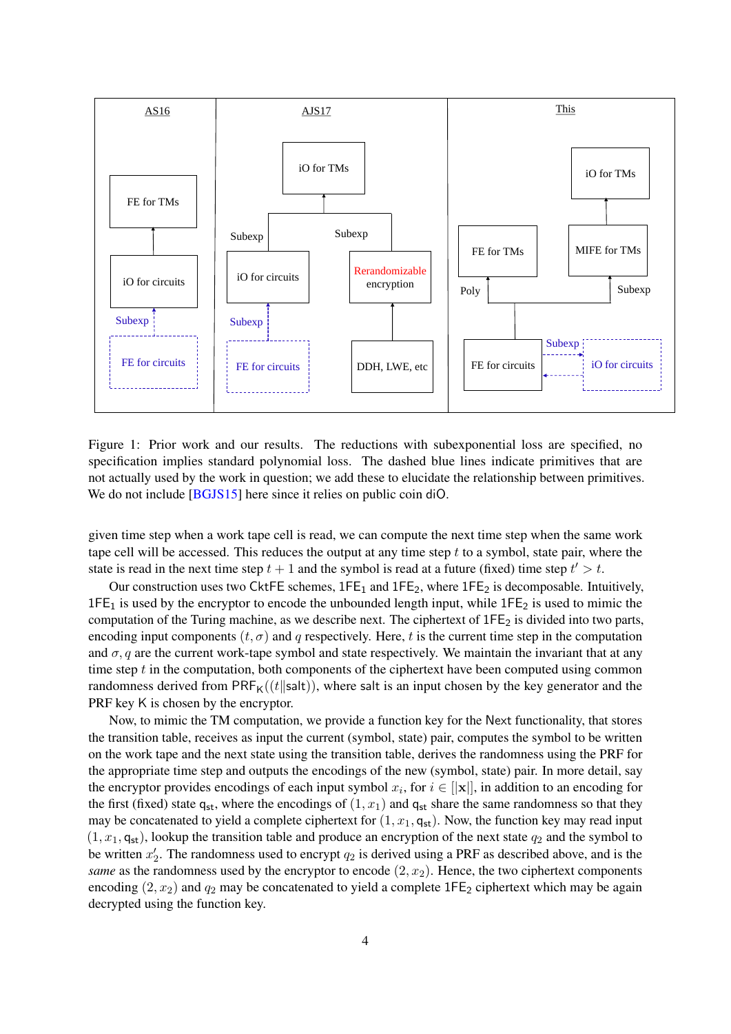Figure 1: Prior work and our results. The reductions with subexponential loss are specified, no specification implies standard polynomial loss. The dashed blue lines indicate primitives that are not actually used by the work in question; we add these to elucidate the relationship between primitives. We do not include [BGJS15] here since it relies on public coin diO.

given time step when a work tape cell is read, we can compute the next time step when the same work tape cell will be accessed. This reduces the output at any time step $t$ to a symbol, state pair, where the state is read in the next time step $t+1$ and the symbol is read at a future (fixed) time step $t' > t$.

Our construction uses two CktFE schemes, $1\mathsf{FE}_1$ and $1\mathsf{FE}_2$, where $1\mathsf{FE}_2$ is decomposable. Intuitively, $1\mathsf{FE}_1$ is used by the encryptor to encode the unbounded length input, while $1\mathsf{FE}_2$ is used to mimic the computation of the Turing machine, as we describe next. The ciphertext of $1\mathsf{FE}_2$ is divided into two parts, encoding input components $(t, \sigma)$ and $q$ respectively. Here, $t$ is the current time step in the computation and $\sigma, q$ are the current work-tape symbol and state respectively. We maintain the invariant that at any time step $t$ in the computation, both components of the ciphertext have been computed using common randomness derived from $\mathsf{PRF}_\mathsf{K}((t \| \mathsf{salt}))$, where $\mathsf{salt}$ is an input chosen by the key generator and the PRF key $\mathsf{K}$ is chosen by the encryptor.

Now, to mimic the TM computation, we provide a function key for the $\mathsf{Next}$ functionality, that stores the transition table, receives as input the current (symbol, state) pair, computes the symbol to be written on the work tape and the next state using the transition table, derives the randomness using the PRF for the appropriate time step and outputs the encodings of the new (symbol, state) pair. In more detail, say the encryptor provides encodings of each input symbol $x_i$, for $i \in [|\mathbf{x}|]$, in addition to an encoding for the first (fixed) state $\mathsf{q_{st}}$, where the encodings of $(1, x_1)$ and $\mathsf{q_{st}}$ share the same randomness so that they may be concatenated to yield a complete ciphertext for $(1, x_1, \mathsf{q_{st}})$. Now, the function key may read input $(1, x_1, \mathsf{q_{st}})$, lookup the transition table and produce an encryption of the next state $q_2$ and the symbol to be written $x'_2$. The randomness used to encrypt $q_2$ is derived using a PRF as described above, and is the *same* as the randomness used by the encryptor to encode $(2, x_2)$. Hence, the two ciphertext components encoding $(2, x_2)$ and $q_2$ may be concatenated to yield a complete $1\mathsf{FE}_2$ ciphertext which may be again decrypted using the function key.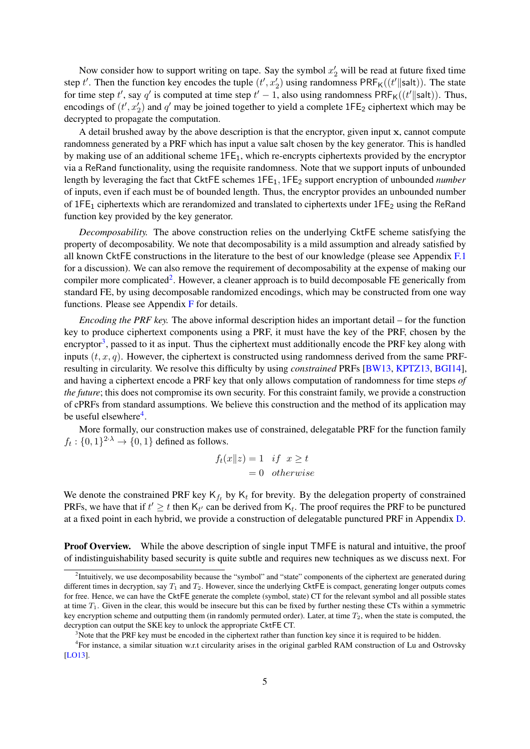Now consider how to support writing on tape. Say the symbol $x'_2$ will be read at future fixed time step $t'$. Then the function key encodes the tuple $(t', x'_2)$ using randomness $\mathsf{PRF}_\mathsf{K}((t'\|\mathsf{salt}))$. The state for time step $t'$, say $q'$ is computed at time step $t'-1$, also using randomness $\mathsf{PRF}_\mathsf{K}((t'\|\mathsf{salt}))$. Thus, encodings of $(t', x'_2)$ and $q'$ may be joined together to yield a complete $1\mathsf{FE}_2$ ciphertext which may be decrypted to propagate the computation.

A detail brushed away by the above description is that the encryptor, given input $\mathbf{x}$, cannot compute randomness generated by a PRF which has input a value salt chosen by the key generator. This is handled by making use of an additional scheme $1\mathsf{FE}_1$, which re-encrypts ciphertexts provided by the encryptor via a ReRand functionality, using the requisite randomness. Note that we support inputs of unbounded length by leveraging the fact that CktFE schemes $1\mathsf{FE}_1, 1\mathsf{FE}_2$ support encryption of unbounded *number* of inputs, even if each must be of bounded length. Thus, the encryptor provides an unbounded number of $1\mathsf{FE}_1$ ciphertexts which are rerandomized and translated to ciphertexts under $1\mathsf{FE}_2$ using the ReRand function key provided by the key generator.

*Decomposability.* The above construction relies on the underlying CktFE scheme satisfying the property of decomposability. We note that decomposability is a mild assumption and already satisfied by all known CktFE constructions in the literature to the best of our knowledge (please see Appendix F.1 for a discussion). We can also remove the requirement of decomposability at the expense of making our compiler more complicated[2]. However, a cleaner approach is to build decomposable FE generically from standard FE, by using decomposable randomized encodings, which may be constructed from one way functions. Please see Appendix F for details.

*Encoding the PRF key.* The above informal description hides an important detail – for the function key to produce ciphertext components using a PRF, it must have the key of the PRF, chosen by the encryptor[3], passed to it as input. Thus the ciphertext must additionally encode the PRF key along with inputs $(t, x, q)$. However, the ciphertext is constructed using randomness derived from the same PRF- resulting in circularity. We resolve this difficulty by using *constrained* PRFs [BW13, KPTZ13, BGI14], and having a ciphertext encode a PRF key that only allows computation of randomness for time steps *of the future*; this does not compromise its own security. For this constraint family, we provide a construction of cPRFs from standard assumptions. We believe this construction and the method of its application may be useful elsewhere[4].

More formally, our construction makes use of constrained, delegatable PRF for the function family $f_t : \{0,1\}^{2\cdot\lambda} \to \{0,1\}$ defined as follows.

$$
\begin{aligned}
f_t(x\|z) &= 1 \quad if \quad x \geq t \\
&= 0 \quad otherwise
\end{aligned}
$$

We denote the constrained PRF key $\mathsf{K}_{f_t}$ by $\mathsf{K}_t$ for brevity. By the delegation property of constrained PRFs, we have that if $t' \geq t$ then $\mathsf{K}_{t'}$ can be derived from $\mathsf{K}_t$. The proof requires the PRF to be punctured at a fixed point in each hybrid, we provide a construction of delegatable punctured PRF in Appendix D.

**Proof Overview.** While the above description of single input TMFE is natural and intuitive, the proof of indistinguishability based security is quite subtle and requires new techniques as we discuss next. For

[2] Intuitively, we use decomposability because the "symbol" and "state" components of the ciphertext are generated during different times in decryption, say $T_1$ and $T_2$. However, since the underlying CktFE is compact, generating longer outputs comes for free. Hence, we can have the CktFE generate the complete (symbol, state) CT for the relevant symbol and all possible states at time $T_1$. Given in the clear, this would be insecure but this can be fixed by further nesting these CTs within a symmetric key encryption scheme and outputting them (in randomly permuted order). Later, at time $T_2$, when the state is computed, the decryption can output the SKE key to unlock the appropriate CktFE CT.

[3] Note that the PRF key must be encoded in the ciphertext rather than function key since it is required to be hidden.

[4] For instance, a similar situation w.r.t circularity arises in the original garbled RAM construction of Lu and Ostrovsky [LO13].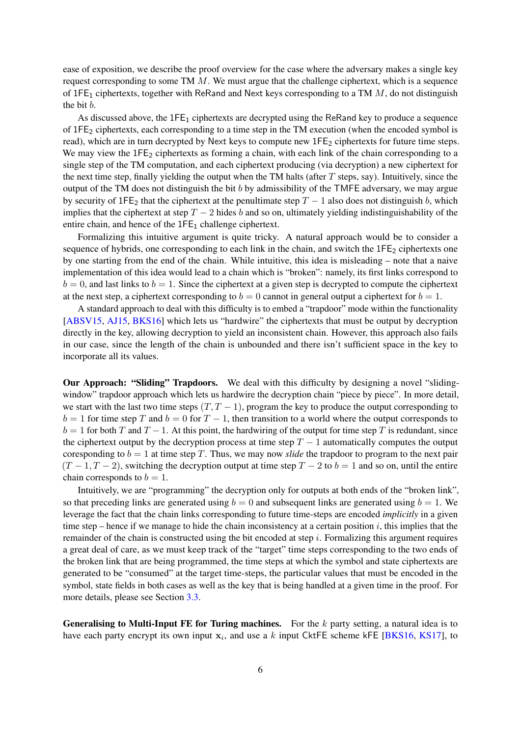ease of exposition, we describe the proof overview for the case where the adversary makes a single key request corresponding to some TM $M$. We must argue that the challenge ciphertext, which is a sequence of $\mathsf{1FE}_1$ ciphertexts, together with ReRand and Next keys corresponding to a TM $M$, do not distinguish the bit $b$.

As discussed above, the $\mathsf{1FE}_1$ ciphertexts are decrypted using the ReRand key to produce a sequence of $\mathsf{1FE}_2$ ciphertexts, each corresponding to a time step in the TM execution (when the encoded symbol is read), which are in turn decrypted by Next keys to compute new $\mathsf{1FE}_2$ ciphertexts for future time steps. We may view the $\mathsf{1FE}_2$ ciphertexts as forming a chain, with each link of the chain corresponding to a single step of the TM computation, and each ciphertext producing (via decryption) a new ciphertext for the next time step, finally yielding the output when the TM halts (after $T$ steps, say). Intuitively, since the output of the TM does not distinguish the bit $b$ by admissibility of the TMFE adversary, we may argue by security of $\mathsf{1FE}_2$ that the ciphertext at the penultimate step $T-1$ also does not distinguish $b$, which implies that the ciphertext at step $T-2$ hides $b$ and so on, ultimately yielding indistinguishability of the entire chain, and hence of the $\mathsf{1FE}_1$ challenge ciphertext.

Formalizing this intuitive argument is quite tricky. A natural approach would be to consider a sequence of hybrids, one corresponding to each link in the chain, and switch the $\mathsf{1FE}_2$ ciphertexts one by one starting from the end of the chain. While intuitive, this idea is misleading – note that a naive implementation of this idea would lead to a chain which is "broken": namely, its first links correspond to $b=0$, and last links to $b=1$. Since the ciphertext at a given step is decrypted to compute the ciphertext at the next step, a ciphertext corresponding to $b=0$ cannot in general output a ciphertext for $b=1$.

A standard approach to deal with this difficulty is to embed a "trapdoor" mode within the functionality [ABSV15, AJ15, BKS16] which lets us "hardwire" the ciphertexts that must be output by decryption directly in the key, allowing decryption to yield an inconsistent chain. However, this approach also fails in our case, since the length of the chain is unbounded and there isn't sufficient space in the key to incorporate all its values.

**Our Approach: "Sliding" Trapdoors.** We deal with this difficulty by designing a novel "sliding-window" trapdoor approach which lets us hardwire the decryption chain "piece by piece". In more detail, we start with the last two time steps $(T, T-1)$, program the key to produce the output corresponding to $b=1$ for time step $T$ and $b=0$ for $T-1$, then transition to a world where the output corresponds to $b=1$ for both $T$ and $T-1$. At this point, the hardwiring of the output for time step $T$ is redundant, since the ciphertext output by the decryption process at time step $T-1$ automatically computes the output coresponding to $b=1$ at time step $T$. Thus, we may now *slide* the trapdoor to program to the next pair $(T-1, T-2)$, switching the decryption output at time step $T-2$ to $b=1$ and so on, until the entire chain corresponds to $b=1$.

Intuitively, we are "programming" the decryption only for outputs at both ends of the "broken link", so that preceding links are generated using $b=0$ and subsequent links are generated using $b=1$. We leverage the fact that the chain links corresponding to future time-steps are encoded *implicitly* in a given time step – hence if we manage to hide the chain inconsistency at a certain position $i$, this implies that the remainder of the chain is constructed using the bit encoded at step $i$. Formalizing this argument requires a great deal of care, as we must keep track of the "target" time steps corresponding to the two ends of the broken link that are being programmed, the time steps at which the symbol and state ciphertexts are generated to be "consumed" at the target time-steps, the particular values that must be encoded in the symbol, state fields in both cases as well as the key that is being handled at a given time in the proof. For more details, please see Section 3.3.

**Generalising to Multi-Input FE for Turing machines.** For the $k$ party setting, a natural idea is to have each party encrypt its own input $\mathbf{x}_i$, and use a $k$ input CktFE scheme kFE [BKS16, KS17], to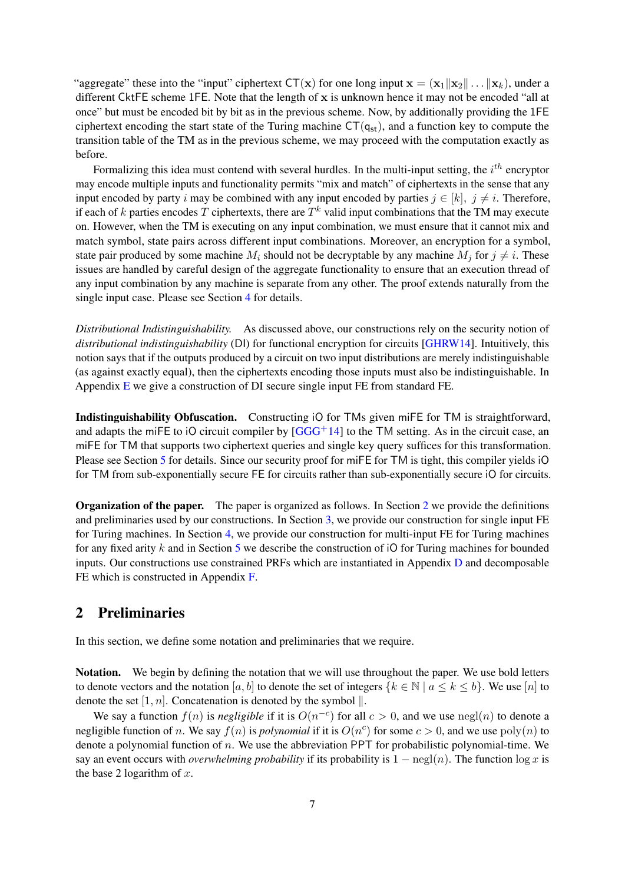"aggregate" these into the "input" ciphertext $\mathsf{CT}(\mathbf{x})$ for one long input $\mathbf{x} = (\mathbf{x}_1 \| \mathbf{x}_2 \| \ldots \| \mathbf{x}_k)$, under a different CktFE scheme 1FE. Note that the length of $\mathbf{x}$ is unknown hence it may not be encoded "all at once" but must be encoded bit by bit as in the previous scheme. Now, by additionally providing the 1FE ciphertext encoding the start state of the Turing machine $\mathsf{CT}(\mathsf{q}_{\mathsf{st}})$, and a function key to compute the transition table of the TM as in the previous scheme, we may proceed with the computation exactly as before.

Formalizing this idea must contend with several hurdles. In the multi-input setting, the $i^{th}$ encryptor may encode multiple inputs and functionality permits "mix and match" of ciphertexts in the sense that any input encoded by party $i$ may be combined with any input encoded by parties $j \in [k],\ j \neq i$. Therefore, if each of $k$ parties encodes $T$ ciphertexts, there are $T^k$ valid input combinations that the TM may execute on. However, when the TM is executing on any input combination, we must ensure that it cannot mix and match symbol, state pairs across different input combinations. Moreover, an encryption for a symbol, state pair produced by some machine $M_i$ should not be decryptable by any machine $M_j$ for $j \neq i$. These issues are handled by careful design of the aggregate functionality to ensure that an execution thread of any input combination by any machine is separate from any other. The proof extends naturally from the single input case. Please see Section 4 for details.

*Distributional Indistinguishability.* As discussed above, our constructions rely on the security notion of *distributional indistinguishability* (DI) for functional encryption for circuits [GHRW14]. Intuitively, this notion says that if the outputs produced by a circuit on two input distributions are merely indistinguishable (as against exactly equal), then the ciphertexts encoding those inputs must also be indistinguishable. In Appendix E we give a construction of DI secure single input FE from standard FE.

**Indistinguishability Obfuscation.** Constructing iO for TMs given miFE for TM is straightforward, and adapts the miFE to iO circuit compiler by [GGG+14] to the TM setting. As in the circuit case, an miFE for TM that supports two ciphertext queries and single key query suffices for this transformation. Please see Section 5 for details. Since our security proof for miFE for TM is tight, this compiler yields iO for TM from sub-exponentially secure FE for circuits rather than sub-exponentially secure iO for circuits.

**Organization of the paper.** The paper is organized as follows. In Section 2 we provide the definitions and preliminaries used by our constructions. In Section 3, we provide our construction for single input FE for Turing machines. In Section 4, we provide our construction for multi-input FE for Turing machines for any fixed arity $k$ and in Section 5 we describe the construction of iO for Turing machines for bounded inputs. Our constructions use constrained PRFs which are instantiated in Appendix D and decomposable FE which is constructed in Appendix F.

## 2 Preliminaries

In this section, we define some notation and preliminaries that we require.

**Notation.** We begin by defining the notation that we will use throughout the paper. We use bold letters to denote vectors and the notation $[a, b]$ to denote the set of integers $\{k \in \mathbb{N} \mid a \leq k \leq b\}$. We use $[n]$ to denote the set $[1, n]$. Concatenation is denoted by the symbol $\|$.

We say a function $f(n)$ is *negligible* if it is $O(n^{-c})$ for all $c > 0$, and we use $\mathrm{negl}(n)$ to denote a negligible function of $n$. We say $f(n)$ is *polynomial* if it is $O(n^c)$ for some $c > 0$, and we use $\mathrm{poly}(n)$ to denote a polynomial function of $n$. We use the abbreviation PPT for probabilistic polynomial-time. We say an event occurs with *overwhelming probability* if its probability is $1 - \mathrm{negl}(n)$. The function $\log x$ is the base 2 logarithm of $x$.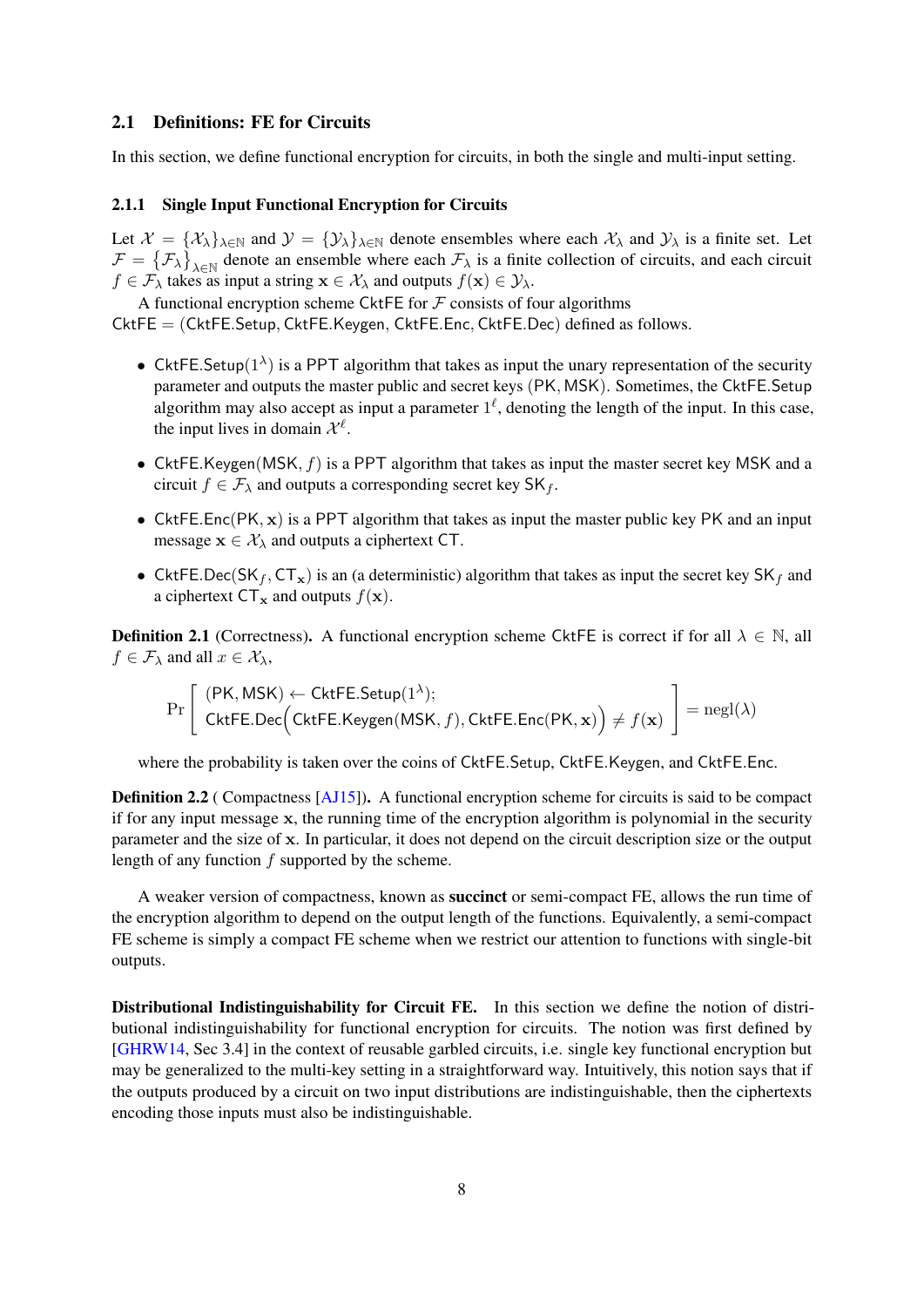## 2.1 Definitions: FE for Circuits

In this section, we define functional encryption for circuits, in both the single and multi-input setting.

### 2.1.1 Single Input Functional Encryption for Circuits

Let $\mathcal{X} = \{\mathcal{X}_\lambda\}_{\lambda \in \mathbb{N}}$ and $\mathcal{Y} = \{\mathcal{Y}_\lambda\}_{\lambda \in \mathbb{N}}$ denote ensembles where each $\mathcal{X}_\lambda$ and $\mathcal{Y}_\lambda$ is a finite set. Let $\mathcal{F} = \{\mathcal{F}_\lambda\}_{\lambda \in \mathbb{N}}$ denote an ensemble where each $\mathcal{F}_\lambda$ is a finite collection of circuits, and each circuit $f \in \mathcal{F}_\lambda$ takes as input a string $\mathbf{x} \in \mathcal{X}_\lambda$ and outputs $f(\mathbf{x}) \in \mathcal{Y}_\lambda$.

A functional encryption scheme $\mathsf{CktFE}$ for $\mathcal{F}$ consists of four algorithms $\mathsf{CktFE} = (\mathsf{CktFE.Setup}, \mathsf{CktFE.Keygen}, \mathsf{CktFE.Enc}, \mathsf{CktFE.Dec})$ defined as follows.

- $\mathsf{CktFE.Setup}(1^\lambda)$ is a PPT algorithm that takes as input the unary representation of the security parameter and outputs the master public and secret keys $(\mathsf{PK}, \mathsf{MSK})$. Sometimes, the $\mathsf{CktFE.Setup}$ algorithm may also accept as input a parameter $1^\ell$, denoting the length of the input. In this case, the input lives in domain $\mathcal{X}^\ell$.
- $\mathsf{CktFE.Keygen}(\mathsf{MSK}, f)$ is a PPT algorithm that takes as input the master secret key $\mathsf{MSK}$ and a circuit $f \in \mathcal{F}_\lambda$ and outputs a corresponding secret key $\mathsf{SK}_f$.
- $\mathsf{CktFE.Enc}(\mathsf{PK}, \mathbf{x})$ is a PPT algorithm that takes as input the master public key $\mathsf{PK}$ and an input message $\mathbf{x} \in \mathcal{X}_\lambda$ and outputs a ciphertext $\mathsf{CT}$.
- $\mathsf{CktFE.Dec}(\mathsf{SK}_f, \mathsf{CT}_\mathbf{x})$ is an (a deterministic) algorithm that takes as input the secret key $\mathsf{SK}_f$ and a ciphertext $\mathsf{CT}_\mathbf{x}$ and outputs $f(\mathbf{x})$.

**Definition 2.1** (Correctness)**.** A functional encryption scheme $\mathsf{CktFE}$ is correct if for all $\lambda \in \mathbb{N}$, all $f \in \mathcal{F}_\lambda$ and all $x \in \mathcal{X}_\lambda$,

$$\Pr\left[\begin{array}{l}(\mathsf{PK}, \mathsf{MSK}) \leftarrow \mathsf{CktFE.Setup}(1^\lambda);\\ \mathsf{CktFE.Dec}\Big(\mathsf{CktFE.Keygen}(\mathsf{MSK}, f), \mathsf{CktFE.Enc}(\mathsf{PK}, \mathbf{x})\Big) \neq f(\mathbf{x})\end{array}\right] = \mathrm{negl}(\lambda)$$

where the probability is taken over the coins of $\mathsf{CktFE.Setup}$, $\mathsf{CktFE.Keygen}$, and $\mathsf{CktFE.Enc}$.

**Definition 2.2** ( Compactness [AJ15])**.** A functional encryption scheme for circuits is said to be compact if for any input message $\mathbf{x}$, the running time of the encryption algorithm is polynomial in the security parameter and the size of $\mathbf{x}$. In particular, it does not depend on the circuit description size or the output length of any function $f$ supported by the scheme.

A weaker version of compactness, known as **succinct** or semi-compact FE, allows the run time of the encryption algorithm to depend on the output length of the functions. Equivalently, a semi-compact FE scheme is simply a compact FE scheme when we restrict our attention to functions with single-bit outputs.

**Distributional Indistinguishability for Circuit FE.** In this section we define the notion of distributional indistinguishability for functional encryption for circuits. The notion was first defined by [GHRW14, Sec 3.4] in the context of reusable garbled circuits, i.e. single key functional encryption but may be generalized to the multi-key setting in a straightforward way. Intuitively, this notion says that if the outputs produced by a circuit on two input distributions are indistinguishable, then the ciphertexts encoding those inputs must also be indistinguishable.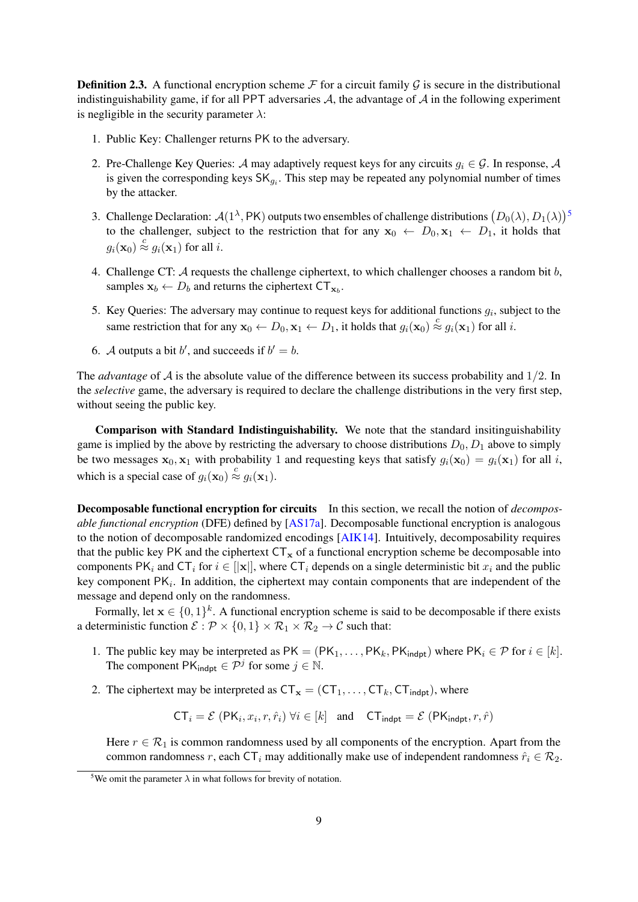**Definition 2.3.** A functional encryption scheme $\mathcal{F}$ for a circuit family $\mathcal{G}$ is secure in the distributional indistinguishability game, if for all PPT adversaries $\mathcal{A}$, the advantage of $\mathcal{A}$ in the following experiment is negligible in the security parameter $\lambda$:

1. Public Key: Challenger returns $\mathsf{PK}$ to the adversary.
2. Pre-Challenge Key Queries: $\mathcal{A}$ may adaptively request keys for any circuits $g_i \in \mathcal{G}$. In response, $\mathcal{A}$ is given the corresponding keys $\mathsf{SK}_{g_i}$. This step may be repeated any polynomial number of times by the attacker.
3. Challenge Declaration: $\mathcal{A}(1^\lambda, \mathsf{PK})$ outputs two ensembles of challenge distributions $\big(D_0(\lambda), D_1(\lambda)\big)$[5] to the challenger, subject to the restriction that for any $\mathbf{x}_0 \leftarrow D_0, \mathbf{x}_1 \leftarrow D_1$, it holds that $g_i(\mathbf{x}_0) \stackrel{c}{\approx} g_i(\mathbf{x}_1)$ for all $i$.
4. Challenge CT: $\mathcal{A}$ requests the challenge ciphertext, to which challenger chooses a random bit $b$, samples $\mathbf{x}_b \leftarrow D_b$ and returns the ciphertext $\mathsf{CT}_{\mathbf{x}_b}$.
5. Key Queries: The adversary may continue to request keys for additional functions $g_i$, subject to the same restriction that for any $\mathbf{x}_0 \leftarrow D_0, \mathbf{x}_1 \leftarrow D_1$, it holds that $g_i(\mathbf{x}_0) \stackrel{c}{\approx} g_i(\mathbf{x}_1)$ for all $i$.
6. $\mathcal{A}$ outputs a bit $b'$, and succeeds if $b' = b$.

The *advantage* of $\mathcal{A}$ is the absolute value of the difference between its success probability and $1/2$. In the *selective* game, the adversary is required to declare the challenge distributions in the very first step, without seeing the public key.

**Comparison with Standard Indistinguishability.** We note that the standard insitinguishability game is implied by the above by restricting the adversary to choose distributions $D_0, D_1$ above to simply be two messages $\mathbf{x}_0, \mathbf{x}_1$ with probability 1 and requesting keys that satisfy $g_i(\mathbf{x}_0) = g_i(\mathbf{x}_1)$ for all $i$, which is a special case of $g_i(\mathbf{x}_0) \stackrel{c}{\approx} g_i(\mathbf{x}_1)$.

**Decomposable functional encryption for circuits** In this section, we recall the notion of *decomposable functional encryption* (DFE) defined by [AS17a]. Decomposable functional encryption is analogous to the notion of decomposable randomized encodings [AIK14]. Intuitively, decomposability requires that the public key PK and the ciphertext $\mathsf{CT}_\mathbf{x}$ of a functional encryption scheme be decomposable into components $\mathsf{PK}_i$ and $\mathsf{CT}_i$ for $i \in [|\mathbf{x}|]$, where $\mathsf{CT}_i$ depends on a single deterministic bit $x_i$ and the public key component $\mathsf{PK}_i$. In addition, the ciphertext may contain components that are independent of the message and depend only on the randomness.

Formally, let $\mathbf{x} \in \{0,1\}^k$. A functional encryption scheme is said to be decomposable if there exists a deterministic function $\mathcal{E} : \mathcal{P} \times \{0,1\} \times \mathcal{R}_1 \times \mathcal{R}_2 \to \mathcal{C}$ such that:

1. The public key may be interpreted as $\mathsf{PK} = (\mathsf{PK}_1, \dots, \mathsf{PK}_k, \mathsf{PK}_{\mathsf{indpt}})$ where $\mathsf{PK}_i \in \mathcal{P}$ for $i \in [k]$. The component $\mathsf{PK}_{\mathsf{indpt}} \in \mathcal{P}^j$ for some $j \in \mathbb{N}$.
2. The ciphertext may be interpreted as $\mathsf{CT}_\mathbf{x} = (\mathsf{CT}_1, \dots, \mathsf{CT}_k, \mathsf{CT}_{\mathsf{indpt}})$, where

$$\mathsf{CT}_i = \mathcal{E}\left(\mathsf{PK}_i, x_i, r, \hat{r}_i\right) \forall i \in [k] \quad \text{and} \quad \mathsf{CT}_{\mathsf{indpt}} = \mathcal{E}\left(\mathsf{PK}_{\mathsf{indpt}}, r, \hat{r}\right)$$

   Here $r \in \mathcal{R}_1$ is common randomness used by all components of the encryption. Apart from the common randomness $r$, each $\mathsf{CT}_i$ may additionally make use of independent randomness $\hat{r}_i \in \mathcal{R}_2$.

[5] We omit the parameter $\lambda$ in what follows for brevity of notation.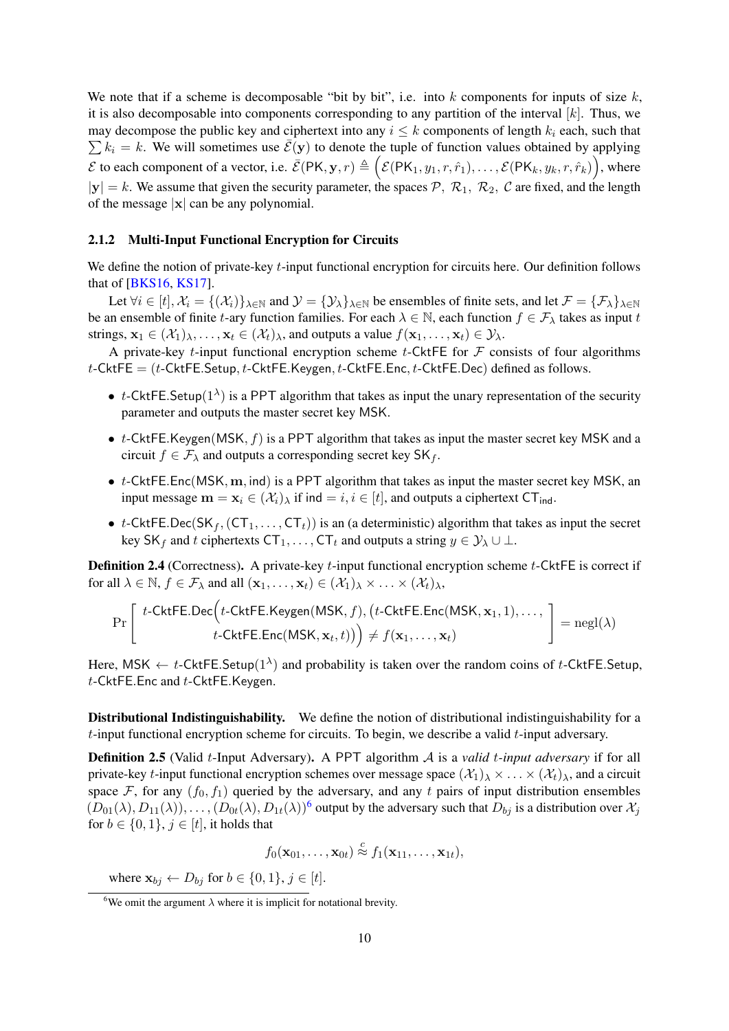We note that if a scheme is decomposable "bit by bit", i.e. into $k$ components for inputs of size $k$, it is also decomposable into components corresponding to any partition of the interval $[k]$. Thus, we may decompose the public key and ciphertext into any $i \leq k$ components of length $k_i$ each, such that $\sum k_i = k$. We will sometimes use $\bar{\mathcal{E}}(\mathbf{y})$ to denote the tuple of function values obtained by applying $\mathcal{E}$ to each component of a vector, i.e. $\bar{\mathcal{E}}(\mathsf{PK}, \mathbf{y}, r) \triangleq \Big(\mathcal{E}(\mathsf{PK}_1, y_1, r, \hat{r}_1), \ldots, \mathcal{E}(\mathsf{PK}_k, y_k, r, \hat{r}_k)\Big)$, where $|\mathbf{y}| = k$. We assume that given the security parameter, the spaces $\mathcal{P}$, $\mathcal{R}_1$, $\mathcal{R}_2$, $\mathcal{C}$ are fixed, and the length of the message $|\mathbf{x}|$ can be any polynomial.

### 2.1.2 Multi-Input Functional Encryption for Circuits

We define the notion of private-key $t$-input functional encryption for circuits here. Our definition follows that of [BKS16, KS17].

Let $\forall i \in [t], \mathcal{X}_i = \{(\mathcal{X}_i)\}_{\lambda \in \mathbb{N}}$ and $\mathcal{Y} = \{\mathcal{Y}_\lambda\}_{\lambda \in \mathbb{N}}$ be ensembles of finite sets, and let $\mathcal{F} = \{\mathcal{F}_\lambda\}_{\lambda \in \mathbb{N}}$ be an ensemble of finite $t$-ary function families. For each $\lambda \in \mathbb{N}$, each function $f \in \mathcal{F}_\lambda$ takes as input $t$ strings, $\mathbf{x}_1 \in (\mathcal{X}_1)_\lambda, \ldots, \mathbf{x}_t \in (\mathcal{X}_t)_\lambda$, and outputs a value $f(\mathbf{x}_1, \ldots, \mathbf{x}_t) \in \mathcal{Y}_\lambda$.

A private-key $t$-input functional encryption scheme $t$-CktFE for $\mathcal{F}$ consists of four algorithms $t$-CktFE = ($t$-CktFE.Setup, $t$-CktFE.Keygen, $t$-CktFE.Enc, $t$-CktFE.Dec) defined as follows.

- $t$-CktFE.Setup$(1^\lambda)$ is a PPT algorithm that takes as input the unary representation of the security parameter and outputs the master secret key MSK.
- $t$-CktFE.Keygen(MSK, $f$) is a PPT algorithm that takes as input the master secret key MSK and a circuit $f \in \mathcal{F}_\lambda$ and outputs a corresponding secret key $\mathsf{SK}_f$.
- $t$-CktFE.Enc(MSK, $\mathbf{m}$, ind) is a PPT algorithm that takes as input the master secret key MSK, an input message $\mathbf{m} = \mathbf{x}_i \in (\mathcal{X}_i)_\lambda$ if ind $= i, i \in [t]$, and outputs a ciphertext $\mathsf{CT}_{\mathsf{ind}}$.
- $t$-CktFE.Dec$(\mathsf{SK}_f, (\mathsf{CT}_1, \ldots, \mathsf{CT}_t))$ is an (a deterministic) algorithm that takes as input the secret key $\mathsf{SK}_f$ and $t$ ciphertexts $\mathsf{CT}_1, \ldots, \mathsf{CT}_t$ and outputs a string $y \in \mathcal{Y}_\lambda \cup \perp$.

**Definition 2.4** (Correctness)**.** A private-key $t$-input functional encryption scheme $t$-CktFE is correct if for all $\lambda \in \mathbb{N}$, $f \in \mathcal{F}_\lambda$ and all $(\mathbf{x}_1, \ldots, \mathbf{x}_t) \in (\mathcal{X}_1)_\lambda \times \ldots \times (\mathcal{X}_t)_\lambda$,

$$\Pr\left[\begin{array}{c} t\text{-CktFE.Dec}\Big(t\text{-CktFE.Keygen}(\mathsf{MSK}, f), \big(t\text{-CktFE.Enc}(\mathsf{MSK}, \mathbf{x}_1, 1), \ldots, \\ t\text{-CktFE.Enc}(\mathsf{MSK}, \mathbf{x}_t, t)\big)\Big) \neq f(\mathbf{x}_1, \ldots, \mathbf{x}_t) \end{array}\right] = \mathrm{negl}(\lambda)$$

Here, MSK $\leftarrow t$-CktFE.Setup$(1^\lambda)$ and probability is taken over the random coins of $t$-CktFE.Setup, $t$-CktFE.Enc and $t$-CktFE.Keygen.

**Distributional Indistinguishability.** We define the notion of distributional indistinguishability for a $t$-input functional encryption scheme for circuits. To begin, we describe a valid $t$-input adversary.

**Definition 2.5** (Valid $t$-Input Adversary)**.** A PPT algorithm $\mathcal{A}$ is a *valid $t$-input adversary* if for all private-key $t$-input functional encryption schemes over message space $(\mathcal{X}_1)_\lambda \times \ldots \times (\mathcal{X}_t)_\lambda$, and a circuit space $\mathcal{F}$, for any $(f_0, f_1)$ queried by the adversary, and any $t$ pairs of input distribution ensembles $(D_{01}(\lambda), D_{11}(\lambda)), \ldots, (D_{0t}(\lambda), D_{1t}(\lambda))$[6] output by the adversary such that $D_{bj}$ is a distribution over $\mathcal{X}_j$ for $b \in \{0,1\}$, $j \in [t]$, it holds that

$$f_0(\mathbf{x}_{01}, \ldots, \mathbf{x}_{0t}) \stackrel{c}{\approx} f_1(\mathbf{x}_{11}, \ldots, \mathbf{x}_{1t}),$$

where $\mathbf{x}_{bj} \leftarrow D_{bj}$ for $b \in \{0,1\}$, $j \in [t]$.

[6] We omit the argument $\lambda$ where it is implicit for notational brevity.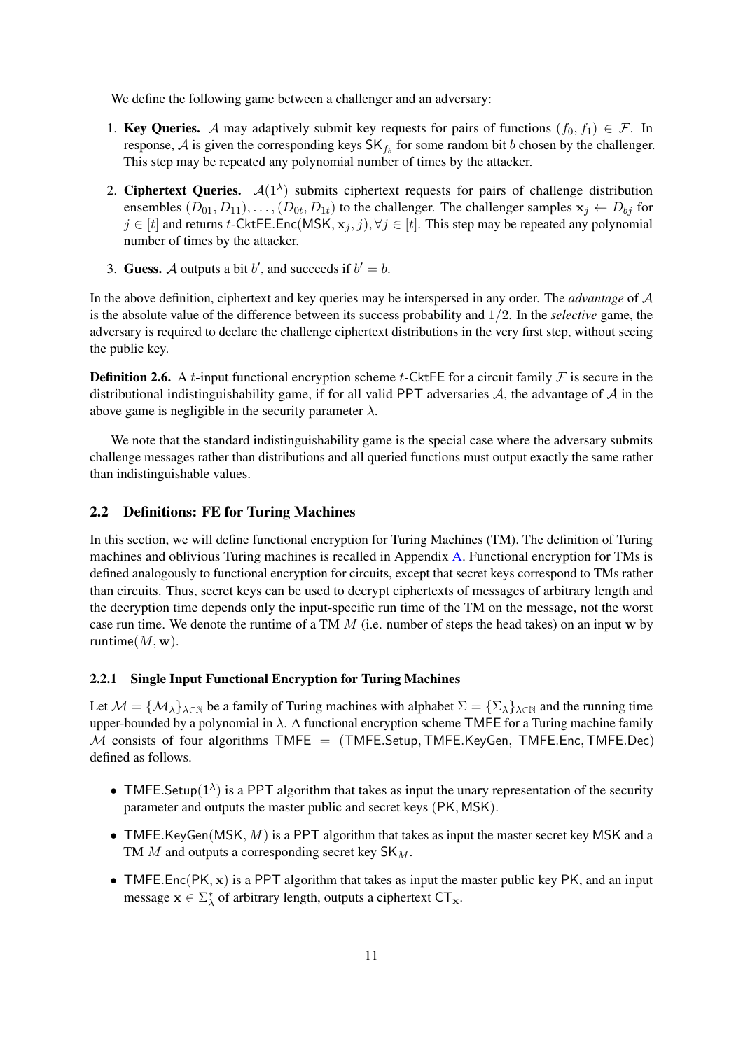We define the following game between a challenger and an adversary:

1. **Key Queries.** $\mathcal{A}$ may adaptively submit key requests for pairs of functions $(f_0, f_1) \in \mathcal{F}$. In response, $\mathcal{A}$ is given the corresponding keys $\mathsf{SK}_{f_b}$ for some random bit $b$ chosen by the challenger. This step may be repeated any polynomial number of times by the attacker.

2. **Ciphertext Queries.** $\mathcal{A}(1^\lambda)$ submits ciphertext requests for pairs of challenge distribution ensembles $(D_{01}, D_{11}), \ldots, (D_{0t}, D_{1t})$ to the challenger. The challenger samples $\mathbf{x}_j \leftarrow D_{bj}$ for $j \in [t]$ and returns $t\text{-}\mathsf{CktFE.Enc}(\mathsf{MSK}, \mathbf{x}_j, j), \forall j \in [t]$. This step may be repeated any polynomial number of times by the attacker.

3. **Guess.** $\mathcal{A}$ outputs a bit $b'$, and succeeds if $b' = b$.

In the above definition, ciphertext and key queries may be interspersed in any order. The *advantage* of $\mathcal{A}$ is the absolute value of the difference between its success probability and $1/2$. In the *selective* game, the adversary is required to declare the challenge ciphertext distributions in the very first step, without seeing the public key.

**Definition 2.6.** A $t$-input functional encryption scheme $t\text{-}\mathsf{CktFE}$ for a circuit family $\mathcal{F}$ is secure in the distributional indistinguishability game, if for all valid PPT adversaries $\mathcal{A}$, the advantage of $\mathcal{A}$ in the above game is negligible in the security parameter $\lambda$.

We note that the standard indistinguishability game is the special case where the adversary submits challenge messages rather than distributions and all queried functions must output exactly the same rather than indistinguishable values.

## 2.2 Definitions: FE for Turing Machines

In this section, we will define functional encryption for Turing Machines (TM). The definition of Turing machines and oblivious Turing machines is recalled in Appendix A. Functional encryption for TMs is defined analogously to functional encryption for circuits, except that secret keys correspond to TMs rather than circuits. Thus, secret keys can be used to decrypt ciphertexts of messages of arbitrary length and the decryption time depends only the input-specific run time of the TM on the message, not the worst case run time. We denote the runtime of a TM $M$ (i.e. number of steps the head takes) on an input $\mathbf{w}$ by $\mathsf{runtime}(M, \mathbf{w})$.

### 2.2.1 Single Input Functional Encryption for Turing Machines

Let $\mathcal{M} = \{\mathcal{M}_\lambda\}_{\lambda \in \mathbb{N}}$ be a family of Turing machines with alphabet $\Sigma = \{\Sigma_\lambda\}_{\lambda \in \mathbb{N}}$ and the running time upper-bounded by a polynomial in $\lambda$. A functional encryption scheme $\mathsf{TMFE}$ for a Turing machine family $\mathcal{M}$ consists of four algorithms $\mathsf{TMFE} = (\mathsf{TMFE.Setup}, \mathsf{TMFE.KeyGen}, \mathsf{TMFE.Enc}, \mathsf{TMFE.Dec})$ defined as follows.

- $\mathsf{TMFE.Setup}(1^\lambda)$ is a PPT algorithm that takes as input the unary representation of the security parameter and outputs the master public and secret keys $(\mathsf{PK}, \mathsf{MSK})$.
- $\mathsf{TMFE.KeyGen}(\mathsf{MSK}, M)$ is a PPT algorithm that takes as input the master secret key $\mathsf{MSK}$ and a TM $M$ and outputs a corresponding secret key $\mathsf{SK}_M$.
- $\mathsf{TMFE.Enc}(\mathsf{PK}, \mathbf{x})$ is a PPT algorithm that takes as input the master public key $\mathsf{PK}$, and an input message $\mathbf{x} \in \Sigma_\lambda^*$ of arbitrary length, outputs a ciphertext $\mathsf{CT}_{\mathbf{x}}$.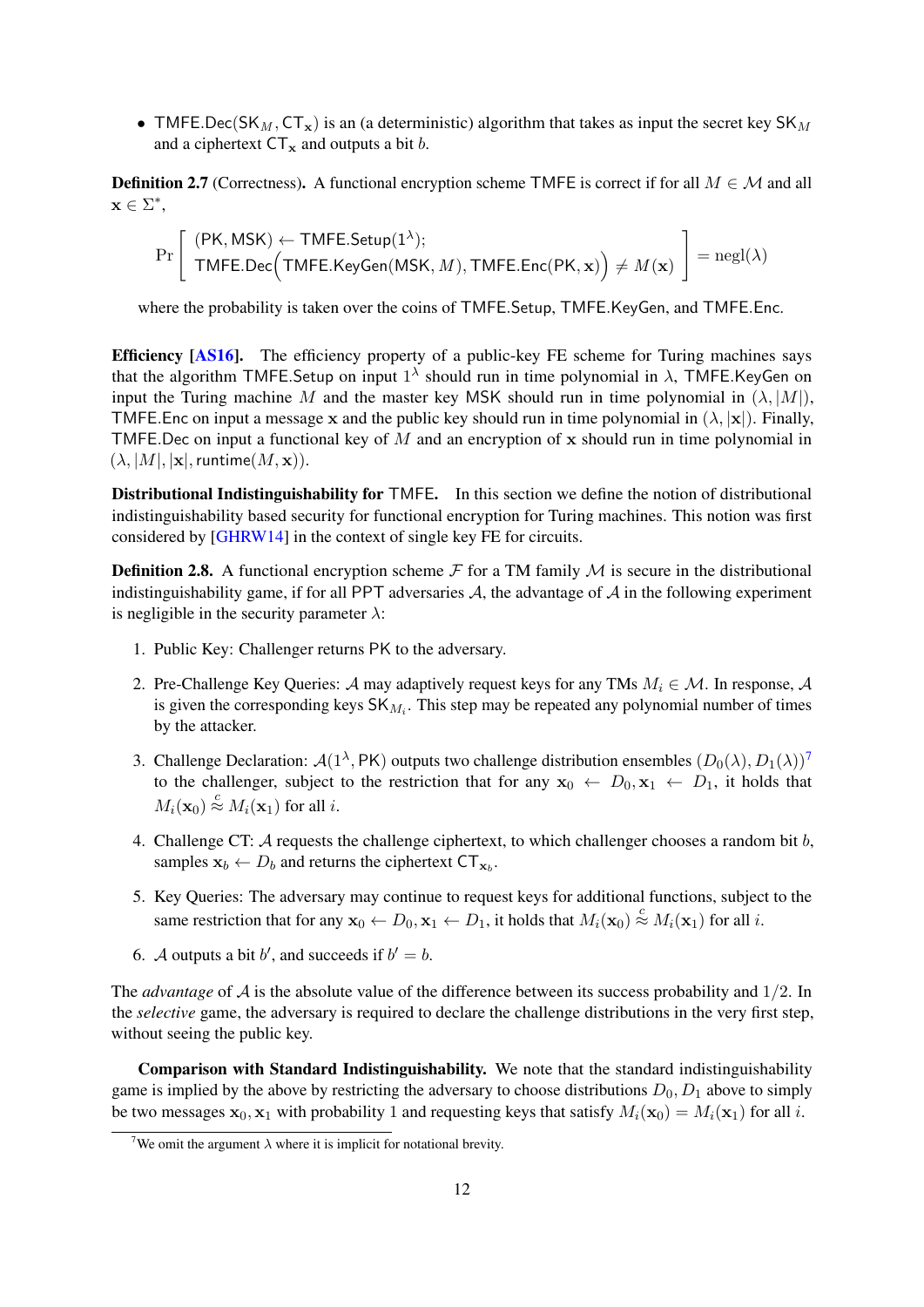- $\mathsf{TMFE.Dec}(\mathsf{SK}_M, \mathsf{CT}_{\mathbf{x}})$ is an (a deterministic) algorithm that takes as input the secret key $\mathsf{SK}_M$ and a ciphertext $\mathsf{CT}_{\mathbf{x}}$ and outputs a bit $b$.

**Definition 2.7** (Correctness)**.** A functional encryption scheme $\mathsf{TMFE}$ is correct if for all $M \in \mathcal{M}$ and all $\mathbf{x} \in \Sigma^*$,

$$\Pr\left[\begin{array}{l}(\mathsf{PK}, \mathsf{MSK}) \leftarrow \mathsf{TMFE.Setup}(1^\lambda); \\ \mathsf{TMFE.Dec}\Big(\mathsf{TMFE.KeyGen}(\mathsf{MSK}, M), \mathsf{TMFE.Enc}(\mathsf{PK}, \mathbf{x})\Big) \neq M(\mathbf{x})\end{array}\right] = \mathrm{negl}(\lambda)$$

where the probability is taken over the coins of $\mathsf{TMFE.Setup}$, $\mathsf{TMFE.KeyGen}$, and $\mathsf{TMFE.Enc}$.

**Efficiency [AS16].** The efficiency property of a public-key FE scheme for Turing machines says that the algorithm $\mathsf{TMFE.Setup}$ on input $1^\lambda$ should run in time polynomial in $\lambda$, $\mathsf{TMFE.KeyGen}$ on input the Turing machine $M$ and the master key $\mathsf{MSK}$ should run in time polynomial in $(\lambda, |M|)$, $\mathsf{TMFE.Enc}$ on input a message $\mathbf{x}$ and the public key should run in time polynomial in $(\lambda, |\mathbf{x}|)$. Finally, $\mathsf{TMFE.Dec}$ on input a functional key of $M$ and an encryption of $\mathbf{x}$ should run in time polynomial in $(\lambda, |M|, |\mathbf{x}|, \mathsf{runtime}(M, \mathbf{x}))$.

**Distributional Indistinguishability for $\mathsf{TMFE}$.** In this section we define the notion of distributional indistinguishability based security for functional encryption for Turing machines. This notion was first considered by [GHRW14] in the context of single key FE for circuits.

**Definition 2.8.** A functional encryption scheme $\mathcal{F}$ for a TM family $\mathcal{M}$ is secure in the distributional indistinguishability game, if for all $\mathsf{PPT}$ adversaries $\mathcal{A}$, the advantage of $\mathcal{A}$ in the following experiment is negligible in the security parameter $\lambda$:

1. Public Key: Challenger returns $\mathsf{PK}$ to the adversary.
2. Pre-Challenge Key Queries: $\mathcal{A}$ may adaptively request keys for any TMs $M_i \in \mathcal{M}$. In response, $\mathcal{A}$ is given the corresponding keys $\mathsf{SK}_{M_i}$. This step may be repeated any polynomial number of times by the attacker.
3. Challenge Declaration: $\mathcal{A}(1^\lambda, \mathsf{PK})$ outputs two challenge distribution ensembles $(D_0(\lambda), D_1(\lambda))$[7] to the challenger, subject to the restriction that for any $\mathbf{x}_0 \leftarrow D_0, \mathbf{x}_1 \leftarrow D_1$, it holds that $M_i(\mathbf{x}_0) \stackrel{c}{\approx} M_i(\mathbf{x}_1)$ for all $i$.
4. Challenge CT: $\mathcal{A}$ requests the challenge ciphertext, to which challenger chooses a random bit $b$, samples $\mathbf{x}_b \leftarrow D_b$ and returns the ciphertext $\mathsf{CT}_{\mathbf{x}_b}$.
5. Key Queries: The adversary may continue to request keys for additional functions, subject to the same restriction that for any $\mathbf{x}_0 \leftarrow D_0, \mathbf{x}_1 \leftarrow D_1$, it holds that $M_i(\mathbf{x}_0) \stackrel{c}{\approx} M_i(\mathbf{x}_1)$ for all $i$.
6. $\mathcal{A}$ outputs a bit $b'$, and succeeds if $b' = b$.

The *advantage* of $\mathcal{A}$ is the absolute value of the difference between its success probability and $1/2$. In the *selective* game, the adversary is required to declare the challenge distributions in the very first step, without seeing the public key.

**Comparison with Standard Indistinguishability.** We note that the standard indistinguishability game is implied by the above by restricting the adversary to choose distributions $D_0, D_1$ above to simply be two messages $\mathbf{x}_0, \mathbf{x}_1$ with probability 1 and requesting keys that satisfy $M_i(\mathbf{x}_0) = M_i(\mathbf{x}_1)$ for all $i$.

[7] We omit the argument $\lambda$ where it is implicit for notational brevity.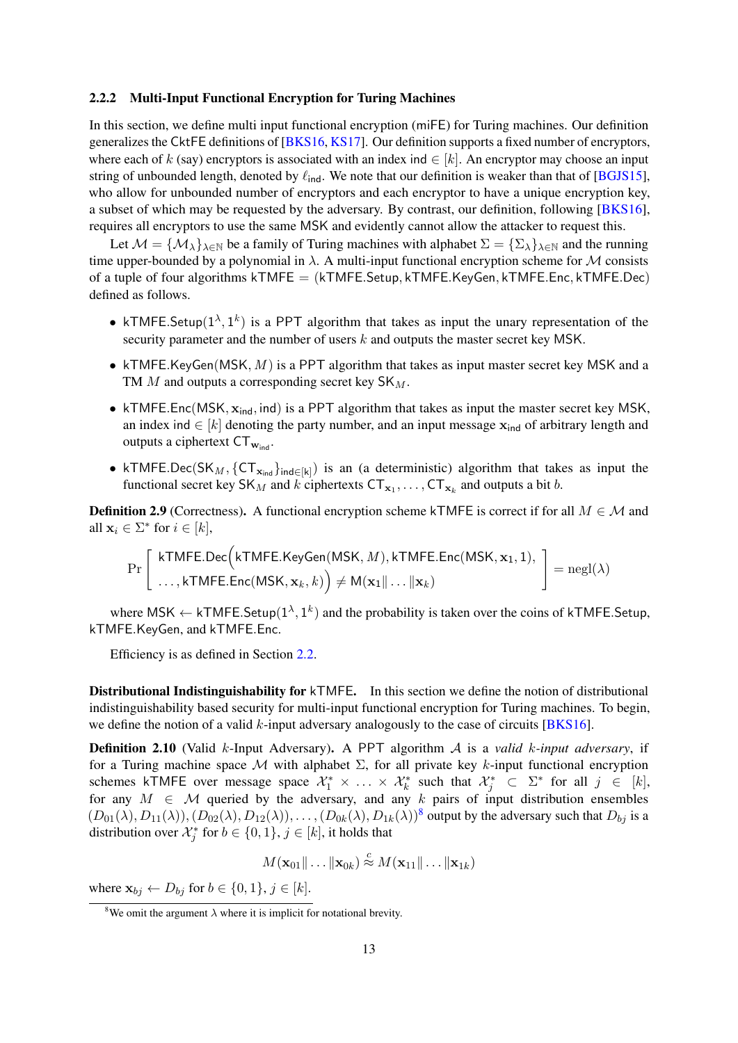### 2.2.2 Multi-Input Functional Encryption for Turing Machines

In this section, we define multi input functional encryption (miFE) for Turing machines. Our definition generalizes the CktFE definitions of [BKS16, KS17]. Our definition supports a fixed number of encryptors, where each of $k$ (say) encryptors is associated with an index $\mathsf{ind} \in [k]$. An encryptor may choose an input string of unbounded length, denoted by $\ell_{\mathsf{ind}}$. We note that our definition is weaker than that of [BGJS15], who allow for unbounded number of encryptors and each encryptor to have a unique encryption key, a subset of which may be requested by the adversary. By contrast, our definition, following [BKS16], requires all encryptors to use the same MSK and evidently cannot allow the attacker to request this.

Let $\mathcal{M} = \{\mathcal{M}_\lambda\}_{\lambda \in \mathbb{N}}$ be a family of Turing machines with alphabet $\Sigma = \{\Sigma_\lambda\}_{\lambda \in \mathbb{N}}$ and the running time upper-bounded by a polynomial in $\lambda$. A multi-input functional encryption scheme for $\mathcal{M}$ consists of a tuple of four algorithms $\mathsf{kTMFE} = (\mathsf{kTMFE.Setup}, \mathsf{kTMFE.KeyGen}, \mathsf{kTMFE.Enc}, \mathsf{kTMFE.Dec})$ defined as follows.

- $\mathsf{kTMFE.Setup}(1^\lambda, 1^k)$ is a PPT algorithm that takes as input the unary representation of the security parameter and the number of users $k$ and outputs the master secret key MSK.
- $\mathsf{kTMFE.KeyGen}(\mathsf{MSK}, M)$ is a PPT algorithm that takes as input master secret key MSK and a TM $M$ and outputs a corresponding secret key $\mathsf{SK}_M$.
- $\mathsf{kTMFE.Enc}(\mathsf{MSK}, \mathbf{x}_{\mathsf{ind}}, \mathsf{ind})$ is a PPT algorithm that takes as input the master secret key MSK, an index $\mathsf{ind} \in [k]$ denoting the party number, and an input message $\mathbf{x}_{\mathsf{ind}}$ of arbitrary length and outputs a ciphertext $\mathsf{CT}_{\mathbf{w}_{\mathsf{ind}}}$.
- $\mathsf{kTMFE.Dec}(\mathsf{SK}_M, \{\mathsf{CT}_{\mathbf{x}_{\mathsf{ind}}}\}_{\mathsf{ind} \in [k]})$ is an (a deterministic) algorithm that takes as input the functional secret key $\mathsf{SK}_M$ and $k$ ciphertexts $\mathsf{CT}_{\mathbf{x}_1}, \ldots, \mathsf{CT}_{\mathbf{x}_k}$ and outputs a bit $b$.

**Definition 2.9** (Correctness). A functional encryption scheme kTMFE is correct if for all $M \in \mathcal{M}$ and all $\mathbf{x}_i \in \Sigma^*$ for $i \in [k]$,

$$\Pr\left[\begin{array}{l}\mathsf{kTMFE.Dec}\Big(\mathsf{kTMFE.KeyGen}(\mathsf{MSK}, M), \mathsf{kTMFE.Enc}(\mathsf{MSK}, \mathbf{x}_1, 1), \\ \ldots, \mathsf{kTMFE.Enc}(\mathsf{MSK}, \mathbf{x}_k, k)\Big) \neq \mathsf{M}(\mathbf{x}_1 \| \ldots \| \mathbf{x}_k)\end{array}\right] = \mathrm{negl}(\lambda)$$

where $\mathsf{MSK} \leftarrow \mathsf{kTMFE.Setup}(1^\lambda, 1^k)$ and the probability is taken over the coins of kTMFE.Setup, kTMFE.KeyGen, and kTMFE.Enc.

Efficiency is as defined in Section 2.2.

**Distributional Indistinguishability for kTMFE.** In this section we define the notion of distributional indistinguishability based security for multi-input functional encryption for Turing machines. To begin, we define the notion of a valid $k$-input adversary analogously to the case of circuits [BKS16].

**Definition 2.10** (Valid $k$-Input Adversary). A PPT algorithm $\mathcal{A}$ is a *valid $k$-input adversary*, if for a Turing machine space $\mathcal{M}$ with alphabet $\Sigma$, for all private key $k$-input functional encryption schemes kTMFE over message space $\mathcal{X}_1^* \times \ldots \times \mathcal{X}_k^*$ such that $\mathcal{X}_j^* \subset \Sigma^*$ for all $j \in [k]$, for any $M \in \mathcal{M}$ queried by the adversary, and any $k$ pairs of input distribution ensembles $(D_{01}(\lambda), D_{11}(\lambda)), (D_{02}(\lambda), D_{12}(\lambda)), \ldots, (D_{0k}(\lambda), D_{1k}(\lambda))$[8] output by the adversary such that $D_{bj}$ is a distribution over $\mathcal{X}_j^*$ for $b \in \{0, 1\}$, $j \in [k]$, it holds that

$$M(\mathbf{x}_{01} \| \ldots \| \mathbf{x}_{0k}) \overset{c}{\approx} M(\mathbf{x}_{11} \| \ldots \| \mathbf{x}_{1k})$$

where $\mathbf{x}_{bj} \leftarrow D_{bj}$ for $b \in \{0, 1\}$, $j \in [k]$.

[8] We omit the argument $\lambda$ where it is implicit for notational brevity.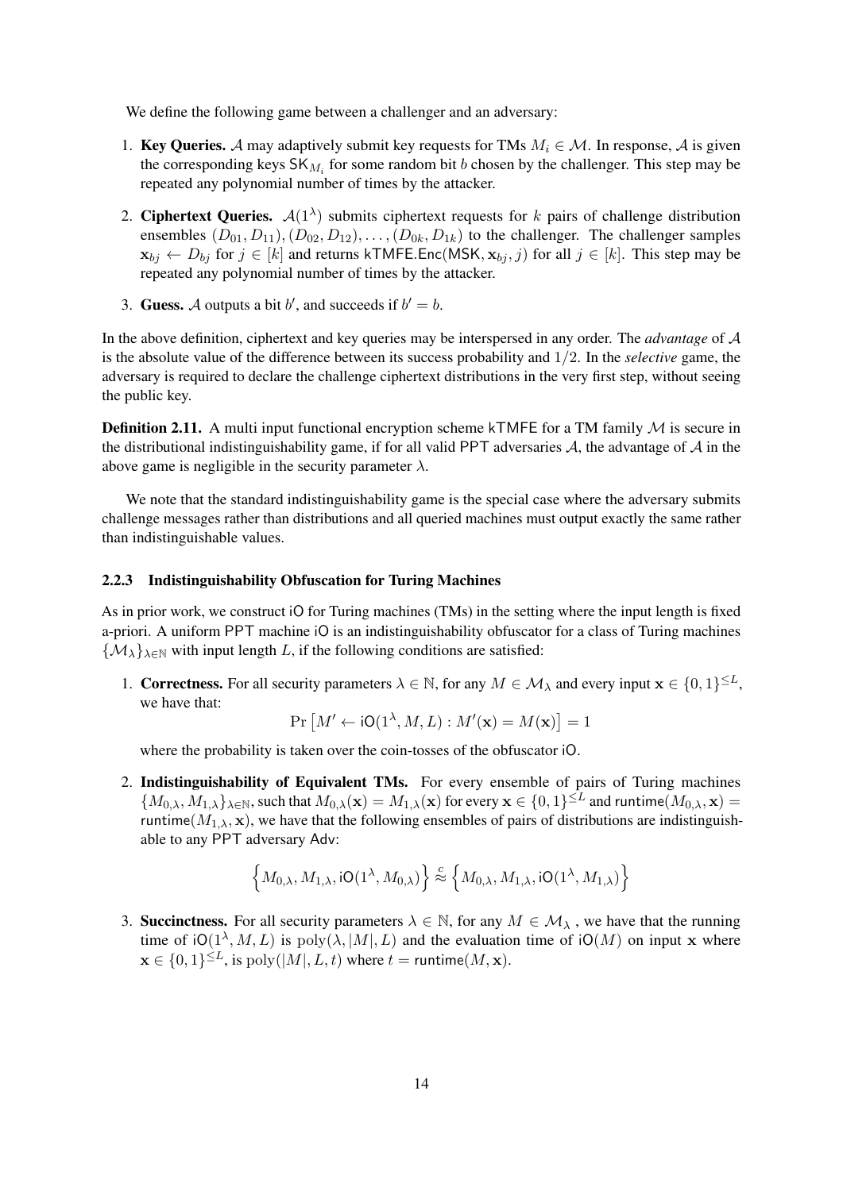We define the following game between a challenger and an adversary:

1. **Key Queries.** $\mathcal{A}$ may adaptively submit key requests for TMs $M_i \in \mathcal{M}$. In response, $\mathcal{A}$ is given the corresponding keys $\mathsf{SK}_{M_i}$ for some random bit $b$ chosen by the challenger. This step may be repeated any polynomial number of times by the attacker.

2. **Ciphertext Queries.** $\mathcal{A}(1^\lambda)$ submits ciphertext requests for $k$ pairs of challenge distribution ensembles $(D_{01}, D_{11}), (D_{02}, D_{12}), \ldots, (D_{0k}, D_{1k})$ to the challenger. The challenger samples $\mathbf{x}_{bj} \leftarrow D_{bj}$ for $j \in [k]$ and returns $\mathsf{kTMFE.Enc}(\mathsf{MSK}, \mathbf{x}_{bj}, j)$ for all $j \in [k]$. This step may be repeated any polynomial number of times by the attacker.

3. **Guess.** $\mathcal{A}$ outputs a bit $b'$, and succeeds if $b' = b$.

In the above definition, ciphertext and key queries may be interspersed in any order. The *advantage* of $\mathcal{A}$ is the absolute value of the difference between its success probability and $1/2$. In the *selective* game, the adversary is required to declare the challenge ciphertext distributions in the very first step, without seeing the public key.

**Definition 2.11.** A multi input functional encryption scheme kTMFE for a TM family $\mathcal{M}$ is secure in the distributional indistinguishability game, if for all valid PPT adversaries $\mathcal{A}$, the advantage of $\mathcal{A}$ in the above game is negligible in the security parameter $\lambda$.

We note that the standard indistinguishability game is the special case where the adversary submits challenge messages rather than distributions and all queried machines must output exactly the same rather than indistinguishable values.

#### 2.2.3 Indistinguishability Obfuscation for Turing Machines

As in prior work, we construct iO for Turing machines (TMs) in the setting where the input length is fixed a-priori. A uniform PPT machine iO is an indistinguishability obfuscator for a class of Turing machines $\{\mathcal{M}_\lambda\}_{\lambda \in \mathbb{N}}$ with input length $L$, if the following conditions are satisfied:

1. **Correctness.** For all security parameters $\lambda \in \mathbb{N}$, for any $M \in \mathcal{M}_\lambda$ and every input $\mathbf{x} \in \{0,1\}^{\leq L}$, we have that:
$$\Pr\left[M' \leftarrow \mathsf{iO}(1^\lambda, M, L) : M'(\mathbf{x}) = M(\mathbf{x})\right] = 1$$
where the probability is taken over the coin-tosses of the obfuscator iO.

2. **Indistinguishability of Equivalent TMs.** For every ensemble of pairs of Turing machines $\{M_{0,\lambda}, M_{1,\lambda}\}_{\lambda \in \mathbb{N}}$, such that $M_{0,\lambda}(\mathbf{x}) = M_{1,\lambda}(\mathbf{x})$ for every $\mathbf{x} \in \{0,1\}^{\leq L}$ and $\mathsf{runtime}(M_{0,\lambda}, \mathbf{x}) = \mathsf{runtime}(M_{1,\lambda}, \mathbf{x})$, we have that the following ensembles of pairs of distributions are indistinguishable to any PPT adversary Adv:
$$\left\{M_{0,\lambda}, M_{1,\lambda}, \mathsf{iO}(1^\lambda, M_{0,\lambda})\right\} \stackrel{c}{\approx} \left\{M_{0,\lambda}, M_{1,\lambda}, \mathsf{iO}(1^\lambda, M_{1,\lambda})\right\}$$

3. **Succinctness.** For all security parameters $\lambda \in \mathbb{N}$, for any $M \in \mathcal{M}_\lambda$ , we have that the running time of $\mathsf{iO}(1^\lambda, M, L)$ is $\mathrm{poly}(\lambda, |M|, L)$ and the evaluation time of $\mathsf{iO}(M)$ on input $\mathbf{x}$ where $\mathbf{x} \in \{0,1\}^{\leq L}$, is $\mathrm{poly}(|M|, L, t)$ where $t = \mathsf{runtime}(M, \mathbf{x})$.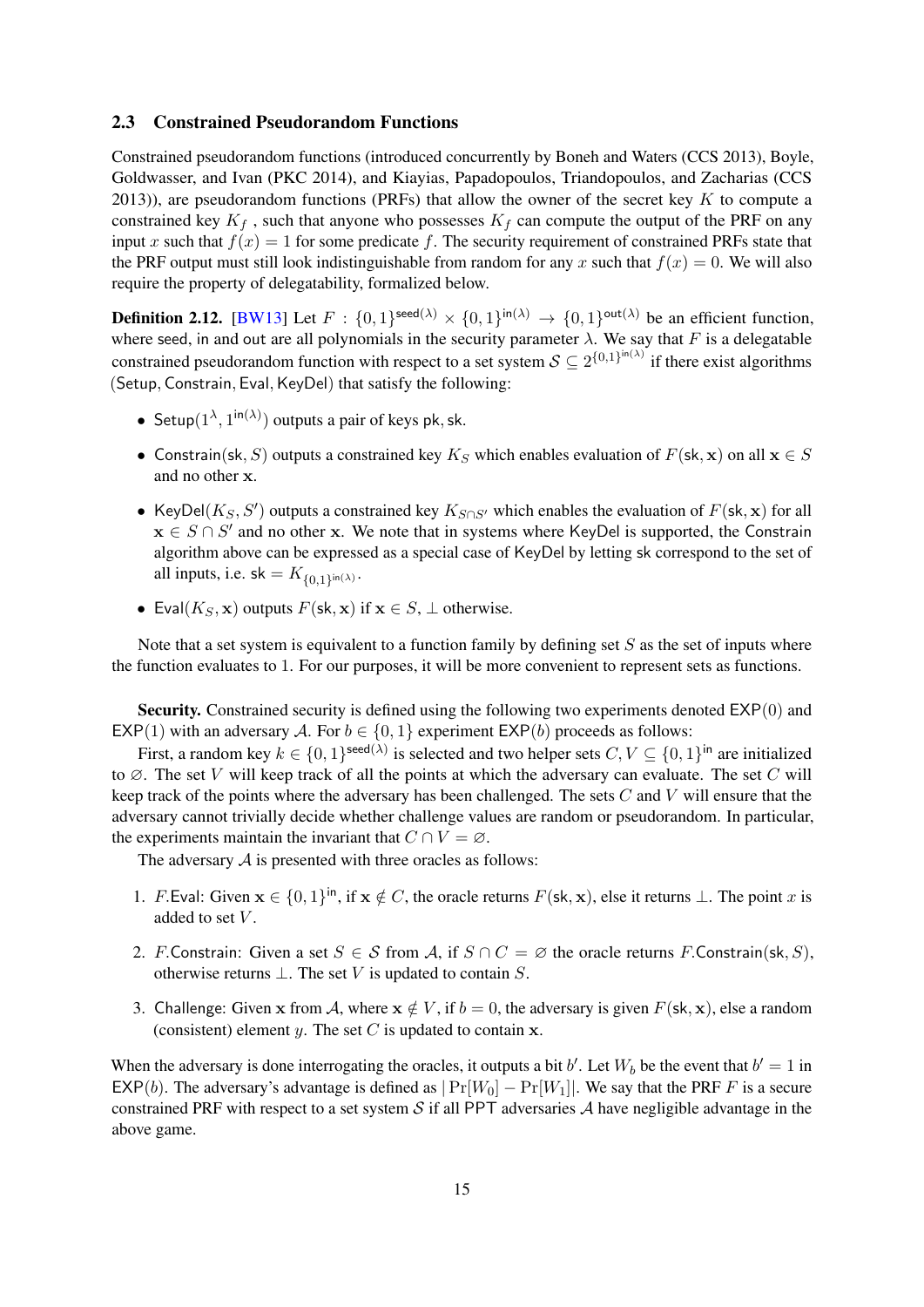### 2.3 Constrained Pseudorandom Functions

Constrained pseudorandom functions (introduced concurrently by Boneh and Waters (CCS 2013), Boyle, Goldwasser, and Ivan (PKC 2014), and Kiayias, Papadopoulos, Triandopoulos, and Zacharias (CCS 2013)), are pseudorandom functions (PRFs) that allow the owner of the secret key $K$ to compute a constrained key $K_f$, such that anyone who possesses $K_f$ can compute the output of the PRF on any input $x$ such that $f(x) = 1$ for some predicate $f$. The security requirement of constrained PRFs state that the PRF output must still look indistinguishable from random for any $x$ such that $f(x) = 0$. We will also require the property of delegatability, formalized below.

**Definition 2.12.** [BW13] Let $F : \{0,1\}^{\mathsf{seed}(\lambda)} \times \{0,1\}^{\mathsf{in}(\lambda)} \to \{0,1\}^{\mathsf{out}(\lambda)}$ be an efficient function, where seed, in and out are all polynomials in the security parameter $\lambda$. We say that $F$ is a delegatable constrained pseudorandom function with respect to a set system $\mathcal{S} \subseteq 2^{\{0,1\}^{\mathsf{in}(\lambda)}}$ if there exist algorithms $(\mathsf{Setup}, \mathsf{Constrain}, \mathsf{Eval}, \mathsf{KeyDel})$ that satisfy the following:

- $\mathsf{Setup}(1^\lambda, 1^{\mathsf{in}(\lambda)})$ outputs a pair of keys pk, sk.
- $\mathsf{Constrain}(\mathsf{sk}, S)$ outputs a constrained key $K_S$ which enables evaluation of $F(\mathsf{sk}, \mathbf{x})$ on all $\mathbf{x} \in S$ and no other $\mathbf{x}$.
- $\mathsf{KeyDel}(K_S, S')$ outputs a constrained key $K_{S \cap S'}$ which enables the evaluation of $F(\mathsf{sk}, \mathbf{x})$ for all $\mathbf{x} \in S \cap S'$ and no other $\mathbf{x}$. We note that in systems where KeyDel is supported, the Constrain algorithm above can be expressed as a special case of KeyDel by letting sk correspond to the set of all inputs, i.e. $\mathsf{sk} = K_{\{0,1\}^{\mathsf{in}(\lambda)}}$.
- $\mathsf{Eval}(K_S, \mathbf{x})$ outputs $F(\mathsf{sk}, \mathbf{x})$ if $\mathbf{x} \in S$, $\perp$ otherwise.

Note that a set system is equivalent to a function family by defining set $S$ as the set of inputs where the function evaluates to 1. For our purposes, it will be more convenient to represent sets as functions.

**Security.** Constrained security is defined using the following two experiments denoted $\mathsf{EXP}(0)$ and $\mathsf{EXP}(1)$ with an adversary $\mathcal{A}$. For $b \in \{0,1\}$ experiment $\mathsf{EXP}(b)$ proceeds as follows:

First, a random key $k \in \{0,1\}^{\mathsf{seed}(\lambda)}$ is selected and two helper sets $C, V \subseteq \{0,1\}^{\mathsf{in}}$ are initialized to $\varnothing$. The set $V$ will keep track of all the points at which the adversary can evaluate. The set $C$ will keep track of the points where the adversary has been challenged. The sets $C$ and $V$ will ensure that the adversary cannot trivially decide whether challenge values are random or pseudorandom. In particular, the experiments maintain the invariant that $C \cap V = \varnothing$.

The adversary $\mathcal{A}$ is presented with three oracles as follows:

1. $F.\mathsf{Eval}$: Given $\mathbf{x} \in \{0,1\}^{\mathsf{in}}$, if $\mathbf{x} \notin C$, the oracle returns $F(\mathsf{sk}, \mathbf{x})$, else it returns $\perp$. The point $x$ is added to set $V$.
2. $F.\mathsf{Constrain}$: Given a set $S \in \mathcal{S}$ from $\mathcal{A}$, if $S \cap C = \varnothing$ the oracle returns $F.\mathsf{Constrain}(\mathsf{sk}, S)$, otherwise returns $\perp$. The set $V$ is updated to contain $S$.
3. Challenge: Given $\mathbf{x}$ from $\mathcal{A}$, where $\mathbf{x} \notin V$, if $b = 0$, the adversary is given $F(\mathsf{sk}, \mathbf{x})$, else a random (consistent) element $y$. The set $C$ is updated to contain $\mathbf{x}$.

When the adversary is done interrogating the oracles, it outputs a bit $b'$. Let $W_b$ be the event that $b' = 1$ in $\mathsf{EXP}(b)$. The adversary's advantage is defined as $|\Pr[W_0] - \Pr[W_1]|$. We say that the PRF $F$ is a secure constrained PRF with respect to a set system $\mathcal{S}$ if all PPT adversaries $\mathcal{A}$ have negligible advantage in the above game.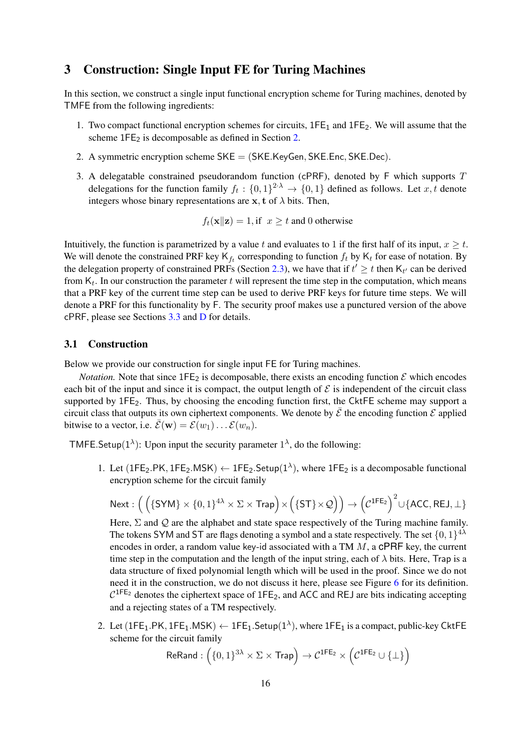## 3 Construction: Single Input FE for Turing Machines

In this section, we construct a single input functional encryption scheme for Turing machines, denoted by TMFE from the following ingredients:

1. Two compact functional encryption schemes for circuits, $\mathsf{1FE}_1$ and $\mathsf{1FE}_2$. We will assume that the scheme $\mathsf{1FE}_2$ is decomposable as defined in Section 2.
2. A symmetric encryption scheme $\mathsf{SKE} = (\mathsf{SKE.KeyGen}, \mathsf{SKE.Enc}, \mathsf{SKE.Dec})$.
3. A delegatable constrained pseudorandom function (cPRF), denoted by F which supports $T$ delegations for the function family $f_t : \{0,1\}^{2\cdot\lambda} \to \{0,1\}$ defined as follows. Let $x, t$ denote integers whose binary representations are $\mathbf{x}, \mathbf{t}$ of $\lambda$ bits. Then,

$$f_t(\mathbf{x}\|\mathbf{z}) = 1, \text{if } \ x \geq t \text{ and } 0 \text{ otherwise}$$

Intuitively, the function is parametrized by a value $t$ and evaluates to 1 if the first half of its input, $x \geq t$. We will denote the constrained PRF key $\mathsf{K}_{f_t}$ corresponding to function $f_t$ by $\mathsf{K}_t$ for ease of notation. By the delegation property of constrained PRFs (Section 2.3), we have that if $t' \geq t$ then $\mathsf{K}_{t'}$ can be derived from $\mathsf{K}_t$. In our construction the parameter $t$ will represent the time step in the computation, which means that a PRF key of the current time step can be used to derive PRF keys for future time steps. We will denote a PRF for this functionality by F. The security proof makes use a punctured version of the above cPRF, please see Sections 3.3 and D for details.

### 3.1 Construction

Below we provide our construction for single input FE for Turing machines.

*Notation.* Note that since $\mathsf{1FE}_2$ is decomposable, there exists an encoding function $\mathcal{E}$ which encodes each bit of the input and since it is compact, the output length of $\mathcal{E}$ is independent of the circuit class supported by $\mathsf{1FE}_2$. Thus, by choosing the encoding function first, the CktFE scheme may support a circuit class that outputs its own ciphertext components. We denote by $\bar{\mathcal{E}}$ the encoding function $\mathcal{E}$ applied bitwise to a vector, i.e. $\bar{\mathcal{E}}(\mathbf{w}) = \mathcal{E}(w_1)\ldots\mathcal{E}(w_n)$.

$\mathsf{TMFE.Setup}(1^\lambda)$: Upon input the security parameter $1^\lambda$, do the following:

1. Let $(\mathsf{1FE}_2.\mathsf{PK}, \mathsf{1FE}_2.\mathsf{MSK}) \leftarrow \mathsf{1FE}_2.\mathsf{Setup}(1^\lambda)$, where $\mathsf{1FE}_2$ is a decomposable functional encryption scheme for the circuit family

$$\mathsf{Next} : \Big( \Big(\{\mathsf{SYM}\} \times \{0,1\}^{4\lambda} \times \Sigma \times \mathsf{Trap}\Big) \times \Big(\{\mathsf{ST}\} \times \mathcal{Q}\Big) \Big) \to \Big(\mathcal{C}^{\mathsf{1FE}_2}\Big)^2 \cup \{\mathsf{ACC}, \mathsf{REJ}, \bot\}$$

Here, $\Sigma$ and $\mathcal{Q}$ are the alphabet and state space respectively of the Turing machine family. The tokens SYM and ST are flags denoting a symbol and a state respectively. The set $\{0,1\}^{4\lambda}$ encodes in order, a random value key-id associated with a TM $M$, a cPRF key, the current time step in the computation and the length of the input string, each of $\lambda$ bits. Here, Trap is a data structure of fixed polynomial length which will be used in the proof. Since we do not need it in the construction, we do not discuss it here, please see Figure 6 for its definition. $\mathcal{C}^{\mathsf{1FE}_2}$ denotes the ciphertext space of $\mathsf{1FE}_2$, and ACC and REJ are bits indicating accepting and a rejecting states of a TM respectively.

2. Let $(\mathsf{1FE}_1.\mathsf{PK}, \mathsf{1FE}_1.\mathsf{MSK}) \leftarrow \mathsf{1FE}_1.\mathsf{Setup}(1^\lambda)$, where $\mathsf{1FE}_1$ is a compact, public-key CktFE scheme for the circuit family

$$\mathsf{ReRand} : \Big(\{0,1\}^{3\lambda} \times \Sigma \times \mathsf{Trap}\Big) \to \mathcal{C}^{\mathsf{1FE}_2} \times \Big(\mathcal{C}^{\mathsf{1FE}_2} \cup \{\bot\}\Big)$$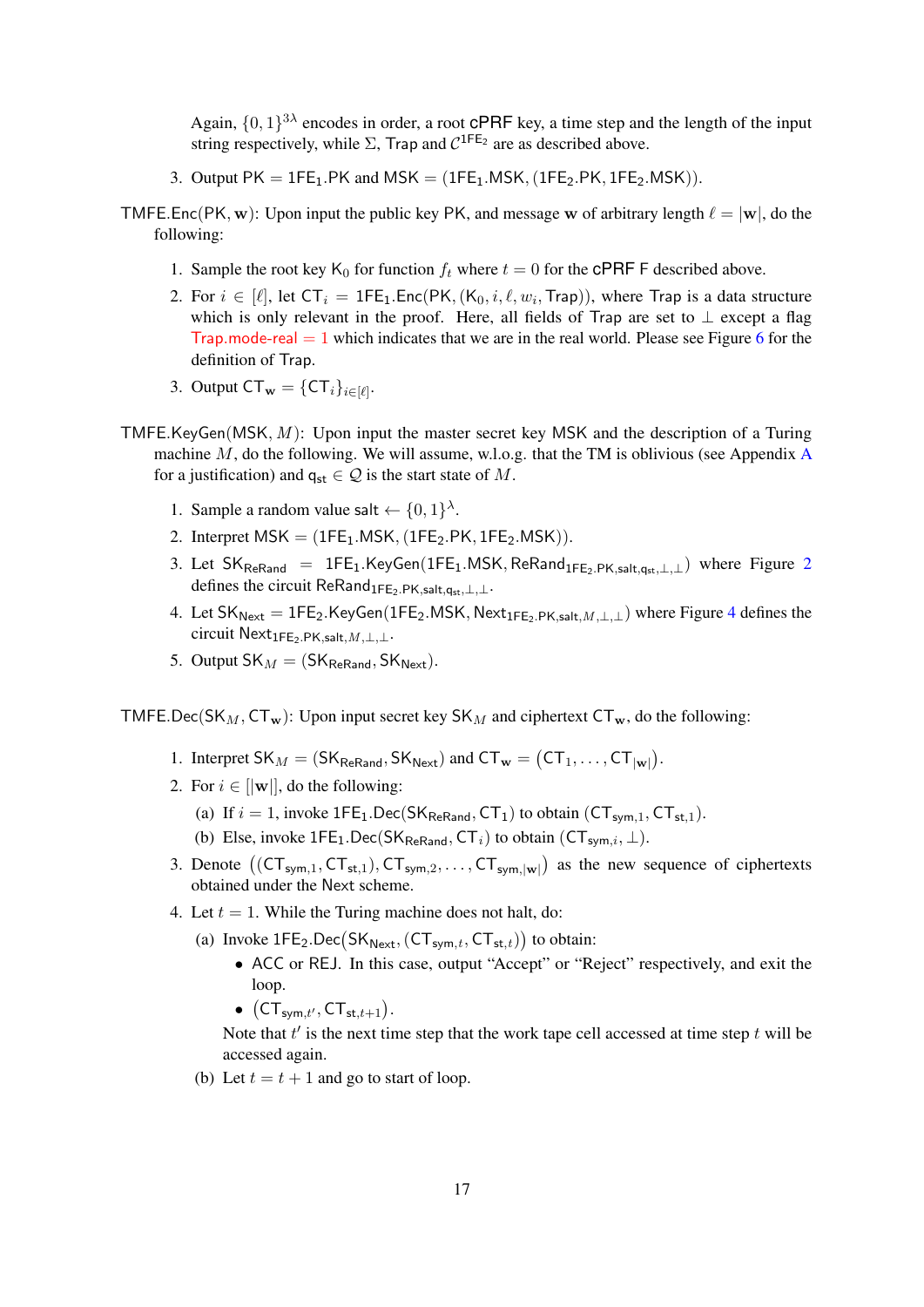Again, $\{0,1\}^{3\lambda}$ encodes in order, a root cPRF key, a time step and the length of the input string respectively, while $\Sigma$, Trap and $\mathcal{C}^{\mathsf{1FE}_2}$ are as described above.

3. Output $\mathsf{PK} = \mathsf{1FE}_1.\mathsf{PK}$ and $\mathsf{MSK} = (\mathsf{1FE}_1.\mathsf{MSK}, (\mathsf{1FE}_2.\mathsf{PK}, \mathsf{1FE}_2.\mathsf{MSK}))$.

$\mathsf{TMFE.Enc}(\mathsf{PK}, \mathbf{w})$: Upon input the public key PK, and message $\mathbf{w}$ of arbitrary length $\ell = |\mathbf{w}|$, do the following:

1. Sample the root key $\mathsf{K}_0$ for function $f_t$ where $t = 0$ for the cPRF F described above.
2. For $i \in [\ell]$, let $\mathsf{CT}_i = \mathsf{1FE}_1.\mathsf{Enc}(\mathsf{PK}, (\mathsf{K}_0, i, \ell, w_i, \mathsf{Trap}))$, where Trap is a data structure which is only relevant in the proof. Here, all fields of Trap are set to $\perp$ except a flag $\mathsf{Trap.mode\text{-}real} = 1$ which indicates that we are in the real world. Please see Figure 6 for the definition of Trap.
3. Output $\mathsf{CT}_{\mathbf{w}} = \{\mathsf{CT}_i\}_{i \in [\ell]}$.

$\mathsf{TMFE.KeyGen}(\mathsf{MSK}, M)$: Upon input the master secret key MSK and the description of a Turing machine $M$, do the following. We will assume, w.l.o.g. that the TM is oblivious (see Appendix A for a justification) and $\mathsf{q}_{\mathsf{st}} \in \mathcal{Q}$ is the start state of $M$.

1. Sample a random value $\mathsf{salt} \leftarrow \{0,1\}^{\lambda}$.
2. Interpret $\mathsf{MSK} = (\mathsf{1FE}_1.\mathsf{MSK}, (\mathsf{1FE}_2.\mathsf{PK}, \mathsf{1FE}_2.\mathsf{MSK}))$.
3. Let $\mathsf{SK}_{\mathsf{ReRand}} = \mathsf{1FE}_1.\mathsf{KeyGen}(\mathsf{1FE}_1.\mathsf{MSK}, \mathsf{ReRand}_{\mathsf{1FE}_2.\mathsf{PK}, \mathsf{salt}, \mathsf{q}_{\mathsf{st}}, \perp, \perp})$ where Figure 2 defines the circuit $\mathsf{ReRand}_{\mathsf{1FE}_2.\mathsf{PK}, \mathsf{salt}, \mathsf{q}_{\mathsf{st}}, \perp, \perp}$.
4. Let $\mathsf{SK}_{\mathsf{Next}} = \mathsf{1FE}_2.\mathsf{KeyGen}(\mathsf{1FE}_2.\mathsf{MSK}, \mathsf{Next}_{\mathsf{1FE}_2.\mathsf{PK}, \mathsf{salt}, M, \perp, \perp})$ where Figure 4 defines the circuit $\mathsf{Next}_{\mathsf{1FE}_2.\mathsf{PK}, \mathsf{salt}, M, \perp, \perp}$.
5. Output $\mathsf{SK}_M = (\mathsf{SK}_{\mathsf{ReRand}}, \mathsf{SK}_{\mathsf{Next}})$.

$\mathsf{TMFE.Dec}(\mathsf{SK}_M, \mathsf{CT}_{\mathbf{w}})$: Upon input secret key $\mathsf{SK}_M$ and ciphertext $\mathsf{CT}_{\mathbf{w}}$, do the following:

1. Interpret $\mathsf{SK}_M = (\mathsf{SK}_{\mathsf{ReRand}}, \mathsf{SK}_{\mathsf{Next}})$ and $\mathsf{CT}_{\mathbf{w}} = (\mathsf{CT}_1, \ldots, \mathsf{CT}_{|\mathbf{w}|})$.
2. For $i \in [|\mathbf{w}|]$, do the following:
   (a) If $i = 1$, invoke $\mathsf{1FE}_1.\mathsf{Dec}(\mathsf{SK}_{\mathsf{ReRand}}, \mathsf{CT}_1)$ to obtain $(\mathsf{CT}_{\mathsf{sym},1}, \mathsf{CT}_{\mathsf{st},1})$.
   (b) Else, invoke $\mathsf{1FE}_1.\mathsf{Dec}(\mathsf{SK}_{\mathsf{ReRand}}, \mathsf{CT}_i)$ to obtain $(\mathsf{CT}_{\mathsf{sym},i}, \perp)$.
3. Denote $\big((\mathsf{CT}_{\mathsf{sym},1}, \mathsf{CT}_{\mathsf{st},1}), \mathsf{CT}_{\mathsf{sym},2}, \ldots, \mathsf{CT}_{\mathsf{sym},|\mathbf{w}|}\big)$ as the new sequence of ciphertexts obtained under the Next scheme.
4. Let $t = 1$. While the Turing machine does not halt, do:
   (a) Invoke $\mathsf{1FE}_2.\mathsf{Dec}\big(\mathsf{SK}_{\mathsf{Next}}, (\mathsf{CT}_{\mathsf{sym},t}, \mathsf{CT}_{\mathsf{st},t})\big)$ to obtain:
      - ACC or REJ. In this case, output "Accept" or "Reject" respectively, and exit the loop.
      - $\big(\mathsf{CT}_{\mathsf{sym},t'}, \mathsf{CT}_{\mathsf{st},t+1}\big)$.

      Note that $t'$ is the next time step that the work tape cell accessed at time step $t$ will be accessed again.

   (b) Let $t = t + 1$ and go to start of loop.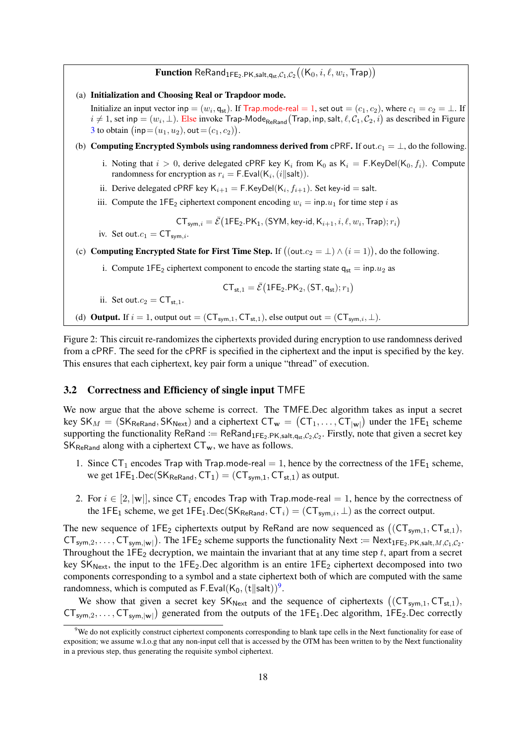**Function** $\mathsf{ReRand}_{\mathsf{1FE_2.PK},\mathsf{salt},\mathsf{q_{st}},\mathcal{C}_1,\mathcal{C}_2}\big((\mathsf{K}_0, i, \ell, w_i, \mathsf{Trap})\big)$

(a) **Initialization and Choosing Real or Trapdoor mode.**

Initialize an input vector $\mathsf{inp} = (w_i, \mathsf{q_{st}})$. If $\mathsf{Trap.mode\text{-}real} = 1$, set $\mathsf{out} = (c_1, c_2)$, where $c_1 = c_2 = \bot$. If $i \neq 1$, set $\mathsf{inp} = (w_i, \bot)$. Else invoke $\mathsf{Trap\text{-}Mode}_{\mathsf{ReRand}}\big(\mathsf{Trap}, \mathsf{inp}, \mathsf{salt}, \ell, \mathcal{C}_1, \mathcal{C}_2, i\big)$ as described in Figure 3 to obtain $\big(\mathsf{inp}{=}(u_1, u_2), \mathsf{out}{=}(c_1, c_2)\big)$.

(b) **Computing Encrypted Symbols using randomness derived from** cPRF. If $\mathsf{out}.c_1 = \bot$, do the following.

   i. Noting that $i > 0$, derive delegated cPRF key $\mathsf{K}_i$ from $\mathsf{K}_0$ as $\mathsf{K}_i = \mathsf{F.KeyDel}(\mathsf{K}_0, f_i)$. Compute randomness for encryption as $r_i = \mathsf{F.Eval}(\mathsf{K}_i, (i\|\mathsf{salt}))$.

   ii. Derive delegated cPRF key $\mathsf{K}_{i+1} = \mathsf{F.KeyDel}(\mathsf{K}_i, f_{i+1})$. Set $\mathsf{key\text{-}id} = \mathsf{salt}$.

   iii. Compute the $\mathsf{1FE_2}$ ciphertext component encoding $w_i = \mathsf{inp}.u_1$ for time step $i$ as

$$\mathsf{CT}_{\mathsf{sym},i} = \bar{\mathcal{E}}\big(\mathsf{1FE_2.PK_1}, (\mathsf{SYM}, \mathsf{key\text{-}id}, \mathsf{K}_{i+1}, i, \ell, w_i, \mathsf{Trap}); r_i\big)$$

   iv. Set $\mathsf{out}.c_1 = \mathsf{CT}_{\mathsf{sym},i}$.

(c) **Computing Encrypted State for First Time Step.** If $\big((\mathsf{out}.c_2 = \bot) \wedge (i = 1)\big)$, do the following.

   i. Compute $\mathsf{1FE_2}$ ciphertext component to encode the starting state $\mathsf{q_{st}} = \mathsf{inp}.u_2$ as

$$\mathsf{CT}_{\mathsf{st},1} = \bar{\mathcal{E}}\big(\mathsf{1FE_2.PK_2}, (\mathsf{ST}, \mathsf{q_{st}}); r_1\big)$$

   ii. Set $\mathsf{out}.c_2 = \mathsf{CT}_{\mathsf{st},1}$.

(d) **Output.** If $i = 1$, output $\mathsf{out} = (\mathsf{CT}_{\mathsf{sym},1}, \mathsf{CT}_{\mathsf{st},1})$, else output $\mathsf{out} = (\mathsf{CT}_{\mathsf{sym},i}, \bot)$.

Figure 2: This circuit re-randomizes the ciphertexts provided during encryption to use randomness derived from a cPRF. The seed for the cPRF is specified in the ciphertext and the input is specified by the key. This ensures that each ciphertext, key pair form a unique "thread" of execution.

### 3.2 Correctness and Efficiency of single input TMFE

We now argue that the above scheme is correct. The $\mathsf{TMFE.Dec}$ algorithm takes as input a secret key $\mathsf{SK}_M = (\mathsf{SK_{ReRand}}, \mathsf{SK_{Next}})$ and a ciphertext $\mathsf{CT}_{\mathbf{w}} = \big(\mathsf{CT}_1, \ldots, \mathsf{CT}_{|\mathbf{w}|}\big)$ under the $\mathsf{1FE_1}$ scheme supporting the functionality $\mathsf{ReRand} := \mathsf{ReRand}_{\mathsf{1FE_2.PK},\mathsf{salt},\mathsf{q_{st}},\mathcal{C}_2,\mathcal{C}_2}$. Firstly, note that given a secret key $\mathsf{SK_{ReRand}}$ along with a ciphertext $\mathsf{CT}_{\mathbf{w}}$, we have as follows.

1. Since $\mathsf{CT}_1$ encodes $\mathsf{Trap}$ with $\mathsf{Trap.mode\text{-}real} = 1$, hence by the correctness of the $\mathsf{1FE_1}$ scheme, we get $\mathsf{1FE_1.Dec}(\mathsf{SK_{ReRand}}, \mathsf{CT}_1) = (\mathsf{CT}_{\mathsf{sym},1}, \mathsf{CT}_{\mathsf{st},1})$ as output.

2. For $i \in [2, |\mathbf{w}|]$, since $\mathsf{CT}_i$ encodes $\mathsf{Trap}$ with $\mathsf{Trap.mode\text{-}real} = 1$, hence by the correctness of the $\mathsf{1FE_1}$ scheme, we get $\mathsf{1FE_1.Dec}(\mathsf{SK_{ReRand}}, \mathsf{CT}_i) = (\mathsf{CT}_{\mathsf{sym},i}, \bot)$ as the correct output.

The new sequence of $\mathsf{1FE_2}$ ciphertexts output by $\mathsf{ReRand}$ are now sequenced as $\big((\mathsf{CT}_{\mathsf{sym},1}, \mathsf{CT}_{\mathsf{st},1}),$ $\mathsf{CT}_{\mathsf{sym},2}, \ldots, \mathsf{CT}_{\mathsf{sym},|\mathbf{w}|}\big)$. The $\mathsf{1FE_2}$ scheme supports the functionality $\mathsf{Next} := \mathsf{Next}_{\mathsf{1FE_2.PK},\mathsf{salt},M,\mathcal{C}_1,\mathcal{C}_2}$. Throughout the $\mathsf{1FE_2}$ decryption, we maintain the invariant that at any time step $t$, apart from a secret key $\mathsf{SK_{Next}}$, the input to the $\mathsf{1FE_2.Dec}$ algorithm is an entire $\mathsf{1FE_2}$ ciphertext decomposed into two components corresponding to a symbol and a state ciphertext both of which are computed with the same randomness, which is computed as $\mathsf{F.Eval}(\mathsf{K}_0, (\mathsf{t}\|\mathsf{salt}))$[9].

We show that given a secret key $\mathsf{SK_{Next}}$ and the sequence of ciphertexts $\big((\mathsf{CT}_{\mathsf{sym},1}, \mathsf{CT}_{\mathsf{st},1}),$ $\mathsf{CT}_{\mathsf{sym},2}, \ldots, \mathsf{CT}_{\mathsf{sym},|\mathbf{w}|}\big)$ generated from the outputs of the $\mathsf{1FE_1.Dec}$ algorithm, $\mathsf{1FE_2.Dec}$ correctly

[9] We do not explicitly construct ciphertext components corresponding to blank tape cells in the Next functionality for ease of exposition; we assume w.l.o.g that any non-input cell that is accessed by the OTM has been written to by the Next functionality in a previous step, thus generating the requisite symbol ciphertext.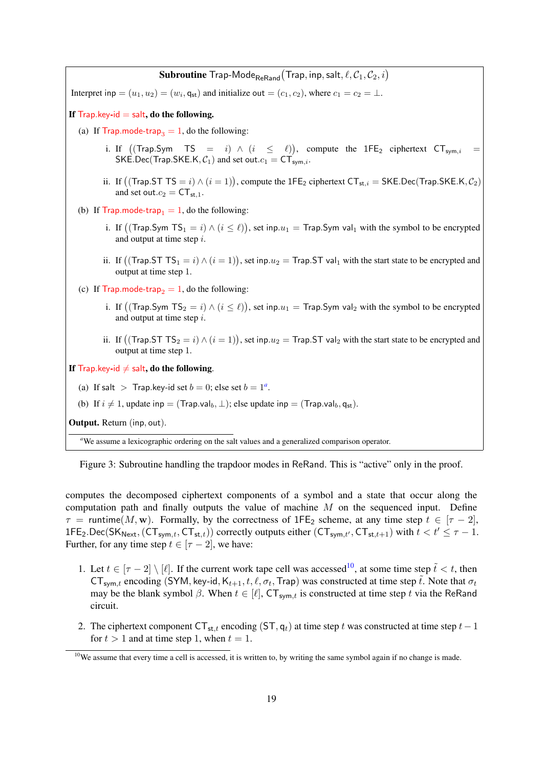**Subroutine** $\mathsf{Trap\text{-}Mode}_{\mathsf{ReRand}}(\mathsf{Trap}, \mathsf{inp}, \mathsf{salt}, \ell, \mathcal{C}_1, \mathcal{C}_2, i)$

Interpret $\mathsf{inp} = (u_1, u_2) = (w_i, \mathsf{q}_{\mathsf{st}})$ and initialize $\mathsf{out} = (c_1, c_2)$, where $c_1 = c_2 = \bot$.

**If** $\mathsf{Trap.key\text{-}id} = \mathsf{salt}$**, do the following.**

(a) If $\mathsf{Trap.mode\text{-}trap}_3 = 1$, do the following:

i. If $\big((\mathsf{Trap.Sym\ \ TS} = i) \wedge (i \leq \ell)\big)$, compute the $1\mathsf{FE}_2$ ciphertext $\mathsf{CT}_{\mathsf{sym},i} = \mathsf{SKE.Dec}(\mathsf{Trap.SKE.K}, \mathcal{C}_1)$ and set $\mathsf{out}.c_1 = \mathsf{CT}_{\mathsf{sym},i}$.

ii. If $\big((\mathsf{Trap.ST\ TS} = i) \wedge (i = 1)\big)$, compute the $1\mathsf{FE}_2$ ciphertext $\mathsf{CT}_{\mathsf{st},i} = \mathsf{SKE.Dec}(\mathsf{Trap.SKE.K}, \mathcal{C}_2)$ and set $\mathsf{out}.c_2 = \mathsf{CT}_{\mathsf{st},1}$.

(b) If $\mathsf{Trap.mode\text{-}trap}_1 = 1$, do the following:

i. If $\big((\mathsf{Trap.Sym\ TS}_1 = i) \wedge (i \leq \ell)\big)$, set $\mathsf{inp}.u_1 = \mathsf{Trap.Sym\ val}_1$ with the symbol to be encrypted and output at time step $i$.

ii. If $\big((\mathsf{Trap.ST\ TS}_1 = i) \wedge (i = 1)\big)$, set $\mathsf{inp}.u_2 = \mathsf{Trap.ST\ val}_1$ with the start state to be encrypted and output at time step 1.

(c) If $\mathsf{Trap.mode\text{-}trap}_2 = 1$, do the following:

i. If $\big((\mathsf{Trap.Sym\ TS}_2 = i) \wedge (i \leq \ell)\big)$, set $\mathsf{inp}.u_1 = \mathsf{Trap.Sym\ val}_2$ with the symbol to be encrypted and output at time step $i$.

ii. If $\big((\mathsf{Trap.ST\ TS}_2 = i) \wedge (i = 1)\big)$, set $\mathsf{inp}.u_2 = \mathsf{Trap.ST\ val}_2$ with the start state to be encrypted and output at time step 1.

**If** $\mathsf{Trap.key\text{-}id} \neq \mathsf{salt}$**, do the following**.

(a) If $\mathsf{salt} > \mathsf{Trap.key\text{-}id}$ set $b = 0$; else set $b = 1$[a].

(b) If $i \neq 1$, update $\mathsf{inp} = (\mathsf{Trap.val}_b, \bot)$; else update $\mathsf{inp} = (\mathsf{Trap.val}_b, \mathsf{q}_{\mathsf{st}})$.

**Output.** Return $(\mathsf{inp}, \mathsf{out})$.

[a] We assume a lexicographic ordering on the salt values and a generalized comparison operator.

Figure 3: Subroutine handling the trapdoor modes in ReRand. This is "active" only in the proof.

computes the decomposed ciphertext components of a symbol and a state that occur along the computation path and finally outputs the value of machine $M$ on the sequenced input. Define $\tau = \mathsf{runtime}(M, \mathbf{w})$. Formally, by the correctness of $1\mathsf{FE}_2$ scheme, at any time step $t \in [\tau - 2]$, $1\mathsf{FE}_2.\mathsf{Dec}(\mathsf{SK}_{\mathsf{Next}}, (\mathsf{CT}_{\mathsf{sym},t}, \mathsf{CT}_{\mathsf{st},t}))$ correctly outputs either $(\mathsf{CT}_{\mathsf{sym},t'}, \mathsf{CT}_{\mathsf{st},t+1})$ with $t < t' \leq \tau - 1$. Further, for any time step $t \in [\tau - 2]$, we have:

1. Let $t \in [\tau - 2] \setminus [\ell]$. If the current work tape cell was accessed[10], at some time step $\tilde{t} < t$, then $\mathsf{CT}_{\mathsf{sym},t}$ encoding $(\mathsf{SYM}, \mathsf{key\text{-}id}, \mathsf{K}_{t+1}, t, \ell, \sigma_t, \mathsf{Trap})$ was constructed at time step $\tilde{t}$. Note that $\sigma_t$ may be the blank symbol $\beta$. When $t \in [\ell]$, $\mathsf{CT}_{\mathsf{sym},t}$ is constructed at time step $t$ via the ReRand circuit.

2. The ciphertext component $\mathsf{CT}_{\mathsf{st},t}$ encoding $(\mathsf{ST}, \mathsf{q}_t)$ at time step $t$ was constructed at time step $t-1$ for $t > 1$ and at time step 1, when $t = 1$.

[10] We assume that every time a cell is accessed, it is written to, by writing the same symbol again if no change is made.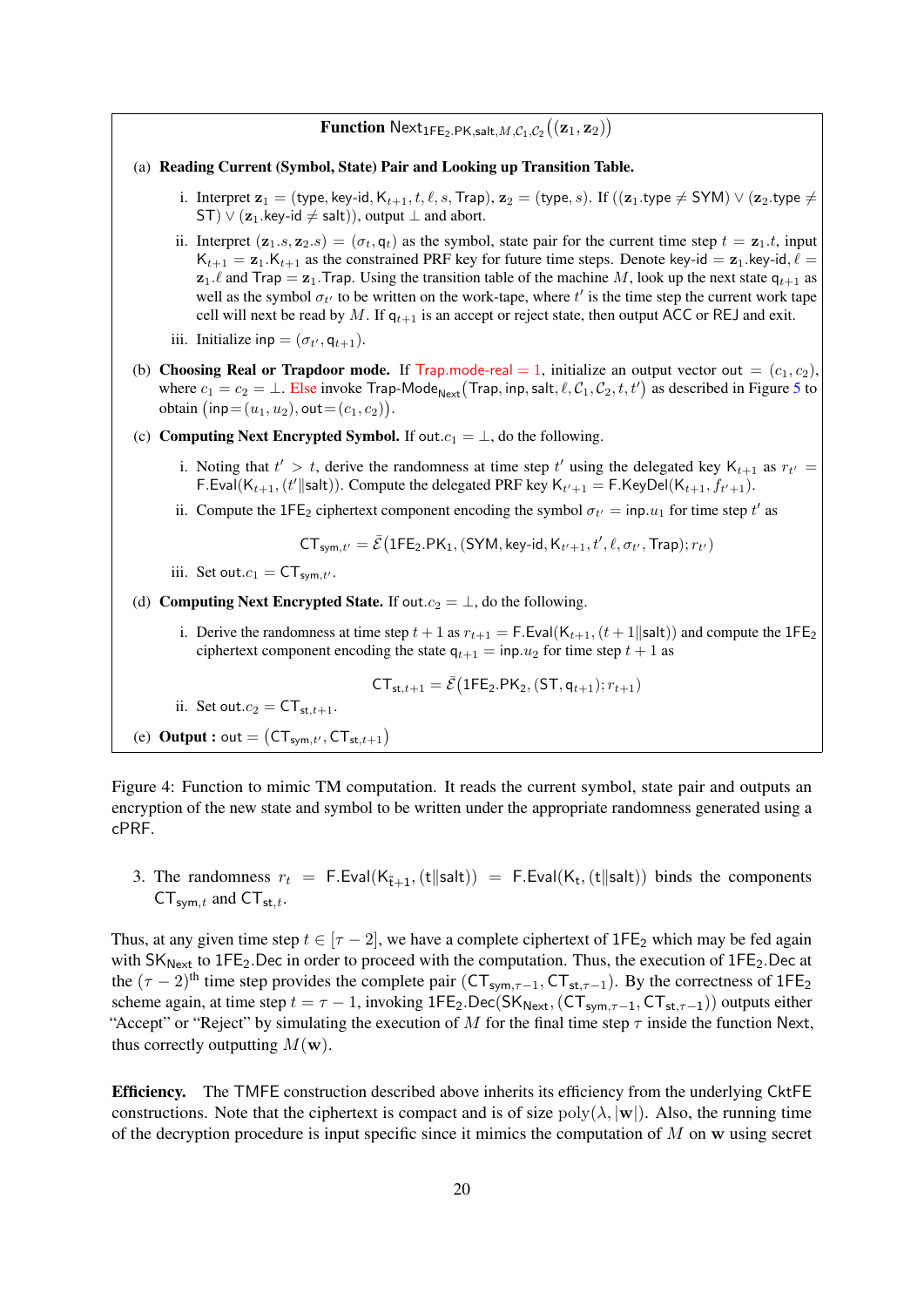**Function** $\mathsf{Next}_{\mathsf{1FE_2.PK,salt},M,\mathcal{C}_1,\mathcal{C}_2}\big((\mathbf{z}_1,\mathbf{z}_2)\big)$

(a) **Reading Current (Symbol, State) Pair and Looking up Transition Table.**

   i. Interpret $\mathbf{z}_1 = (\mathsf{type}, \mathsf{key\text{-}id}, \mathsf{K}_{t+1}, t, \ell, s, \mathsf{Trap})$, $\mathbf{z}_2 = (\mathsf{type}, s)$. If $((\mathbf{z}_1.\mathsf{type} \neq \mathsf{SYM}) \vee (\mathbf{z}_2.\mathsf{type} \neq \mathsf{ST}) \vee (\mathbf{z}_1.\mathsf{key\text{-}id} \neq \mathsf{salt}))$, output $\perp$ and abort.

   ii. Interpret $(\mathbf{z}_1.s, \mathbf{z}_2.s) = (\sigma_t, \mathsf{q}_t)$ as the symbol, state pair for the current time step $t = \mathbf{z}_1.t$, input $\mathsf{K}_{t+1} = \mathbf{z}_1.\mathsf{K}_{t+1}$ as the constrained PRF key for future time steps. Denote $\mathsf{key\text{-}id} = \mathbf{z}_1.\mathsf{key\text{-}id}$, $\ell = \mathbf{z}_1.\ell$ and $\mathsf{Trap} = \mathbf{z}_1.\mathsf{Trap}$. Using the transition table of the machine $M$, look up the next state $\mathsf{q}_{t+1}$ as well as the symbol $\sigma_{t'}$ to be written on the work-tape, where $t'$ is the time step the current work tape cell will next be read by $M$. If $\mathsf{q}_{t+1}$ is an accept or reject state, then output ACC or REJ and exit.

   iii. Initialize $\mathsf{inp} = (\sigma_{t'}, \mathsf{q}_{t+1})$.

(b) **Choosing Real or Trapdoor mode.** If $\mathsf{Trap.mode\text{-}real} = 1$, initialize an output vector $\mathsf{out} = (c_1, c_2)$, where $c_1 = c_2 = \perp$. Else invoke $\mathsf{Trap\text{-}Mode}_{\mathsf{Next}}\big(\mathsf{Trap}, \mathsf{inp}, \mathsf{salt}, \ell, \mathcal{C}_1, \mathcal{C}_2, t, t'\big)$ as described in Figure 5 to obtain $\big(\mathsf{inp}{=}(u_1, u_2), \mathsf{out}{=}(c_1, c_2)\big)$.

(c) **Computing Next Encrypted Symbol.** If $\mathsf{out}.c_1 = \perp$, do the following.

   i. Noting that $t' > t$, derive the randomness at time step $t'$ using the delegated key $\mathsf{K}_{t+1}$ as $r_{t'} = \mathsf{F.Eval}(\mathsf{K}_{t+1}, (t' \| \mathsf{salt}))$. Compute the delegated PRF key $\mathsf{K}_{t'+1} = \mathsf{F.KeyDel}(\mathsf{K}_{t+1}, f_{t'+1})$.

   ii. Compute the $\mathsf{1FE_2}$ ciphertext component encoding the symbol $\sigma_{t'} = \mathsf{inp}.u_1$ for time step $t'$ as
$$\mathsf{CT}_{\mathsf{sym},t'} = \bar{\mathcal{E}}\big(\mathsf{1FE_2.PK}_1, (\mathsf{SYM}, \mathsf{key\text{-}id}, \mathsf{K}_{t'+1}, t', \ell, \sigma_{t'}, \mathsf{Trap}); r_{t'}\big)$$

   iii. Set $\mathsf{out}.c_1 = \mathsf{CT}_{\mathsf{sym},t'}$.

(d) **Computing Next Encrypted State.** If $\mathsf{out}.c_2 = \perp$, do the following.

   i. Derive the randomness at time step $t+1$ as $r_{t+1} = \mathsf{F.Eval}(\mathsf{K}_{t+1}, (t+1 \| \mathsf{salt}))$ and compute the $\mathsf{1FE_2}$ ciphertext component encoding the state $\mathsf{q}_{t+1} = \mathsf{inp}.u_2$ for time step $t+1$ as
$$\mathsf{CT}_{\mathsf{st},t+1} = \bar{\mathcal{E}}\big(\mathsf{1FE_2.PK}_2, (\mathsf{ST}, \mathsf{q}_{t+1}); r_{t+1}\big)$$

   ii. Set $\mathsf{out}.c_2 = \mathsf{CT}_{\mathsf{st},t+1}$.

(e) **Output :** $\mathsf{out} = \big(\mathsf{CT}_{\mathsf{sym},t'}, \mathsf{CT}_{\mathsf{st},t+1}\big)$

Figure 4: Function to mimic TM computation. It reads the current symbol, state pair and outputs an encryption of the new state and symbol to be written under the appropriate randomness generated using a cPRF.

3. The randomness $r_t = \mathsf{F.Eval}(\mathsf{K}_{\tilde{t}+1}, (\mathsf{t}\|\mathsf{salt})) = \mathsf{F.Eval}(\mathsf{K}_t, (\mathsf{t}\|\mathsf{salt}))$ binds the components $\mathsf{CT}_{\mathsf{sym},t}$ and $\mathsf{CT}_{\mathsf{st},t}$.

Thus, at any given time step $t \in [\tau - 2]$, we have a complete ciphertext of $\mathsf{1FE_2}$ which may be fed again with $\mathsf{SK_{Next}}$ to $\mathsf{1FE_2.Dec}$ in order to proceed with the computation. Thus, the execution of $\mathsf{1FE_2.Dec}$ at the $(\tau - 2)^{\text{th}}$ time step provides the complete pair $(\mathsf{CT}_{\mathsf{sym},\tau-1}, \mathsf{CT}_{\mathsf{st},\tau-1})$. By the correctness of $\mathsf{1FE_2}$ scheme again, at time step $t = \tau - 1$, invoking $\mathsf{1FE_2.Dec}(\mathsf{SK_{Next}}, (\mathsf{CT}_{\mathsf{sym},\tau-1}, \mathsf{CT}_{\mathsf{st},\tau-1}))$ outputs either "Accept" or "Reject" by simulating the execution of $M$ for the final time step $\tau$ inside the function Next, thus correctly outputting $M(\mathbf{w})$.

**Efficiency.** The TMFE construction described above inherits its efficiency from the underlying CktFE constructions. Note that the ciphertext is compact and is of size $\mathrm{poly}(\lambda, |\mathbf{w}|)$. Also, the running time of the decryption procedure is input specific since it mimics the computation of $M$ on $\mathbf{w}$ using secret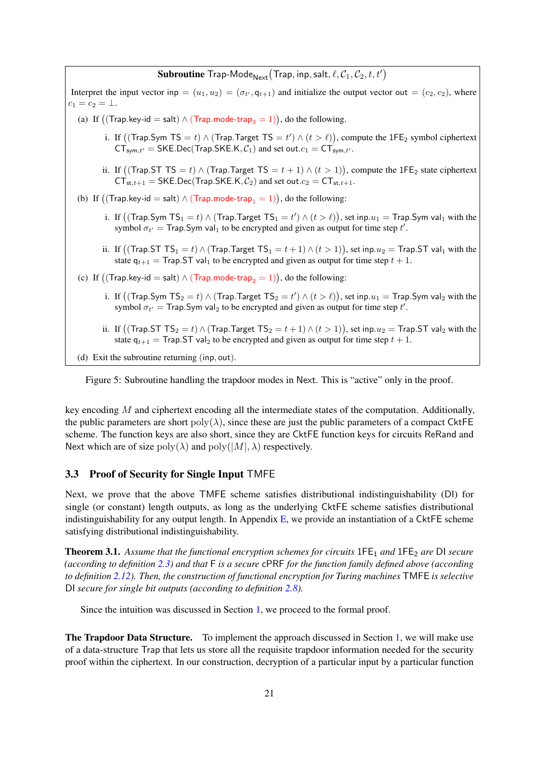**Subroutine** $\mathsf{Trap\text{-}Mode}_{\mathsf{Next}}(\mathsf{Trap}, \mathsf{inp}, \mathsf{salt}, \ell, \mathcal{C}_1, \mathcal{C}_2, t, t')$

Interpret the input vector $\mathsf{inp} = (u_1, u_2) = (\sigma_{t'}, \mathsf{q}_{t+1})$ and initialize the output vector $\mathsf{out} = (c_2, c_2)$, where $c_1 = c_2 = \bot$.

(a) If $\big((\mathsf{Trap.key\text{-}id} = \mathsf{salt}) \wedge (\mathsf{Trap.mode\text{-}trap}_3 = 1)\big)$, do the following.

i. If $\big((\mathsf{Trap.Sym\ TS} = t) \wedge (\mathsf{Trap.Target\ TS} = t') \wedge (t > \ell)\big)$, compute the $1\mathsf{FE}_2$ symbol ciphertext $\mathsf{CT}_{\mathsf{sym},t'} = \mathsf{SKE.Dec}(\mathsf{Trap.SKE.K}, \mathcal{C}_1)$ and set $\mathsf{out}.c_1 = \mathsf{CT}_{\mathsf{sym},t'}$.

ii. If $\big((\mathsf{Trap.ST\ TS} = t) \wedge (\mathsf{Trap.Target\ TS} = t+1) \wedge (t > 1)\big)$, compute the $1\mathsf{FE}_2$ state ciphertext $\mathsf{CT}_{\mathsf{st},t+1} = \mathsf{SKE.Dec}(\mathsf{Trap.SKE.K}, \mathcal{C}_2)$ and set $\mathsf{out}.c_2 = \mathsf{CT}_{\mathsf{st},t+1}$.

(b) If $\big((\mathsf{Trap.key\text{-}id} = \mathsf{salt}) \wedge (\mathsf{Trap.mode\text{-}trap}_1 = 1)\big)$, do the following:

i. If $\big((\mathsf{Trap.Sym\ TS}_1 = t) \wedge (\mathsf{Trap.Target\ TS}_1 = t') \wedge (t > \ell)\big)$, set $\mathsf{inp}.u_1 = \mathsf{Trap.Sym\ val}_1$ with the symbol $\sigma_{t'} = \mathsf{Trap.Sym\ val}_1$ to be encrypted and given as output for time step $t'$.

ii. If $\big((\mathsf{Trap.ST\ TS}_1 = t) \wedge (\mathsf{Trap.Target\ TS}_1 = t+1) \wedge (t > 1)\big)$, set $\mathsf{inp}.u_2 = \mathsf{Trap.ST\ val}_1$ with the state $\mathsf{q}_{t+1} = \mathsf{Trap.ST\ val}_1$ to be encrypted and given as output for time step $t+1$.

(c) If $\big((\mathsf{Trap.key\text{-}id} = \mathsf{salt}) \wedge (\mathsf{Trap.mode\text{-}trap}_2 = 1)\big)$, do the following:

i. If $\big((\mathsf{Trap.Sym\ TS}_2 = t) \wedge (\mathsf{Trap.Target\ TS}_2 = t') \wedge (t > \ell)\big)$, set $\mathsf{inp}.u_1 = \mathsf{Trap.Sym\ val}_2$ with the symbol $\sigma_{t'} = \mathsf{Trap.Sym\ val}_2$ to be encrypted and given as output for time step $t'$.

ii. If $\big((\mathsf{Trap.ST\ TS}_2 = t) \wedge (\mathsf{Trap.Target\ TS}_2 = t+1) \wedge (t > 1)\big)$, set $\mathsf{inp}.u_2 = \mathsf{Trap.ST\ val}_2$ with the state $\mathsf{q}_{t+1} = \mathsf{Trap.ST\ val}_2$ to be encrypted and given as output for time step $t+1$.

(d) Exit the subroutine returning $(\mathsf{inp}, \mathsf{out})$.

Figure 5: Subroutine handling the trapdoor modes in Next. This is "active" only in the proof.

key encoding $M$ and ciphertext encoding all the intermediate states of the computation. Additionally, the public parameters are short $\mathrm{poly}(\lambda)$, since these are just the public parameters of a compact CktFE scheme. The function keys are also short, since they are CktFE function keys for circuits ReRand and Next which are of size $\mathrm{poly}(\lambda)$ and $\mathrm{poly}(|M|, \lambda)$ respectively.

### 3.3 Proof of Security for Single Input TMFE

Next, we prove that the above TMFE scheme satisfies distributional indistinguishability (DI) for single (or constant) length outputs, as long as the underlying CktFE scheme satisfies distributional indistinguishability for any output length. In Appendix E, we provide an instantiation of a CktFE scheme satisfying distributional indistinguishability.

**Theorem 3.1.** *Assume that the functional encryption schemes for circuits* $1\mathsf{FE}_1$ *and* $1\mathsf{FE}_2$ *are* DI *secure (according to definition 2.3) and that* F *is a secure* cPRF *for the function family defined above (according to definition 2.12). Then, the construction of functional encryption for Turing machines* TMFE *is selective* DI *secure for single bit outputs (according to definition 2.8).*

Since the intuition was discussed in Section 1, we proceed to the formal proof.

**The Trapdoor Data Structure.** To implement the approach discussed in Section 1, we will make use of a data-structure Trap that lets us store all the requisite trapdoor information needed for the security proof within the ciphertext. In our construction, decryption of a particular input by a particular function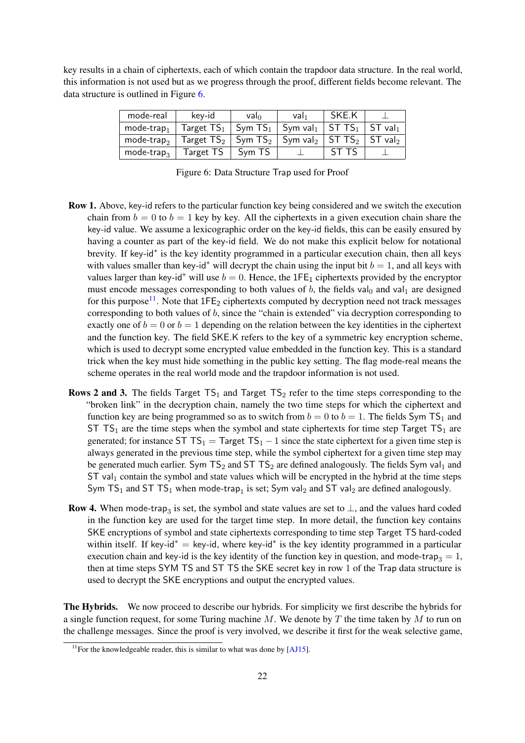key results in a chain of ciphertexts, each of which contain the trapdoor data structure. In the real world, this information is not used but as we progress through the proof, different fields become relevant. The data structure is outlined in Figure 6.

| mode-real | key-id | $\mathsf{val}_0$ | $\mathsf{val}_1$ | SKE.K | $\perp$ |
|---|---|---|---|---|---|
| $\mathsf{mode\text{-}trap}_1$ | Target $\mathsf{TS}_1$ | Sym $\mathsf{TS}_1$ | Sym $\mathsf{val}_1$ | ST $\mathsf{TS}_1$ | ST $\mathsf{val}_1$ |
| $\mathsf{mode\text{-}trap}_2$ | Target $\mathsf{TS}_2$ | Sym $\mathsf{TS}_2$ | Sym $\mathsf{val}_2$ | ST $\mathsf{TS}_2$ | ST $\mathsf{val}_2$ |
| $\mathsf{mode\text{-}trap}_3$ | Target TS | Sym TS | $\perp$ | ST TS | $\perp$ |

Figure 6: Data Structure Trap used for Proof

**Row 1.** Above, key-id refers to the particular function key being considered and we switch the execution chain from $b = 0$ to $b = 1$ key by key. All the ciphertexts in a given execution chain share the key-id value. We assume a lexicographic order on the key-id fields, this can be easily ensured by having a counter as part of the key-id field. We do not make this explicit below for notational brevity. If key-id$^*$ is the key identity programmed in a particular execution chain, then all keys with values smaller than key-id$^*$ will decrypt the chain using the input bit $b = 1$, and all keys with values larger than key-id$^*$ will use $b = 0$. Hence, the $1\mathsf{FE}_1$ ciphertexts provided by the encryptor must encode messages corresponding to both values of $b$, the fields $\mathsf{val}_0$ and $\mathsf{val}_1$ are designed for this purpose[11]. Note that $1\mathsf{FE}_2$ ciphertexts computed by decryption need not track messages corresponding to both values of $b$, since the "chain is extended" via decryption corresponding to exactly one of $b = 0$ or $b = 1$ depending on the relation between the key identities in the ciphertext and the function key. The field SKE.K refers to the key of a symmetric key encryption scheme, which is used to decrypt some encrypted value embedded in the function key. This is a standard trick when the key must hide something in the public key setting. The flag mode-real means the scheme operates in the real world mode and the trapdoor information is not used.

**Rows 2 and 3.** The fields Target $\mathsf{TS}_1$ and Target $\mathsf{TS}_2$ refer to the time steps corresponding to the "broken link" in the decryption chain, namely the two time steps for which the ciphertext and function key are being programmed so as to switch from $b = 0$ to $b = 1$. The fields Sym $\mathsf{TS}_1$ and ST $\mathsf{TS}_1$ are the time steps when the symbol and state ciphertexts for time step Target $\mathsf{TS}_1$ are generated; for instance ST $\mathsf{TS}_1$ = Target $\mathsf{TS}_1 - 1$ since the state ciphertext for a given time step is always generated in the previous time step, while the symbol ciphertext for a given time step may be generated much earlier. Sym $\mathsf{TS}_2$ and ST $\mathsf{TS}_2$ are defined analogously. The fields Sym $\mathsf{val}_1$ and ST $\mathsf{val}_1$ contain the symbol and state values which will be encrypted in the hybrid at the time steps Sym $\mathsf{TS}_1$ and ST $\mathsf{TS}_1$ when $\mathsf{mode\text{-}trap}_1$ is set; Sym $\mathsf{val}_2$ and ST $\mathsf{val}_2$ are defined analogously.

**Row 4.** When $\mathsf{mode\text{-}trap}_3$ is set, the symbol and state values are set to $\perp$, and the values hard coded in the function key are used for the target time step. In more detail, the function key contains SKE encryptions of symbol and state ciphertexts corresponding to time step Target TS hard-coded within itself. If key-id$^*$ = key-id, where key-id$^*$ is the key identity programmed in a particular execution chain and key-id is the key identity of the function key in question, and $\mathsf{mode\text{-}trap}_3 = 1$, then at time steps SYM TS and ST TS the SKE secret key in row 1 of the Trap data structure is used to decrypt the SKE encryptions and output the encrypted values.

**The Hybrids.** We now proceed to describe our hybrids. For simplicity we first describe the hybrids for a single function request, for some Turing machine $M$. We denote by $T$ the time taken by $M$ to run on the challenge messages. Since the proof is very involved, we describe it first for the weak selective game,

[11] For the knowledgeable reader, this is similar to what was done by [AJ15].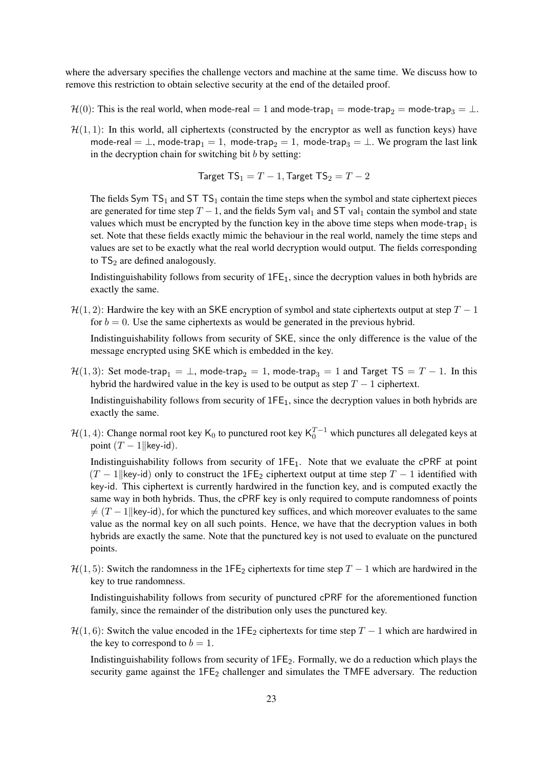where the adversary specifies the challenge vectors and machine at the same time. We discuss how to remove this restriction to obtain selective security at the end of the detailed proof.

- $\mathcal{H}(0)$: This is the real world, when $\mathsf{mode\text{-}real} = 1$ and $\mathsf{mode\text{-}trap}_1 = \mathsf{mode\text{-}trap}_2 = \mathsf{mode\text{-}trap}_3 = \perp$.

- $\mathcal{H}(1,1)$: In this world, all ciphertexts (constructed by the encryptor as well as function keys) have $\mathsf{mode\text{-}real} = \perp$, $\mathsf{mode\text{-}trap}_1 = 1$, $\mathsf{mode\text{-}trap}_2 = 1$, $\mathsf{mode\text{-}trap}_3 = \perp$. We program the last link in the decryption chain for switching bit $b$ by setting:

$$\mathsf{Target\ TS}_1 = T-1, \mathsf{Target\ TS}_2 = T-2$$

  The fields $\mathsf{Sym\ TS}_1$ and $\mathsf{ST\ TS}_1$ contain the time steps when the symbol and state ciphertext pieces are generated for time step $T-1$, and the fields $\mathsf{Sym\ val}_1$ and $\mathsf{ST\ val}_1$ contain the symbol and state values which must be encrypted by the function key in the above time steps when $\mathsf{mode\text{-}trap}_1$ is set. Note that these fields exactly mimic the behaviour in the real world, namely the time steps and values are set to be exactly what the real world decryption would output. The fields corresponding to $\mathsf{TS}_2$ are defined analogously.

  Indistinguishability follows from security of $\mathsf{1FE}_1$, since the decryption values in both hybrids are exactly the same.

- $\mathcal{H}(1,2)$: Hardwire the key with an $\mathsf{SKE}$ encryption of symbol and state ciphertexts output at step $T-1$ for $b = 0$. Use the same ciphertexts as would be generated in the previous hybrid.

  Indistinguishability follows from security of $\mathsf{SKE}$, since the only difference is the value of the message encrypted using $\mathsf{SKE}$ which is embedded in the key.

- $\mathcal{H}(1,3)$: Set $\mathsf{mode\text{-}trap}_1 = \perp$, $\mathsf{mode\text{-}trap}_2 = 1$, $\mathsf{mode\text{-}trap}_3 = 1$ and $\mathsf{Target\ TS} = T-1$. In this hybrid the hardwired value in the key is used to be output as step $T-1$ ciphertext.

  Indistinguishability follows from security of $\mathsf{1FE}_1$, since the decryption values in both hybrids are exactly the same.

- $\mathcal{H}(1,4)$: Change normal root key $\mathsf{K}_0$ to punctured root key $\mathsf{K}_0^{T-1}$ which punctures all delegated keys at point $(T-1\|\mathsf{key\text{-}id})$.

  Indistinguishability follows from security of $\mathsf{1FE}_1$. Note that we evaluate the $\mathsf{cPRF}$ at point $(T-1\|\mathsf{key\text{-}id})$ only to construct the $\mathsf{1FE}_2$ ciphertext output at time step $T-1$ identified with $\mathsf{key\text{-}id}$. This ciphertext is currently hardwired in the function key, and is computed exactly the same way in both hybrids. Thus, the $\mathsf{cPRF}$ key is only required to compute randomness of points $\neq (T-1\|\mathsf{key\text{-}id})$, for which the punctured key suffices, and which moreover evaluates to the same value as the normal key on all such points. Hence, we have that the decryption values in both hybrids are exactly the same. Note that the punctured key is not used to evaluate on the punctured points.

- $\mathcal{H}(1,5)$: Switch the randomness in the $\mathsf{1FE}_2$ ciphertexts for time step $T-1$ which are hardwired in the key to true randomness.

  Indistinguishability follows from security of punctured $\mathsf{cPRF}$ for the aforementioned function family, since the remainder of the distribution only uses the punctured key.

- $\mathcal{H}(1,6)$: Switch the value encoded in the $\mathsf{1FE}_2$ ciphertexts for time step $T-1$ which are hardwired in the key to correspond to $b = 1$.

  Indistinguishability follows from security of $\mathsf{1FE}_2$. Formally, we do a reduction which plays the security game against the $\mathsf{1FE}_2$ challenger and simulates the $\mathsf{TMFE}$ adversary. The reduction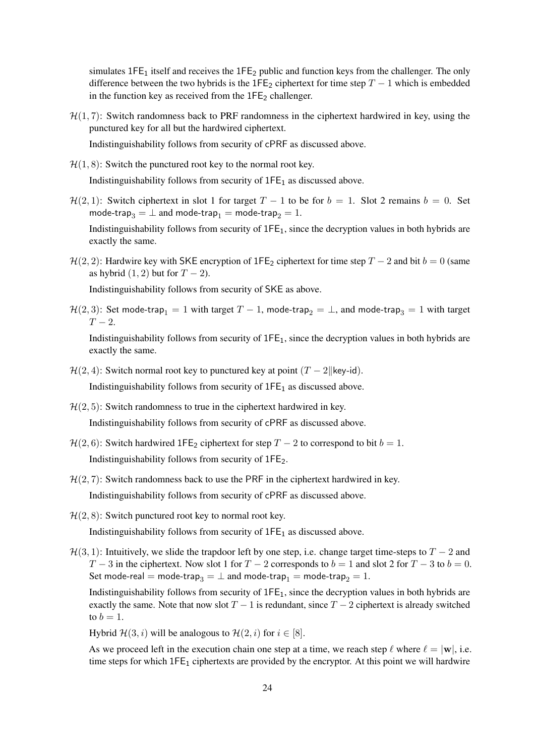simulates $1\mathsf{FE}_1$ itself and receives the $1\mathsf{FE}_2$ public and function keys from the challenger. The only difference between the two hybrids is the $1\mathsf{FE}_2$ ciphertext for time step $T-1$ which is embedded in the function key as received from the $1\mathsf{FE}_2$ challenger.

$\mathcal{H}(1,7)$: Switch randomness back to PRF randomness in the ciphertext hardwired in key, using the punctured key for all but the hardwired ciphertext.

Indistinguishability follows from security of cPRF as discussed above.

$\mathcal{H}(1,8)$: Switch the punctured root key to the normal root key.

Indistinguishability follows from security of $1\mathsf{FE}_1$ as discussed above.

$\mathcal{H}(2,1)$: Switch ciphertext in slot 1 for target $T-1$ to be for $b=1$. Slot 2 remains $b=0$. Set $\mathsf{mode\text{-}trap}_3 = \perp$ and $\mathsf{mode\text{-}trap}_1 = \mathsf{mode\text{-}trap}_2 = 1$.

Indistinguishability follows from security of $1\mathsf{FE}_1$, since the decryption values in both hybrids are exactly the same.

$\mathcal{H}(2,2)$: Hardwire key with SKE encryption of $1\mathsf{FE}_2$ ciphertext for time step $T-2$ and bit $b=0$ (same as hybrid $(1,2)$ but for $T-2$).

Indistinguishability follows from security of SKE as above.

$\mathcal{H}(2,3)$: Set $\mathsf{mode\text{-}trap}_1 = 1$ with target $T-1$, $\mathsf{mode\text{-}trap}_2 = \perp$, and $\mathsf{mode\text{-}trap}_3 = 1$ with target $T-2$.

Indistinguishability follows from security of $1\mathsf{FE}_1$, since the decryption values in both hybrids are exactly the same.

$\mathcal{H}(2,4)$: Switch normal root key to punctured key at point $(T-2\|\mathsf{key\text{-}id})$.

Indistinguishability follows from security of $1\mathsf{FE}_1$ as discussed above.

$\mathcal{H}(2,5)$: Switch randomness to true in the ciphertext hardwired in key.

Indistinguishability follows from security of cPRF as discussed above.

$\mathcal{H}(2,6)$: Switch hardwired $1\mathsf{FE}_2$ ciphertext for step $T-2$ to correspond to bit $b=1$.

Indistinguishability follows from security of $1\mathsf{FE}_2$.

$\mathcal{H}(2,7)$: Switch randomness back to use the PRF in the ciphertext hardwired in key.

Indistinguishability follows from security of cPRF as discussed above.

$\mathcal{H}(2,8)$: Switch punctured root key to normal root key.

Indistinguishability follows from security of $1\mathsf{FE}_1$ as discussed above.

$\mathcal{H}(3,1)$: Intuitively, we slide the trapdoor left by one step, i.e. change target time-steps to $T-2$ and $T-3$ in the ciphertext. Now slot 1 for $T-2$ corresponds to $b=1$ and slot 2 for $T-3$ to $b=0$. Set $\mathsf{mode\text{-}real} = \mathsf{mode\text{-}trap}_3 = \perp$ and $\mathsf{mode\text{-}trap}_1 = \mathsf{mode\text{-}trap}_2 = 1$.

Indistinguishability follows from security of $1\mathsf{FE}_1$, since the decryption values in both hybrids are exactly the same. Note that now slot $T-1$ is redundant, since $T-2$ ciphertext is already switched to $b=1$.

Hybrid $\mathcal{H}(3,i)$ will be analogous to $\mathcal{H}(2,i)$ for $i \in [8]$.

As we proceed left in the execution chain one step at a time, we reach step $\ell$ where $\ell = |\mathbf{w}|$, i.e. time steps for which $1\mathsf{FE}_1$ ciphertexts are provided by the encryptor. At this point we will hardwire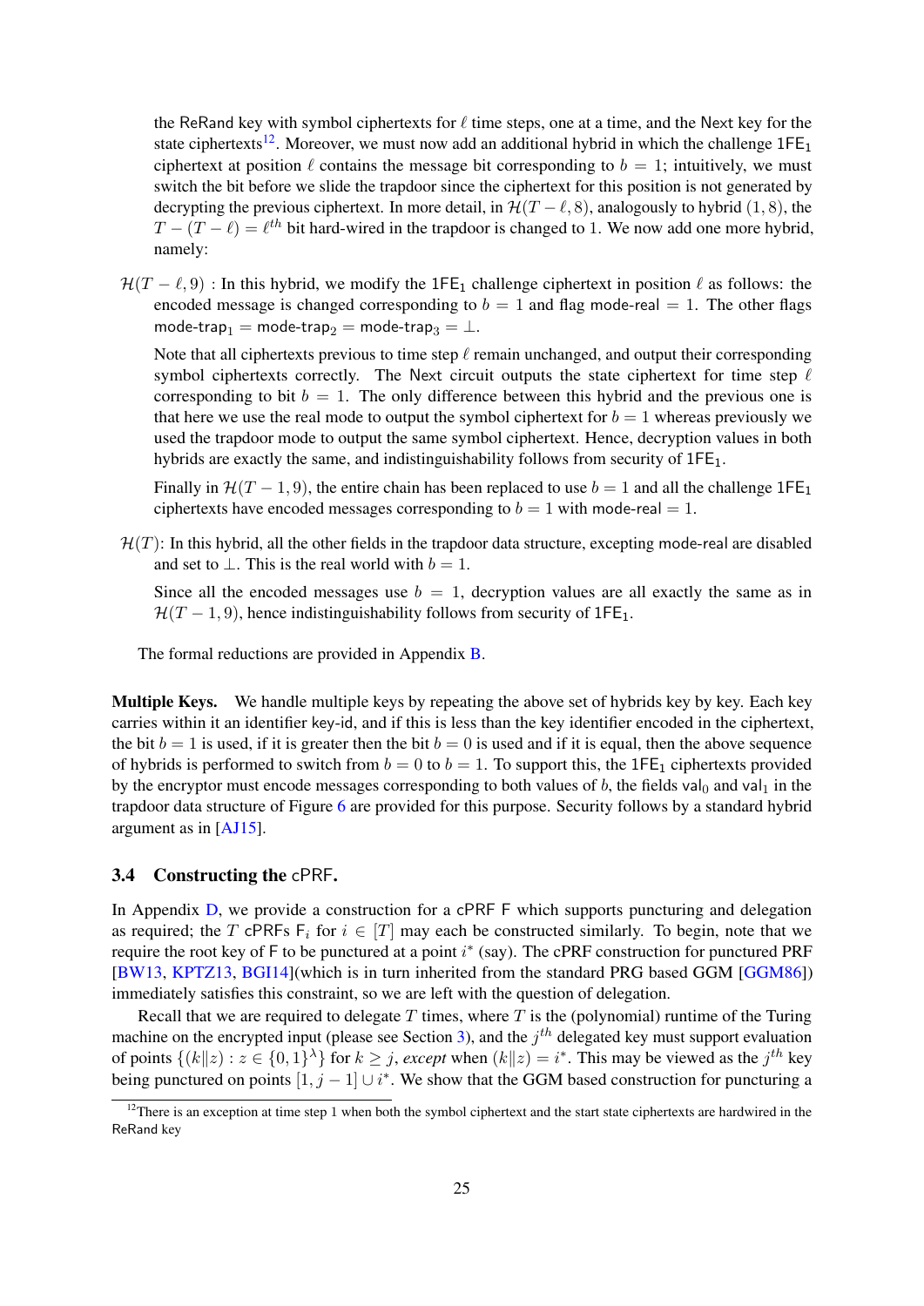the ReRand key with symbol ciphertexts for $\ell$ time steps, one at a time, and the Next key for the state ciphertexts[12]. Moreover, we must now add an additional hybrid in which the challenge $\mathsf{1FE}_1$ ciphertext at position $\ell$ contains the message bit corresponding to $b = 1$; intuitively, we must switch the bit before we slide the trapdoor since the ciphertext for this position is not generated by decrypting the previous ciphertext. In more detail, in $\mathcal{H}(T - \ell, 8)$, analogously to hybrid $(1, 8)$, the $T - (T - \ell) = \ell^{th}$ bit hard-wired in the trapdoor is changed to 1. We now add one more hybrid, namely:

$\mathcal{H}(T - \ell, 9)$ : In this hybrid, we modify the $\mathsf{1FE}_1$ challenge ciphertext in position $\ell$ as follows: the encoded message is changed corresponding to $b = 1$ and flag mode-real $= 1$. The other flags mode-trap$_1$ $=$ mode-trap$_2$ $=$ mode-trap$_3$ $= \perp$.

Note that all ciphertexts previous to time step $\ell$ remain unchanged, and output their corresponding symbol ciphertexts correctly. The Next circuit outputs the state ciphertext for time step $\ell$ corresponding to bit $b = 1$. The only difference between this hybrid and the previous one is that here we use the real mode to output the symbol ciphertext for $b = 1$ whereas previously we used the trapdoor mode to output the same symbol ciphertext. Hence, decryption values in both hybrids are exactly the same, and indistinguishability follows from security of $\mathsf{1FE}_1$.

Finally in $\mathcal{H}(T - 1, 9)$, the entire chain has been replaced to use $b = 1$ and all the challenge $\mathsf{1FE}_1$ ciphertexts have encoded messages corresponding to $b = 1$ with mode-real $= 1$.

$\mathcal{H}(T)$: In this hybrid, all the other fields in the trapdoor data structure, excepting mode-real are disabled and set to $\perp$. This is the real world with $b = 1$.

Since all the encoded messages use $b = 1$, decryption values are all exactly the same as in $\mathcal{H}(T - 1, 9)$, hence indistinguishability follows from security of $\mathsf{1FE}_1$.

The formal reductions are provided in Appendix B.

**Multiple Keys.** We handle multiple keys by repeating the above set of hybrids key by key. Each key carries within it an identifier key-id, and if this is less than the key identifier encoded in the ciphertext, the bit $b = 1$ is used, if it is greater then the bit $b = 0$ is used and if it is equal, then the above sequence of hybrids is performed to switch from $b = 0$ to $b = 1$. To support this, the $\mathsf{1FE}_1$ ciphertexts provided by the encryptor must encode messages corresponding to both values of $b$, the fields val$_0$ and val$_1$ in the trapdoor data structure of Figure 6 are provided for this purpose. Security follows by a standard hybrid argument as in [AJ15].

### 3.4 Constructing the cPRF.

In Appendix D, we provide a construction for a cPRF F which supports puncturing and delegation as required; the $T$ cPRFs $\mathsf{F}_i$ for $i \in [T]$ may each be constructed similarly. To begin, note that we require the root key of F to be punctured at a point $i^*$ (say). The cPRF construction for punctured PRF [BW13, KPTZ13, BGI14](which is in turn inherited from the standard PRG based GGM [GGM86]) immediately satisfies this constraint, so we are left with the question of delegation.

Recall that we are required to delegate $T$ times, where $T$ is the (polynomial) runtime of the Turing machine on the encrypted input (please see Section 3), and the $j^{th}$ delegated key must support evaluation of points $\{(k\|z) : z \in \{0,1\}^\lambda\}$ for $k \geq j$, *except* when $(k\|z) = i^*$. This may be viewed as the $j^{th}$ key being punctured on points $[1, j - 1] \cup i^*$. We show that the GGM based construction for puncturing a

[12] There is an exception at time step 1 when both the symbol ciphertext and the start state ciphertexts are hardwired in the ReRand key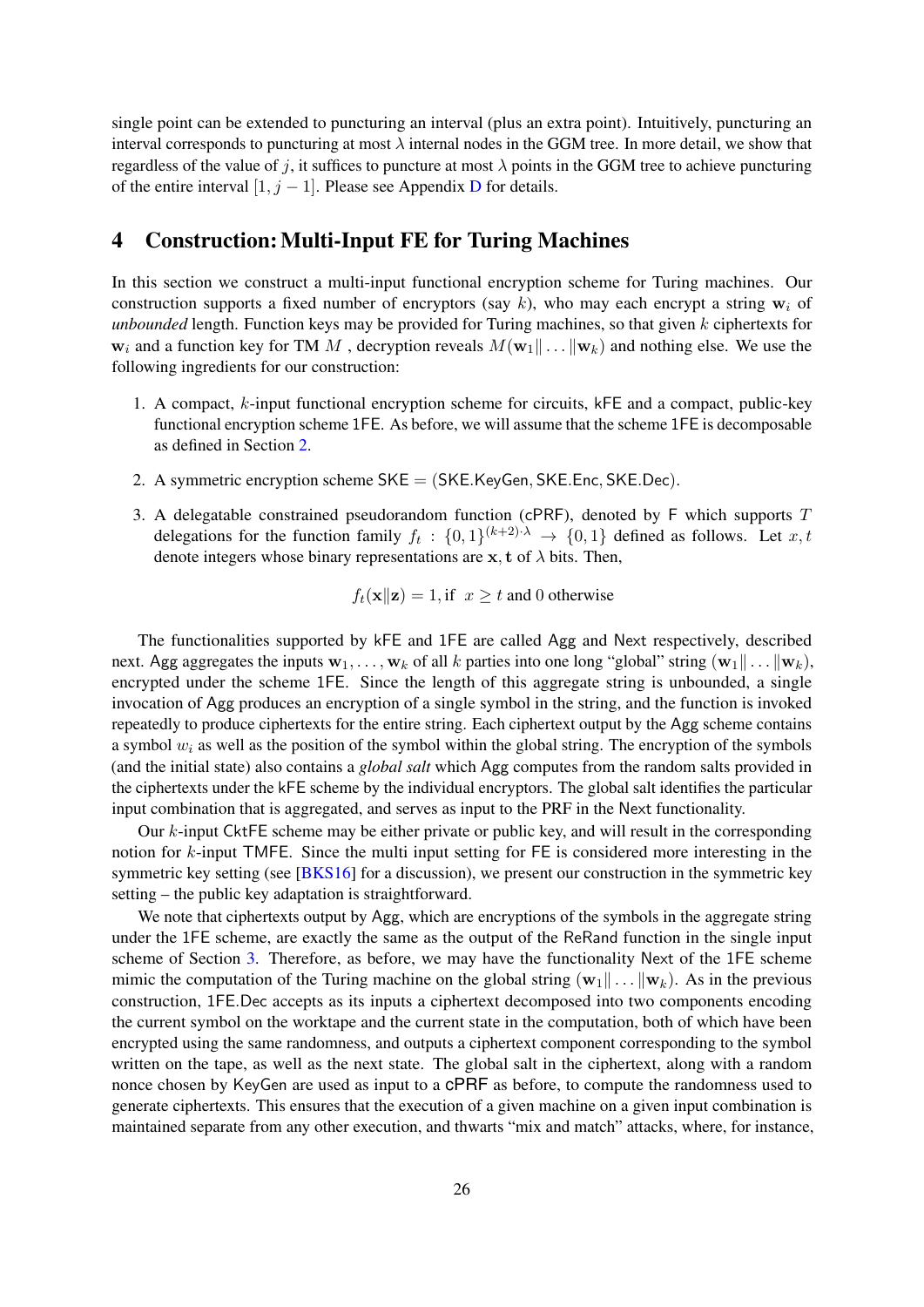single point can be extended to puncturing an interval (plus an extra point). Intuitively, puncturing an interval corresponds to puncturing at most $\lambda$ internal nodes in the GGM tree. In more detail, we show that regardless of the value of $j$, it suffices to puncture at most $\lambda$ points in the GGM tree to achieve puncturing of the entire interval $[1, j-1]$. Please see Appendix D for details.

# 4 Construction: Multi-Input FE for Turing Machines

In this section we construct a multi-input functional encryption scheme for Turing machines. Our construction supports a fixed number of encryptors (say $k$), who may each encrypt a string $\mathbf{w}_i$ of *unbounded* length. Function keys may be provided for Turing machines, so that given $k$ ciphertexts for $\mathbf{w}_i$ and a function key for TM $M$, decryption reveals $M(\mathbf{w}_1\|\ldots\|\mathbf{w}_k)$ and nothing else. We use the following ingredients for our construction:

1. A compact, $k$-input functional encryption scheme for circuits, kFE and a compact, public-key functional encryption scheme 1FE. As before, we will assume that the scheme 1FE is decomposable as defined in Section 2.

2. A symmetric encryption scheme SKE = (SKE.KeyGen, SKE.Enc, SKE.Dec).

3. A delegatable constrained pseudorandom function (cPRF), denoted by F which supports $T$ delegations for the function family $f_t : \{0,1\}^{(k+2)\cdot\lambda} \rightarrow \{0,1\}$ defined as follows. Let $x, t$ denote integers whose binary representations are $\mathbf{x}, \mathbf{t}$ of $\lambda$ bits. Then,

$$f_t(\mathbf{x}\|\mathbf{z}) = 1, \text{if } \ x \geq t \text{ and } 0 \text{ otherwise}$$

The functionalities supported by kFE and 1FE are called Agg and Next respectively, described next. Agg aggregates the inputs $\mathbf{w}_1, \ldots, \mathbf{w}_k$ of all $k$ parties into one long "global" string $(\mathbf{w}_1\|\ldots\|\mathbf{w}_k)$, encrypted under the scheme 1FE. Since the length of this aggregate string is unbounded, a single invocation of Agg produces an encryption of a single symbol in the string, and the function is invoked repeatedly to produce ciphertexts for the entire string. Each ciphertext output by the Agg scheme contains a symbol $w_i$ as well as the position of the symbol within the global string. The encryption of the symbols (and the initial state) also contains a *global salt* which Agg computes from the random salts provided in the ciphertexts under the kFE scheme by the individual encryptors. The global salt identifies the particular input combination that is aggregated, and serves as input to the PRF in the Next functionality.

Our $k$-input CktFE scheme may be either private or public key, and will result in the corresponding notion for $k$-input TMFE. Since the multi input setting for FE is considered more interesting in the symmetric key setting (see [BKS16] for a discussion), we present our construction in the symmetric key setting – the public key adaptation is straightforward.

We note that ciphertexts output by Agg, which are encryptions of the symbols in the aggregate string under the 1FE scheme, are exactly the same as the output of the ReRand function in the single input scheme of Section 3. Therefore, as before, we may have the functionality Next of the 1FE scheme mimic the computation of the Turing machine on the global string $(\mathbf{w}_1\|\ldots\|\mathbf{w}_k)$. As in the previous construction, 1FE.Dec accepts as its inputs a ciphertext decomposed into two components encoding the current symbol on the worktape and the current state in the computation, both of which have been encrypted using the same randomness, and outputs a ciphertext component corresponding to the symbol written on the tape, as well as the next state. The global salt in the ciphertext, along with a random nonce chosen by KeyGen are used as input to a cPRF as before, to compute the randomness used to generate ciphertexts. This ensures that the execution of a given machine on a given input combination is maintained separate from any other execution, and thwarts "mix and match" attacks, where, for instance,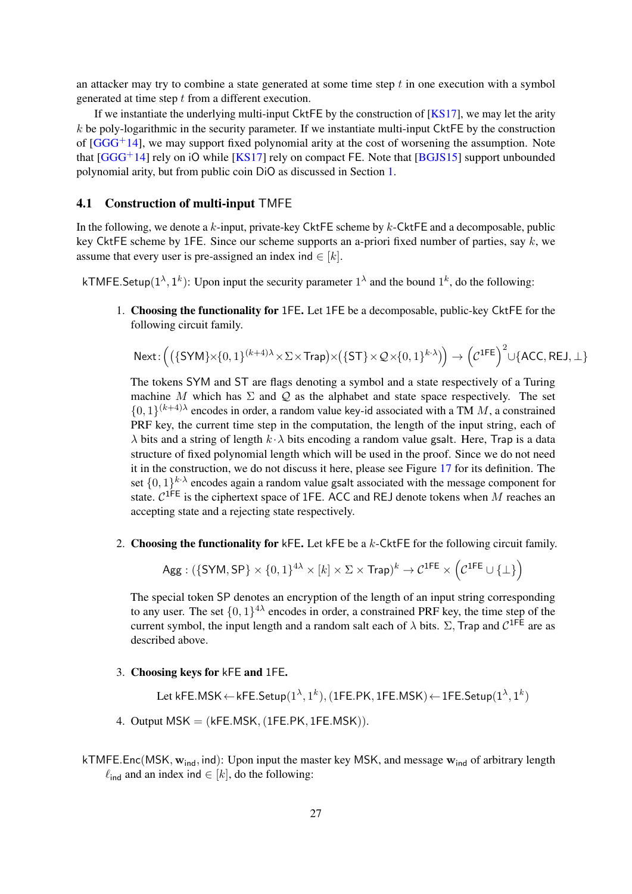an attacker may try to combine a state generated at some time step $t$ in one execution with a symbol generated at time step $t$ from a different execution.

If we instantiate the underlying multi-input CktFE by the construction of [KS17], we may let the arity $k$ be poly-logarithmic in the security parameter. If we instantiate multi-input CktFE by the construction of [GGG+14], we may support fixed polynomial arity at the cost of worsening the assumption. Note that [GGG+14] rely on iO while [KS17] rely on compact FE. Note that [BGJS15] support unbounded polynomial arity, but from public coin DiO as discussed in Section 1.

### 4.1 Construction of multi-input TMFE

In the following, we denote a $k$-input, private-key CktFE scheme by $k$-CktFE and a decomposable, public key CktFE scheme by 1FE. Since our scheme supports an a-priori fixed number of parties, say $k$, we assume that every user is pre-assigned an index $\mathsf{ind} \in [k]$.

$\mathsf{kTMFE.Setup}(1^\lambda, 1^k)$: Upon input the security parameter $1^\lambda$ and the bound $1^k$, do the following:

1. **Choosing the functionality for 1FE.** Let 1FE be a decomposable, public-key CktFE for the following circuit family.

$$\mathsf{Next} : \Big( \big(\{\mathsf{SYM}\} \times \{0,1\}^{(k+4)\lambda} \times \Sigma \times \mathsf{Trap}\big) \times \big(\{\mathsf{ST}\} \times \mathcal{Q} \times \{0,1\}^{k\cdot\lambda}\big)\Big) \rightarrow \Big(\mathcal{C}^{\mathsf{1FE}}\Big)^2 \cup \{\mathsf{ACC}, \mathsf{REJ}, \bot\}$$

   The tokens SYM and ST are flags denoting a symbol and a state respectively of a Turing machine $M$ which has $\Sigma$ and $\mathcal{Q}$ as the alphabet and state space respectively. The set $\{0,1\}^{(k+4)\lambda}$ encodes in order, a random value key-id associated with a TM $M$, a constrained PRF key, the current time step in the computation, the length of the input string, each of $\lambda$ bits and a string of length $k \cdot \lambda$ bits encoding a random value gsalt. Here, Trap is a data structure of fixed polynomial length which will be used in the proof. Since we do not need it in the construction, we do not discuss it here, please see Figure 17 for its definition. The set $\{0,1\}^{k\cdot\lambda}$ encodes again a random value gsalt associated with the message component for state. $\mathcal{C}^{\mathsf{1FE}}$ is the ciphertext space of 1FE. ACC and REJ denote tokens when $M$ reaches an accepting state and a rejecting state respectively.

2. **Choosing the functionality for kFE.** Let kFE be a $k$-CktFE for the following circuit family.

$$\mathsf{Agg} : \big(\{\mathsf{SYM}, \mathsf{SP}\} \times \{0,1\}^{4\lambda} \times [k] \times \Sigma \times \mathsf{Trap}\big)^k \rightarrow \mathcal{C}^{\mathsf{1FE}} \times \Big(\mathcal{C}^{\mathsf{1FE}} \cup \{\bot\}\Big)$$

   The special token SP denotes an encryption of the length of an input string corresponding to any user. The set $\{0,1\}^{4\lambda}$ encodes in order, a constrained PRF key, the time step of the current symbol, the input length and a random salt each of $\lambda$ bits. $\Sigma$, Trap and $\mathcal{C}^{\mathsf{1FE}}$ are as described above.

3. **Choosing keys for kFE and 1FE.**

$$\text{Let } \mathsf{kFE.MSK} \leftarrow \mathsf{kFE.Setup}(1^\lambda, 1^k), (\mathsf{1FE.PK}, \mathsf{1FE.MSK}) \leftarrow \mathsf{1FE.Setup}(1^\lambda, 1^k)$$

4. Output $\mathsf{MSK} = (\mathsf{kFE.MSK}, (\mathsf{1FE.PK}, \mathsf{1FE.MSK}))$.

$\mathsf{kTMFE.Enc}(\mathsf{MSK}, \mathbf{w}_{\mathsf{ind}}, \mathsf{ind})$: Upon input the master key MSK, and message $\mathbf{w}_{\mathsf{ind}}$ of arbitrary length $\ell_{\mathsf{ind}}$ and an index $\mathsf{ind} \in [k]$, do the following: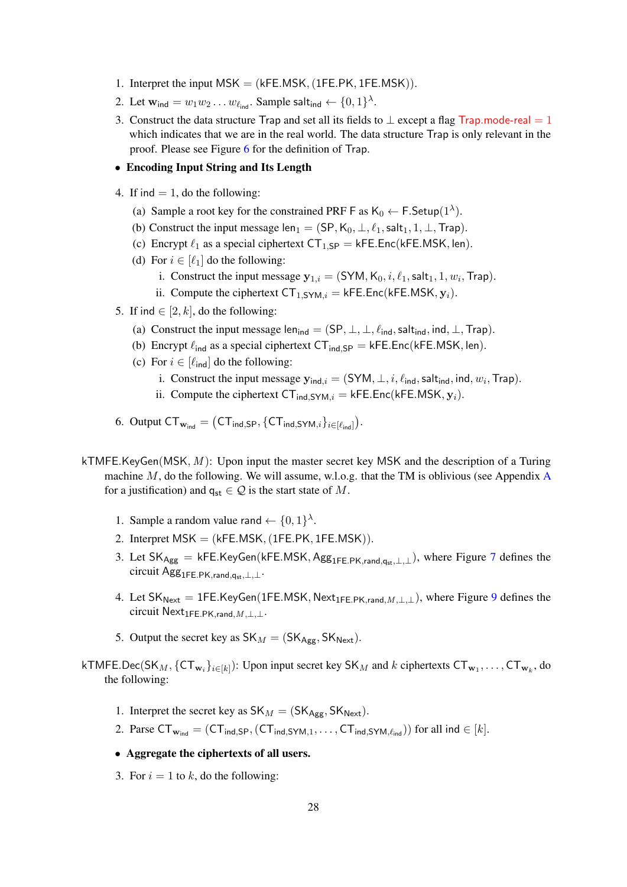1. Interpret the input $\mathsf{MSK} = (\mathsf{kFE.MSK}, (\mathsf{1FE.PK}, \mathsf{1FE.MSK}))$.
2. Let $\mathbf{w}_{\mathsf{ind}} = w_1 w_2 \ldots w_{\ell_{\mathsf{ind}}}$. Sample $\mathsf{salt}_{\mathsf{ind}} \leftarrow \{0,1\}^\lambda$.
3. Construct the data structure Trap and set all its fields to $\perp$ except a flag $\mathsf{Trap.mode\text{-}real} = 1$ which indicates that we are in the real world. The data structure Trap is only relevant in the proof. Please see Figure 6 for the definition of Trap.

- **Encoding Input String and Its Length**

4. If $\mathsf{ind} = 1$, do the following:
   (a) Sample a root key for the constrained PRF F as $\mathsf{K}_0 \leftarrow \mathsf{F.Setup}(1^\lambda)$.
   (b) Construct the input message $\mathsf{len}_1 = (\mathsf{SP}, \mathsf{K}_0, \perp, \ell_1, \mathsf{salt}_1, 1, \perp, \mathsf{Trap})$.
   (c) Encrypt $\ell_1$ as a special ciphertext $\mathsf{CT}_{1,\mathsf{SP}} = \mathsf{kFE.Enc}(\mathsf{kFE.MSK}, \mathsf{len})$.
   (d) For $i \in [\ell_1]$ do the following:
      i. Construct the input message $\mathbf{y}_{1,i} = (\mathsf{SYM}, \mathsf{K}_0, i, \ell_1, \mathsf{salt}_1, 1, w_i, \mathsf{Trap})$.
      ii. Compute the ciphertext $\mathsf{CT}_{1,\mathsf{SYM},i} = \mathsf{kFE.Enc}(\mathsf{kFE.MSK}, \mathbf{y}_i)$.
5. If $\mathsf{ind} \in [2,k]$, do the following:
   (a) Construct the input message $\mathsf{len}_{\mathsf{ind}} = (\mathsf{SP}, \perp, \perp, \ell_{\mathsf{ind}}, \mathsf{salt}_{\mathsf{ind}}, \mathsf{ind}, \perp, \mathsf{Trap})$.
   (b) Encrypt $\ell_{\mathsf{ind}}$ as a special ciphertext $\mathsf{CT}_{\mathsf{ind},\mathsf{SP}} = \mathsf{kFE.Enc}(\mathsf{kFE.MSK}, \mathsf{len})$.
   (c) For $i \in [\ell_{\mathsf{ind}}]$ do the following:
      i. Construct the input message $\mathbf{y}_{\mathsf{ind},i} = (\mathsf{SYM}, \perp, i, \ell_{\mathsf{ind}}, \mathsf{salt}_{\mathsf{ind}}, \mathsf{ind}, w_i, \mathsf{Trap})$.
      ii. Compute the ciphertext $\mathsf{CT}_{\mathsf{ind},\mathsf{SYM},i} = \mathsf{kFE.Enc}(\mathsf{kFE.MSK}, \mathbf{y}_i)$.
6. Output $\mathsf{CT}_{\mathbf{w}_{\mathsf{ind}}} = \left(\mathsf{CT}_{\mathsf{ind},\mathsf{SP}}, \{\mathsf{CT}_{\mathsf{ind},\mathsf{SYM},i}\}_{i\in[\ell_{\mathsf{ind}}]}\right)$.

$\mathsf{kTMFE.KeyGen}(\mathsf{MSK}, M)$: Upon input the master secret key MSK and the description of a Turing machine $M$, do the following. We will assume, w.l.o.g. that the TM is oblivious (see Appendix A for a justification) and $\mathsf{q}_{\mathsf{st}} \in \mathcal{Q}$ is the start state of $M$.

1. Sample a random value $\mathsf{rand} \leftarrow \{0,1\}^\lambda$.
2. Interpret $\mathsf{MSK} = (\mathsf{kFE.MSK}, (\mathsf{1FE.PK}, \mathsf{1FE.MSK}))$.
3. Let $\mathsf{SK}_{\mathsf{Agg}} = \mathsf{kFE.KeyGen}(\mathsf{kFE.MSK}, \mathsf{Agg}_{\mathsf{1FE.PK},\mathsf{rand},\mathsf{q}_{\mathsf{st}},\perp,\perp})$, where Figure 7 defines the circuit $\mathsf{Agg}_{\mathsf{1FE.PK},\mathsf{rand},\mathsf{q}_{\mathsf{st}},\perp,\perp}$.
4. Let $\mathsf{SK}_{\mathsf{Next}} = \mathsf{1FE.KeyGen}(\mathsf{1FE.MSK}, \mathsf{Next}_{\mathsf{1FE.PK},\mathsf{rand},M,\perp,\perp})$, where Figure 9 defines the circuit $\mathsf{Next}_{\mathsf{1FE.PK},\mathsf{rand},M,\perp,\perp}$.
5. Output the secret key as $\mathsf{SK}_M = (\mathsf{SK}_{\mathsf{Agg}}, \mathsf{SK}_{\mathsf{Next}})$.

$\mathsf{kTMFE.Dec}(\mathsf{SK}_M, \{\mathsf{CT}_{\mathbf{w}_i}\}_{i\in[k]})$: Upon input secret key $\mathsf{SK}_M$ and $k$ ciphertexts $\mathsf{CT}_{\mathbf{w}_1}, \ldots, \mathsf{CT}_{\mathbf{w}_k}$, do the following:

1. Interpret the secret key as $\mathsf{SK}_M = (\mathsf{SK}_{\mathsf{Agg}}, \mathsf{SK}_{\mathsf{Next}})$.
2. Parse $\mathsf{CT}_{\mathbf{w}_{\mathsf{ind}}} = (\mathsf{CT}_{\mathsf{ind},\mathsf{SP}}, (\mathsf{CT}_{\mathsf{ind},\mathsf{SYM},1}, \ldots, \mathsf{CT}_{\mathsf{ind},\mathsf{SYM},\ell_{\mathsf{ind}}}))$ for all $\mathsf{ind} \in [k]$.

- **Aggregate the ciphertexts of all users.**

3. For $i = 1$ to $k$, do the following: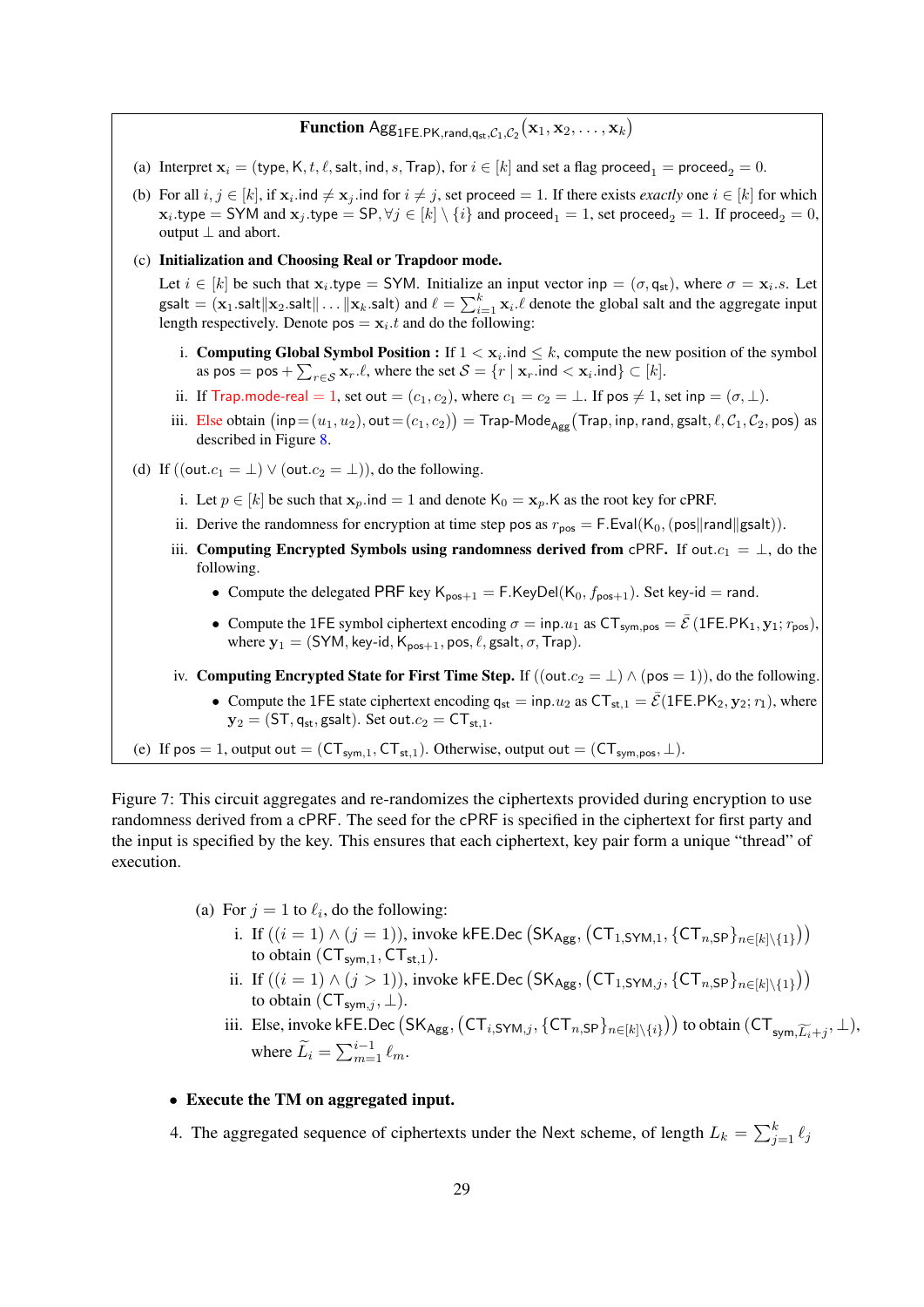**Function** $\mathsf{Agg}_{\mathsf{1FE.PK},\mathsf{rand},\mathsf{q_{st}},\mathcal{C}_1,\mathcal{C}_2}(\mathbf{x}_1, \mathbf{x}_2, \ldots, \mathbf{x}_k)$

(a) Interpret $\mathbf{x}_i = (\mathsf{type}, \mathsf{K}, t, \ell, \mathsf{salt}, \mathsf{ind}, s, \mathsf{Trap})$, for $i \in [k]$ and set a flag $\mathsf{proceed}_1 = \mathsf{proceed}_2 = 0$.

(b) For all $i, j \in [k]$, if $\mathbf{x}_i.\mathsf{ind} \neq \mathbf{x}_j.\mathsf{ind}$ for $i \neq j$, set proceed $= 1$. If there exists *exactly* one $i \in [k]$ for which $\mathbf{x}_i.\mathsf{type} = \mathsf{SYM}$ and $\mathbf{x}_j.\mathsf{type} = \mathsf{SP}, \forall j \in [k] \setminus \{i\}$ and $\mathsf{proceed}_1 = 1$, set $\mathsf{proceed}_2 = 1$. If $\mathsf{proceed}_2 = 0$, output $\perp$ and abort.

(c) **Initialization and Choosing Real or Trapdoor mode.**

Let $i \in [k]$ be such that $\mathbf{x}_i.\mathsf{type} = \mathsf{SYM}$. Initialize an input vector $\mathsf{inp} = (\sigma, \mathsf{q_{st}})$, where $\sigma = \mathbf{x}_i.s$. Let $\mathsf{gsalt} = (\mathbf{x}_1.\mathsf{salt} \| \mathbf{x}_2.\mathsf{salt} \| \ldots \| \mathbf{x}_k.\mathsf{salt})$ and $\ell = \sum_{i=1}^{k} \mathbf{x}_i.\ell$ denote the global salt and the aggregate input length respectively. Denote $\mathsf{pos} = \mathbf{x}_i.t$ and do the following:

i. **Computing Global Symbol Position :** If $1 < \mathbf{x}_i.\mathsf{ind} \leq k$, compute the new position of the symbol as $\mathsf{pos} = \mathsf{pos} + \sum_{r \in \mathcal{S}} \mathbf{x}_r.\ell$, where the set $\mathcal{S} = \{r \mid \mathbf{x}_r.\mathsf{ind} < \mathbf{x}_i.\mathsf{ind}\} \subset [k]$.

ii. If $\mathsf{Trap.mode\text{-}real} = 1$, set $\mathsf{out} = (c_1, c_2)$, where $c_1 = c_2 = \perp$. If $\mathsf{pos} \neq 1$, set $\mathsf{inp} = (\sigma, \perp)$.

iii. Else obtain $(\mathsf{inp} = (u_1, u_2), \mathsf{out} = (c_1, c_2)) = \mathsf{Trap\text{-}Mode_{Agg}}(\mathsf{Trap}, \mathsf{inp}, \mathsf{rand}, \mathsf{gsalt}, \ell, \mathcal{C}_1, \mathcal{C}_2, \mathsf{pos})$ as described in Figure 8.

(d) If $((\mathsf{out}.c_1 = \perp) \vee (\mathsf{out}.c_2 = \perp))$, do the following.

i. Let $p \in [k]$ be such that $\mathbf{x}_p.\mathsf{ind} = 1$ and denote $\mathsf{K}_0 = \mathbf{x}_p.\mathsf{K}$ as the root key for cPRF.

ii. Derive the randomness for encryption at time step pos as $r_{\mathsf{pos}} = \mathsf{F.Eval}(\mathsf{K}_0, (\mathsf{pos} \| \mathsf{rand} \| \mathsf{gsalt}))$.

iii. **Computing Encrypted Symbols using randomness derived from** cPRF. If $\mathsf{out}.c_1 = \perp$, do the following.

- Compute the delegated PRF key $\mathsf{K}_{\mathsf{pos}+1} = \mathsf{F.KeyDel}(\mathsf{K}_0, f_{\mathsf{pos}+1})$. Set key-id $=$ rand.
- Compute the 1FE symbol ciphertext encoding $\sigma = \mathsf{inp}.u_1$ as $\mathsf{CT}_{\mathsf{sym},\mathsf{pos}} = \bar{\mathcal{E}}(\mathsf{1FE.PK}_1, \mathbf{y}_1; r_{\mathsf{pos}})$, where $\mathbf{y}_1 = (\mathsf{SYM}, \mathsf{key\text{-}id}, \mathsf{K}_{\mathsf{pos}+1}, \mathsf{pos}, \ell, \mathsf{gsalt}, \sigma, \mathsf{Trap})$.

iv. **Computing Encrypted State for First Time Step.** If $((\mathsf{out}.c_2 = \perp) \wedge (\mathsf{pos} = 1))$, do the following.

- Compute the 1FE state ciphertext encoding $\mathsf{q_{st}} = \mathsf{inp}.u_2$ as $\mathsf{CT}_{\mathsf{st},1} = \bar{\mathcal{E}}(\mathsf{1FE.PK}_2, \mathbf{y}_2; r_1)$, where $\mathbf{y}_2 = (\mathsf{ST}, \mathsf{q_{st}}, \mathsf{gsalt})$. Set $\mathsf{out}.c_2 = \mathsf{CT}_{\mathsf{st},1}$.

(e) If $\mathsf{pos} = 1$, output $\mathsf{out} = (\mathsf{CT}_{\mathsf{sym},1}, \mathsf{CT}_{\mathsf{st},1})$. Otherwise, output $\mathsf{out} = (\mathsf{CT}_{\mathsf{sym},\mathsf{pos}}, \perp)$.

Figure 7: This circuit aggregates and re-randomizes the ciphertexts provided during encryption to use randomness derived from a cPRF. The seed for the cPRF is specified in the ciphertext for first party and the input is specified by the key. This ensures that each ciphertext, key pair form a unique "thread" of execution.

(a) For $j = 1$ to $\ell_i$, do the following:

i. If $((i = 1) \wedge (j = 1))$, invoke $\mathsf{kFE.Dec}\left(\mathsf{SK_{Agg}}, \left(\mathsf{CT}_{1,\mathsf{SYM},1}, \{\mathsf{CT}_{n,\mathsf{SP}}\}_{n \in [k] \setminus \{1\}}\right)\right)$ to obtain $(\mathsf{CT}_{\mathsf{sym},1}, \mathsf{CT}_{\mathsf{st},1})$.

ii. If $((i = 1) \wedge (j > 1))$, invoke $\mathsf{kFE.Dec}\left(\mathsf{SK_{Agg}}, \left(\mathsf{CT}_{1,\mathsf{SYM},j}, \{\mathsf{CT}_{n,\mathsf{SP}}\}_{n \in [k] \setminus \{1\}}\right)\right)$ to obtain $(\mathsf{CT}_{\mathsf{sym},j}, \perp)$.

iii. Else, invoke $\mathsf{kFE.Dec}\left(\mathsf{SK_{Agg}}, \left(\mathsf{CT}_{i,\mathsf{SYM},j}, \{\mathsf{CT}_{n,\mathsf{SP}}\}_{n \in [k] \setminus \{i\}}\right)\right)$ to obtain $(\mathsf{CT}_{\mathsf{sym},\widetilde{L}_i + j}, \perp)$, where $\widetilde{L}_i = \sum_{m=1}^{i-1} \ell_m$.

- **Execute the TM on aggregated input.**

4. The aggregated sequence of ciphertexts under the Next scheme, of length $L_k = \sum_{j=1}^{k} \ell_j$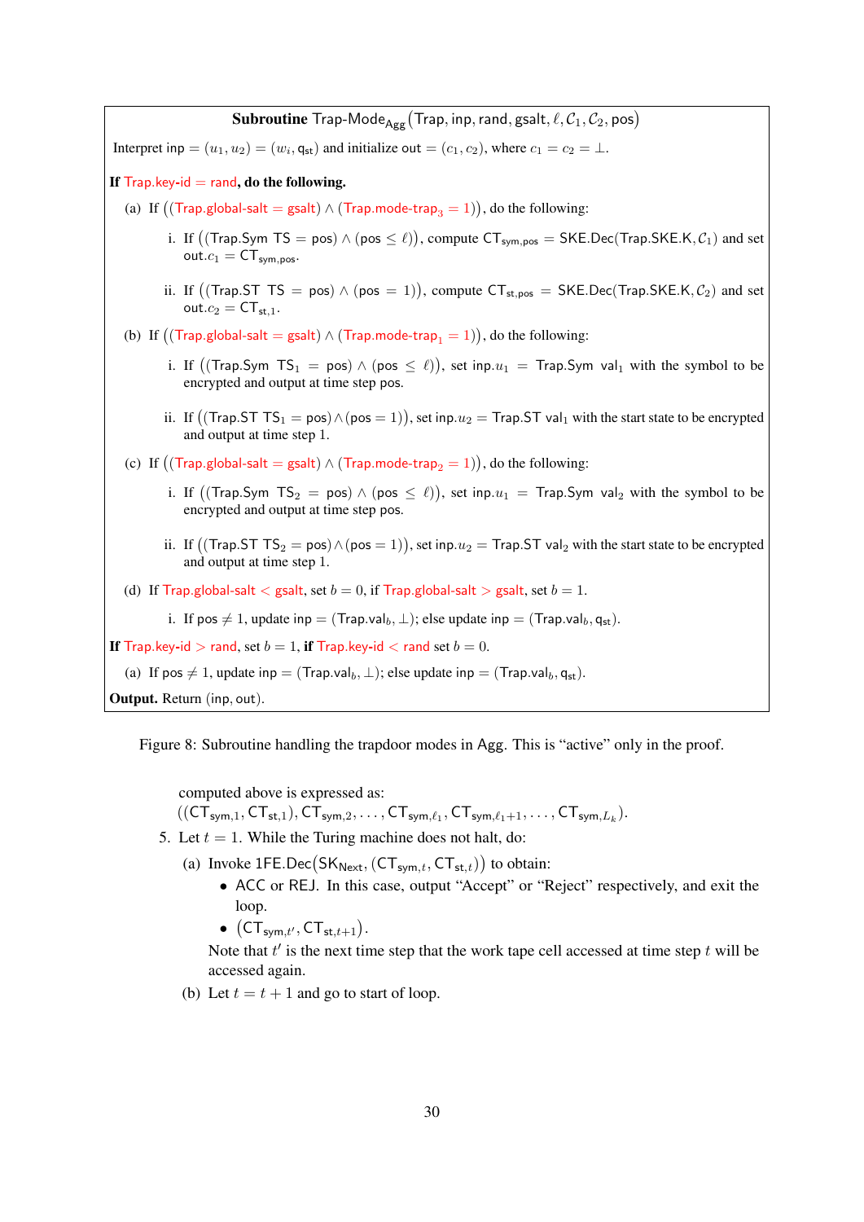**Subroutine** $\mathsf{Trap\text{-}Mode}_{\mathsf{Agg}}(\mathsf{Trap}, \mathsf{inp}, \mathsf{rand}, \mathsf{gsalt}, \ell, \mathcal{C}_1, \mathcal{C}_2, \mathsf{pos})$

Interpret $\mathsf{inp} = (u_1, u_2) = (w_i, \mathsf{q_{st}})$ and initialize $\mathsf{out} = (c_1, c_2)$, where $c_1 = c_2 = \perp$.

**If** $\mathsf{Trap.key\text{-}id} = \mathsf{rand}$**, do the following.**

(a) If $((\mathsf{Trap.global\text{-}salt} = \mathsf{gsalt}) \wedge (\mathsf{Trap.mode\text{-}trap}_3 = 1))$, do the following:

   i. If $((\mathsf{Trap.Sym\ TS} = \mathsf{pos}) \wedge (\mathsf{pos} \leq \ell))$, compute $\mathsf{CT_{sym,pos}} = \mathsf{SKE.Dec}(\mathsf{Trap.SKE.K}, \mathcal{C}_1)$ and set $\mathsf{out}.c_1 = \mathsf{CT_{sym,pos}}$.

   ii. If $((\mathsf{Trap.ST\ TS} = \mathsf{pos}) \wedge (\mathsf{pos} = 1))$, compute $\mathsf{CT_{st,pos}} = \mathsf{SKE.Dec}(\mathsf{Trap.SKE.K}, \mathcal{C}_2)$ and set $\mathsf{out}.c_2 = \mathsf{CT_{st,1}}$.

(b) If $((\mathsf{Trap.global\text{-}salt} = \mathsf{gsalt}) \wedge (\mathsf{Trap.mode\text{-}trap}_1 = 1))$, do the following:

   i. If $((\mathsf{Trap.Sym\ TS}_1 = \mathsf{pos}) \wedge (\mathsf{pos} \leq \ell))$, set $\mathsf{inp}.u_1 = \mathsf{Trap.Sym\ val}_1$ with the symbol to be encrypted and output at time step pos.

   ii. If $((\mathsf{Trap.ST\ TS}_1 = \mathsf{pos}) \wedge (\mathsf{pos} = 1))$, set $\mathsf{inp}.u_2 = \mathsf{Trap.ST\ val}_1$ with the start state to be encrypted and output at time step 1.

(c) If $((\mathsf{Trap.global\text{-}salt} = \mathsf{gsalt}) \wedge (\mathsf{Trap.mode\text{-}trap}_2 = 1))$, do the following:

   i. If $((\mathsf{Trap.Sym\ TS}_2 = \mathsf{pos}) \wedge (\mathsf{pos} \leq \ell))$, set $\mathsf{inp}.u_1 = \mathsf{Trap.Sym\ val}_2$ with the symbol to be encrypted and output at time step pos.

   ii. If $((\mathsf{Trap.ST\ TS}_2 = \mathsf{pos}) \wedge (\mathsf{pos} = 1))$, set $\mathsf{inp}.u_2 = \mathsf{Trap.ST\ val}_2$ with the start state to be encrypted and output at time step 1.

(d) If $\mathsf{Trap.global\text{-}salt} < \mathsf{gsalt}$, set $b = 0$, if $\mathsf{Trap.global\text{-}salt} > \mathsf{gsalt}$, set $b = 1$.

   i. If $\mathsf{pos} \neq 1$, update $\mathsf{inp} = (\mathsf{Trap.val}_b, \perp)$; else update $\mathsf{inp} = (\mathsf{Trap.val}_b, \mathsf{q_{st}})$.

**If** $\mathsf{Trap.key\text{-}id} > \mathsf{rand}$, set $b = 1$, **if** $\mathsf{Trap.key\text{-}id} < \mathsf{rand}$ set $b = 0$.

(a) If $\mathsf{pos} \neq 1$, update $\mathsf{inp} = (\mathsf{Trap.val}_b, \perp)$; else update $\mathsf{inp} = (\mathsf{Trap.val}_b, \mathsf{q_{st}})$.

**Output.** Return $(\mathsf{inp}, \mathsf{out})$.

Figure 8: Subroutine handling the trapdoor modes in Agg. This is "active" only in the proof.

computed above is expressed as:
$((\mathsf{CT_{sym,1}}, \mathsf{CT_{st,1}}), \mathsf{CT_{sym,2}}, \ldots, \mathsf{CT_{sym,\ell_1}}, \mathsf{CT_{sym,\ell_1+1}}, \ldots, \mathsf{CT_{sym,L_k}})$.

5. Let $t = 1$. While the Turing machine does not halt, do:

   (a) Invoke $\mathsf{1FE.Dec}(\mathsf{SK_{Next}}, (\mathsf{CT_{sym,t}}, \mathsf{CT_{st,t}}))$ to obtain:
   - ACC or REJ. In this case, output "Accept" or "Reject" respectively, and exit the loop.
   - $(\mathsf{CT_{sym,t'}}, \mathsf{CT_{st,t+1}})$.

   Note that $t'$ is the next time step that the work tape cell accessed at time step $t$ will be accessed again.

   (b) Let $t = t + 1$ and go to start of loop.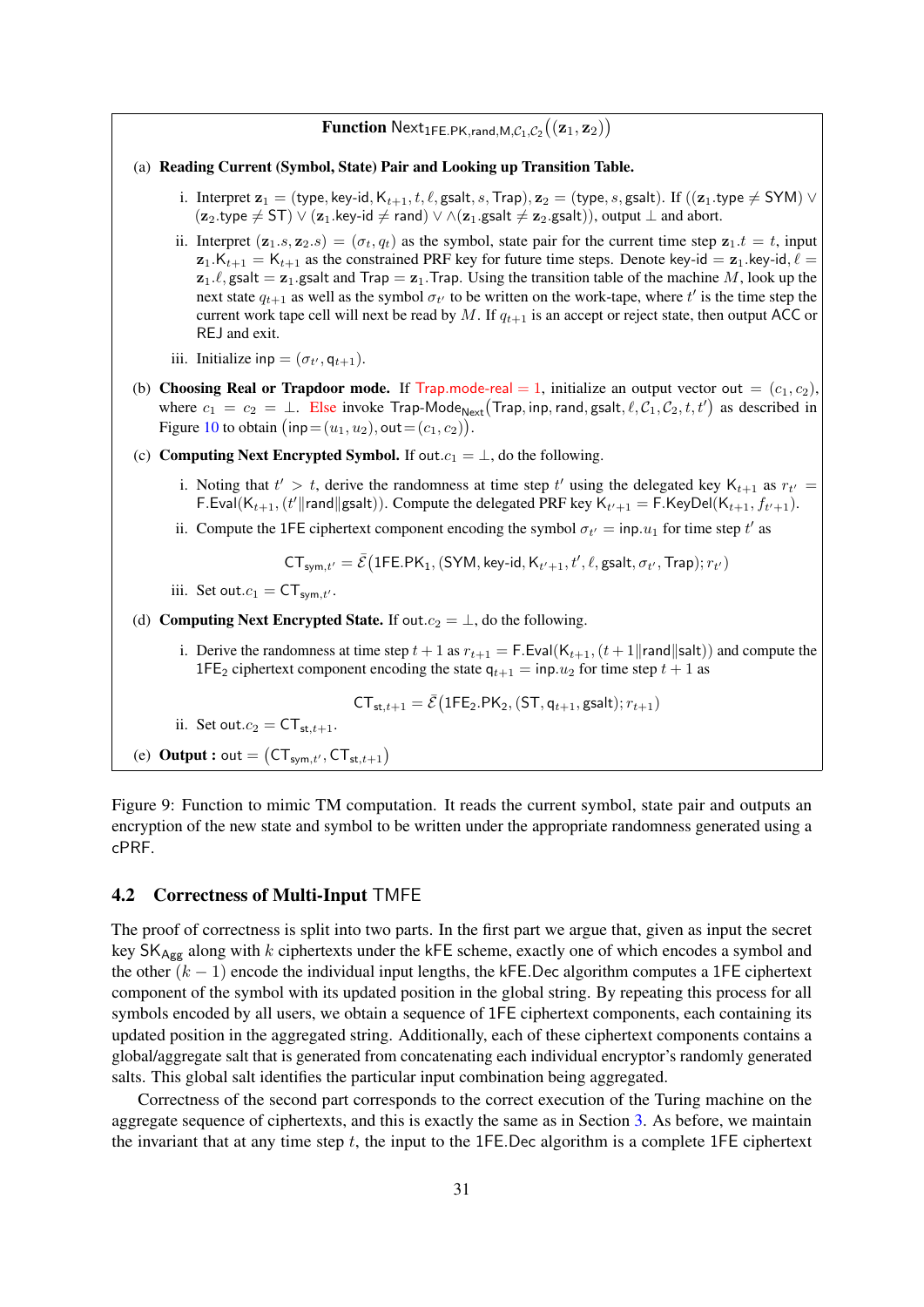**Function** $\mathsf{Next}_{\mathsf{1FE.PK},\mathsf{rand},\mathsf{M},\mathcal{C}_1,\mathcal{C}_2}\big((\mathbf{z}_1,\mathbf{z}_2)\big)$

(a) **Reading Current (Symbol, State) Pair and Looking up Transition Table.**

i. Interpret $\mathbf{z}_1 = (\mathsf{type}, \mathsf{key\text{-}id}, \mathsf{K}_{t+1}, t, \ell, \mathsf{gsalt}, s, \mathsf{Trap})$, $\mathbf{z}_2 = (\mathsf{type}, s, \mathsf{gsalt})$. If $((\mathbf{z}_1.\mathsf{type} \neq \mathsf{SYM}) \vee (\mathbf{z}_2.\mathsf{type} \neq \mathsf{ST}) \vee (\mathbf{z}_1.\mathsf{key\text{-}id} \neq \mathsf{rand}) \vee \wedge(\mathbf{z}_1.\mathsf{gsalt} \neq \mathbf{z}_2.\mathsf{gsalt}))$, output $\perp$ and abort.

ii. Interpret $(\mathbf{z}_1.s, \mathbf{z}_2.s) = (\sigma_t, q_t)$ as the symbol, state pair for the current time step $\mathbf{z}_1.t = t$, input $\mathbf{z}_1.\mathsf{K}_{t+1} = \mathsf{K}_{t+1}$ as the constrained PRF key for future time steps. Denote $\mathsf{key\text{-}id} = \mathbf{z}_1.\mathsf{key\text{-}id}$, $\ell = \mathbf{z}_1.\ell$, $\mathsf{gsalt} = \mathbf{z}_1.\mathsf{gsalt}$ and $\mathsf{Trap} = \mathbf{z}_1.\mathsf{Trap}$. Using the transition table of the machine $M$, look up the next state $q_{t+1}$ as well as the symbol $\sigma_{t'}$ to be written on the work-tape, where $t'$ is the time step the current work tape cell will next be read by $M$. If $q_{t+1}$ is an accept or reject state, then output ACC or REJ and exit.

iii. Initialize $\mathsf{inp} = (\sigma_{t'}, \mathsf{q}_{t+1})$.

(b) **Choosing Real or Trapdoor mode.** If $\mathsf{Trap}.\mathsf{mode\text{-}real} = 1$, initialize an output vector $\mathsf{out} = (c_1, c_2)$, where $c_1 = c_2 = \perp$. Else invoke $\mathsf{Trap\text{-}Mode}_{\mathsf{Next}}\big(\mathsf{Trap}, \mathsf{inp}, \mathsf{rand}, \mathsf{gsalt}, \ell, \mathcal{C}_1, \mathcal{C}_2, t, t'\big)$ as described in Figure 10 to obtain $\big(\mathsf{inp} = (u_1, u_2), \mathsf{out} = (c_1, c_2)\big)$.

(c) **Computing Next Encrypted Symbol.** If $\mathsf{out}.c_1 = \perp$, do the following.

i. Noting that $t' > t$, derive the randomness at time step $t'$ using the delegated key $\mathsf{K}_{t+1}$ as $r_{t'} = \mathsf{F.Eval}(\mathsf{K}_{t+1}, (t' \| \mathsf{rand} \| \mathsf{gsalt}))$. Compute the delegated PRF key $\mathsf{K}_{t'+1} = \mathsf{F.KeyDel}(\mathsf{K}_{t+1}, f_{t'+1})$.

ii. Compute the 1FE ciphertext component encoding the symbol $\sigma_{t'} = \mathsf{inp}.u_1$ for time step $t'$ as

$$\mathsf{CT}_{\mathsf{sym},t'} = \bar{\mathcal{E}}\big(\mathsf{1FE.PK}_1, (\mathsf{SYM}, \mathsf{key\text{-}id}, \mathsf{K}_{t'+1}, t', \ell, \mathsf{gsalt}, \sigma_{t'}, \mathsf{Trap}); r_{t'}\big)$$

iii. Set $\mathsf{out}.c_1 = \mathsf{CT}_{\mathsf{sym},t'}$.

(d) **Computing Next Encrypted State.** If $\mathsf{out}.c_2 = \perp$, do the following.

i. Derive the randomness at time step $t+1$ as $r_{t+1} = \mathsf{F.Eval}(\mathsf{K}_{t+1}, (t+1 \| \mathsf{rand} \| \mathsf{salt}))$ and compute the $\mathsf{1FE}_2$ ciphertext component encoding the state $\mathsf{q}_{t+1} = \mathsf{inp}.u_2$ for time step $t+1$ as

$$\mathsf{CT}_{\mathsf{st},t+1} = \bar{\mathcal{E}}\big(\mathsf{1FE}_2.\mathsf{PK}_2, (\mathsf{ST}, \mathsf{q}_{t+1}, \mathsf{gsalt}); r_{t+1}\big)$$

ii. Set $\mathsf{out}.c_2 = \mathsf{CT}_{\mathsf{st},t+1}$.

(e) **Output :** $\mathsf{out} = \big(\mathsf{CT}_{\mathsf{sym},t'}, \mathsf{CT}_{\mathsf{st},t+1}\big)$

Figure 9: Function to mimic TM computation. It reads the current symbol, state pair and outputs an encryption of the new state and symbol to be written under the appropriate randomness generated using a cPRF.

## 4.2 Correctness of Multi-Input TMFE

The proof of correctness is split into two parts. In the first part we argue that, given as input the secret key $\mathsf{SK}_{\mathsf{Agg}}$ along with $k$ ciphertexts under the kFE scheme, exactly one of which encodes a symbol and the other $(k-1)$ encode the individual input lengths, the kFE.Dec algorithm computes a 1FE ciphertext component of the symbol with its updated position in the global string. By repeating this process for all symbols encoded by all users, we obtain a sequence of 1FE ciphertext components, each containing its updated position in the aggregated string. Additionally, each of these ciphertext components contains a global/aggregate salt that is generated from concatenating each individual encryptor's randomly generated salts. This global salt identifies the particular input combination being aggregated.

Correctness of the second part corresponds to the correct execution of the Turing machine on the aggregate sequence of ciphertexts, and this is exactly the same as in Section 3. As before, we maintain the invariant that at any time step $t$, the input to the 1FE.Dec algorithm is a complete 1FE ciphertext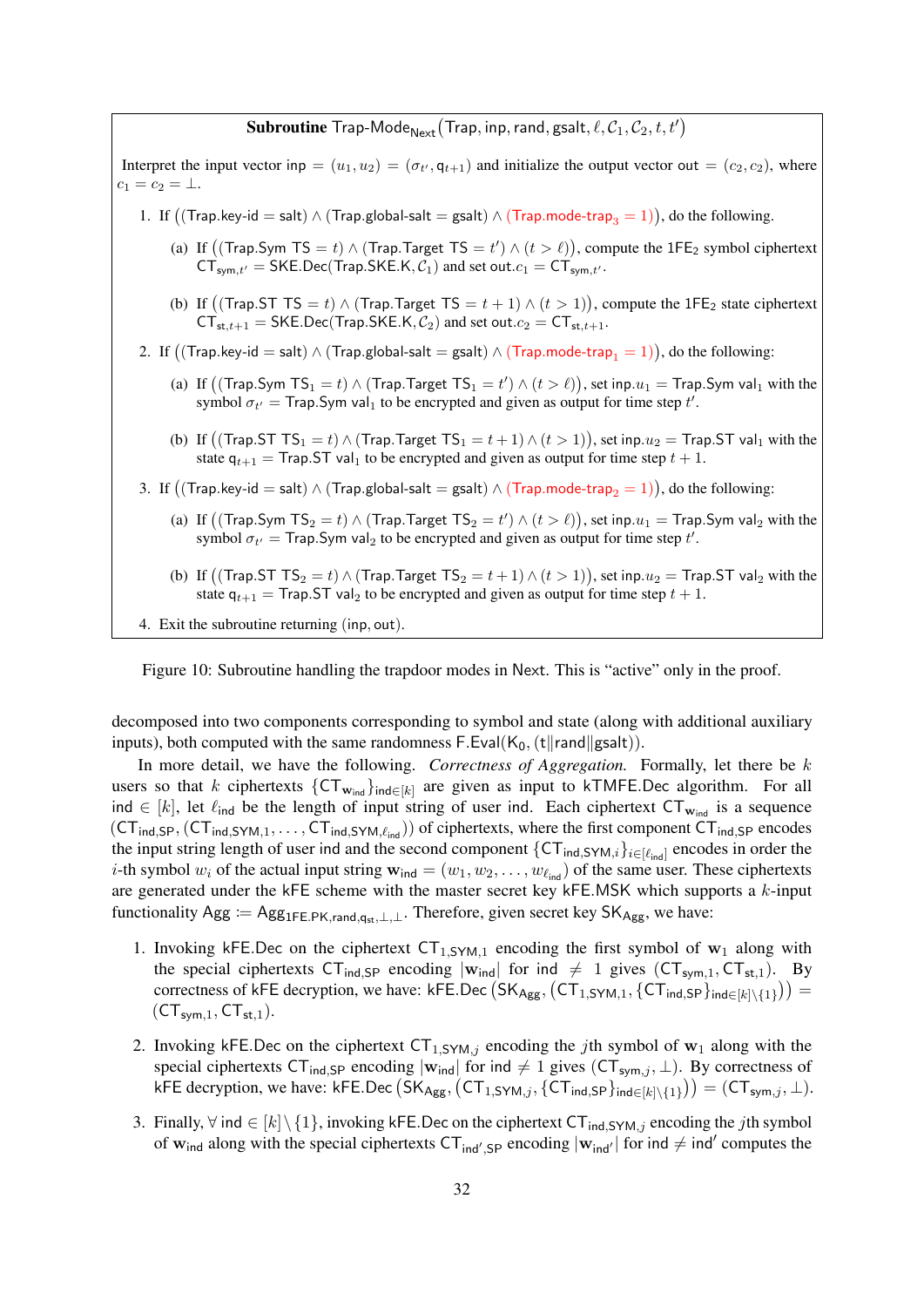**Subroutine** $\mathsf{Trap\text{-}Mode}_{\mathsf{Next}}(\mathsf{Trap}, \mathsf{inp}, \mathsf{rand}, \mathsf{gsalt}, \ell, \mathcal{C}_1, \mathcal{C}_2, t, t')$

Interpret the input vector $\mathsf{inp} = (u_1, u_2) = (\sigma_{t'}, \mathsf{q}_{t+1})$ and initialize the output vector $\mathsf{out} = (c_2, c_2)$, where $c_1 = c_2 = \perp$.

1. If $\big((\mathsf{Trap.key\text{-}id} = \mathsf{salt}) \wedge (\mathsf{Trap.global\text{-}salt} = \mathsf{gsalt}) \wedge (\mathsf{Trap.mode\text{-}trap}_3 = 1)\big)$, do the following.
   (a) If $\big((\mathsf{Trap.Sym\ TS} = t) \wedge (\mathsf{Trap.Target\ TS} = t') \wedge (t > \ell)\big)$, compute the $1\mathsf{FE}_2$ symbol ciphertext $\mathsf{CT}_{\mathsf{sym},t'} = \mathsf{SKE.Dec}(\mathsf{Trap.SKE.K}, \mathcal{C}_1)$ and set $\mathsf{out}.c_1 = \mathsf{CT}_{\mathsf{sym},t'}$.
   (b) If $\big((\mathsf{Trap.ST\ TS} = t) \wedge (\mathsf{Trap.Target\ TS} = t+1) \wedge (t > 1)\big)$, compute the $1\mathsf{FE}_2$ state ciphertext $\mathsf{CT}_{\mathsf{st},t+1} = \mathsf{SKE.Dec}(\mathsf{Trap.SKE.K}, \mathcal{C}_2)$ and set $\mathsf{out}.c_2 = \mathsf{CT}_{\mathsf{st},t+1}$.
2. If $\big((\mathsf{Trap.key\text{-}id} = \mathsf{salt}) \wedge (\mathsf{Trap.global\text{-}salt} = \mathsf{gsalt}) \wedge (\mathsf{Trap.mode\text{-}trap}_1 = 1)\big)$, do the following:
   (a) If $\big((\mathsf{Trap.Sym\ TS}_1 = t) \wedge (\mathsf{Trap.Target\ TS}_1 = t') \wedge (t > \ell)\big)$, set $\mathsf{inp}.u_1 = \mathsf{Trap.Sym\ val}_1$ with the symbol $\sigma_{t'} = \mathsf{Trap.Sym\ val}_1$ to be encrypted and given as output for time step $t'$.
   (b) If $\big((\mathsf{Trap.ST\ TS}_1 = t) \wedge (\mathsf{Trap.Target\ TS}_1 = t+1) \wedge (t > 1)\big)$, set $\mathsf{inp}.u_2 = \mathsf{Trap.ST\ val}_1$ with the state $\mathsf{q}_{t+1} = \mathsf{Trap.ST\ val}_1$ to be encrypted and given as output for time step $t+1$.
3. If $\big((\mathsf{Trap.key\text{-}id} = \mathsf{salt}) \wedge (\mathsf{Trap.global\text{-}salt} = \mathsf{gsalt}) \wedge (\mathsf{Trap.mode\text{-}trap}_2 = 1)\big)$, do the following:
   (a) If $\big((\mathsf{Trap.Sym\ TS}_2 = t) \wedge (\mathsf{Trap.Target\ TS}_2 = t') \wedge (t > \ell)\big)$, set $\mathsf{inp}.u_1 = \mathsf{Trap.Sym\ val}_2$ with the symbol $\sigma_{t'} = \mathsf{Trap.Sym\ val}_2$ to be encrypted and given as output for time step $t'$.
   (b) If $\big((\mathsf{Trap.ST\ TS}_2 = t) \wedge (\mathsf{Trap.Target\ TS}_2 = t+1) \wedge (t > 1)\big)$, set $\mathsf{inp}.u_2 = \mathsf{Trap.ST\ val}_2$ with the state $\mathsf{q}_{t+1} = \mathsf{Trap.ST\ val}_2$ to be encrypted and given as output for time step $t+1$.
4. Exit the subroutine returning $(\mathsf{inp}, \mathsf{out})$.

Figure 10: Subroutine handling the trapdoor modes in Next. This is "active" only in the proof.

decomposed into two components corresponding to symbol and state (along with additional auxiliary inputs), both computed with the same randomness $\mathsf{F.Eval}(\mathsf{K}_0, (\mathsf{t}\|\mathsf{rand}\|\mathsf{gsalt}))$.

In more detail, we have the following. *Correctness of Aggregation.* Formally, let there be $k$ users so that $k$ ciphertexts $\{\mathsf{CT}_{\mathbf{w}_{\mathsf{ind}}}\}_{\mathsf{ind}\in[k]}$ are given as input to kTMFE.Dec algorithm. For all $\mathsf{ind} \in [k]$, let $\ell_{\mathsf{ind}}$ be the length of input string of user ind. Each ciphertext $\mathsf{CT}_{\mathbf{w}_{\mathsf{ind}}}$ is a sequence $(\mathsf{CT}_{\mathsf{ind,SP}}, (\mathsf{CT}_{\mathsf{ind,SYM},1}, \ldots, \mathsf{CT}_{\mathsf{ind,SYM},\ell_{\mathsf{ind}}}))$ of ciphertexts, where the first component $\mathsf{CT}_{\mathsf{ind,SP}}$ encodes the input string length of user ind and the second component $\{\mathsf{CT}_{\mathsf{ind,SYM},i}\}_{i\in[\ell_{\mathsf{ind}}]}$ encodes in order the $i$-th symbol $w_i$ of the actual input string $\mathbf{w}_{\mathsf{ind}} = (w_1, w_2, \ldots, w_{\ell_{\mathsf{ind}}})$ of the same user. These ciphertexts are generated under the kFE scheme with the master secret key kFE.MSK which supports a $k$-input functionality $\mathsf{Agg} := \mathsf{Agg}_{1\mathsf{FE.PK},\mathsf{rand},\mathsf{q}_{\mathsf{st}},\perp,\perp}$. Therefore, given secret key $\mathsf{SK}_{\mathsf{Agg}}$, we have:

1. Invoking kFE.Dec on the ciphertext $\mathsf{CT}_{1,\mathsf{SYM},1}$ encoding the first symbol of $\mathbf{w}_1$ along with the special ciphertexts $\mathsf{CT}_{\mathsf{ind,SP}}$ encoding $|\mathbf{w}_{\mathsf{ind}}|$ for $\mathsf{ind} \neq 1$ gives $(\mathsf{CT}_{\mathsf{sym},1}, \mathsf{CT}_{\mathsf{st},1})$. By correctness of kFE decryption, we have: $\mathsf{kFE.Dec}\big(\mathsf{SK}_{\mathsf{Agg}}, (\mathsf{CT}_{1,\mathsf{SYM},1}, \{\mathsf{CT}_{\mathsf{ind,SP}}\}_{\mathsf{ind}\in[k]\setminus\{1\}})\big) = (\mathsf{CT}_{\mathsf{sym},1}, \mathsf{CT}_{\mathsf{st},1})$.
2. Invoking kFE.Dec on the ciphertext $\mathsf{CT}_{1,\mathsf{SYM},j}$ encoding the $j$th symbol of $\mathbf{w}_1$ along with the special ciphertexts $\mathsf{CT}_{\mathsf{ind,SP}}$ encoding $|\mathbf{w}_{\mathsf{ind}}|$ for $\mathsf{ind} \neq 1$ gives $(\mathsf{CT}_{\mathsf{sym},j}, \perp)$. By correctness of kFE decryption, we have: $\mathsf{kFE.Dec}\big(\mathsf{SK}_{\mathsf{Agg}}, (\mathsf{CT}_{1,\mathsf{SYM},j}, \{\mathsf{CT}_{\mathsf{ind,SP}}\}_{\mathsf{ind}\in[k]\setminus\{1\}})\big) = (\mathsf{CT}_{\mathsf{sym},j}, \perp)$.
3. Finally, $\forall\, \mathsf{ind} \in [k]\setminus\{1\}$, invoking kFE.Dec on the ciphertext $\mathsf{CT}_{\mathsf{ind,SYM},j}$ encoding the $j$th symbol of $\mathbf{w}_{\mathsf{ind}}$ along with the special ciphertexts $\mathsf{CT}_{\mathsf{ind',SP}}$ encoding $|\mathbf{w}_{\mathsf{ind'}}|$ for $\mathsf{ind} \neq \mathsf{ind'}$ computes the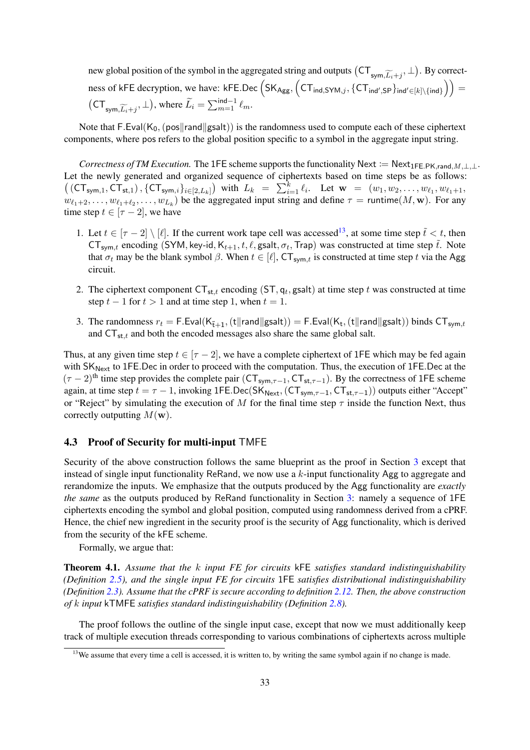new global position of the symbol in the aggregated string and outputs $\left(\mathsf{CT}_{\mathsf{sym},\widetilde{L_i}+j}, \bot\right)$. By correctness of kFE decryption, we have: $\mathsf{kFE.Dec}\left(\mathsf{SK}_{\mathsf{Agg}}, \left(\mathsf{CT}_{\mathsf{ind},\mathsf{SYM},j}, \{\mathsf{CT}_{\mathsf{ind}',\mathsf{SP}}\}_{\mathsf{ind}'\in[k]\setminus\{\mathsf{ind}\}}\right)\right) = \left(\mathsf{CT}_{\mathsf{sym},\widetilde{L_i}+j}, \bot\right)$, where $\widetilde{L_i} = \sum_{m=1}^{\mathsf{ind}-1} \ell_m$.

Note that $\mathsf{F.Eval}(\mathsf{K}_0, (\mathsf{pos}\|\mathsf{rand}\|\mathsf{gsalt}))$ is the randomness used to compute each of these ciphertext components, where pos refers to the global position specific to a symbol in the aggregate input string.

*Correctness of TM Execution.* The 1FE scheme supports the functionality $\mathsf{Next} := \mathsf{Next}_{\mathsf{1FE.PK},\mathsf{rand},M,\bot,\bot}$. Let the newly generated and organized sequence of ciphertexts based on time steps be as follows: $\left((\mathsf{CT}_{\mathsf{sym},1}, \mathsf{CT}_{\mathsf{st},1}), \{\mathsf{CT}_{\mathsf{sym},i}\}_{i\in[2,L_k]}\right)$ with $L_k = \sum_{i=1}^{k} \ell_i$. Let $\mathbf{w} = (w_1, w_2, \ldots, w_{\ell_1}, w_{\ell_1+1}, w_{\ell_1+2}, \ldots, w_{\ell_1+\ell_2}, \ldots, w_{L_k})$ be the aggregated input string and define $\tau = \mathsf{runtime}(M, \mathbf{w})$. For any time step $t \in [\tau - 2]$, we have

1. Let $t \in [\tau - 2] \setminus [\ell]$. If the current work tape cell was accessed[13], at some time step $\tilde{t} < t$, then $\mathsf{CT}_{\mathsf{sym},t}$ encoding $(\mathsf{SYM}, \mathsf{key\text{-}id}, \mathsf{K}_{t+1}, t, \ell, \mathsf{gsalt}, \sigma_t, \mathsf{Trap})$ was constructed at time step $\tilde{t}$. Note that $\sigma_t$ may be the blank symbol $\beta$. When $t \in [\ell]$, $\mathsf{CT}_{\mathsf{sym},t}$ is constructed at time step $t$ via the Agg circuit.
2. The ciphertext component $\mathsf{CT}_{\mathsf{st},t}$ encoding $(\mathsf{ST}, \mathsf{q}_t, \mathsf{gsalt})$ at time step $t$ was constructed at time step $t-1$ for $t > 1$ and at time step 1, when $t = 1$.
3. The randomness $r_t = \mathsf{F.Eval}(\mathsf{K}_{\tilde{t}+1}, (\mathsf{t}\|\mathsf{rand}\|\mathsf{gsalt})) = \mathsf{F.Eval}(\mathsf{K}_{\mathsf{t}}, (\mathsf{t}\|\mathsf{rand}\|\mathsf{gsalt}))$ binds $\mathsf{CT}_{\mathsf{sym},t}$ and $\mathsf{CT}_{\mathsf{st},t}$ and both the encoded messages also share the same global salt.

Thus, at any given time step $t \in [\tau - 2]$, we have a complete ciphertext of 1FE which may be fed again with $\mathsf{SK}_{\mathsf{Next}}$ to 1FE.Dec in order to proceed with the computation. Thus, the execution of 1FE.Dec at the $(\tau - 2)^{\text{th}}$ time step provides the complete pair $(\mathsf{CT}_{\mathsf{sym},\tau-1}, \mathsf{CT}_{\mathsf{st},\tau-1})$. By the correctness of 1FE scheme again, at time step $t = \tau - 1$, invoking $\mathsf{1FE.Dec}(\mathsf{SK}_{\mathsf{Next}}, (\mathsf{CT}_{\mathsf{sym},\tau-1}, \mathsf{CT}_{\mathsf{st},\tau-1}))$ outputs either "Accept" or "Reject" by simulating the execution of $M$ for the final time step $\tau$ inside the function Next, thus correctly outputting $M(\mathbf{w})$.

### 4.3 Proof of Security for multi-input TMFE

Security of the above construction follows the same blueprint as the proof in Section 3 except that instead of single input functionality ReRand, we now use a $k$-input functionality Agg to aggregate and rerandomize the inputs. We emphasize that the outputs produced by the Agg functionality are *exactly the same* as the outputs produced by ReRand functionality in Section 3: namely a sequence of 1FE ciphertexts encoding the symbol and global position, computed using randomness derived from a cPRF. Hence, the chief new ingredient in the security proof is the security of Agg functionality, which is derived from the security of the kFE scheme.

Formally, we argue that:

**Theorem 4.1.** *Assume that the $k$ input FE for circuits* kFE *satisfies standard indistinguishability (Definition 2.5), and the single input FE for circuits* 1FE *satisfies distributional indistinguishability (Definition 2.3). Assume that the cPRF is secure according to definition 2.12. Then, the above construction of $k$ input* kTMFE *satisfies standard indistinguishability (Definition 2.8).*

The proof follows the outline of the single input case, except that now we must additionally keep track of multiple execution threads corresponding to various combinations of ciphertexts across multiple

[13] We assume that every time a cell is accessed, it is written to, by writing the same symbol again if no change is made.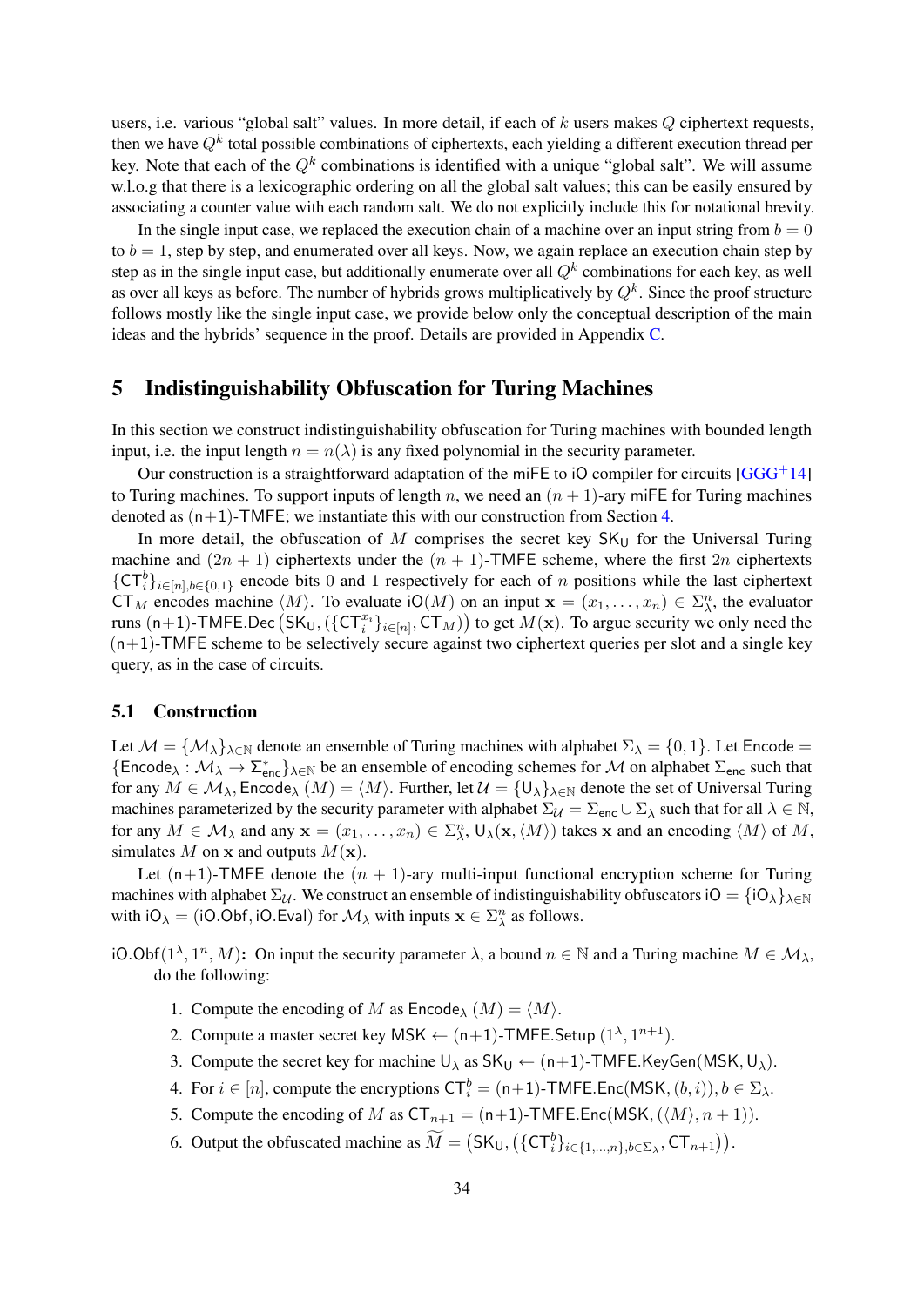users, i.e. various "global salt" values. In more detail, if each of $k$ users makes $Q$ ciphertext requests, then we have $Q^k$ total possible combinations of ciphertexts, each yielding a different execution thread per key. Note that each of the $Q^k$ combinations is identified with a unique "global salt". We will assume w.l.o.g that there is a lexicographic ordering on all the global salt values; this can be easily ensured by associating a counter value with each random salt. We do not explicitly include this for notational brevity.

In the single input case, we replaced the execution chain of a machine over an input string from $b = 0$ to $b = 1$, step by step, and enumerated over all keys. Now, we again replace an execution chain step by step as in the single input case, but additionally enumerate over all $Q^k$ combinations for each key, as well as over all keys as before. The number of hybrids grows multiplicatively by $Q^k$. Since the proof structure follows mostly like the single input case, we provide below only the conceptual description of the main ideas and the hybrids' sequence in the proof. Details are provided in Appendix C.

# 5 Indistinguishability Obfuscation for Turing Machines

In this section we construct indistinguishability obfuscation for Turing machines with bounded length input, i.e. the input length $n = n(\lambda)$ is any fixed polynomial in the security parameter.

Our construction is a straightforward adaptation of the miFE to iO compiler for circuits [GGG+14] to Turing machines. To support inputs of length $n$, we need an $(n+1)$-ary miFE for Turing machines denoted as $(\mathsf{n{+}1})\text{-}\mathsf{TMFE}$; we instantiate this with our construction from Section 4.

In more detail, the obfuscation of $M$ comprises the secret key $\mathsf{SK_U}$ for the Universal Turing machine and $(2n+1)$ ciphertexts under the $(n+1)$-TMFE scheme, where the first $2n$ ciphertexts $\{\mathsf{CT}_i^b\}_{i\in[n],b\in\{0,1\}}$ encode bits 0 and 1 respectively for each of $n$ positions while the last ciphertext $\mathsf{CT}_M$ encodes machine $\langle M\rangle$. To evaluate $\mathsf{iO}(M)$ on an input $\mathbf{x} = (x_1, \ldots, x_n) \in \Sigma_\lambda^n$, the evaluator runs $(\mathsf{n{+}1})\text{-}\mathsf{TMFE.Dec}\left(\mathsf{SK_U}, (\{\mathsf{CT}_i^{x_i}\}_{i\in[n]}, \mathsf{CT}_M)\right)$ to get $M(\mathbf{x})$. To argue security we only need the $(\mathsf{n{+}1})\text{-}\mathsf{TMFE}$ scheme to be selectively secure against two ciphertext queries per slot and a single key query, as in the case of circuits.

## 5.1 Construction

Let $\mathcal{M} = \{\mathcal{M}_\lambda\}_{\lambda\in\mathbb{N}}$ denote an ensemble of Turing machines with alphabet $\Sigma_\lambda = \{0, 1\}$. Let $\mathsf{Encode} = \{\mathsf{Encode}_\lambda : \mathcal{M}_\lambda \to \Sigma_{\mathsf{enc}}^*\}_{\lambda\in\mathbb{N}}$ be an ensemble of encoding schemes for $\mathcal{M}$ on alphabet $\Sigma_{\mathsf{enc}}$ such that for any $M \in \mathcal{M}_\lambda$, $\mathsf{Encode}_\lambda(M) = \langle M\rangle$. Further, let $\mathcal{U} = \{\mathsf{U}_\lambda\}_{\lambda\in\mathbb{N}}$ denote the set of Universal Turing machines parameterized by the security parameter with alphabet $\Sigma_{\mathcal{U}} = \Sigma_{\mathsf{enc}} \cup \Sigma_\lambda$ such that for all $\lambda \in \mathbb{N}$, for any $M \in \mathcal{M}_\lambda$ and any $\mathbf{x} = (x_1, \ldots, x_n) \in \Sigma_\lambda^n$, $\mathsf{U}_\lambda(\mathbf{x}, \langle M\rangle)$ takes $\mathbf{x}$ and an encoding $\langle M\rangle$ of $M$, simulates $M$ on $\mathbf{x}$ and outputs $M(\mathbf{x})$.

Let $(\mathsf{n{+}1})\text{-}\mathsf{TMFE}$ denote the $(n+1)$-ary multi-input functional encryption scheme for Turing machines with alphabet $\Sigma_{\mathcal{U}}$. We construct an ensemble of indistinguishability obfuscators $\mathsf{iO} = \{\mathsf{iO}_\lambda\}_{\lambda\in\mathbb{N}}$ with $\mathsf{iO}_\lambda = (\mathsf{iO.Obf}, \mathsf{iO.Eval})$ for $\mathcal{M}_\lambda$ with inputs $\mathbf{x} \in \Sigma_\lambda^n$ as follows.

$\mathsf{iO.Obf}(1^\lambda, 1^n, M)$**:** On input the security parameter $\lambda$, a bound $n \in \mathbb{N}$ and a Turing machine $M \in \mathcal{M}_\lambda$, do the following:

1. Compute the encoding of $M$ as $\mathsf{Encode}_\lambda(M) = \langle M\rangle$.
2. Compute a master secret key $\mathsf{MSK} \leftarrow (\mathsf{n{+}1})\text{-}\mathsf{TMFE.Setup}(1^\lambda, 1^{n+1})$.
3. Compute the secret key for machine $\mathsf{U}_\lambda$ as $\mathsf{SK_U} \leftarrow (\mathsf{n{+}1})\text{-}\mathsf{TMFE.KeyGen}(\mathsf{MSK}, \mathsf{U}_\lambda)$.
4. For $i \in [n]$, compute the encryptions $\mathsf{CT}_i^b = (\mathsf{n{+}1})\text{-}\mathsf{TMFE.Enc}(\mathsf{MSK}, (b, i)), b \in \Sigma_\lambda$.
5. Compute the encoding of $M$ as $\mathsf{CT}_{n+1} = (\mathsf{n{+}1})\text{-}\mathsf{TMFE.Enc}(\mathsf{MSK}, (\langle M\rangle, n+1))$.
6. Output the obfuscated machine as $\widetilde{M} = \left(\mathsf{SK_U}, \left(\{\mathsf{CT}_i^b\}_{i\in\{1,\ldots,n\},b\in\Sigma_\lambda}, \mathsf{CT}_{n+1}\right)\right)$.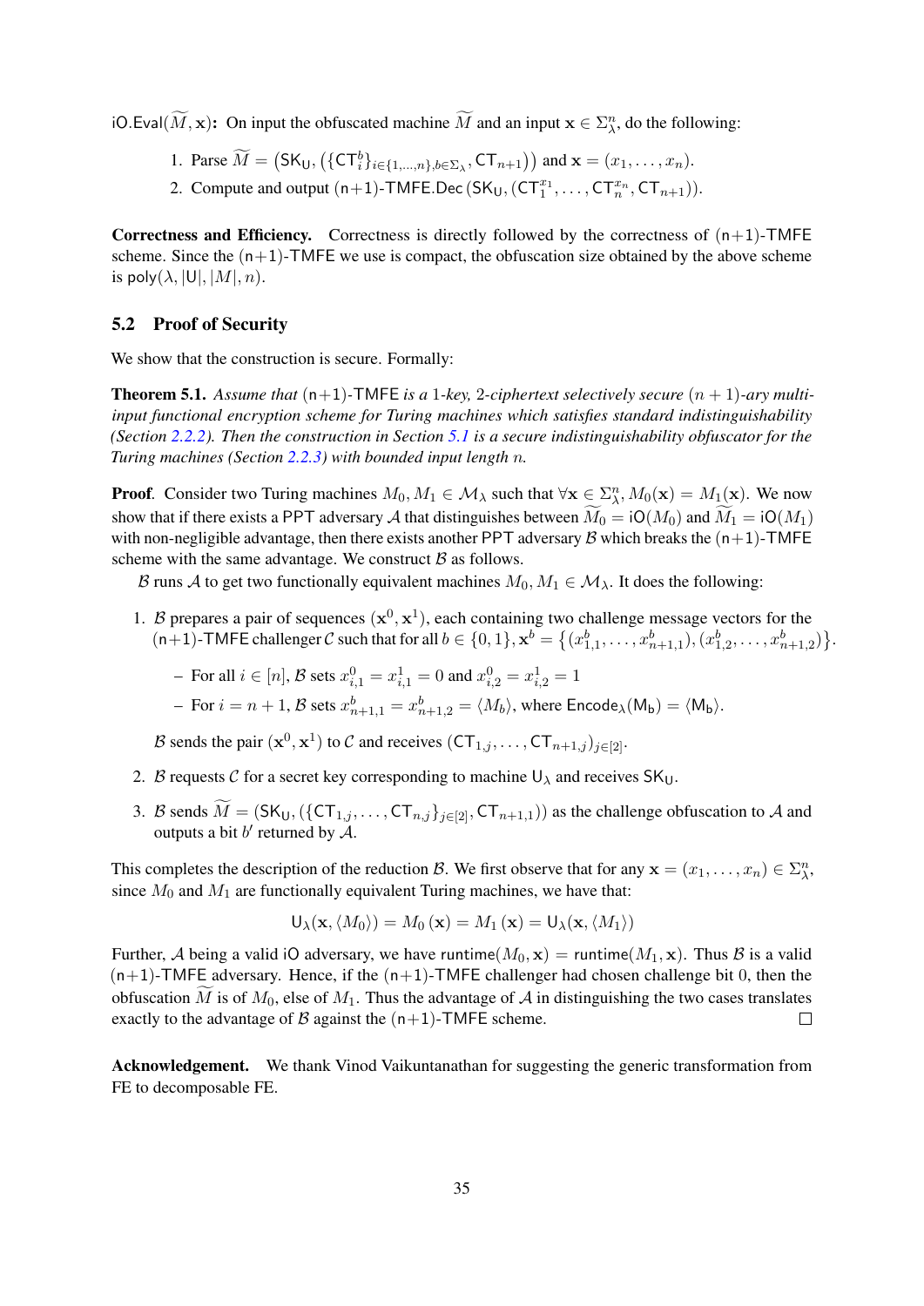$\mathsf{iO.Eval}(\widetilde{M}, \mathbf{x})$: On input the obfuscated machine $\widetilde{M}$ and an input $\mathbf{x} \in \Sigma_\lambda^n$, do the following:

1. Parse $\widetilde{M} = \left(\mathsf{SK}_\mathsf{U}, \left(\{\mathsf{CT}_i^b\}_{i \in \{1,\ldots,n\}, b \in \Sigma_\lambda}, \mathsf{CT}_{n+1}\right)\right)$ and $\mathbf{x} = (x_1, \ldots, x_n)$.
2. Compute and output $(\mathsf{n}{+}1)\text{-}\mathsf{TMFE.Dec}\left(\mathsf{SK}_\mathsf{U}, (\mathsf{CT}_1^{x_1}, \ldots, \mathsf{CT}_n^{x_n}, \mathsf{CT}_{n+1})\right)$.

**Correctness and Efficiency.** Correctness is directly followed by the correctness of $(\mathsf{n}{+}1)$-TMFE scheme. Since the $(\mathsf{n}{+}1)$-TMFE we use is compact, the obfuscation size obtained by the above scheme is $\mathsf{poly}(\lambda, |\mathsf{U}|, |M|, n)$.

## 5.2 Proof of Security

We show that the construction is secure. Formally:

**Theorem 5.1.** *Assume that $(\mathsf{n}{+}1)$-TMFE is a 1-key, 2-ciphertext selectively secure $(n+1)$-ary multi-input functional encryption scheme for Turing machines which satisfies standard indistinguishability (Section 2.2.2). Then the construction in Section 5.1 is a secure indistinguishability obfuscator for the Turing machines (Section 2.2.3) with bounded input length $n$.*

**Proof**. Consider two Turing machines $M_0, M_1 \in \mathcal{M}_\lambda$ such that $\forall \mathbf{x} \in \Sigma_\lambda^n, M_0(\mathbf{x}) = M_1(\mathbf{x})$. We now show that if there exists a PPT adversary $\mathcal{A}$ that distinguishes between $\widetilde{M}_0 = \mathsf{iO}(M_0)$ and $\widetilde{M}_1 = \mathsf{iO}(M_1)$ with non-negligible advantage, then there exists another PPT adversary $\mathcal{B}$ which breaks the $(\mathsf{n}{+}1)$-TMFE scheme with the same advantage. We construct $\mathcal{B}$ as follows.

$\mathcal{B}$ runs $\mathcal{A}$ to get two functionally equivalent machines $M_0, M_1 \in \mathcal{M}_\lambda$. It does the following:

1. $\mathcal{B}$ prepares a pair of sequences $(\mathbf{x}^0, \mathbf{x}^1)$, each containing two challenge message vectors for the $(\mathsf{n}{+}1)$-TMFE challenger $\mathcal{C}$ such that for all $b \in \{0, 1\}, \mathbf{x}^b = \left\{(x_{1,1}^b, \ldots, x_{n+1,1}^b), (x_{1,2}^b, \ldots, x_{n+1,2}^b)\right\}$.
   - For all $i \in [n]$, $\mathcal{B}$ sets $x_{i,1}^0 = x_{i,1}^1 = 0$ and $x_{i,2}^0 = x_{i,2}^1 = 1$
   - For $i = n+1$, $\mathcal{B}$ sets $x_{n+1,1}^b = x_{n+1,2}^b = \langle M_b \rangle$, where $\mathsf{Encode}_\lambda(\mathsf{M_b}) = \langle \mathsf{M_b} \rangle$.

   $\mathcal{B}$ sends the pair $(\mathbf{x}^0, \mathbf{x}^1)$ to $\mathcal{C}$ and receives $(\mathsf{CT}_{1,j}, \ldots, \mathsf{CT}_{n+1,j})_{j \in [2]}$.
2. $\mathcal{B}$ requests $\mathcal{C}$ for a secret key corresponding to machine $\mathsf{U}_\lambda$ and receives $\mathsf{SK}_\mathsf{U}$.
3. $\mathcal{B}$ sends $\widetilde{M} = (\mathsf{SK}_\mathsf{U}, (\{\mathsf{CT}_{1,j}, \ldots, \mathsf{CT}_{n,j}\}_{j \in [2]}, \mathsf{CT}_{n+1,1}))$ as the challenge obfuscation to $\mathcal{A}$ and outputs a bit $b'$ returned by $\mathcal{A}$.

This completes the description of the reduction $\mathcal{B}$. We first observe that for any $\mathbf{x} = (x_1, \ldots, x_n) \in \Sigma_\lambda^n$, since $M_0$ and $M_1$ are functionally equivalent Turing machines, we have that:

$$\mathsf{U}_\lambda(\mathbf{x}, \langle M_0 \rangle) = M_0(\mathbf{x}) = M_1(\mathbf{x}) = \mathsf{U}_\lambda(\mathbf{x}, \langle M_1 \rangle)$$

Further, $\mathcal{A}$ being a valid iO adversary, we have $\mathsf{runtime}(M_0, \mathbf{x}) = \mathsf{runtime}(M_1, \mathbf{x})$. Thus $\mathcal{B}$ is a valid $(\mathsf{n}{+}1)$-TMFE adversary. Hence, if the $(\mathsf{n}{+}1)$-TMFE challenger had chosen challenge bit 0, then the obfuscation $\widetilde{M}$ is of $M_0$, else of $M_1$. Thus the advantage of $\mathcal{A}$ in distinguishing the two cases translates exactly to the advantage of $\mathcal{B}$ against the $(\mathsf{n}{+}1)$-TMFE scheme. □

**Acknowledgement.** We thank Vinod Vaikuntanathan for suggesting the generic transformation from FE to decomposable FE.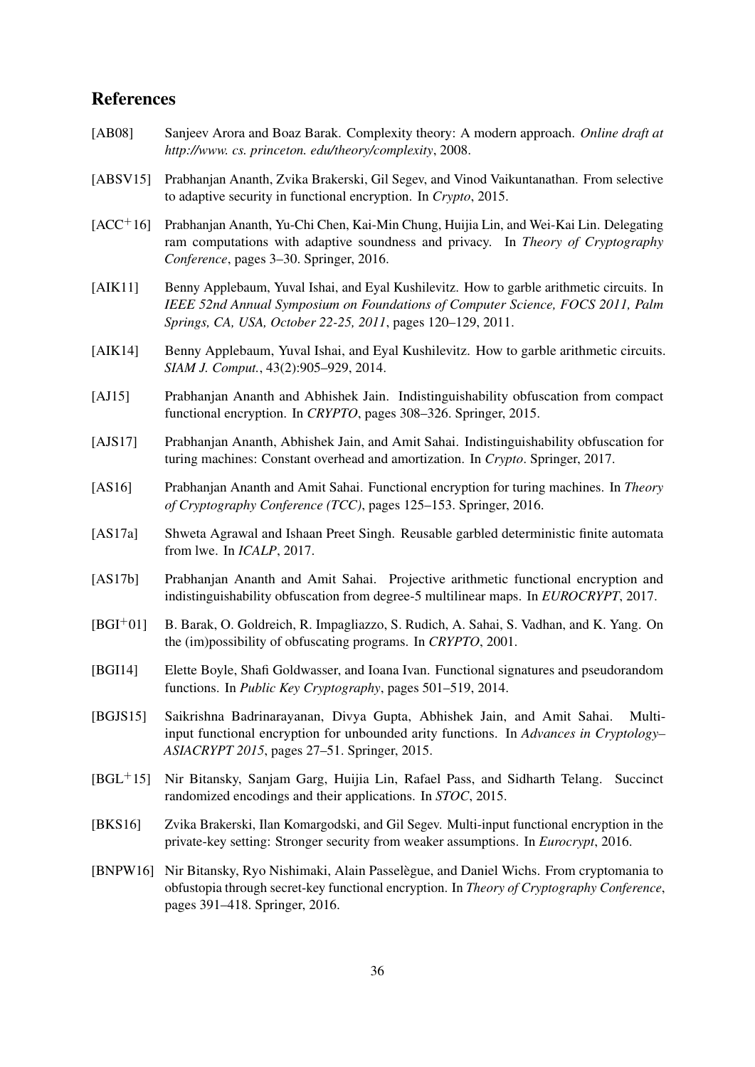# References

[AB08] Sanjeev Arora and Boaz Barak. Complexity theory: A modern approach. *Online draft at http://www. cs. princeton. edu/theory/complexity*, 2008.

[ABSV15] Prabhanjan Ananth, Zvika Brakerski, Gil Segev, and Vinod Vaikuntanathan. From selective to adaptive security in functional encryption. In *Crypto*, 2015.

[ACC+16] Prabhanjan Ananth, Yu-Chi Chen, Kai-Min Chung, Huijia Lin, and Wei-Kai Lin. Delegating ram computations with adaptive soundness and privacy. In *Theory of Cryptography Conference*, pages 3–30. Springer, 2016.

[AIK11] Benny Applebaum, Yuval Ishai, and Eyal Kushilevitz. How to garble arithmetic circuits. In *IEEE 52nd Annual Symposium on Foundations of Computer Science, FOCS 2011, Palm Springs, CA, USA, October 22-25, 2011*, pages 120–129, 2011.

[AIK14] Benny Applebaum, Yuval Ishai, and Eyal Kushilevitz. How to garble arithmetic circuits. *SIAM J. Comput.*, 43(2):905–929, 2014.

[AJ15] Prabhanjan Ananth and Abhishek Jain. Indistinguishability obfuscation from compact functional encryption. In *CRYPTO*, pages 308–326. Springer, 2015.

[AJS17] Prabhanjan Ananth, Abhishek Jain, and Amit Sahai. Indistinguishability obfuscation for turing machines: Constant overhead and amortization. In *Crypto*. Springer, 2017.

[AS16] Prabhanjan Ananth and Amit Sahai. Functional encryption for turing machines. In *Theory of Cryptography Conference (TCC)*, pages 125–153. Springer, 2016.

[AS17a] Shweta Agrawal and Ishaan Preet Singh. Reusable garbled deterministic finite automata from lwe. In *ICALP*, 2017.

[AS17b] Prabhanjan Ananth and Amit Sahai. Projective arithmetic functional encryption and indistinguishability obfuscation from degree-5 multilinear maps. In *EUROCRYPT*, 2017.

[BGI+01] B. Barak, O. Goldreich, R. Impagliazzo, S. Rudich, A. Sahai, S. Vadhan, and K. Yang. On the (im)possibility of obfuscating programs. In *CRYPTO*, 2001.

[BGI14] Elette Boyle, Shafi Goldwasser, and Ioana Ivan. Functional signatures and pseudorandom functions. In *Public Key Cryptography*, pages 501–519, 2014.

[BGJS15] Saikrishna Badrinarayanan, Divya Gupta, Abhishek Jain, and Amit Sahai. Multi-input functional encryption for unbounded arity functions. In *Advances in Cryptology–ASIACRYPT 2015*, pages 27–51. Springer, 2015.

[BGL+15] Nir Bitansky, Sanjam Garg, Huijia Lin, Rafael Pass, and Sidharth Telang. Succinct randomized encodings and their applications. In *STOC*, 2015.

[BKS16] Zvika Brakerski, Ilan Komargodski, and Gil Segev. Multi-input functional encryption in the private-key setting: Stronger security from weaker assumptions. In *Eurocrypt*, 2016.

[BNPW16] Nir Bitansky, Ryo Nishimaki, Alain Passelègue, and Daniel Wichs. From cryptomania to obfustopia through secret-key functional encryption. In *Theory of Cryptography Conference*, pages 391–418. Springer, 2016.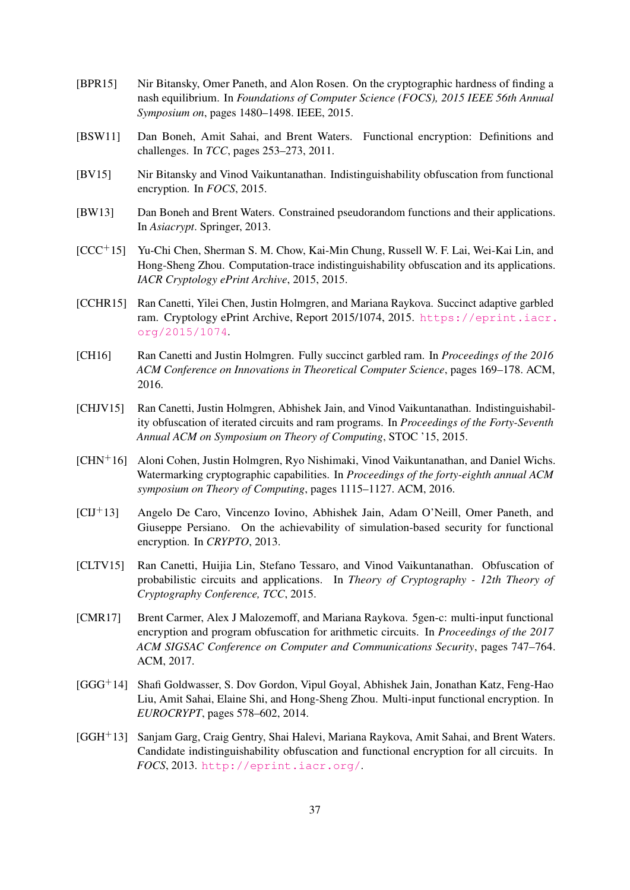[BPR15] Nir Bitansky, Omer Paneth, and Alon Rosen. On the cryptographic hardness of finding a nash equilibrium. In *Foundations of Computer Science (FOCS), 2015 IEEE 56th Annual Symposium on*, pages 1480–1498. IEEE, 2015.

[BSW11] Dan Boneh, Amit Sahai, and Brent Waters. Functional encryption: Definitions and challenges. In *TCC*, pages 253–273, 2011.

[BV15] Nir Bitansky and Vinod Vaikuntanathan. Indistinguishability obfuscation from functional encryption. In *FOCS*, 2015.

[BW13] Dan Boneh and Brent Waters. Constrained pseudorandom functions and their applications. In *Asiacrypt*. Springer, 2013.

[CCC+15] Yu-Chi Chen, Sherman S. M. Chow, Kai-Min Chung, Russell W. F. Lai, Wei-Kai Lin, and Hong-Sheng Zhou. Computation-trace indistinguishability obfuscation and its applications. *IACR Cryptology ePrint Archive*, 2015, 2015.

[CCHR15] Ran Canetti, Yilei Chen, Justin Holmgren, and Mariana Raykova. Succinct adaptive garbled ram. Cryptology ePrint Archive, Report 2015/1074, 2015. https://eprint.iacr.org/2015/1074.

[CH16] Ran Canetti and Justin Holmgren. Fully succinct garbled ram. In *Proceedings of the 2016 ACM Conference on Innovations in Theoretical Computer Science*, pages 169–178. ACM, 2016.

[CHJV15] Ran Canetti, Justin Holmgren, Abhishek Jain, and Vinod Vaikuntanathan. Indistinguishability obfuscation of iterated circuits and ram programs. In *Proceedings of the Forty-Seventh Annual ACM on Symposium on Theory of Computing*, STOC '15, 2015.

[CHN+16] Aloni Cohen, Justin Holmgren, Ryo Nishimaki, Vinod Vaikuntanathan, and Daniel Wichs. Watermarking cryptographic capabilities. In *Proceedings of the forty-eighth annual ACM symposium on Theory of Computing*, pages 1115–1127. ACM, 2016.

[CIJ+13] Angelo De Caro, Vincenzo Iovino, Abhishek Jain, Adam O'Neill, Omer Paneth, and Giuseppe Persiano. On the achievability of simulation-based security for functional encryption. In *CRYPTO*, 2013.

[CLTV15] Ran Canetti, Huijia Lin, Stefano Tessaro, and Vinod Vaikuntanathan. Obfuscation of probabilistic circuits and applications. In *Theory of Cryptography - 12th Theory of Cryptography Conference, TCC*, 2015.

[CMR17] Brent Carmer, Alex J Malozemoff, and Mariana Raykova. 5gen-c: multi-input functional encryption and program obfuscation for arithmetic circuits. In *Proceedings of the 2017 ACM SIGSAC Conference on Computer and Communications Security*, pages 747–764. ACM, 2017.

[GGG+14] Shafi Goldwasser, S. Dov Gordon, Vipul Goyal, Abhishek Jain, Jonathan Katz, Feng-Hao Liu, Amit Sahai, Elaine Shi, and Hong-Sheng Zhou. Multi-input functional encryption. In *EUROCRYPT*, pages 578–602, 2014.

[GGH+13] Sanjam Garg, Craig Gentry, Shai Halevi, Mariana Raykova, Amit Sahai, and Brent Waters. Candidate indistinguishability obfuscation and functional encryption for all circuits. In *FOCS*, 2013. http://eprint.iacr.org/.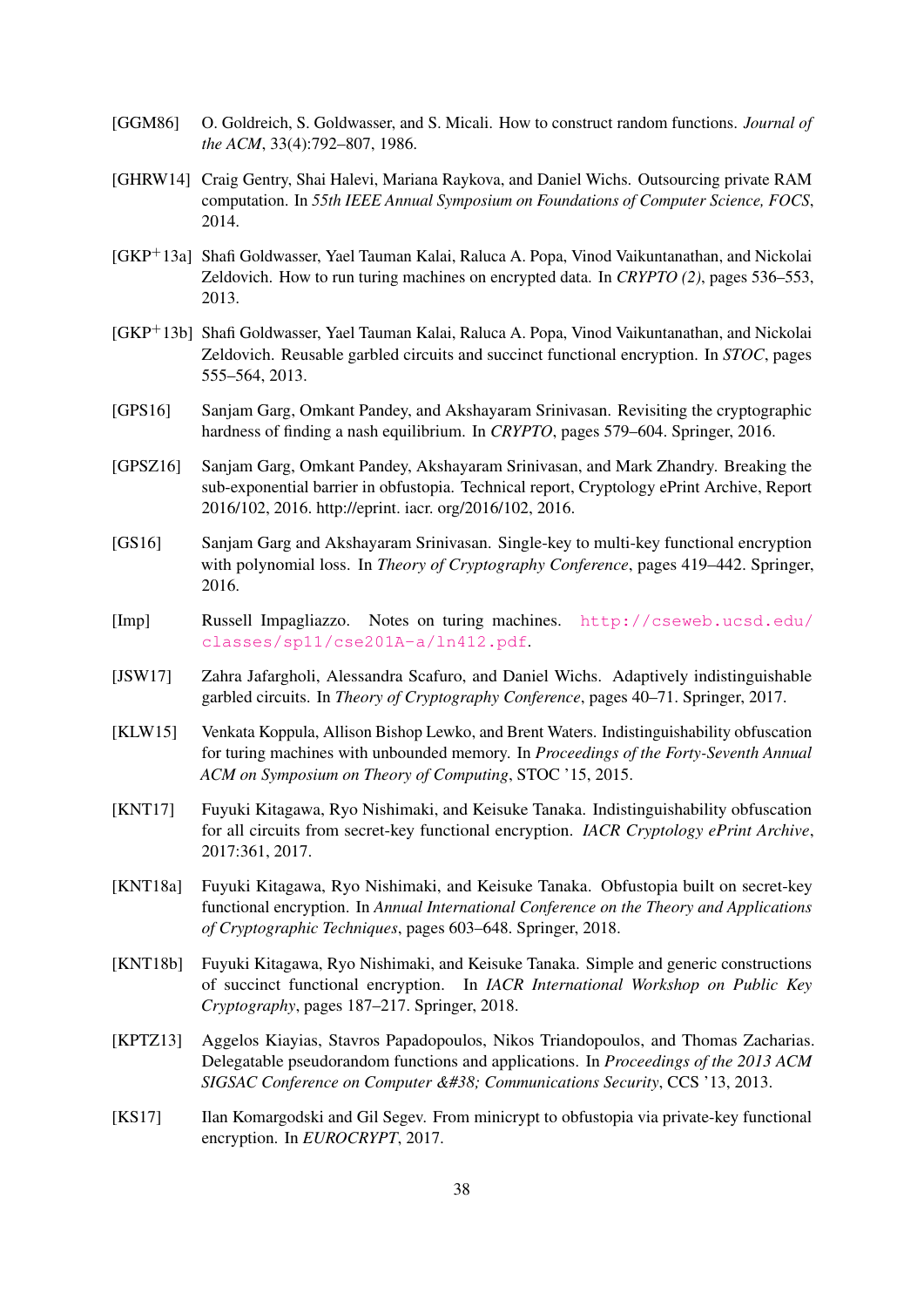- [GGM86] O. Goldreich, S. Goldwasser, and S. Micali. How to construct random functions. *Journal of the ACM*, 33(4):792–807, 1986.

- [GHRW14] Craig Gentry, Shai Halevi, Mariana Raykova, and Daniel Wichs. Outsourcing private RAM computation. In *55th IEEE Annual Symposium on Foundations of Computer Science, FOCS*, 2014.

- [GKP+13a] Shafi Goldwasser, Yael Tauman Kalai, Raluca A. Popa, Vinod Vaikuntanathan, and Nickolai Zeldovich. How to run turing machines on encrypted data. In *CRYPTO (2)*, pages 536–553, 2013.

- [GKP+13b] Shafi Goldwasser, Yael Tauman Kalai, Raluca A. Popa, Vinod Vaikuntanathan, and Nickolai Zeldovich. Reusable garbled circuits and succinct functional encryption. In *STOC*, pages 555–564, 2013.

- [GPS16] Sanjam Garg, Omkant Pandey, and Akshayaram Srinivasan. Revisiting the cryptographic hardness of finding a nash equilibrium. In *CRYPTO*, pages 579–604. Springer, 2016.

- [GPSZ16] Sanjam Garg, Omkant Pandey, Akshayaram Srinivasan, and Mark Zhandry. Breaking the sub-exponential barrier in obfustopia. Technical report, Cryptology ePrint Archive, Report 2016/102, 2016. http://eprint. iacr. org/2016/102, 2016.

- [GS16] Sanjam Garg and Akshayaram Srinivasan. Single-key to multi-key functional encryption with polynomial loss. In *Theory of Cryptography Conference*, pages 419–442. Springer, 2016.

- [Imp] Russell Impagliazzo. Notes on turing machines. http://cseweb.ucsd.edu/classes/sp11/cse201A-a/ln412.pdf.

- [JSW17] Zahra Jafargholi, Alessandra Scafuro, and Daniel Wichs. Adaptively indistinguishable garbled circuits. In *Theory of Cryptography Conference*, pages 40–71. Springer, 2017.

- [KLW15] Venkata Koppula, Allison Bishop Lewko, and Brent Waters. Indistinguishability obfuscation for turing machines with unbounded memory. In *Proceedings of the Forty-Seventh Annual ACM on Symposium on Theory of Computing*, STOC '15, 2015.

- [KNT17] Fuyuki Kitagawa, Ryo Nishimaki, and Keisuke Tanaka. Indistinguishability obfuscation for all circuits from secret-key functional encryption. *IACR Cryptology ePrint Archive*, 2017:361, 2017.

- [KNT18a] Fuyuki Kitagawa, Ryo Nishimaki, and Keisuke Tanaka. Obfustopia built on secret-key functional encryption. In *Annual International Conference on the Theory and Applications of Cryptographic Techniques*, pages 603–648. Springer, 2018.

- [KNT18b] Fuyuki Kitagawa, Ryo Nishimaki, and Keisuke Tanaka. Simple and generic constructions of succinct functional encryption. In *IACR International Workshop on Public Key Cryptography*, pages 187–217. Springer, 2018.

- [KPTZ13] Aggelos Kiayias, Stavros Papadopoulos, Nikos Triandopoulos, and Thomas Zacharias. Delegatable pseudorandom functions and applications. In *Proceedings of the 2013 ACM SIGSAC Conference on Computer &#38; Communications Security*, CCS '13, 2013.

- [KS17] Ilan Komargodski and Gil Segev. From minicrypt to obfustopia via private-key functional encryption. In *EUROCRYPT*, 2017.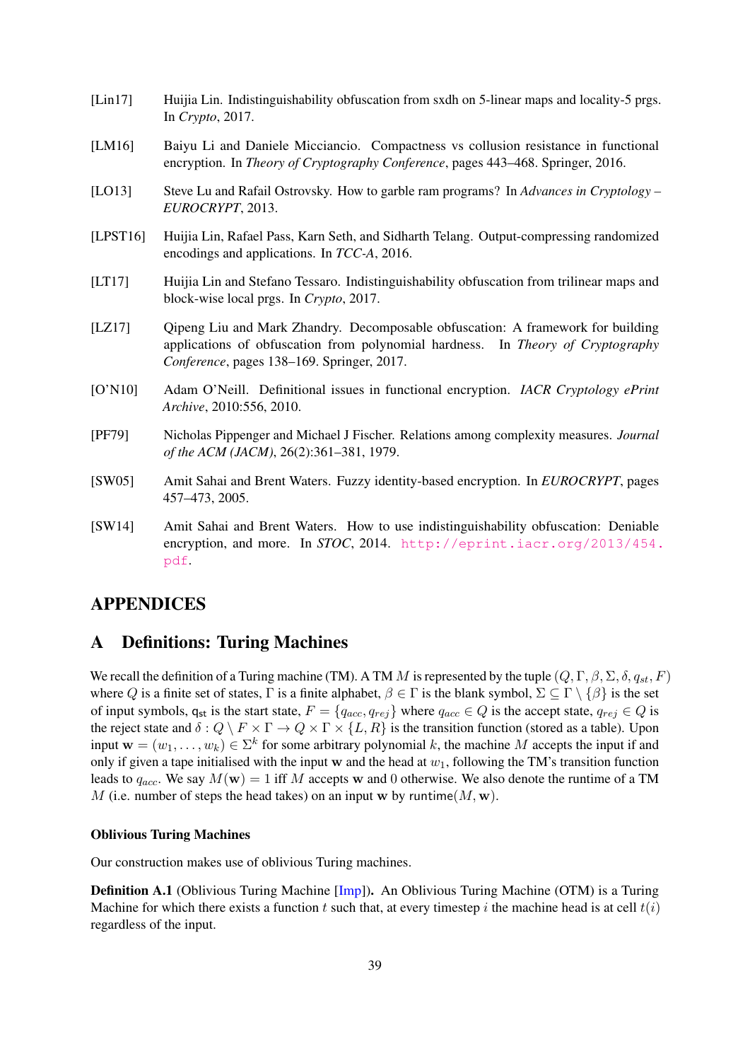[Lin17] Huijia Lin. Indistinguishability obfuscation from sxdh on 5-linear maps and locality-5 prgs. In *Crypto*, 2017.

[LM16] Baiyu Li and Daniele Micciancio. Compactness vs collusion resistance in functional encryption. In *Theory of Cryptography Conference*, pages 443–468. Springer, 2016.

[LO13] Steve Lu and Rafail Ostrovsky. How to garble ram programs? In *Advances in Cryptology – EUROCRYPT*, 2013.

[LPST16] Huijia Lin, Rafael Pass, Karn Seth, and Sidharth Telang. Output-compressing randomized encodings and applications. In *TCC-A*, 2016.

[LT17] Huijia Lin and Stefano Tessaro. Indistinguishability obfuscation from trilinear maps and block-wise local prgs. In *Crypto*, 2017.

[LZ17] Qipeng Liu and Mark Zhandry. Decomposable obfuscation: A framework for building applications of obfuscation from polynomial hardness. In *Theory of Cryptography Conference*, pages 138–169. Springer, 2017.

[O'N10] Adam O'Neill. Definitional issues in functional encryption. *IACR Cryptology ePrint Archive*, 2010:556, 2010.

[PF79] Nicholas Pippenger and Michael J Fischer. Relations among complexity measures. *Journal of the ACM (JACM)*, 26(2):361–381, 1979.

[SW05] Amit Sahai and Brent Waters. Fuzzy identity-based encryption. In *EUROCRYPT*, pages 457–473, 2005.

[SW14] Amit Sahai and Brent Waters. How to use indistinguishability obfuscation: Deniable encryption, and more. In *STOC*, 2014. http://eprint.iacr.org/2013/454.pdf.

# APPENDICES

## A Definitions: Turing Machines

We recall the definition of a Turing machine (TM). A TM $M$ is represented by the tuple $(Q, \Gamma, \beta, \Sigma, \delta, q_{st}, F)$ where $Q$ is a finite set of states, $\Gamma$ is a finite alphabet, $\beta \in \Gamma$ is the blank symbol, $\Sigma \subseteq \Gamma \setminus \{\beta\}$ is the set of input symbols, $\mathsf{q_{st}}$ is the start state, $F = \{q_{acc}, q_{rej}\}$ where $q_{acc} \in Q$ is the accept state, $q_{rej} \in Q$ is the reject state and $\delta : Q \setminus F \times \Gamma \to Q \times \Gamma \times \{L, R\}$ is the transition function (stored as a table). Upon input $\mathbf{w} = (w_1, \ldots, w_k) \in \Sigma^k$ for some arbitrary polynomial $k$, the machine $M$ accepts the input if and only if given a tape initialised with the input $\mathbf{w}$ and the head at $w_1$, following the TM's transition function leads to $q_{acc}$. We say $M(\mathbf{w}) = 1$ iff $M$ accepts $\mathbf{w}$ and $0$ otherwise. We also denote the runtime of a TM $M$ (i.e. number of steps the head takes) on an input $\mathbf{w}$ by $\mathsf{runtime}(M, \mathbf{w})$.

### Oblivious Turing Machines

Our construction makes use of oblivious Turing machines.

**Definition A.1** (Oblivious Turing Machine [Imp]). An Oblivious Turing Machine (OTM) is a Turing Machine for which there exists a function $t$ such that, at every timestep $i$ the machine head is at cell $t(i)$ regardless of the input.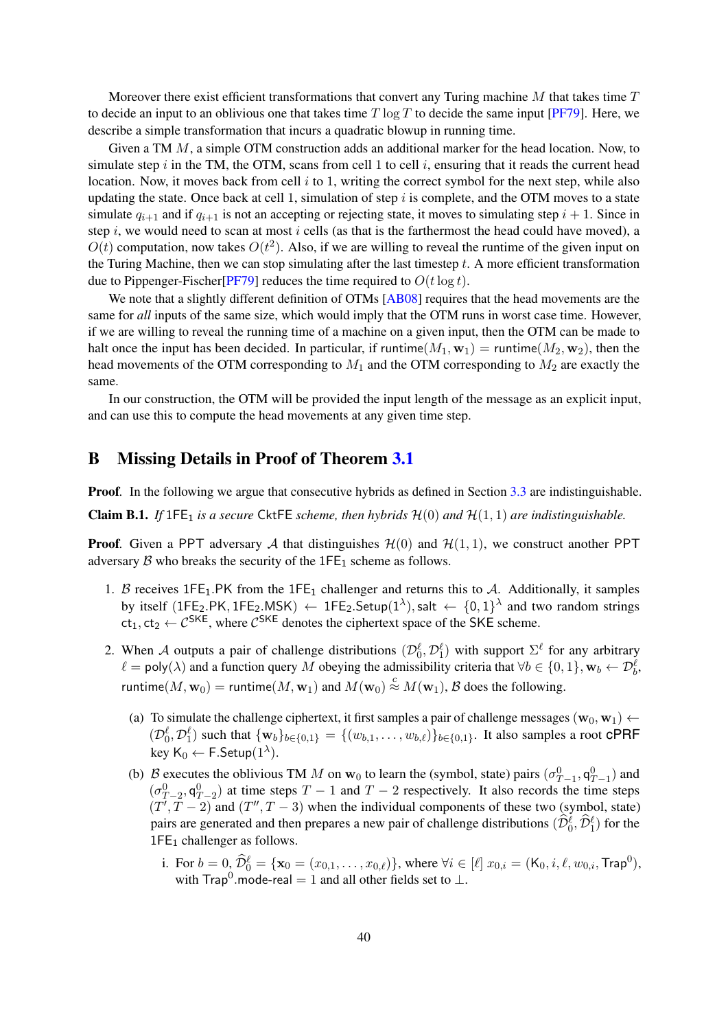Moreover there exist efficient transformations that convert any Turing machine $M$ that takes time $T$ to decide an input to an oblivious one that takes time $T \log T$ to decide the same input [PF79]. Here, we describe a simple transformation that incurs a quadratic blowup in running time.

Given a TM $M$, a simple OTM construction adds an additional marker for the head location. Now, to simulate step $i$ in the TM, the OTM, scans from cell 1 to cell $i$, ensuring that it reads the current head location. Now, it moves back from cell $i$ to 1, writing the correct symbol for the next step, while also updating the state. Once back at cell 1, simulation of step $i$ is complete, and the OTM moves to a state simulate $q_{i+1}$ and if $q_{i+1}$ is not an accepting or rejecting state, it moves to simulating step $i+1$. Since in step $i$, we would need to scan at most $i$ cells (as that is the farthermost the head could have moved), a $O(t)$ computation, now takes $O(t^2)$. Also, if we are willing to reveal the runtime of the given input on the Turing Machine, then we can stop simulating after the last timestep $t$. A more efficient transformation due to Pippenger-Fischer[PF79] reduces the time required to $O(t \log t)$.

We note that a slightly different definition of OTMs [AB08] requires that the head movements are the same for *all* inputs of the same size, which would imply that the OTM runs in worst case time. However, if we are willing to reveal the running time of a machine on a given input, then the OTM can be made to halt once the input has been decided. In particular, if $\mathsf{runtime}(M_1, \mathbf{w}_1) = \mathsf{runtime}(M_2, \mathbf{w}_2)$, then the head movements of the OTM corresponding to $M_1$ and the OTM corresponding to $M_2$ are exactly the same.

In our construction, the OTM will be provided the input length of the message as an explicit input, and can use this to compute the head movements at any given time step.

## B Missing Details in Proof of Theorem 3.1

**Proof**. In the following we argue that consecutive hybrids as defined in Section 3.3 are indistinguishable.

**Claim B.1.** *If* $\mathsf{1FE}_1$ *is a secure* $\mathsf{CktFE}$ *scheme, then hybrids* $\mathcal{H}(0)$ *and* $\mathcal{H}(1,1)$ *are indistinguishable.*

**Proof**. Given a PPT adversary $\mathcal{A}$ that distinguishes $\mathcal{H}(0)$ and $\mathcal{H}(1,1)$, we construct another PPT adversary $\mathcal{B}$ who breaks the security of the $\mathsf{1FE}_1$ scheme as follows.

1. $\mathcal{B}$ receives $\mathsf{1FE}_1.\mathsf{PK}$ from the $\mathsf{1FE}_1$ challenger and returns this to $\mathcal{A}$. Additionally, it samples by itself $(\mathsf{1FE}_2.\mathsf{PK}, \mathsf{1FE}_2.\mathsf{MSK}) \leftarrow \mathsf{1FE}_2.\mathsf{Setup}(1^\lambda)$, $\mathsf{salt} \leftarrow \{0,1\}^\lambda$ and two random strings $\mathsf{ct}_1, \mathsf{ct}_2 \leftarrow \mathcal{C}^{\mathsf{SKE}}$, where $\mathcal{C}^{\mathsf{SKE}}$ denotes the ciphertext space of the $\mathsf{SKE}$ scheme.

2. When $\mathcal{A}$ outputs a pair of challenge distributions $(\mathcal{D}_0^\ell, \mathcal{D}_1^\ell)$ with support $\Sigma^\ell$ for any arbitrary $\ell = \mathsf{poly}(\lambda)$ and a function query $M$ obeying the admissibility criteria that $\forall b \in \{0,1\}, \mathbf{w}_b \leftarrow \mathcal{D}_b^\ell$, $\mathsf{runtime}(M, \mathbf{w}_0) = \mathsf{runtime}(M, \mathbf{w}_1)$ and $M(\mathbf{w}_0) \overset{c}{\approx} M(\mathbf{w}_1)$, $\mathcal{B}$ does the following.

   (a) To simulate the challenge ciphertext, it first samples a pair of challenge messages $(\mathbf{w}_0, \mathbf{w}_1) \leftarrow (\mathcal{D}_0^\ell, \mathcal{D}_1^\ell)$ such that $\{\mathbf{w}_b\}_{b\in\{0,1\}} = \{(w_{b,1}, \ldots, w_{b,\ell})\}_{b\in\{0,1\}}$. It also samples a root $\mathsf{cPRF}$ key $\mathsf{K}_0 \leftarrow \mathsf{F}.\mathsf{Setup}(1^\lambda)$.

   (b) $\mathcal{B}$ executes the oblivious TM $M$ on $\mathbf{w}_0$ to learn the (symbol, state) pairs $(\sigma_{T-1}^0, \mathsf{q}_{T-1}^0)$ and $(\sigma_{T-2}^0, \mathsf{q}_{T-2}^0)$ at time steps $T-1$ and $T-2$ respectively. It also records the time steps $(T', T-2)$ and $(T'', T-3)$ when the individual components of these two (symbol, state) pairs are generated and then prepares a new pair of challenge distributions $(\widehat{\mathcal{D}}_0^\ell, \widehat{\mathcal{D}}_1^\ell)$ for the $\mathsf{1FE}_1$ challenger as follows.

      i. For $b = 0$, $\widehat{\mathcal{D}}_0^\ell = \{\mathbf{x}_0 = (x_{0,1}, \ldots, x_{0,\ell})\}$, where $\forall i \in [\ell]$ $x_{0,i} = (\mathsf{K}_0, i, \ell, w_{0,i}, \mathsf{Trap}^0)$, with $\mathsf{Trap}^0.\mathsf{mode}\text{-}\mathsf{real} = 1$ and all other fields set to $\bot$.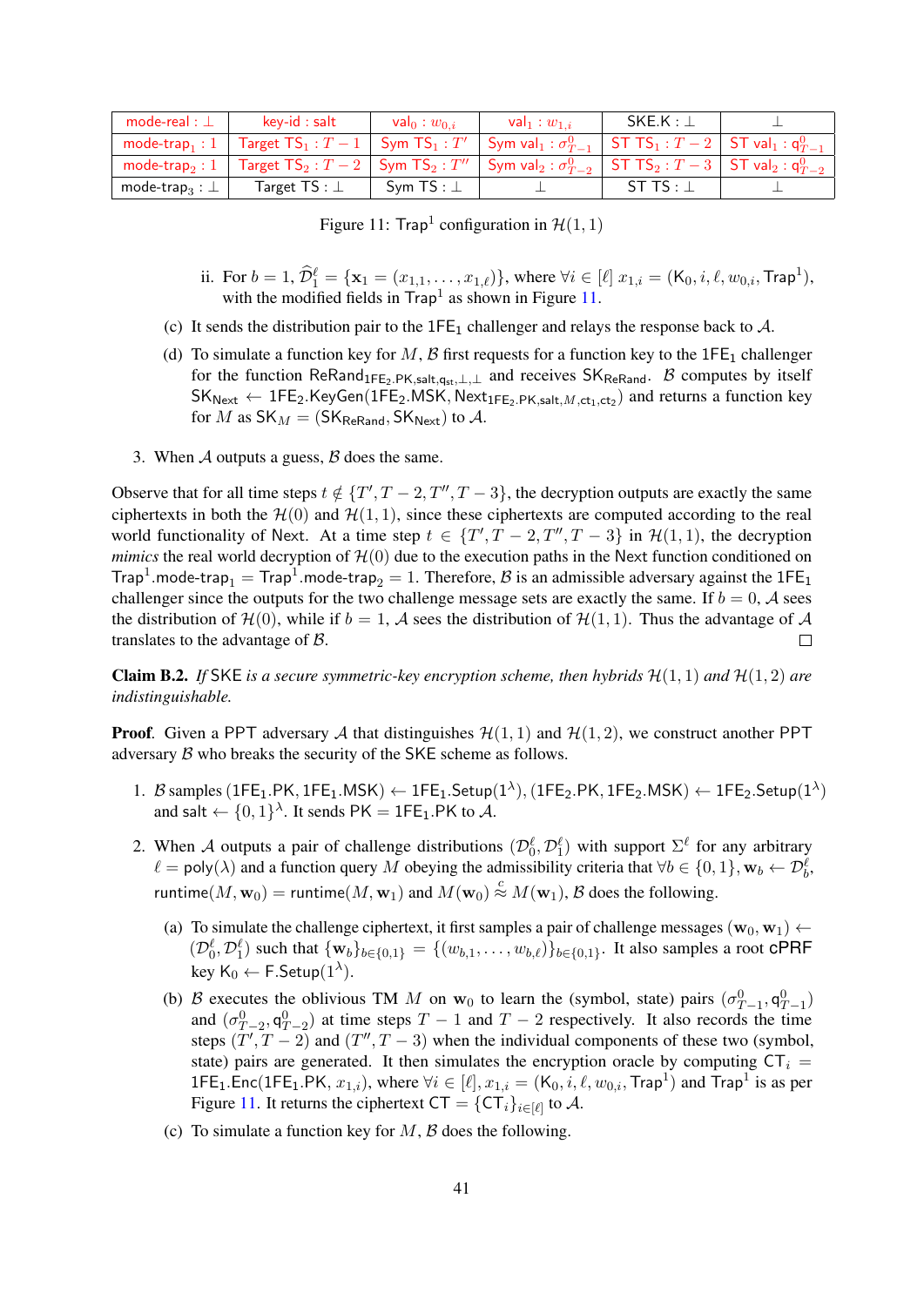| mode-real : $\perp$ | key-id : salt | val$_0$ : $w_{0,i}$ | val$_1$ : $w_{1,i}$ | SKE.K : $\perp$ | $\perp$ |
|---|---|---|---|---|---|
| mode-trap$_1$ : 1 | Target TS$_1$ : $T-1$ | Sym TS$_1$ : $T'$ | Sym val$_1$ : $\sigma^0_{T-1}$ | ST TS$_1$ : $T-2$ | ST val$_1$ : $\mathsf{q}^0_{T-1}$ |
| mode-trap$_2$ : 1 | Target TS$_2$ : $T-2$ | Sym TS$_2$ : $T''$ | Sym val$_2$ : $\sigma^0_{T-2}$ | ST TS$_2$ : $T-3$ | ST val$_2$ : $\mathsf{q}^0_{T-2}$ |
| mode-trap$_3$ : $\perp$ | Target TS : $\perp$ | Sym TS : $\perp$ | $\perp$ | ST TS : $\perp$ | $\perp$ |

Figure 11: Trap$^1$ configuration in $\mathcal{H}(1,1)$

ii. For $b = 1$, $\widehat{\mathcal{D}}^\ell_1 = \{\mathbf{x}_1 = (x_{1,1}, \ldots, x_{1,\ell})\}$, where $\forall i \in [\ell]\ x_{1,i} = (\mathsf{K}_0, i, \ell, w_{0,i}, \mathsf{Trap}^1)$, with the modified fields in Trap$^1$ as shown in Figure 11.

(c) It sends the distribution pair to the 1FE$_1$ challenger and relays the response back to $\mathcal{A}$.

(d) To simulate a function key for $M$, $\mathcal{B}$ first requests for a function key to the 1FE$_1$ challenger for the function $\mathsf{ReRand}_{\mathsf{1FE_2.PK,salt,q_{st}},\perp,\perp}$ and receives $\mathsf{SK}_{\mathsf{ReRand}}$. $\mathcal{B}$ computes by itself $\mathsf{SK}_{\mathsf{Next}} \leftarrow \mathsf{1FE_2.KeyGen}(\mathsf{1FE_2.MSK}, \mathsf{Next}_{\mathsf{1FE_2.PK,salt},M,\mathsf{ct_1,ct_2}})$ and returns a function key for $M$ as $\mathsf{SK}_M = (\mathsf{SK}_{\mathsf{ReRand}}, \mathsf{SK}_{\mathsf{Next}})$ to $\mathcal{A}$.

3. When $\mathcal{A}$ outputs a guess, $\mathcal{B}$ does the same.

Observe that for all time steps $t \notin \{T', T-2, T'', T-3\}$, the decryption outputs are exactly the same ciphertexts in both the $\mathcal{H}(0)$ and $\mathcal{H}(1,1)$, since these ciphertexts are computed according to the real world functionality of Next. At a time step $t \in \{T', T-2, T'', T-3\}$ in $\mathcal{H}(1,1)$, the decryption *mimics* the real world decryption of $\mathcal{H}(0)$ due to the execution paths in the Next function conditioned on Trap$^1$.mode-trap$_1$ = Trap$^1$.mode-trap$_2$ = 1. Therefore, $\mathcal{B}$ is an admissible adversary against the 1FE$_1$ challenger since the outputs for the two challenge message sets are exactly the same. If $b = 0$, $\mathcal{A}$ sees the distribution of $\mathcal{H}(0)$, while if $b = 1$, $\mathcal{A}$ sees the distribution of $\mathcal{H}(1,1)$. Thus the advantage of $\mathcal{A}$ translates to the advantage of $\mathcal{B}$. $\square$

**Claim B.2.** *If* SKE *is a secure symmetric-key encryption scheme, then hybrids $\mathcal{H}(1,1)$ and $\mathcal{H}(1,2)$ are indistinguishable.*

**Proof**. Given a PPT adversary $\mathcal{A}$ that distinguishes $\mathcal{H}(1,1)$ and $\mathcal{H}(1,2)$, we construct another PPT adversary $\mathcal{B}$ who breaks the security of the SKE scheme as follows.

1. $\mathcal{B}$ samples $(\mathsf{1FE_1.PK}, \mathsf{1FE_1.MSK}) \leftarrow \mathsf{1FE_1.Setup}(1^\lambda)$, $(\mathsf{1FE_2.PK}, \mathsf{1FE_2.MSK}) \leftarrow \mathsf{1FE_2.Setup}(1^\lambda)$ and salt $\leftarrow \{0,1\}^\lambda$. It sends $\mathsf{PK} = \mathsf{1FE_1.PK}$ to $\mathcal{A}$.

2. When $\mathcal{A}$ outputs a pair of challenge distributions $(\mathcal{D}^\ell_0, \mathcal{D}^\ell_1)$ with support $\Sigma^\ell$ for any arbitrary $\ell = \mathsf{poly}(\lambda)$ and a function query $M$ obeying the admissibility criteria that $\forall b \in \{0,1\}, \mathbf{w}_b \leftarrow \mathcal{D}^\ell_b$, $\mathsf{runtime}(M, \mathbf{w}_0) = \mathsf{runtime}(M, \mathbf{w}_1)$ and $M(\mathbf{w}_0) \overset{c}{\approx} M(\mathbf{w}_1)$, $\mathcal{B}$ does the following.

   (a) To simulate the challenge ciphertext, it first samples a pair of challenge messages $(\mathbf{w}_0, \mathbf{w}_1) \leftarrow (\mathcal{D}^\ell_0, \mathcal{D}^\ell_1)$ such that $\{\mathbf{w}_b\}_{b\in\{0,1\}} = \{(w_{b,1}, \ldots, w_{b,\ell})\}_{b\in\{0,1\}}$. It also samples a root cPRF key $\mathsf{K}_0 \leftarrow \mathsf{F.Setup}(1^\lambda)$.

   (b) $\mathcal{B}$ executes the oblivious TM $M$ on $\mathbf{w}_0$ to learn the (symbol, state) pairs $(\sigma^0_{T-1}, \mathsf{q}^0_{T-1})$ and $(\sigma^0_{T-2}, \mathsf{q}^0_{T-2})$ at time steps $T-1$ and $T-2$ respectively. It also records the time steps $(T', T-2)$ and $(T'', T-3)$ when the individual components of these two (symbol, state) pairs are generated. It then simulates the encryption oracle by computing $\mathsf{CT}_i = \mathsf{1FE_1.Enc}(\mathsf{1FE_1.PK}, x_{1,i})$, where $\forall i \in [\ell], x_{1,i} = (\mathsf{K}_0, i, \ell, w_{0,i}, \mathsf{Trap}^1)$ and Trap$^1$ is as per Figure 11. It returns the ciphertext $\mathsf{CT} = \{\mathsf{CT}_i\}_{i\in[\ell]}$ to $\mathcal{A}$.

   (c) To simulate a function key for $M$, $\mathcal{B}$ does the following.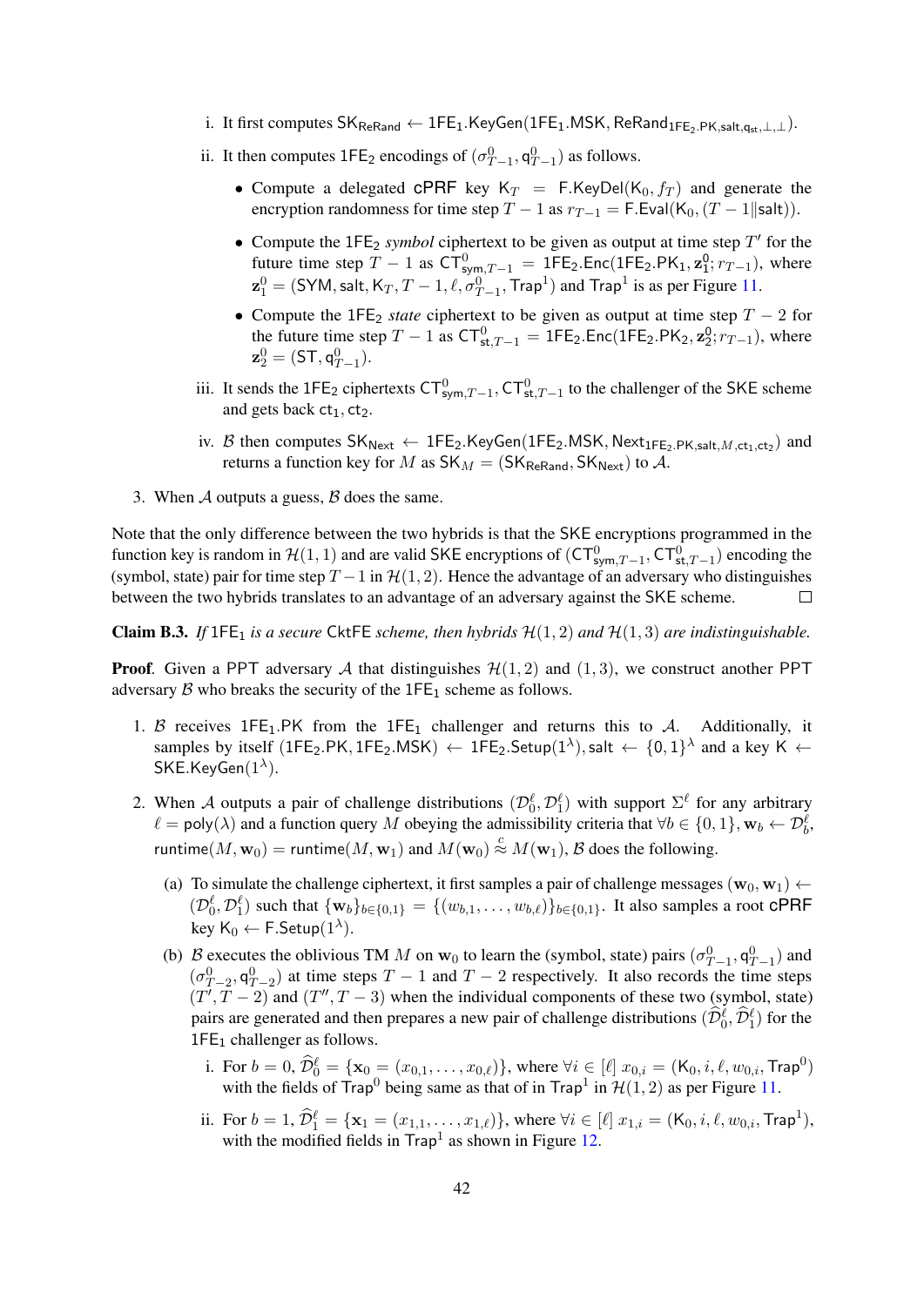i. It first computes $\mathsf{SK}_{\mathsf{ReRand}} \leftarrow \mathsf{1FE}_1.\mathsf{KeyGen}(\mathsf{1FE}_1.\mathsf{MSK}, \mathsf{ReRand}_{\mathsf{1FE}_2.\mathsf{PK},\mathsf{salt},\mathsf{q}_{\mathsf{st}},\perp,\perp})$.

ii. It then computes $\mathsf{1FE}_2$ encodings of $(\sigma^0_{T-1}, \mathsf{q}^0_{T-1})$ as follows.

- Compute a delegated cPRF key $\mathsf{K}_T = \mathsf{F}.\mathsf{KeyDel}(\mathsf{K}_0, f_T)$ and generate the encryption randomness for time step $T-1$ as $r_{T-1} = \mathsf{F}.\mathsf{Eval}(\mathsf{K}_0, (T-1\|\mathsf{salt}))$.
- Compute the $\mathsf{1FE}_2$ *symbol* ciphertext to be given as output at time step $T'$ for the future time step $T-1$ as $\mathsf{CT}^0_{\mathsf{sym},T-1} = \mathsf{1FE}_2.\mathsf{Enc}(\mathsf{1FE}_2.\mathsf{PK}_1, \mathbf{z}^0_1; r_{T-1})$, where $\mathbf{z}^0_1 = (\mathsf{SYM}, \mathsf{salt}, \mathsf{K}_T, T-1, \ell, \sigma^0_{T-1}, \mathsf{Trap}^1)$ and $\mathsf{Trap}^1$ is as per Figure 11.
- Compute the $\mathsf{1FE}_2$ *state* ciphertext to be given as output at time step $T-2$ for the future time step $T-1$ as $\mathsf{CT}^0_{\mathsf{st},T-1} = \mathsf{1FE}_2.\mathsf{Enc}(\mathsf{1FE}_2.\mathsf{PK}_2, \mathbf{z}^0_2; r_{T-1})$, where $\mathbf{z}^0_2 = (\mathsf{ST}, \mathsf{q}^0_{T-1})$.

iii. It sends the $\mathsf{1FE}_2$ ciphertexts $\mathsf{CT}^0_{\mathsf{sym},T-1}, \mathsf{CT}^0_{\mathsf{st},T-1}$ to the challenger of the SKE scheme and gets back $\mathsf{ct}_1, \mathsf{ct}_2$.

iv. $\mathcal{B}$ then computes $\mathsf{SK}_{\mathsf{Next}} \leftarrow \mathsf{1FE}_2.\mathsf{KeyGen}(\mathsf{1FE}_2.\mathsf{MSK}, \mathsf{Next}_{\mathsf{1FE}_2.\mathsf{PK},\mathsf{salt},M,\mathsf{ct}_1,\mathsf{ct}_2})$ and returns a function key for $M$ as $\mathsf{SK}_M = (\mathsf{SK}_{\mathsf{ReRand}}, \mathsf{SK}_{\mathsf{Next}})$ to $\mathcal{A}$.

3. When $\mathcal{A}$ outputs a guess, $\mathcal{B}$ does the same.

Note that the only difference between the two hybrids is that the SKE encryptions programmed in the function key is random in $\mathcal{H}(1,1)$ and are valid SKE encryptions of $(\mathsf{CT}^0_{\mathsf{sym},T-1}, \mathsf{CT}^0_{\mathsf{st},T-1})$ encoding the (symbol, state) pair for time step $T-1$ in $\mathcal{H}(1,2)$. Hence the advantage of an adversary who distinguishes between the two hybrids translates to an advantage of an adversary against the SKE scheme. □

**Claim B.3.** *If* $\mathsf{1FE}_1$ *is a secure* CktFE *scheme, then hybrids* $\mathcal{H}(1,2)$ *and* $\mathcal{H}(1,3)$ *are indistinguishable.*

**Proof**. Given a PPT adversary $\mathcal{A}$ that distinguishes $\mathcal{H}(1,2)$ and $(1,3)$, we construct another PPT adversary $\mathcal{B}$ who breaks the security of the $\mathsf{1FE}_1$ scheme as follows.

1. $\mathcal{B}$ receives $\mathsf{1FE}_1.\mathsf{PK}$ from the $\mathsf{1FE}_1$ challenger and returns this to $\mathcal{A}$. Additionally, it samples by itself $(\mathsf{1FE}_2.\mathsf{PK}, \mathsf{1FE}_2.\mathsf{MSK}) \leftarrow \mathsf{1FE}_2.\mathsf{Setup}(1^\lambda), \mathsf{salt} \leftarrow \{0,1\}^\lambda$ and a key $\mathsf{K} \leftarrow \mathsf{SKE}.\mathsf{KeyGen}(1^\lambda)$.

2. When $\mathcal{A}$ outputs a pair of challenge distributions $(\mathcal{D}^\ell_0, \mathcal{D}^\ell_1)$ with support $\Sigma^\ell$ for any arbitrary $\ell = \mathsf{poly}(\lambda)$ and a function query $M$ obeying the admissibility criteria that $\forall b \in \{0,1\}, \mathbf{w}_b \leftarrow \mathcal{D}^\ell_b$, $\mathsf{runtime}(M, \mathbf{w}_0) = \mathsf{runtime}(M, \mathbf{w}_1)$ and $M(\mathbf{w}_0) \overset{c}{\approx} M(\mathbf{w}_1)$, $\mathcal{B}$ does the following.

   (a) To simulate the challenge ciphertext, it first samples a pair of challenge messages $(\mathbf{w}_0, \mathbf{w}_1) \leftarrow (\mathcal{D}^\ell_0, \mathcal{D}^\ell_1)$ such that $\{\mathbf{w}_b\}_{b\in\{0,1\}} = \{(w_{b,1}, \ldots, w_{b,\ell})\}_{b\in\{0,1\}}$. It also samples a root cPRF key $\mathsf{K}_0 \leftarrow \mathsf{F}.\mathsf{Setup}(1^\lambda)$.

   (b) $\mathcal{B}$ executes the oblivious TM $M$ on $\mathbf{w}_0$ to learn the (symbol, state) pairs $(\sigma^0_{T-1}, \mathsf{q}^0_{T-1})$ and $(\sigma^0_{T-2}, \mathsf{q}^0_{T-2})$ at time steps $T-1$ and $T-2$ respectively. It also records the time steps $(T', T-2)$ and $(T'', T-3)$ when the individual components of these two (symbol, state) pairs are generated and then prepares a new pair of challenge distributions $(\widehat{\mathcal{D}}^\ell_0, \widehat{\mathcal{D}}^\ell_1)$ for the $\mathsf{1FE}_1$ challenger as follows.

      i. For $b = 0$, $\widehat{\mathcal{D}}^\ell_0 = \{\mathbf{x}_0 = (x_{0,1}, \ldots, x_{0,\ell})\}$, where $\forall i \in [\ell]\ x_{0,i} = (\mathsf{K}_0, i, \ell, w_{0,i}, \mathsf{Trap}^0)$ with the fields of $\mathsf{Trap}^0$ being same as that of in $\mathsf{Trap}^1$ in $\mathcal{H}(1,2)$ as per Figure 11.

      ii. For $b = 1$, $\widehat{\mathcal{D}}^\ell_1 = \{\mathbf{x}_1 = (x_{1,1}, \ldots, x_{1,\ell})\}$, where $\forall i \in [\ell]\ x_{1,i} = (\mathsf{K}_0, i, \ell, w_{0,i}, \mathsf{Trap}^1)$, with the modified fields in $\mathsf{Trap}^1$ as shown in Figure 12.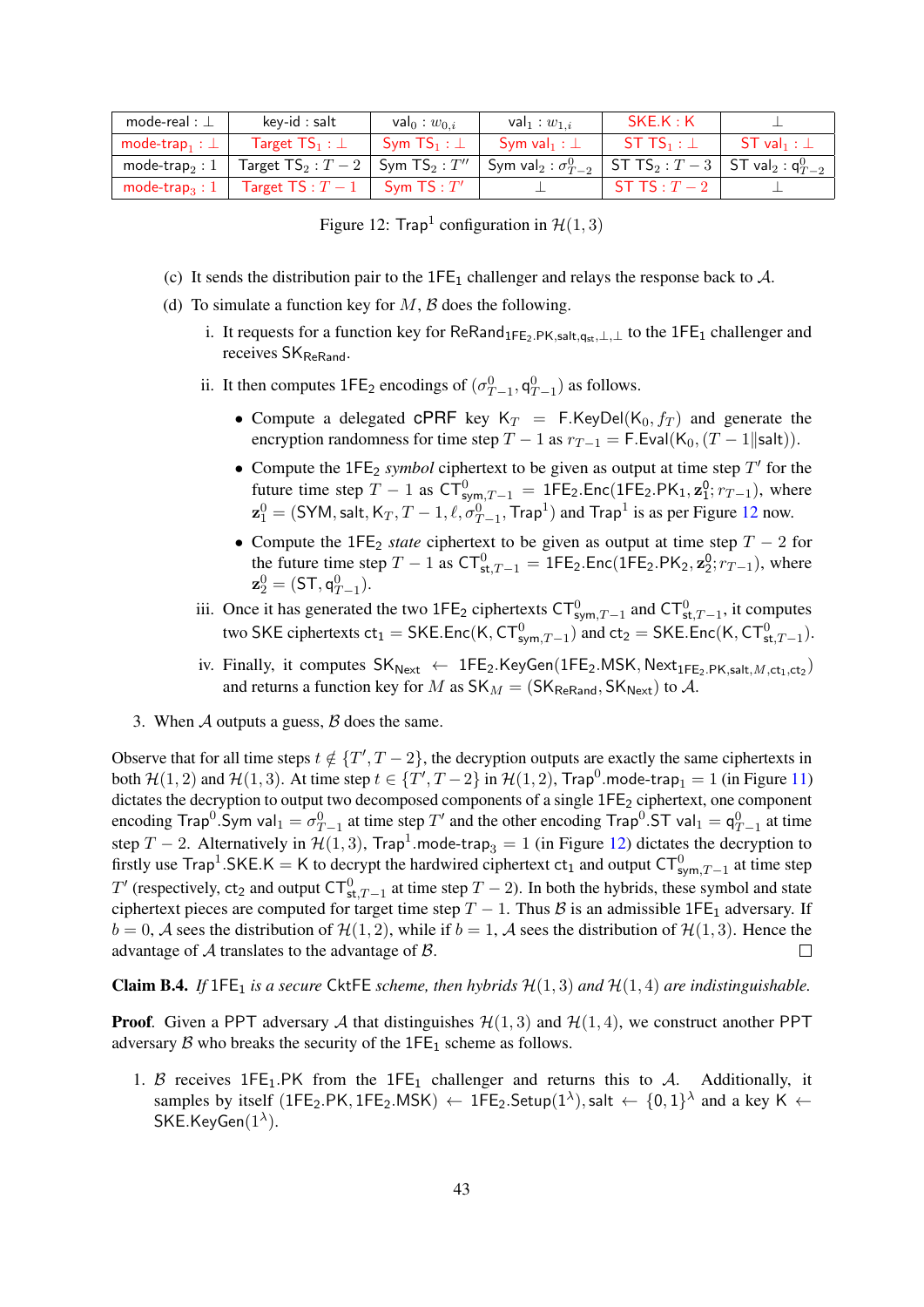| mode-real : $\bot$ | key-id : salt | $\mathsf{val}_0 : w_{0,i}$ | $\mathsf{val}_1 : w_{1,i}$ | SKE.K : K | $\bot$ |
|---|---|---|---|---|---|
| $\text{mode-trap}_1 : \bot$ | Target $\mathsf{TS}_1 : \bot$ | Sym $\mathsf{TS}_1 : \bot$ | Sym $\mathsf{val}_1 : \bot$ | ST $\mathsf{TS}_1 : \bot$ | ST $\mathsf{val}_1 : \bot$ |
| $\text{mode-trap}_2 : 1$ | Target $\mathsf{TS}_2 : T-2$ | Sym $\mathsf{TS}_2 : T''$ | Sym $\mathsf{val}_2 : \sigma^0_{T-2}$ | ST $\mathsf{TS}_2 : T-3$ | ST $\mathsf{val}_2 : \mathsf{q}^0_{T-2}$ |
| $\text{mode-trap}_3 : 1$ | Target TS : $T-1$ | Sym TS : $T'$ | $\bot$ | ST TS : $T-2$ | $\bot$ |

Figure 12: $\mathsf{Trap}^1$ configuration in $\mathcal{H}(1,3)$

(c) It sends the distribution pair to the $1\mathsf{FE}_1$ challenger and relays the response back to $\mathcal{A}$.

(d) To simulate a function key for $M$, $\mathcal{B}$ does the following.

i. It requests for a function key for $\mathsf{ReRand}_{1\mathsf{FE}_2.\mathsf{PK},\mathsf{salt},\mathsf{q}_{\mathsf{st}},\bot,\bot}$ to the $1\mathsf{FE}_1$ challenger and receives $\mathsf{SK}_{\mathsf{ReRand}}$.

ii. It then computes $1\mathsf{FE}_2$ encodings of $(\sigma^0_{T-1}, \mathsf{q}^0_{T-1})$ as follows.

- Compute a delegated cPRF key $\mathsf{K}_T = \mathsf{F.KeyDel}(\mathsf{K}_0, f_T)$ and generate the encryption randomness for time step $T-1$ as $r_{T-1} = \mathsf{F.Eval}(\mathsf{K}_0, (T-1\|\mathsf{salt}))$.
- Compute the $1\mathsf{FE}_2$ *symbol* ciphertext to be given as output at time step $T'$ for the future time step $T-1$ as $\mathsf{CT}^0_{\mathsf{sym},T-1} = 1\mathsf{FE}_2.\mathsf{Enc}(1\mathsf{FE}_2.\mathsf{PK}_1, \mathbf{z}^0_1; r_{T-1})$, where $\mathbf{z}^0_1 = (\mathsf{SYM}, \mathsf{salt}, \mathsf{K}_T, T-1, \ell, \sigma^0_{T-1}, \mathsf{Trap}^1)$ and $\mathsf{Trap}^1$ is as per Figure 12 now.
- Compute the $1\mathsf{FE}_2$ *state* ciphertext to be given as output at time step $T-2$ for the future time step $T-1$ as $\mathsf{CT}^0_{\mathsf{st},T-1} = 1\mathsf{FE}_2.\mathsf{Enc}(1\mathsf{FE}_2.\mathsf{PK}_2, \mathbf{z}^0_2; r_{T-1})$, where $\mathbf{z}^0_2 = (\mathsf{ST}, \mathsf{q}^0_{T-1})$.

iii. Once it has generated the two $1\mathsf{FE}_2$ ciphertexts $\mathsf{CT}^0_{\mathsf{sym},T-1}$ and $\mathsf{CT}^0_{\mathsf{st},T-1}$, it computes two SKE ciphertexts $\mathsf{ct}_1 = \mathsf{SKE.Enc}(\mathsf{K}, \mathsf{CT}^0_{\mathsf{sym},T-1})$ and $\mathsf{ct}_2 = \mathsf{SKE.Enc}(\mathsf{K}, \mathsf{CT}^0_{\mathsf{st},T-1})$.

iv. Finally, it computes $\mathsf{SK}_{\mathsf{Next}} \leftarrow 1\mathsf{FE}_2.\mathsf{KeyGen}(1\mathsf{FE}_2.\mathsf{MSK}, \mathsf{Next}_{1\mathsf{FE}_2.\mathsf{PK},\mathsf{salt},M,\mathsf{ct}_1,\mathsf{ct}_2})$ and returns a function key for $M$ as $\mathsf{SK}_M = (\mathsf{SK}_{\mathsf{ReRand}}, \mathsf{SK}_{\mathsf{Next}})$ to $\mathcal{A}$.

3. When $\mathcal{A}$ outputs a guess, $\mathcal{B}$ does the same.

Observe that for all time steps $t \notin \{T', T-2\}$, the decryption outputs are exactly the same ciphertexts in both $\mathcal{H}(1,2)$ and $\mathcal{H}(1,3)$. At time step $t \in \{T', T-2\}$ in $\mathcal{H}(1,2)$, $\mathsf{Trap}^0.\text{mode-trap}_1 = 1$ (in Figure 11) dictates the decryption to output two decomposed components of a single $1\mathsf{FE}_2$ ciphertext, one component encoding $\mathsf{Trap}^0.\mathsf{Sym}\ \mathsf{val}_1 = \sigma^0_{T-1}$ at time step $T'$ and the other encoding $\mathsf{Trap}^0.\mathsf{ST}\ \mathsf{val}_1 = \mathsf{q}^0_{T-1}$ at time step $T-2$. Alternatively in $\mathcal{H}(1,3)$, $\mathsf{Trap}^1.\text{mode-trap}_3 = 1$ (in Figure 12) dictates the decryption to firstly use $\mathsf{Trap}^1.\mathsf{SKE.K} = \mathsf{K}$ to decrypt the hardwired ciphertext $\mathsf{ct}_1$ and output $\mathsf{CT}^0_{\mathsf{sym},T-1}$ at time step $T'$ (respectively, $\mathsf{ct}_2$ and output $\mathsf{CT}^0_{\mathsf{st},T-1}$ at time step $T-2$). In both the hybrids, these symbol and state ciphertext pieces are computed for target time step $T-1$. Thus $\mathcal{B}$ is an admissible $1\mathsf{FE}_1$ adversary. If $b = 0$, $\mathcal{A}$ sees the distribution of $\mathcal{H}(1,2)$, while if $b = 1$, $\mathcal{A}$ sees the distribution of $\mathcal{H}(1,3)$. Hence the advantage of $\mathcal{A}$ translates to the advantage of $\mathcal{B}$. □

**Claim B.4.** *If $1\mathsf{FE}_1$ is a secure CktFE scheme, then hybrids $\mathcal{H}(1,3)$ and $\mathcal{H}(1,4)$ are indistinguishable.*

**Proof**. Given a PPT adversary $\mathcal{A}$ that distinguishes $\mathcal{H}(1,3)$ and $\mathcal{H}(1,4)$, we construct another PPT adversary $\mathcal{B}$ who breaks the security of the $1\mathsf{FE}_1$ scheme as follows.

1. $\mathcal{B}$ receives $1\mathsf{FE}_1.\mathsf{PK}$ from the $1\mathsf{FE}_1$ challenger and returns this to $\mathcal{A}$. Additionally, it samples by itself $(1\mathsf{FE}_2.\mathsf{PK}, 1\mathsf{FE}_2.\mathsf{MSK}) \leftarrow 1\mathsf{FE}_2.\mathsf{Setup}(1^\lambda)$, $\mathsf{salt} \leftarrow \{0,1\}^\lambda$ and a key $\mathsf{K} \leftarrow \mathsf{SKE.KeyGen}(1^\lambda)$.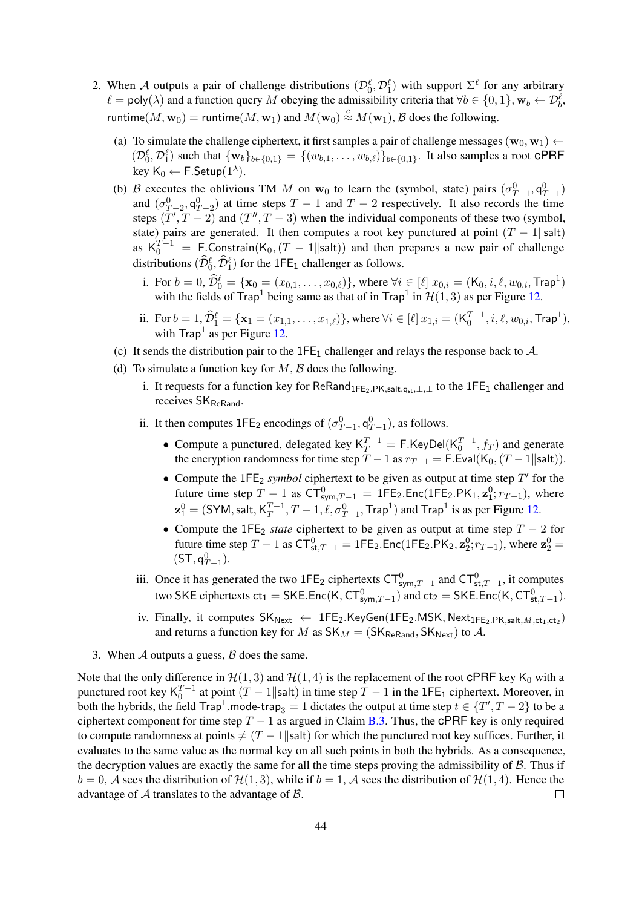2. When $\mathcal{A}$ outputs a pair of challenge distributions $(\mathcal{D}_0^\ell, \mathcal{D}_1^\ell)$ with support $\Sigma^\ell$ for any arbitrary $\ell = \mathsf{poly}(\lambda)$ and a function query $M$ obeying the admissibility criteria that $\forall b \in \{0,1\}$, $\mathbf{w}_b \leftarrow \mathcal{D}_b^\ell$, $\mathsf{runtime}(M, \mathbf{w}_0) = \mathsf{runtime}(M, \mathbf{w}_1)$ and $M(\mathbf{w}_0) \stackrel{c}{\approx} M(\mathbf{w}_1)$, $\mathcal{B}$ does the following.

   (a) To simulate the challenge ciphertext, it first samples a pair of challenge messages $(\mathbf{w}_0, \mathbf{w}_1) \leftarrow (\mathcal{D}_0^\ell, \mathcal{D}_1^\ell)$ such that $\{\mathbf{w}_b\}_{b\in\{0,1\}} = \{(w_{b,1}, \ldots, w_{b,\ell})\}_{b\in\{0,1\}}$. It also samples a root $\mathsf{cPRF}$ key $\mathsf{K}_0 \leftarrow \mathsf{F.Setup}(1^\lambda)$.

   (b) $\mathcal{B}$ executes the oblivious TM $M$ on $\mathbf{w}_0$ to learn the (symbol, state) pairs $(\sigma_{T-1}^0, \mathsf{q}_{T-1}^0)$ and $(\sigma_{T-2}^0, \mathsf{q}_{T-2}^0)$ at time steps $T-1$ and $T-2$ respectively. It also records the time steps $(T', T-2)$ and $(T'', T-3)$ when the individual components of these two (symbol, state) pairs are generated. It then computes a root key punctured at point $(T-1\|\mathsf{salt})$ as $\mathsf{K}_0^{T-1} = \mathsf{F.Constrain}(\mathsf{K}_0, (T-1\|\mathsf{salt}))$ and then prepares a new pair of challenge distributions $(\widehat{\mathcal{D}}_0^\ell, \widehat{\mathcal{D}}_1^\ell)$ for the $1\mathsf{FE}_1$ challenger as follows.

      i. For $b = 0$, $\widehat{\mathcal{D}}_0^\ell = \{\mathbf{x}_0 = (x_{0,1}, \ldots, x_{0,\ell})\}$, where $\forall i \in [\ell]$ $x_{0,i} = (\mathsf{K}_0, i, \ell, w_{0,i}, \mathsf{Trap}^1)$ with the fields of $\mathsf{Trap}^1$ being same as that of in $\mathsf{Trap}^1$ in $\mathcal{H}(1,3)$ as per Figure 12.

      ii. For $b = 1$, $\widehat{\mathcal{D}}_1^\ell = \{\mathbf{x}_1 = (x_{1,1}, \ldots, x_{1,\ell})\}$, where $\forall i \in [\ell]$ $x_{1,i} = (\mathsf{K}_0^{T-1}, i, \ell, w_{0,i}, \mathsf{Trap}^1)$, with $\mathsf{Trap}^1$ as per Figure 12.

   (c) It sends the distribution pair to the $1\mathsf{FE}_1$ challenger and relays the response back to $\mathcal{A}$.

   (d) To simulate a function key for $M$, $\mathcal{B}$ does the following.

      i. It requests for a function key for $\mathsf{ReRand}_{1\mathsf{FE}_2.\mathsf{PK},\mathsf{salt},\mathsf{q}_{\mathsf{st}},\perp,\perp}$ to the $1\mathsf{FE}_1$ challenger and receives $\mathsf{SK}_{\mathsf{ReRand}}$.

      ii. It then computes $1\mathsf{FE}_2$ encodings of $(\sigma_{T-1}^0, \mathsf{q}_{T-1}^0)$, as follows.

         - Compute a punctured, delegated key $\mathsf{K}_T^{T-1} = \mathsf{F.KeyDel}(\mathsf{K}_0^{T-1}, f_T)$ and generate the encryption randomness for time step $T-1$ as $r_{T-1} = \mathsf{F.Eval}(\mathsf{K}_0, (T-1\|\mathsf{salt}))$.
         - Compute the $1\mathsf{FE}_2$ *symbol* ciphertext to be given as output at time step $T'$ for the future time step $T-1$ as $\mathsf{CT}_{\mathsf{sym},T-1}^0 = 1\mathsf{FE}_2.\mathsf{Enc}(1\mathsf{FE}_2.\mathsf{PK}_1, \mathbf{z}_1^0; r_{T-1})$, where $\mathbf{z}_1^0 = (\mathsf{SYM}, \mathsf{salt}, \mathsf{K}_T^{T-1}, T-1, \ell, \sigma_{T-1}^0, \mathsf{Trap}^1)$ and $\mathsf{Trap}^1$ is as per Figure 12.
         - Compute the $1\mathsf{FE}_2$ *state* ciphertext to be given as output at time step $T-2$ for future time step $T-1$ as $\mathsf{CT}_{\mathsf{st},T-1}^0 = 1\mathsf{FE}_2.\mathsf{Enc}(1\mathsf{FE}_2.\mathsf{PK}_2, \mathbf{z}_2^0; r_{T-1})$, where $\mathbf{z}_2^0 = (\mathsf{ST}, \mathsf{q}_{T-1}^0)$.

      iii. Once it has generated the two $1\mathsf{FE}_2$ ciphertexts $\mathsf{CT}_{\mathsf{sym},T-1}^0$ and $\mathsf{CT}_{\mathsf{st},T-1}^0$, it computes two $\mathsf{SKE}$ ciphertexts $\mathsf{ct}_1 = \mathsf{SKE.Enc}(\mathsf{K}, \mathsf{CT}_{\mathsf{sym},T-1}^0)$ and $\mathsf{ct}_2 = \mathsf{SKE.Enc}(\mathsf{K}, \mathsf{CT}_{\mathsf{st},T-1}^0)$.

      iv. Finally, it computes $\mathsf{SK}_{\mathsf{Next}} \leftarrow 1\mathsf{FE}_2.\mathsf{KeyGen}(1\mathsf{FE}_2.\mathsf{MSK}, \mathsf{Next}_{1\mathsf{FE}_2.\mathsf{PK},\mathsf{salt},M,\mathsf{ct}_1,\mathsf{ct}_2})$ and returns a function key for $M$ as $\mathsf{SK}_M = (\mathsf{SK}_{\mathsf{ReRand}}, \mathsf{SK}_{\mathsf{Next}})$ to $\mathcal{A}$.

3. When $\mathcal{A}$ outputs a guess, $\mathcal{B}$ does the same.

Note that the only difference in $\mathcal{H}(1,3)$ and $\mathcal{H}(1,4)$ is the replacement of the root $\mathsf{cPRF}$ key $\mathsf{K}_0$ with a punctured root key $\mathsf{K}_0^{T-1}$ at point $(T-1\|\mathsf{salt})$ in time step $T-1$ in the $1\mathsf{FE}_1$ ciphertext. Moreover, in both the hybrids, the field $\mathsf{Trap}^1.\mathsf{mode\text{-}trap}_3 = 1$ dictates the output at time step $t \in \{T', T-2\}$ to be a ciphertext component for time step $T-1$ as argued in Claim B.3. Thus, the $\mathsf{cPRF}$ key is only required to compute randomness at points $\neq (T-1\|\mathsf{salt})$ for which the punctured root key suffices. Further, it evaluates to the same value as the normal key on all such points in both the hybrids. As a consequence, the decryption values are exactly the same for all the time steps proving the admissibility of $\mathcal{B}$. Thus if $b = 0$, $\mathcal{A}$ sees the distribution of $\mathcal{H}(1,3)$, while if $b = 1$, $\mathcal{A}$ sees the distribution of $\mathcal{H}(1,4)$. Hence the advantage of $\mathcal{A}$ translates to the advantage of $\mathcal{B}$. $\square$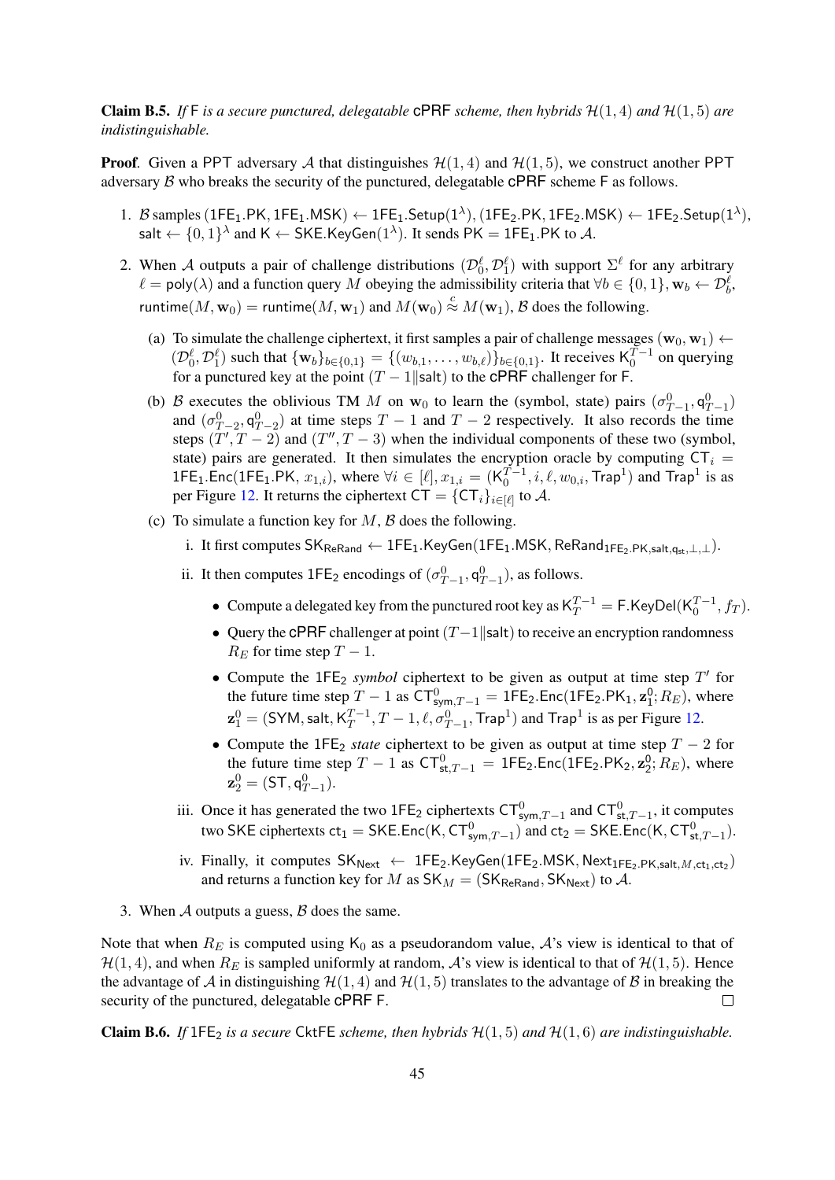**Claim B.5.** *If* $\mathsf{F}$ *is a secure punctured, delegatable* cPRF *scheme, then hybrids* $\mathcal{H}(1,4)$ *and* $\mathcal{H}(1,5)$ *are indistinguishable.*

**Proof**. Given a PPT adversary $\mathcal{A}$ that distinguishes $\mathcal{H}(1,4)$ and $\mathcal{H}(1,5)$, we construct another PPT adversary $\mathcal{B}$ who breaks the security of the punctured, delegatable cPRF scheme $\mathsf{F}$ as follows.

1. $\mathcal{B}$ samples $(\mathsf{1FE_1.PK}, \mathsf{1FE_1.MSK}) \leftarrow \mathsf{1FE_1.Setup}(1^\lambda)$, $(\mathsf{1FE_2.PK}, \mathsf{1FE_2.MSK}) \leftarrow \mathsf{1FE_2.Setup}(1^\lambda)$, $\mathsf{salt} \leftarrow \{0,1\}^\lambda$ and $\mathsf{K} \leftarrow \mathsf{SKE.KeyGen}(1^\lambda)$. It sends $\mathsf{PK} = \mathsf{1FE_1.PK}$ to $\mathcal{A}$.

2. When $\mathcal{A}$ outputs a pair of challenge distributions $(\mathcal{D}_0^\ell, \mathcal{D}_1^\ell)$ with support $\Sigma^\ell$ for any arbitrary $\ell = \mathsf{poly}(\lambda)$ and a function query $M$ obeying the admissibility criteria that $\forall b \in \{0,1\}, \mathbf{w}_b \leftarrow \mathcal{D}_b^\ell$, $\mathsf{runtime}(M, \mathbf{w}_0) = \mathsf{runtime}(M, \mathbf{w}_1)$ and $M(\mathbf{w}_0) \stackrel{c}{\approx} M(\mathbf{w}_1)$, $\mathcal{B}$ does the following.

   (a) To simulate the challenge ciphertext, it first samples a pair of challenge messages $(\mathbf{w}_0, \mathbf{w}_1) \leftarrow (\mathcal{D}_0^\ell, \mathcal{D}_1^\ell)$ such that $\{\mathbf{w}_b\}_{b\in\{0,1\}} = \{(w_{b,1}, \ldots, w_{b,\ell})\}_{b\in\{0,1\}}$. It receives $\mathsf{K}_0^{T-1}$ on querying for a punctured key at the point $(T-1\|\mathsf{salt})$ to the cPRF challenger for $\mathsf{F}$.

   (b) $\mathcal{B}$ executes the oblivious TM $M$ on $\mathbf{w}_0$ to learn the (symbol, state) pairs $(\sigma_{T-1}^0, \mathsf{q}_{T-1}^0)$ and $(\sigma_{T-2}^0, \mathsf{q}_{T-2}^0)$ at time steps $T-1$ and $T-2$ respectively. It also records the time steps $(T', T-2)$ and $(T'', T-3)$ when the individual components of these two (symbol, state) pairs are generated. It then simulates the encryption oracle by computing $\mathsf{CT}_i = \mathsf{1FE_1.Enc}(\mathsf{1FE_1.PK}, x_{1,i})$, where $\forall i \in [\ell], x_{1,i} = (\mathsf{K}_0^{T-1}, i, \ell, w_{0,i}, \mathsf{Trap}^1)$ and $\mathsf{Trap}^1$ is as per Figure 12. It returns the ciphertext $\mathsf{CT} = \{\mathsf{CT}_i\}_{i\in[\ell]}$ to $\mathcal{A}$.

   (c) To simulate a function key for $M$, $\mathcal{B}$ does the following.

      i. It first computes $\mathsf{SK_{ReRand}} \leftarrow \mathsf{1FE_1.KeyGen}(\mathsf{1FE_1.MSK}, \mathsf{ReRand}_{\mathsf{1FE_2.PK},\mathsf{salt},\mathsf{q_{st}},\perp,\perp})$.

      ii. It then computes $\mathsf{1FE_2}$ encodings of $(\sigma_{T-1}^0, \mathsf{q}_{T-1}^0)$, as follows.

         - Compute a delegated key from the punctured root key as $\mathsf{K}_T^{T-1} = \mathsf{F.KeyDel}(\mathsf{K}_0^{T-1}, f_T)$.
         - Query the cPRF challenger at point $(T-1\|\mathsf{salt})$ to receive an encryption randomness $R_E$ for time step $T-1$.
         - Compute the $\mathsf{1FE_2}$ *symbol* ciphertext to be given as output at time step $T'$ for the future time step $T-1$ as $\mathsf{CT}_{\mathsf{sym},T-1}^0 = \mathsf{1FE_2.Enc}(\mathsf{1FE_2.PK_1}, \mathbf{z}_1^0; R_E)$, where $\mathbf{z}_1^0 = (\mathsf{SYM}, \mathsf{salt}, \mathsf{K}_T^{T-1}, T-1, \ell, \sigma_{T-1}^0, \mathsf{Trap}^1)$ and $\mathsf{Trap}^1$ is as per Figure 12.
         - Compute the $\mathsf{1FE_2}$ *state* ciphertext to be given as output at time step $T-2$ for the future time step $T-1$ as $\mathsf{CT}_{\mathsf{st},T-1}^0 = \mathsf{1FE_2.Enc}(\mathsf{1FE_2.PK_2}, \mathbf{z}_2^0; R_E)$, where $\mathbf{z}_2^0 = (\mathsf{ST}, \mathsf{q}_{T-1}^0)$.

      iii. Once it has generated the two $\mathsf{1FE_2}$ ciphertexts $\mathsf{CT}_{\mathsf{sym},T-1}^0$ and $\mathsf{CT}_{\mathsf{st},T-1}^0$, it computes two SKE ciphertexts $\mathsf{ct}_1 = \mathsf{SKE.Enc}(\mathsf{K}, \mathsf{CT}_{\mathsf{sym},T-1}^0)$ and $\mathsf{ct}_2 = \mathsf{SKE.Enc}(\mathsf{K}, \mathsf{CT}_{\mathsf{st},T-1}^0)$.

      iv. Finally, it computes $\mathsf{SK_{Next}} \leftarrow \mathsf{1FE_2.KeyGen}(\mathsf{1FE_2.MSK}, \mathsf{Next}_{\mathsf{1FE_2.PK},\mathsf{salt},M,\mathsf{ct}_1,\mathsf{ct}_2})$ and returns a function key for $M$ as $\mathsf{SK}_M = (\mathsf{SK_{ReRand}}, \mathsf{SK_{Next}})$ to $\mathcal{A}$.

3. When $\mathcal{A}$ outputs a guess, $\mathcal{B}$ does the same.

Note that when $R_E$ is computed using $\mathsf{K}_0$ as a pseudorandom value, $\mathcal{A}$'s view is identical to that of $\mathcal{H}(1,4)$, and when $R_E$ is sampled uniformly at random, $\mathcal{A}$'s view is identical to that of $\mathcal{H}(1,5)$. Hence the advantage of $\mathcal{A}$ in distinguishing $\mathcal{H}(1,4)$ and $\mathcal{H}(1,5)$ translates to the advantage of $\mathcal{B}$ in breaking the security of the punctured, delegatable cPRF $\mathsf{F}$. □

**Claim B.6.** *If* $\mathsf{1FE_2}$ *is a secure* CktFE *scheme, then hybrids* $\mathcal{H}(1,5)$ *and* $\mathcal{H}(1,6)$ *are indistinguishable.*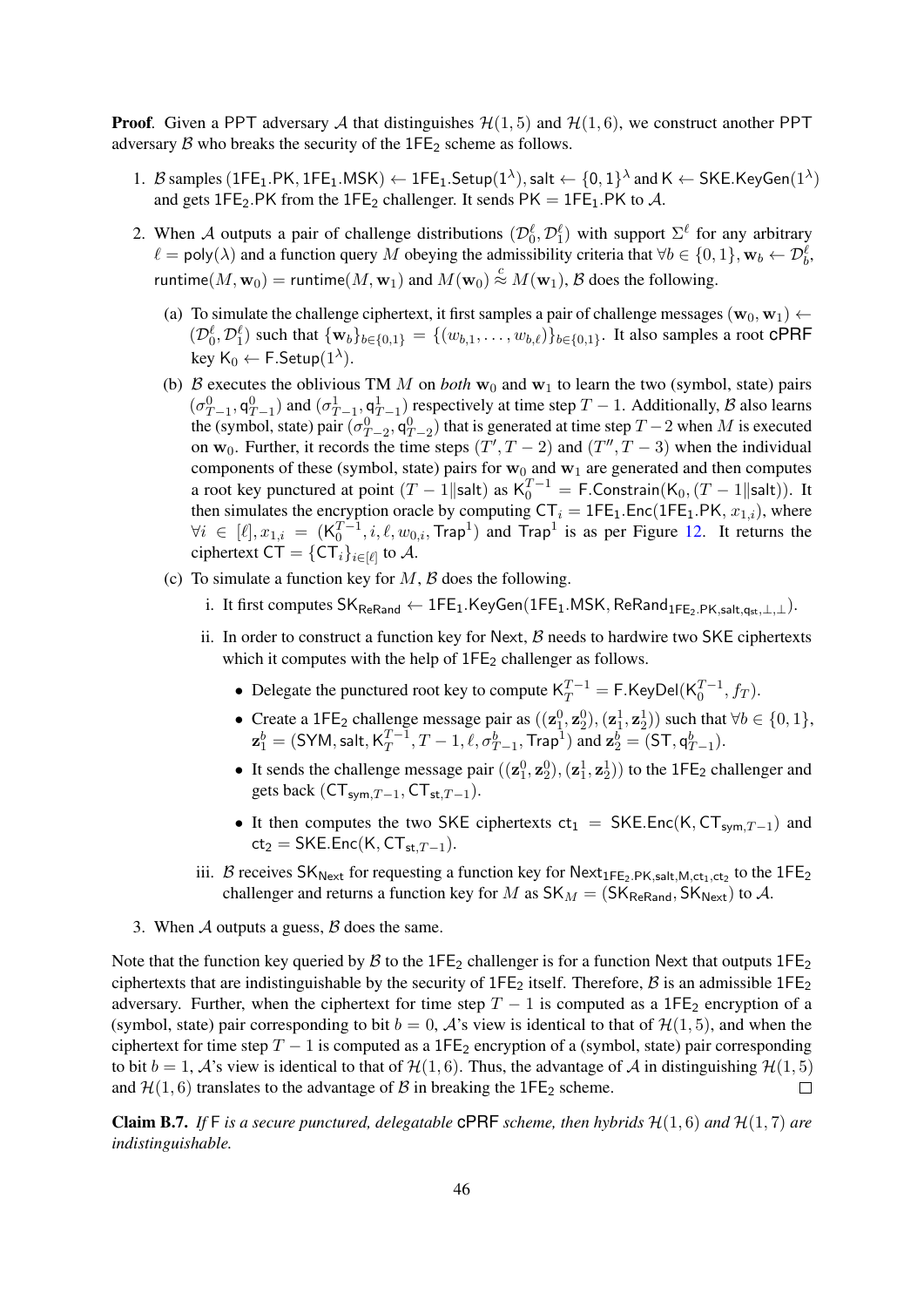**Proof**. Given a PPT adversary $\mathcal{A}$ that distinguishes $\mathcal{H}(1,5)$ and $\mathcal{H}(1,6)$, we construct another PPT adversary $\mathcal{B}$ who breaks the security of the $\mathsf{1FE}_2$ scheme as follows.

1. $\mathcal{B}$ samples $(\mathsf{1FE}_1.\mathsf{PK}, \mathsf{1FE}_1.\mathsf{MSK}) \leftarrow \mathsf{1FE}_1.\mathsf{Setup}(1^\lambda)$, $\mathsf{salt} \leftarrow \{0,1\}^\lambda$ and $\mathsf{K} \leftarrow \mathsf{SKE}.\mathsf{KeyGen}(1^\lambda)$ and gets $\mathsf{1FE}_2.\mathsf{PK}$ from the $\mathsf{1FE}_2$ challenger. It sends $\mathsf{PK} = \mathsf{1FE}_1.\mathsf{PK}$ to $\mathcal{A}$.

2. When $\mathcal{A}$ outputs a pair of challenge distributions $(\mathcal{D}_0^\ell, \mathcal{D}_1^\ell)$ with support $\Sigma^\ell$ for any arbitrary $\ell = \mathsf{poly}(\lambda)$ and a function query $M$ obeying the admissibility criteria that $\forall b \in \{0,1\}, \mathbf{w}_b \leftarrow \mathcal{D}_b^\ell$, $\mathsf{runtime}(M, \mathbf{w}_0) = \mathsf{runtime}(M, \mathbf{w}_1)$ and $M(\mathbf{w}_0) \stackrel{c}{\approx} M(\mathbf{w}_1)$, $\mathcal{B}$ does the following.

   (a) To simulate the challenge ciphertext, it first samples a pair of challenge messages $(\mathbf{w}_0, \mathbf{w}_1) \leftarrow (\mathcal{D}_0^\ell, \mathcal{D}_1^\ell)$ such that $\{\mathbf{w}_b\}_{b\in\{0,1\}} = \{(w_{b,1}, \ldots, w_{b,\ell})\}_{b\in\{0,1\}}$. It also samples a root $\mathsf{cPRF}$ key $\mathsf{K}_0 \leftarrow \mathsf{F}.\mathsf{Setup}(1^\lambda)$.

   (b) $\mathcal{B}$ executes the oblivious TM $M$ on *both* $\mathbf{w}_0$ and $\mathbf{w}_1$ to learn the two (symbol, state) pairs $(\sigma_{T-1}^0, \mathsf{q}_{T-1}^0)$ and $(\sigma_{T-1}^1, \mathsf{q}_{T-1}^1)$ respectively at time step $T-1$. Additionally, $\mathcal{B}$ also learns the (symbol, state) pair $(\sigma_{T-2}^0, \mathsf{q}_{T-2}^0)$ that is generated at time step $T-2$ when $M$ is executed on $\mathbf{w}_0$. Further, it records the time steps $(T', T-2)$ and $(T'', T-3)$ when the individual components of these (symbol, state) pairs for $\mathbf{w}_0$ and $\mathbf{w}_1$ are generated and then computes a root key punctured at point $(T-1\|\mathsf{salt})$ as $\mathsf{K}_0^{T-1} = \mathsf{F}.\mathsf{Constrain}(\mathsf{K}_0, (T-1\|\mathsf{salt}))$. It then simulates the encryption oracle by computing $\mathsf{CT}_i = \mathsf{1FE}_1.\mathsf{Enc}(\mathsf{1FE}_1.\mathsf{PK}, x_{1,i})$, where $\forall i \in [\ell], x_{1,i} = (\mathsf{K}_0^{T-1}, i, \ell, w_{0,i}, \mathsf{Trap}^1)$ and $\mathsf{Trap}^1$ is as per Figure 12. It returns the ciphertext $\mathsf{CT} = \{\mathsf{CT}_i\}_{i\in[\ell]}$ to $\mathcal{A}$.

   (c) To simulate a function key for $M$, $\mathcal{B}$ does the following.

      i. It first computes $\mathsf{SK}_{\mathsf{ReRand}} \leftarrow \mathsf{1FE}_1.\mathsf{KeyGen}(\mathsf{1FE}_1.\mathsf{MSK}, \mathsf{ReRand}_{\mathsf{1FE}_2.\mathsf{PK},\mathsf{salt},\mathsf{q}_{\mathsf{st}},\perp,\perp})$.

      ii. In order to construct a function key for $\mathsf{Next}$, $\mathcal{B}$ needs to hardwire two $\mathsf{SKE}$ ciphertexts which it computes with the help of $\mathsf{1FE}_2$ challenger as follows.

         - Delegate the punctured root key to compute $\mathsf{K}_T^{T-1} = \mathsf{F}.\mathsf{KeyDel}(\mathsf{K}_0^{T-1}, f_T)$.
         - Create a $\mathsf{1FE}_2$ challenge message pair as $((\mathbf{z}_1^0, \mathbf{z}_2^0), (\mathbf{z}_1^1, \mathbf{z}_2^1))$ such that $\forall b \in \{0,1\}$, $\mathbf{z}_1^b = (\mathsf{SYM}, \mathsf{salt}, \mathsf{K}_T^{T-1}, T-1, \ell, \sigma_{T-1}^b, \mathsf{Trap}^1)$ and $\mathbf{z}_2^b = (\mathsf{ST}, \mathsf{q}_{T-1}^b)$.
         - It sends the challenge message pair $((\mathbf{z}_1^0, \mathbf{z}_2^0), (\mathbf{z}_1^1, \mathbf{z}_2^1))$ to the $\mathsf{1FE}_2$ challenger and gets back $(\mathsf{CT}_{\mathsf{sym},T-1}, \mathsf{CT}_{\mathsf{st},T-1})$.
         - It then computes the two $\mathsf{SKE}$ ciphertexts $\mathsf{ct}_1 = \mathsf{SKE}.\mathsf{Enc}(\mathsf{K}, \mathsf{CT}_{\mathsf{sym},T-1})$ and $\mathsf{ct}_2 = \mathsf{SKE}.\mathsf{Enc}(\mathsf{K}, \mathsf{CT}_{\mathsf{st},T-1})$.

      iii. $\mathcal{B}$ receives $\mathsf{SK}_{\mathsf{Next}}$ for requesting a function key for $\mathsf{Next}_{\mathsf{1FE}_2.\mathsf{PK},\mathsf{salt},M,\mathsf{ct}_1,\mathsf{ct}_2}$ to the $\mathsf{1FE}_2$ challenger and returns a function key for $M$ as $\mathsf{SK}_M = (\mathsf{SK}_{\mathsf{ReRand}}, \mathsf{SK}_{\mathsf{Next}})$ to $\mathcal{A}$.

3. When $\mathcal{A}$ outputs a guess, $\mathcal{B}$ does the same.

Note that the function key queried by $\mathcal{B}$ to the $\mathsf{1FE}_2$ challenger is for a function $\mathsf{Next}$ that outputs $\mathsf{1FE}_2$ ciphertexts that are indistinguishable by the security of $\mathsf{1FE}_2$ itself. Therefore, $\mathcal{B}$ is an admissible $\mathsf{1FE}_2$ adversary. Further, when the ciphertext for time step $T-1$ is computed as a $\mathsf{1FE}_2$ encryption of a (symbol, state) pair corresponding to bit $b=0$, $\mathcal{A}$'s view is identical to that of $\mathcal{H}(1,5)$, and when the ciphertext for time step $T-1$ is computed as a $\mathsf{1FE}_2$ encryption of a (symbol, state) pair corresponding to bit $b=1$, $\mathcal{A}$'s view is identical to that of $\mathcal{H}(1,6)$. Thus, the advantage of $\mathcal{A}$ in distinguishing $\mathcal{H}(1,5)$ and $\mathcal{H}(1,6)$ translates to the advantage of $\mathcal{B}$ in breaking the $\mathsf{1FE}_2$ scheme. $\square$

**Claim B.7.** *If* $\mathsf{F}$ *is a secure punctured, delegatable* $\mathsf{cPRF}$ *scheme, then hybrids* $\mathcal{H}(1,6)$ *and* $\mathcal{H}(1,7)$ *are indistinguishable.*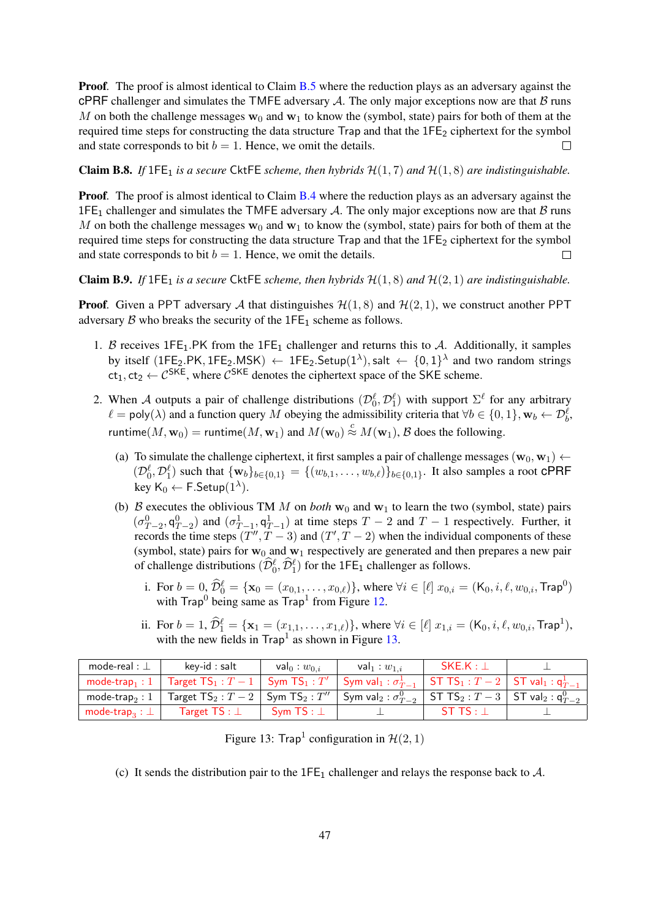**Proof**. The proof is almost identical to Claim B.5 where the reduction plays as an adversary against the cPRF challenger and simulates the TMFE adversary $\mathcal{A}$. The only major exceptions now are that $\mathcal{B}$ runs $M$ on both the challenge messages $\mathbf{w}_0$ and $\mathbf{w}_1$ to know the (symbol, state) pairs for both of them at the required time steps for constructing the data structure Trap and that the $1\mathsf{FE}_2$ ciphertext for the symbol and state corresponds to bit $b = 1$. Hence, we omit the details. □

**Claim B.8.** *If* $1\mathsf{FE}_1$ *is a secure* CktFE *scheme, then hybrids* $\mathcal{H}(1, 7)$ *and* $\mathcal{H}(1, 8)$ *are indistinguishable.*

**Proof**. The proof is almost identical to Claim B.4 where the reduction plays as an adversary against the $1\mathsf{FE}_1$ challenger and simulates the TMFE adversary $\mathcal{A}$. The only major exceptions now are that $\mathcal{B}$ runs $M$ on both the challenge messages $\mathbf{w}_0$ and $\mathbf{w}_1$ to know the (symbol, state) pairs for both of them at the required time steps for constructing the data structure Trap and that the $1\mathsf{FE}_2$ ciphertext for the symbol and state corresponds to bit $b = 1$. Hence, we omit the details. □

**Claim B.9.** *If* $1\mathsf{FE}_1$ *is a secure* CktFE *scheme, then hybrids* $\mathcal{H}(1, 8)$ *and* $\mathcal{H}(2, 1)$ *are indistinguishable.*

**Proof**. Given a PPT adversary $\mathcal{A}$ that distinguishes $\mathcal{H}(1, 8)$ and $\mathcal{H}(2, 1)$, we construct another PPT adversary $\mathcal{B}$ who breaks the security of the $1\mathsf{FE}_1$ scheme as follows.

1. $\mathcal{B}$ receives $1\mathsf{FE}_1.\mathsf{PK}$ from the $1\mathsf{FE}_1$ challenger and returns this to $\mathcal{A}$. Additionally, it samples by itself $(1\mathsf{FE}_2.\mathsf{PK}, 1\mathsf{FE}_2.\mathsf{MSK}) \leftarrow 1\mathsf{FE}_2.\mathsf{Setup}(1^\lambda)$, $\mathsf{salt} \leftarrow \{0,1\}^\lambda$ and two random strings $\mathsf{ct}_1, \mathsf{ct}_2 \leftarrow \mathcal{C}^{\mathsf{SKE}}$, where $\mathcal{C}^{\mathsf{SKE}}$ denotes the ciphertext space of the SKE scheme.

2. When $\mathcal{A}$ outputs a pair of challenge distributions $(\mathcal{D}_0^\ell, \mathcal{D}_1^\ell)$ with support $\Sigma^\ell$ for any arbitrary $\ell = \mathsf{poly}(\lambda)$ and a function query $M$ obeying the admissibility criteria that $\forall b \in \{0,1\}, \mathbf{w}_b \leftarrow \mathcal{D}_b^\ell$, $\mathsf{runtime}(M, \mathbf{w}_0) = \mathsf{runtime}(M, \mathbf{w}_1)$ and $M(\mathbf{w}_0) \overset{c}{\approx} M(\mathbf{w}_1)$, $\mathcal{B}$ does the following.

   (a) To simulate the challenge ciphertext, it first samples a pair of challenge messages $(\mathbf{w}_0, \mathbf{w}_1) \leftarrow (\mathcal{D}_0^\ell, \mathcal{D}_1^\ell)$ such that $\{\mathbf{w}_b\}_{b\in\{0,1\}} = \{(w_{b,1}, \ldots, w_{b,\ell})\}_{b\in\{0,1\}}$. It also samples a root cPRF key $\mathsf{K}_0 \leftarrow \mathsf{F.Setup}(1^\lambda)$.

   (b) $\mathcal{B}$ executes the oblivious TM $M$ on *both* $\mathbf{w}_0$ and $\mathbf{w}_1$ to learn the two (symbol, state) pairs $(\sigma_{T-2}^0, \mathsf{q}_{T-2}^0)$ and $(\sigma_{T-1}^1, \mathsf{q}_{T-1}^1)$ at time steps $T-2$ and $T-1$ respectively. Further, it records the time steps $(T'', T-3)$ and $(T', T-2)$ when the individual components of these (symbol, state) pairs for $\mathbf{w}_0$ and $\mathbf{w}_1$ respectively are generated and then prepares a new pair of challenge distributions $(\widehat{\mathcal{D}}_0^\ell, \widehat{\mathcal{D}}_1^\ell)$ for the $1\mathsf{FE}_1$ challenger as follows.

      i. For $b = 0$, $\widehat{\mathcal{D}}_0^\ell = \{\mathbf{x}_0 = (x_{0,1}, \ldots, x_{0,\ell})\}$, where $\forall i \in [\ell]$ $x_{0,i} = (\mathsf{K}_0, i, \ell, w_{0,i}, \mathsf{Trap}^0)$ with $\mathsf{Trap}^0$ being same as $\mathsf{Trap}^1$ from Figure 12.

      ii. For $b = 1$, $\widehat{\mathcal{D}}_1^\ell = \{\mathbf{x}_1 = (x_{1,1}, \ldots, x_{1,\ell})\}$, where $\forall i \in [\ell]$ $x_{1,i} = (\mathsf{K}_0, i, \ell, w_{0,i}, \mathsf{Trap}^1)$, with the new fields in $\mathsf{Trap}^1$ as shown in Figure 13.

| mode-real : $\perp$ | key-id : salt | $\mathsf{val}_0$ : $w_{0,i}$ | $\mathsf{val}_1$ : $w_{1,i}$ | SKE.K : $\perp$ | $\perp$ |
|---|---|---|---|---|---|
| $\mathsf{mode\text{-}trap}_1$ : 1 | Target $\mathsf{TS}_1$ : $T-1$ | Sym $\mathsf{TS}_1$ : $T'$ | Sym $\mathsf{val}_1$ : $\sigma_{T-1}^1$ | ST $\mathsf{TS}_1$ : $T-2$ | ST $\mathsf{val}_1$ : $\mathsf{q}_{T-1}^1$ |
| $\mathsf{mode\text{-}trap}_2$ : 1 | Target $\mathsf{TS}_2$ : $T-2$ | Sym $\mathsf{TS}_2$ : $T''$ | Sym $\mathsf{val}_2$ : $\sigma_{T-2}^0$ | ST $\mathsf{TS}_2$ : $T-3$ | ST $\mathsf{val}_2$ : $\mathsf{q}_{T-2}^0$ |
| $\mathsf{mode\text{-}trap}_3$ : $\perp$ | Target TS : $\perp$ | Sym TS : $\perp$ | $\perp$ | ST TS : $\perp$ | $\perp$ |

Figure 13: $\mathsf{Trap}^1$ configuration in $\mathcal{H}(2, 1)$

   (c) It sends the distribution pair to the $1\mathsf{FE}_1$ challenger and relays the response back to $\mathcal{A}$.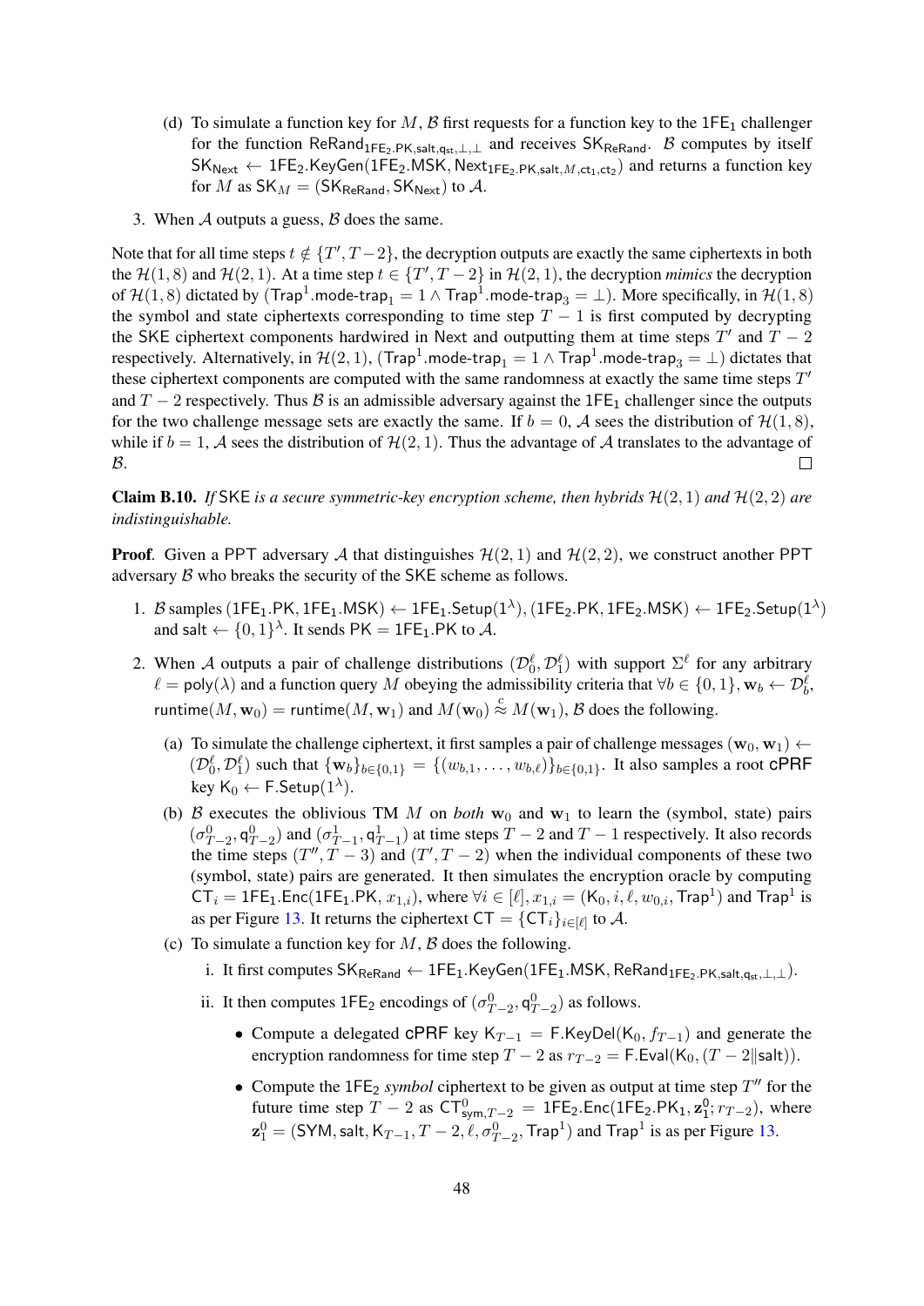(d) To simulate a function key for $M$, $\mathcal{B}$ first requests for a function key to the $1\mathsf{FE}_1$ challenger for the function $\mathsf{ReRand}_{1\mathsf{FE}_2.\mathsf{PK},\mathsf{salt},\mathsf{q}_{\mathsf{st}},\perp,\perp}$ and receives $\mathsf{SK}_{\mathsf{ReRand}}$. $\mathcal{B}$ computes by itself $\mathsf{SK}_{\mathsf{Next}} \leftarrow 1\mathsf{FE}_2.\mathsf{KeyGen}(1\mathsf{FE}_2.\mathsf{MSK}, \mathsf{Next}_{1\mathsf{FE}_2.\mathsf{PK},\mathsf{salt},M,\mathsf{ct}_1,\mathsf{ct}_2})$ and returns a function key for $M$ as $\mathsf{SK}_M = (\mathsf{SK}_{\mathsf{ReRand}}, \mathsf{SK}_{\mathsf{Next}})$ to $\mathcal{A}$.

3. When $\mathcal{A}$ outputs a guess, $\mathcal{B}$ does the same.

Note that for all time steps $t \notin \{T', T-2\}$, the decryption outputs are exactly the same ciphertexts in both the $\mathcal{H}(1,8)$ and $\mathcal{H}(2,1)$. At a time step $t \in \{T', T-2\}$ in $\mathcal{H}(2,1)$, the decryption *mimics* the decryption of $\mathcal{H}(1,8)$ dictated by $(\mathsf{Trap}^1.\mathsf{mode\text{-}trap}_1 = 1 \wedge \mathsf{Trap}^1.\mathsf{mode\text{-}trap}_3 = \perp)$. More specifically, in $\mathcal{H}(1,8)$ the symbol and state ciphertexts corresponding to time step $T-1$ is first computed by decrypting the SKE ciphertext components hardwired in Next and outputting them at time steps $T'$ and $T-2$ respectively. Alternatively, in $\mathcal{H}(2,1)$, $(\mathsf{Trap}^1.\mathsf{mode\text{-}trap}_1 = 1 \wedge \mathsf{Trap}^1.\mathsf{mode\text{-}trap}_3 = \perp)$ dictates that these ciphertext components are computed with the same randomness at exactly the same time steps $T'$ and $T-2$ respectively. Thus $\mathcal{B}$ is an admissible adversary against the $1\mathsf{FE}_1$ challenger since the outputs for the two challenge message sets are exactly the same. If $b=0$, $\mathcal{A}$ sees the distribution of $\mathcal{H}(1,8)$, while if $b=1$, $\mathcal{A}$ sees the distribution of $\mathcal{H}(2,1)$. Thus the advantage of $\mathcal{A}$ translates to the advantage of $\mathcal{B}$. □

**Claim B.10.** *If* SKE *is a secure symmetric-key encryption scheme, then hybrids* $\mathcal{H}(2,1)$ *and* $\mathcal{H}(2,2)$ *are indistinguishable.*

**Proof**. Given a PPT adversary $\mathcal{A}$ that distinguishes $\mathcal{H}(2,1)$ and $\mathcal{H}(2,2)$, we construct another PPT adversary $\mathcal{B}$ who breaks the security of the SKE scheme as follows.

1. $\mathcal{B}$ samples $(1\mathsf{FE}_1.\mathsf{PK}, 1\mathsf{FE}_1.\mathsf{MSK}) \leftarrow 1\mathsf{FE}_1.\mathsf{Setup}(1^\lambda)$, $(1\mathsf{FE}_2.\mathsf{PK}, 1\mathsf{FE}_2.\mathsf{MSK}) \leftarrow 1\mathsf{FE}_2.\mathsf{Setup}(1^\lambda)$ and $\mathsf{salt} \leftarrow \{0,1\}^\lambda$. It sends $\mathsf{PK} = 1\mathsf{FE}_1.\mathsf{PK}$ to $\mathcal{A}$.

2. When $\mathcal{A}$ outputs a pair of challenge distributions $(\mathcal{D}_0^\ell, \mathcal{D}_1^\ell)$ with support $\Sigma^\ell$ for any arbitrary $\ell = \mathsf{poly}(\lambda)$ and a function query $M$ obeying the admissibility criteria that $\forall b \in \{0,1\}, \mathbf{w}_b \leftarrow \mathcal{D}_b^\ell$, $\mathsf{runtime}(M, \mathbf{w}_0) = \mathsf{runtime}(M, \mathbf{w}_1)$ and $M(\mathbf{w}_0) \stackrel{c}{\approx} M(\mathbf{w}_1)$, $\mathcal{B}$ does the following.

   (a) To simulate the challenge ciphertext, it first samples a pair of challenge messages $(\mathbf{w}_0, \mathbf{w}_1) \leftarrow (\mathcal{D}_0^\ell, \mathcal{D}_1^\ell)$ such that $\{\mathbf{w}_b\}_{b\in\{0,1\}} = \{(w_{b,1}, \ldots, w_{b,\ell})\}_{b\in\{0,1\}}$. It also samples a root cPRF key $\mathsf{K}_0 \leftarrow \mathsf{F}.\mathsf{Setup}(1^\lambda)$.

   (b) $\mathcal{B}$ executes the oblivious TM $M$ on *both* $\mathbf{w}_0$ and $\mathbf{w}_1$ to learn the (symbol, state) pairs $(\sigma_{T-2}^0, \mathsf{q}_{T-2}^0)$ and $(\sigma_{T-1}^1, \mathsf{q}_{T-1}^1)$ at time steps $T-2$ and $T-1$ respectively. It also records the time steps $(T'', T-3)$ and $(T', T-2)$ when the individual components of these two (symbol, state) pairs are generated. It then simulates the encryption oracle by computing $\mathsf{CT}_i = 1\mathsf{FE}_1.\mathsf{Enc}(1\mathsf{FE}_1.\mathsf{PK}, x_{1,i})$, where $\forall i \in [\ell], x_{1,i} = (\mathsf{K}_0, i, \ell, w_{0,i}, \mathsf{Trap}^1)$ and $\mathsf{Trap}^1$ is as per Figure 13. It returns the ciphertext $\mathsf{CT} = \{\mathsf{CT}_i\}_{i\in[\ell]}$ to $\mathcal{A}$.

   (c) To simulate a function key for $M$, $\mathcal{B}$ does the following.

      i. It first computes $\mathsf{SK}_{\mathsf{ReRand}} \leftarrow 1\mathsf{FE}_1.\mathsf{KeyGen}(1\mathsf{FE}_1.\mathsf{MSK}, \mathsf{ReRand}_{1\mathsf{FE}_2.\mathsf{PK},\mathsf{salt},\mathsf{q}_{\mathsf{st}},\perp,\perp})$.

      ii. It then computes $1\mathsf{FE}_2$ encodings of $(\sigma_{T-2}^0, \mathsf{q}_{T-2}^0)$ as follows.

         - Compute a delegated cPRF key $\mathsf{K}_{T-1} = \mathsf{F}.\mathsf{KeyDel}(\mathsf{K}_0, f_{T-1})$ and generate the encryption randomness for time step $T-2$ as $r_{T-2} = \mathsf{F}.\mathsf{Eval}(\mathsf{K}_0, (T-2\|\mathsf{salt}))$.
         - Compute the $1\mathsf{FE}_2$ *symbol* ciphertext to be given as output at time step $T''$ for the future time step $T-2$ as $\mathsf{CT}_{\mathsf{sym},T-2}^0 = 1\mathsf{FE}_2.\mathsf{Enc}(1\mathsf{FE}_2.\mathsf{PK}_1, \mathbf{z}_1^0; r_{T-2})$, where $\mathbf{z}_1^0 = (\mathsf{SYM}, \mathsf{salt}, \mathsf{K}_{T-1}, T-2, \ell, \sigma_{T-2}^0, \mathsf{Trap}^1)$ and $\mathsf{Trap}^1$ is as per Figure 13.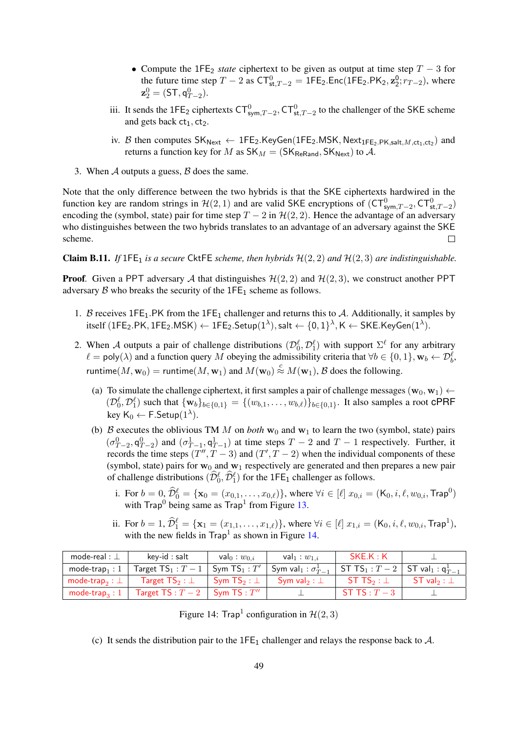- Compute the $\mathsf{1FE}_2$ *state* ciphertext to be given as output at time step $T-3$ for the future time step $T-2$ as $\mathsf{CT}^0_{\mathsf{st},T-2} = \mathsf{1FE}_2.\mathsf{Enc}(\mathsf{1FE}_2.\mathsf{PK}_2, \mathbf{z}^0_2; r_{T-2})$, where $\mathbf{z}^0_2 = (\mathsf{ST}, \mathsf{q}^0_{T-2})$.

iii. It sends the $\mathsf{1FE}_2$ ciphertexts $\mathsf{CT}^0_{\mathsf{sym},T-2}, \mathsf{CT}^0_{\mathsf{st},T-2}$ to the challenger of the SKE scheme and gets back $\mathsf{ct}_1, \mathsf{ct}_2$.

iv. $\mathcal{B}$ then computes $\mathsf{SK}_{\mathsf{Next}} \leftarrow \mathsf{1FE}_2.\mathsf{KeyGen}(\mathsf{1FE}_2.\mathsf{MSK}, \mathsf{Next}_{\mathsf{1FE}_2.\mathsf{PK},\mathsf{salt},M,\mathsf{ct}_1,\mathsf{ct}_2})$ and returns a function key for $M$ as $\mathsf{SK}_M = (\mathsf{SK}_{\mathsf{ReRand}}, \mathsf{SK}_{\mathsf{Next}})$ to $\mathcal{A}$.

3. When $\mathcal{A}$ outputs a guess, $\mathcal{B}$ does the same.

Note that the only difference between the two hybrids is that the SKE ciphertexts hardwired in the function key are random strings in $\mathcal{H}(2,1)$ and are valid SKE encryptions of $(\mathsf{CT}^0_{\mathsf{sym},T-2}, \mathsf{CT}^0_{\mathsf{st},T-2})$ encoding the (symbol, state) pair for time step $T-2$ in $\mathcal{H}(2,2)$. Hence the advantage of an adversary who distinguishes between the two hybrids translates to an advantage of an adversary against the SKE scheme. □

**Claim B.11.** *If* $\mathsf{1FE}_1$ *is a secure* CktFE *scheme, then hybrids* $\mathcal{H}(2,2)$ *and* $\mathcal{H}(2,3)$ *are indistinguishable.*

**Proof**. Given a PPT adversary $\mathcal{A}$ that distinguishes $\mathcal{H}(2,2)$ and $\mathcal{H}(2,3)$, we construct another PPT adversary $\mathcal{B}$ who breaks the security of the $\mathsf{1FE}_1$ scheme as follows.

1. $\mathcal{B}$ receives $\mathsf{1FE}_1.\mathsf{PK}$ from the $\mathsf{1FE}_1$ challenger and returns this to $\mathcal{A}$. Additionally, it samples by itself $(\mathsf{1FE}_2.\mathsf{PK}, \mathsf{1FE}_2.\mathsf{MSK}) \leftarrow \mathsf{1FE}_2.\mathsf{Setup}(1^\lambda)$, $\mathsf{salt} \leftarrow \{0,1\}^\lambda$, $\mathsf{K} \leftarrow \mathsf{SKE}.\mathsf{KeyGen}(1^\lambda)$.

2. When $\mathcal{A}$ outputs a pair of challenge distributions $(\mathcal{D}^\ell_0, \mathcal{D}^\ell_1)$ with support $\Sigma^\ell$ for any arbitrary $\ell = \mathsf{poly}(\lambda)$ and a function query $M$ obeying the admissibility criteria that $\forall b \in \{0,1\}, \mathbf{w}_b \leftarrow \mathcal{D}^\ell_b$, $\mathsf{runtime}(M, \mathbf{w}_0) = \mathsf{runtime}(M, \mathbf{w}_1)$ and $M(\mathbf{w}_0) \overset{c}{\approx} M(\mathbf{w}_1)$, $\mathcal{B}$ does the following.

   (a) To simulate the challenge ciphertext, it first samples a pair of challenge messages $(\mathbf{w}_0, \mathbf{w}_1) \leftarrow (\mathcal{D}^\ell_0, \mathcal{D}^\ell_1)$ such that $\{\mathbf{w}_b\}_{b\in\{0,1\}} = \{(w_{b,1}, \ldots, w_{b,\ell})\}_{b\in\{0,1\}}$. It also samples a root cPRF key $\mathsf{K}_0 \leftarrow \mathsf{F}.\mathsf{Setup}(1^\lambda)$.

   (b) $\mathcal{B}$ executes the oblivious TM $M$ on *both* $\mathbf{w}_0$ and $\mathbf{w}_1$ to learn the two (symbol, state) pairs $(\sigma^0_{T-2}, \mathsf{q}^0_{T-2})$ and $(\sigma^1_{T-1}, \mathsf{q}^1_{T-1})$ at time steps $T-2$ and $T-1$ respectively. Further, it records the time steps $(T'', T-3)$ and $(T', T-2)$ when the individual components of these (symbol, state) pairs for $\mathbf{w}_0$ and $\mathbf{w}_1$ respectively are generated and then prepares a new pair of challenge distributions $(\widehat{\mathcal{D}}^\ell_0, \widehat{\mathcal{D}}^\ell_1)$ for the $\mathsf{1FE}_1$ challenger as follows.

      i. For $b = 0$, $\widehat{\mathcal{D}}^\ell_0 = \{\mathbf{x}_0 = (x_{0,1}, \ldots, x_{0,\ell})\}$, where $\forall i \in [\ell]$ $x_{0,i} = (\mathsf{K}_0, i, \ell, w_{0,i}, \mathsf{Trap}^0)$ with $\mathsf{Trap}^0$ being same as $\mathsf{Trap}^1$ from Figure 13.

      ii. For $b = 1$, $\widehat{\mathcal{D}}^\ell_1 = \{\mathbf{x}_1 = (x_{1,1}, \ldots, x_{1,\ell})\}$, where $\forall i \in [\ell]$ $x_{1,i} = (\mathsf{K}_0, i, \ell, w_{0,i}, \mathsf{Trap}^1)$, with the new fields in $\mathsf{Trap}^1$ as shown in Figure 14.

| $\mathsf{mode\text{-}real} : \bot$ | $\mathsf{key\text{-}id} : \mathsf{salt}$ | $\mathsf{val}_0 : w_{0,i}$ | $\mathsf{val}_1 : w_{1,i}$ | $\mathsf{SKE.K} : \mathsf{K}$ | $\bot$ |
|---|---|---|---|---|---|
| $\mathsf{mode\text{-}trap}_1 : 1$ | $\mathsf{Target\ TS}_1 : T-1$ | $\mathsf{Sym\ TS}_1 : T'$ | $\mathsf{Sym\ val}_1 : \sigma^1_{T-1}$ | $\mathsf{ST\ TS}_1 : T-2$ | $\mathsf{ST\ val}_1 : \mathsf{q}^1_{T-1}$ |
| $\mathsf{mode\text{-}trap}_2 : \bot$ | $\mathsf{Target\ TS}_2 : \bot$ | $\mathsf{Sym\ TS}_2 : \bot$ | $\mathsf{Sym\ val}_2 : \bot$ | $\mathsf{ST\ TS}_2 : \bot$ | $\mathsf{ST\ val}_2 : \bot$ |
| $\mathsf{mode\text{-}trap}_3 : 1$ | $\mathsf{Target\ TS} : T-2$ | $\mathsf{Sym\ TS} : T''$ | $\bot$ | $\mathsf{ST\ TS} : T-3$ | $\bot$ |

Figure 14: $\mathsf{Trap}^1$ configuration in $\mathcal{H}(2,3)$

   (c) It sends the distribution pair to the $\mathsf{1FE}_1$ challenger and relays the response back to $\mathcal{A}$.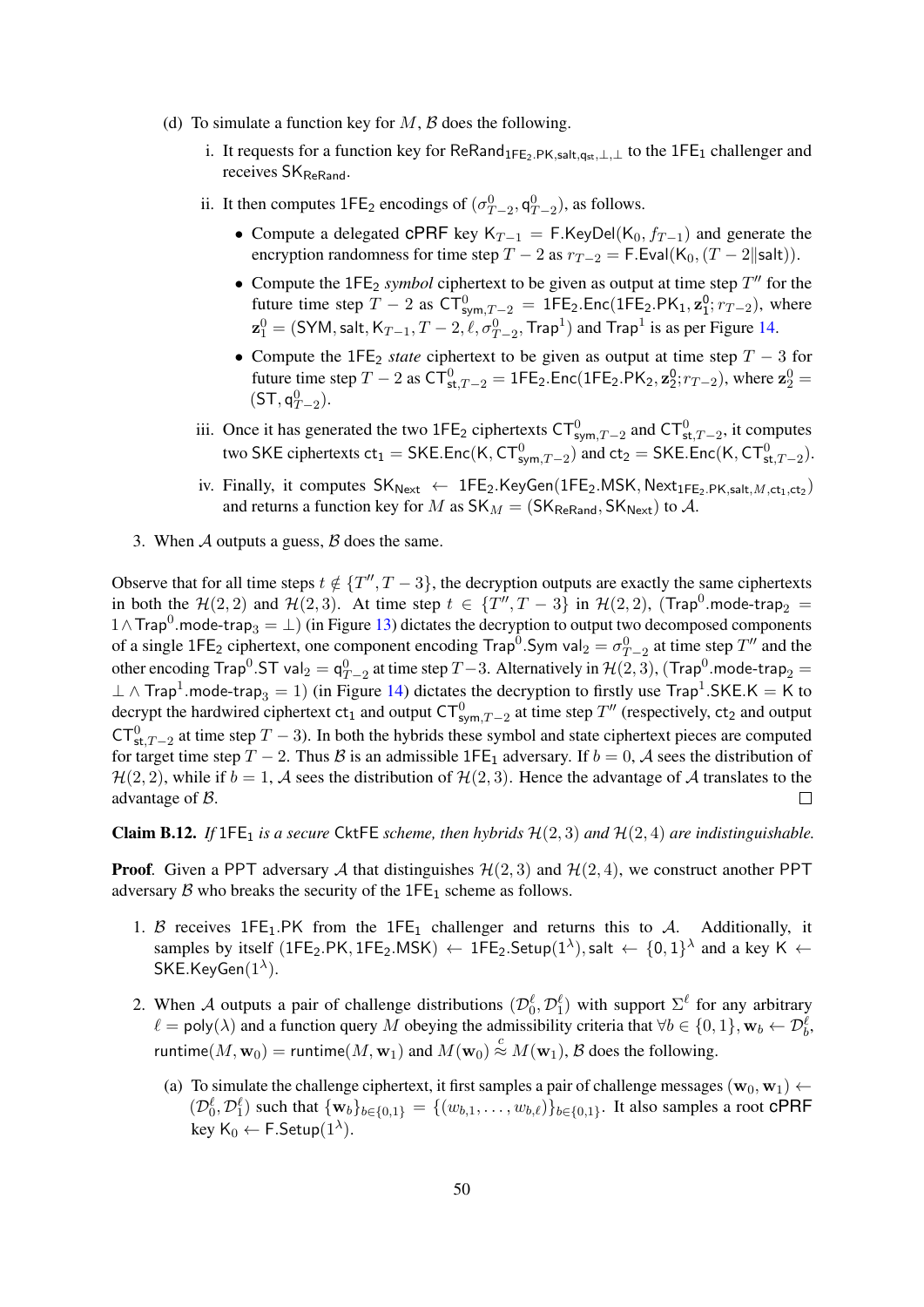(d) To simulate a function key for $M$, $\mathcal{B}$ does the following.

   i. It requests for a function key for $\mathsf{ReRand}_{\mathsf{1FE_2.PK,salt,q_{st},\perp,\perp}}$ to the $\mathsf{1FE_1}$ challenger and receives $\mathsf{SK_{ReRand}}$.

   ii. It then computes $\mathsf{1FE_2}$ encodings of $(\sigma^0_{T-2}, \mathsf{q}^0_{T-2})$, as follows.

      - Compute a delegated cPRF key $\mathsf{K}_{T-1} = \mathsf{F.KeyDel}(\mathsf{K}_0, f_{T-1})$ and generate the encryption randomness for time step $T-2$ as $r_{T-2} = \mathsf{F.Eval}(\mathsf{K}_0, (T-2\|\mathsf{salt}))$.
      - Compute the $\mathsf{1FE_2}$ *symbol* ciphertext to be given as output at time step $T''$ for the future time step $T-2$ as $\mathsf{CT}^0_{\mathsf{sym},T-2} = \mathsf{1FE_2.Enc}(\mathsf{1FE_2.PK_1}, \mathbf{z}^0_1; r_{T-2})$, where $\mathbf{z}^0_1 = (\mathsf{SYM}, \mathsf{salt}, \mathsf{K}_{T-1}, T-2, \ell, \sigma^0_{T-2}, \mathsf{Trap}^1)$ and $\mathsf{Trap}^1$ is as per Figure 14.
      - Compute the $\mathsf{1FE_2}$ *state* ciphertext to be given as output at time step $T-3$ for future time step $T-2$ as $\mathsf{CT}^0_{\mathsf{st},T-2} = \mathsf{1FE_2.Enc}(\mathsf{1FE_2.PK_2}, \mathbf{z}^0_2; r_{T-2})$, where $\mathbf{z}^0_2 = (\mathsf{ST}, \mathsf{q}^0_{T-2})$.

   iii. Once it has generated the two $\mathsf{1FE_2}$ ciphertexts $\mathsf{CT}^0_{\mathsf{sym},T-2}$ and $\mathsf{CT}^0_{\mathsf{st},T-2}$, it computes two SKE ciphertexts $\mathsf{ct}_1 = \mathsf{SKE.Enc}(\mathsf{K}, \mathsf{CT}^0_{\mathsf{sym},T-2})$ and $\mathsf{ct}_2 = \mathsf{SKE.Enc}(\mathsf{K}, \mathsf{CT}^0_{\mathsf{st},T-2})$.

   iv. Finally, it computes $\mathsf{SK_{Next}} \leftarrow \mathsf{1FE_2.KeyGen}(\mathsf{1FE_2.MSK}, \mathsf{Next}_{\mathsf{1FE_2.PK,salt},M,\mathsf{ct_1},\mathsf{ct_2}})$ and returns a function key for $M$ as $\mathsf{SK}_M = (\mathsf{SK_{ReRand}}, \mathsf{SK_{Next}})$ to $\mathcal{A}$.

3. When $\mathcal{A}$ outputs a guess, $\mathcal{B}$ does the same.

Observe that for all time steps $t \notin \{T'', T-3\}$, the decryption outputs are exactly the same ciphertexts in both the $\mathcal{H}(2,2)$ and $\mathcal{H}(2,3)$. At time step $t \in \{T'', T-3\}$ in $\mathcal{H}(2,2)$, $(\mathsf{Trap}^0.\mathsf{mode\text{-}trap}_2 = 1 \wedge \mathsf{Trap}^0.\mathsf{mode\text{-}trap}_3 = \perp)$ (in Figure 13) dictates the decryption to output two decomposed components of a single $\mathsf{1FE_2}$ ciphertext, one component encoding $\mathsf{Trap}^0.\mathsf{Sym}\ \mathsf{val}_2 = \sigma^0_{T-2}$ at time step $T''$ and the other encoding $\mathsf{Trap}^0.\mathsf{ST}\ \mathsf{val}_2 = \mathsf{q}^0_{T-2}$ at time step $T-3$. Alternatively in $\mathcal{H}(2,3)$, $(\mathsf{Trap}^0.\mathsf{mode\text{-}trap}_2 = \perp \wedge \mathsf{Trap}^1.\mathsf{mode\text{-}trap}_3 = 1)$ (in Figure 14) dictates the decryption to firstly use $\mathsf{Trap}^1.\mathsf{SKE.K} = \mathsf{K}$ to decrypt the hardwired ciphertext $\mathsf{ct}_1$ and output $\mathsf{CT}^0_{\mathsf{sym},T-2}$ at time step $T''$ (respectively, $\mathsf{ct}_2$ and output $\mathsf{CT}^0_{\mathsf{st},T-2}$ at time step $T-3$). In both the hybrids these symbol and state ciphertext pieces are computed for target time step $T-2$. Thus $\mathcal{B}$ is an admissible $\mathsf{1FE_1}$ adversary. If $b = 0$, $\mathcal{A}$ sees the distribution of $\mathcal{H}(2,2)$, while if $b = 1$, $\mathcal{A}$ sees the distribution of $\mathcal{H}(2,3)$. Hence the advantage of $\mathcal{A}$ translates to the advantage of $\mathcal{B}$. ☐

**Claim B.12.** *If* $\mathsf{1FE_1}$ *is a secure* $\mathsf{CktFE}$ *scheme, then hybrids* $\mathcal{H}(2,3)$ *and* $\mathcal{H}(2,4)$ *are indistinguishable.*

**Proof**. Given a PPT adversary $\mathcal{A}$ that distinguishes $\mathcal{H}(2,3)$ and $\mathcal{H}(2,4)$, we construct another PPT adversary $\mathcal{B}$ who breaks the security of the $\mathsf{1FE_1}$ scheme as follows.

1. $\mathcal{B}$ receives $\mathsf{1FE_1.PK}$ from the $\mathsf{1FE_1}$ challenger and returns this to $\mathcal{A}$. Additionally, it samples by itself $(\mathsf{1FE_2.PK}, \mathsf{1FE_2.MSK}) \leftarrow \mathsf{1FE_2.Setup}(1^\lambda)$, $\mathsf{salt} \leftarrow \{0,1\}^\lambda$ and a key $\mathsf{K} \leftarrow \mathsf{SKE.KeyGen}(1^\lambda)$.

2. When $\mathcal{A}$ outputs a pair of challenge distributions $(\mathcal{D}^\ell_0, \mathcal{D}^\ell_1)$ with support $\Sigma^\ell$ for any arbitrary $\ell = \mathsf{poly}(\lambda)$ and a function query $M$ obeying the admissibility criteria that $\forall b \in \{0,1\}, \mathbf{w}_b \leftarrow \mathcal{D}^\ell_b$, $\mathsf{runtime}(M, \mathbf{w}_0) = \mathsf{runtime}(M, \mathbf{w}_1)$ and $M(\mathbf{w}_0) \stackrel{c}{\approx} M(\mathbf{w}_1)$, $\mathcal{B}$ does the following.

   (a) To simulate the challenge ciphertext, it first samples a pair of challenge messages $(\mathbf{w}_0, \mathbf{w}_1) \leftarrow (\mathcal{D}^\ell_0, \mathcal{D}^\ell_1)$ such that $\{\mathbf{w}_b\}_{b\in\{0,1\}} = \{(w_{b,1}, \ldots, w_{b,\ell})\}_{b\in\{0,1\}}$. It also samples a root cPRF key $\mathsf{K}_0 \leftarrow \mathsf{F.Setup}(1^\lambda)$.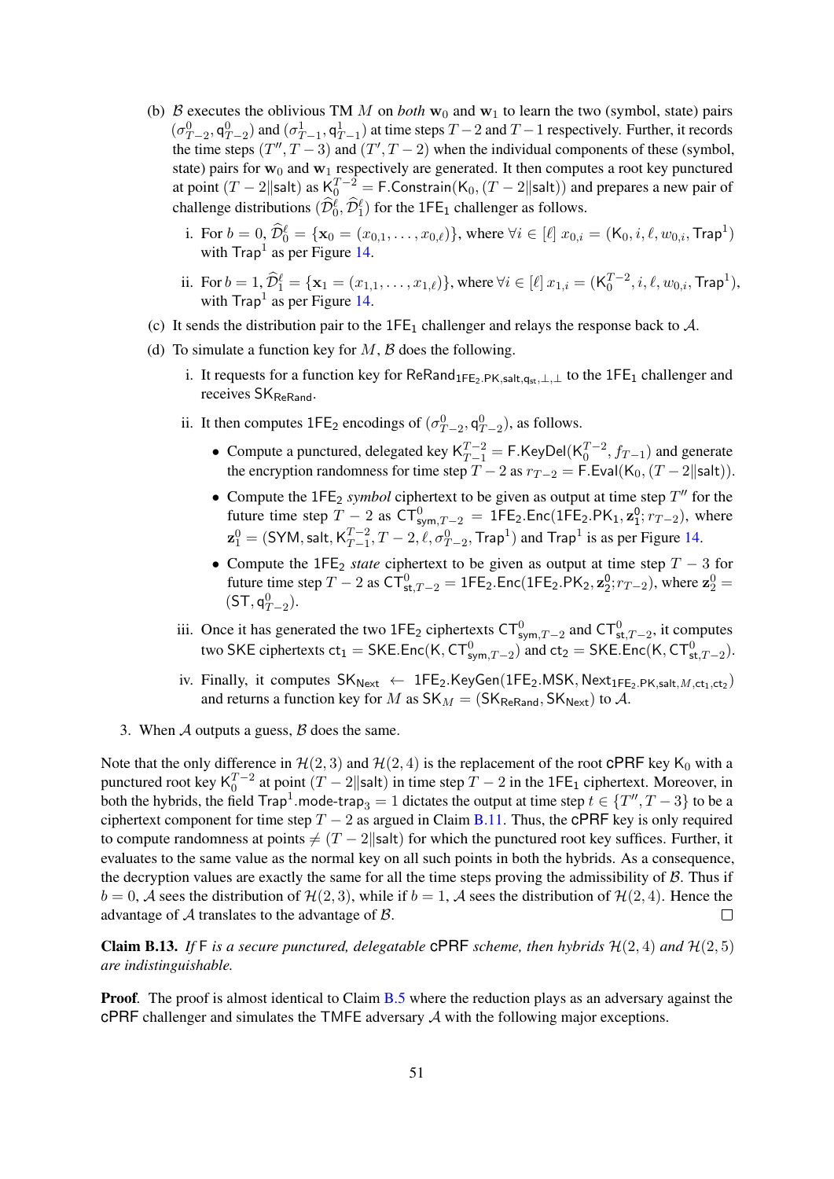(b) $\mathcal{B}$ executes the oblivious TM $M$ on *both* $\mathbf{w}_0$ and $\mathbf{w}_1$ to learn the two (symbol, state) pairs $(\sigma^0_{T-2}, \mathsf{q}^0_{T-2})$ and $(\sigma^1_{T-1}, \mathsf{q}^1_{T-1})$ at time steps $T-2$ and $T-1$ respectively. Further, it records the time steps $(T'', T-3)$ and $(T', T-2)$ when the individual components of these (symbol, state) pairs for $\mathbf{w}_0$ and $\mathbf{w}_1$ respectively are generated. It then computes a root key punctured at point $(T-2\|\mathsf{salt})$ as $\mathsf{K}^{T-2}_0 = \mathsf{F.Constrain}(\mathsf{K}_0, (T-2\|\mathsf{salt}))$ and prepares a new pair of challenge distributions $(\widehat{\mathcal{D}}^\ell_0, \widehat{\mathcal{D}}^\ell_1)$ for the $1\mathsf{FE}_1$ challenger as follows.

   i. For $b=0$, $\widehat{\mathcal{D}}^\ell_0 = \{\mathbf{x}_0 = (x_{0,1}, \ldots, x_{0,\ell})\}$, where $\forall i \in [\ell]$ $x_{0,i} = (\mathsf{K}_0, i, \ell, w_{0,i}, \mathsf{Trap}^1)$ with $\mathsf{Trap}^1$ as per Figure 14.

   ii. For $b=1$, $\widehat{\mathcal{D}}^\ell_1 = \{\mathbf{x}_1 = (x_{1,1}, \ldots, x_{1,\ell})\}$, where $\forall i \in [\ell]$ $x_{1,i} = (\mathsf{K}^{T-2}_0, i, \ell, w_{0,i}, \mathsf{Trap}^1)$, with $\mathsf{Trap}^1$ as per Figure 14.

(c) It sends the distribution pair to the $1\mathsf{FE}_1$ challenger and relays the response back to $\mathcal{A}$.

(d) To simulate a function key for $M$, $\mathcal{B}$ does the following.

   i. It requests for a function key for $\mathsf{ReRand}_{1\mathsf{FE}_2.\mathsf{PK},\mathsf{salt},\mathsf{q}_{\mathsf{st}},\perp,\perp}$ to the $1\mathsf{FE}_1$ challenger and receives $\mathsf{SK}_{\mathsf{ReRand}}$.

   ii. It then computes $1\mathsf{FE}_2$ encodings of $(\sigma^0_{T-2}, \mathsf{q}^0_{T-2})$, as follows.

   - Compute a punctured, delegated key $\mathsf{K}^{T-2}_{T-1} = \mathsf{F.KeyDel}(\mathsf{K}^{T-2}_0, f_{T-1})$ and generate the encryption randomness for time step $T-2$ as $r_{T-2} = \mathsf{F.Eval}(\mathsf{K}_0, (T-2\|\mathsf{salt}))$.
   - Compute the $1\mathsf{FE}_2$ *symbol* ciphertext to be given as output at time step $T''$ for the future time step $T-2$ as $\mathsf{CT}^0_{\mathsf{sym},T-2} = 1\mathsf{FE}_2.\mathsf{Enc}(1\mathsf{FE}_2.\mathsf{PK}_1, \mathbf{z}^0_1; r_{T-2})$, where $\mathbf{z}^0_1 = (\mathsf{SYM}, \mathsf{salt}, \mathsf{K}^{T-2}_{T-1}, T-2, \ell, \sigma^0_{T-2}, \mathsf{Trap}^1)$ and $\mathsf{Trap}^1$ is as per Figure 14.
   - Compute the $1\mathsf{FE}_2$ *state* ciphertext to be given as output at time step $T-3$ for future time step $T-2$ as $\mathsf{CT}^0_{\mathsf{st},T-2} = 1\mathsf{FE}_2.\mathsf{Enc}(1\mathsf{FE}_2.\mathsf{PK}_2, \mathbf{z}^0_2; r_{T-2})$, where $\mathbf{z}^0_2 = (\mathsf{ST}, \mathsf{q}^0_{T-2})$.

   iii. Once it has generated the two $1\mathsf{FE}_2$ ciphertexts $\mathsf{CT}^0_{\mathsf{sym},T-2}$ and $\mathsf{CT}^0_{\mathsf{st},T-2}$, it computes two SKE ciphertexts $\mathsf{ct}_1 = \mathsf{SKE.Enc}(\mathsf{K}, \mathsf{CT}^0_{\mathsf{sym},T-2})$ and $\mathsf{ct}_2 = \mathsf{SKE.Enc}(\mathsf{K}, \mathsf{CT}^0_{\mathsf{st},T-2})$.

   iv. Finally, it computes $\mathsf{SK}_{\mathsf{Next}} \leftarrow 1\mathsf{FE}_2.\mathsf{KeyGen}(1\mathsf{FE}_2.\mathsf{MSK}, \mathsf{Next}_{1\mathsf{FE}_2.\mathsf{PK},\mathsf{salt},M,\mathsf{ct}_1,\mathsf{ct}_2})$ and returns a function key for $M$ as $\mathsf{SK}_M = (\mathsf{SK}_{\mathsf{ReRand}}, \mathsf{SK}_{\mathsf{Next}})$ to $\mathcal{A}$.

3. When $\mathcal{A}$ outputs a guess, $\mathcal{B}$ does the same.

Note that the only difference in $\mathcal{H}(2,3)$ and $\mathcal{H}(2,4)$ is the replacement of the root $\mathsf{cPRF}$ key $\mathsf{K}_0$ with a punctured root key $\mathsf{K}^{T-2}_0$ at point $(T-2\|\mathsf{salt})$ in time step $T-2$ in the $1\mathsf{FE}_1$ ciphertext. Moreover, in both the hybrids, the field $\mathsf{Trap}^1.\mathsf{mode\text{-}trap}_3 = 1$ dictates the output at time step $t \in \{T'', T-3\}$ to be a ciphertext component for time step $T-2$ as argued in Claim B.11. Thus, the $\mathsf{cPRF}$ key is only required to compute randomness at points $\neq (T-2\|\mathsf{salt})$ for which the punctured root key suffices. Further, it evaluates to the same value as the normal key on all such points in both the hybrids. As a consequence, the decryption values are exactly the same for all the time steps proving the admissibility of $\mathcal{B}$. Thus if $b=0$, $\mathcal{A}$ sees the distribution of $\mathcal{H}(2,3)$, while if $b=1$, $\mathcal{A}$ sees the distribution of $\mathcal{H}(2,4)$. Hence the advantage of $\mathcal{A}$ translates to the advantage of $\mathcal{B}$. $\square$

**Claim B.13.** *If* $\mathsf{F}$ *is a secure punctured, delegatable* $\mathsf{cPRF}$ *scheme, then hybrids* $\mathcal{H}(2,4)$ *and* $\mathcal{H}(2,5)$ *are indistinguishable.*

**Proof**. The proof is almost identical to Claim B.5 where the reduction plays as an adversary against the $\mathsf{cPRF}$ challenger and simulates the $\mathsf{TMFE}$ adversary $\mathcal{A}$ with the following major exceptions.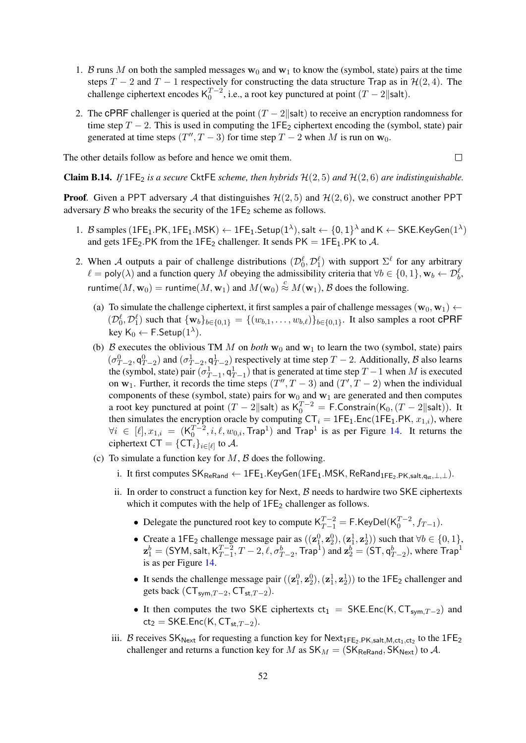1. $\mathcal{B}$ runs $M$ on both the sampled messages $\mathbf{w}_0$ and $\mathbf{w}_1$ to know the (symbol, state) pairs at the time steps $T-2$ and $T-1$ respectively for constructing the data structure $\mathsf{Trap}$ as in $\mathcal{H}(2,4)$. The challenge ciphertext encodes $\mathsf{K}_0^{T-2}$, i.e., a root key punctured at point $(T-2\|\mathsf{salt})$.

2. The $\mathsf{cPRF}$ challenger is queried at the point $(T-2\|\mathsf{salt})$ to receive an encryption randomness for time step $T-2$. This is used in computing the $\mathsf{1FE}_2$ ciphertext encoding the (symbol, state) pair generated at time steps $(T'', T-3)$ for time step $T-2$ when $M$ is run on $\mathbf{w}_0$.

The other details follow as before and hence we omit them. ◻

**Claim B.14.** *If $\mathsf{1FE}_2$ is a secure $\mathsf{CktFE}$ scheme, then hybrids $\mathcal{H}(2,5)$ and $\mathcal{H}(2,6)$ are indistinguishable.*

**Proof**. Given a PPT adversary $\mathcal{A}$ that distinguishes $\mathcal{H}(2,5)$ and $\mathcal{H}(2,6)$, we construct another PPT adversary $\mathcal{B}$ who breaks the security of the $\mathsf{1FE}_2$ scheme as follows.

1. $\mathcal{B}$ samples $(\mathsf{1FE}_1.\mathsf{PK}, \mathsf{1FE}_1.\mathsf{MSK}) \leftarrow \mathsf{1FE}_1.\mathsf{Setup}(1^\lambda)$, $\mathsf{salt} \leftarrow \{0,1\}^\lambda$ and $\mathsf{K} \leftarrow \mathsf{SKE}.\mathsf{KeyGen}(1^\lambda)$ and gets $\mathsf{1FE}_2.\mathsf{PK}$ from the $\mathsf{1FE}_2$ challenger. It sends $\mathsf{PK} = \mathsf{1FE}_1.\mathsf{PK}$ to $\mathcal{A}$.

2. When $\mathcal{A}$ outputs a pair of challenge distributions $(\mathcal{D}_0^\ell, \mathcal{D}_1^\ell)$ with support $\Sigma^\ell$ for any arbitrary $\ell = \mathsf{poly}(\lambda)$ and a function query $M$ obeying the admissibility criteria that $\forall b \in \{0,1\}, \mathbf{w}_b \leftarrow \mathcal{D}_b^\ell$, $\mathsf{runtime}(M, \mathbf{w}_0) = \mathsf{runtime}(M, \mathbf{w}_1)$ and $M(\mathbf{w}_0) \overset{c}{\approx} M(\mathbf{w}_1)$, $\mathcal{B}$ does the following.

   (a) To simulate the challenge ciphertext, it first samples a pair of challenge messages $(\mathbf{w}_0, \mathbf{w}_1) \leftarrow (\mathcal{D}_0^\ell, \mathcal{D}_1^\ell)$ such that $\{\mathbf{w}_b\}_{b\in\{0,1\}} = \{(w_{b,1}, \ldots, w_{b,\ell})\}_{b\in\{0,1\}}$. It also samples a root $\mathsf{cPRF}$ key $\mathsf{K}_0 \leftarrow \mathsf{F}.\mathsf{Setup}(1^\lambda)$.

   (b) $\mathcal{B}$ executes the oblivious TM $M$ on *both* $\mathbf{w}_0$ and $\mathbf{w}_1$ to learn the two (symbol, state) pairs $(\sigma_{T-2}^0, \mathsf{q}_{T-2}^0)$ and $(\sigma_{T-2}^1, \mathsf{q}_{T-2}^1)$ respectively at time step $T-2$. Additionally, $\mathcal{B}$ also learns the (symbol, state) pair $(\sigma_{T-1}^1, \mathsf{q}_{T-1}^1)$ that is generated at time step $T-1$ when $M$ is executed on $\mathbf{w}_1$. Further, it records the time steps $(T'', T-3)$ and $(T', T-2)$ when the individual components of these (symbol, state) pairs for $\mathbf{w}_0$ and $\mathbf{w}_1$ are generated and then computes a root key punctured at point $(T-2\|\mathsf{salt})$ as $\mathsf{K}_0^{T-2} = \mathsf{F}.\mathsf{Constrain}(\mathsf{K}_0, (T-2\|\mathsf{salt}))$. It then simulates the encryption oracle by computing $\mathsf{CT}_i = \mathsf{1FE}_1.\mathsf{Enc}(\mathsf{1FE}_1.\mathsf{PK}, x_{1,i})$, where $\forall i \in [\ell], x_{1,i} = (\mathsf{K}_0^{T-2}, i, \ell, w_{0,i}, \mathsf{Trap}^1)$ and $\mathsf{Trap}^1$ is as per Figure 14. It returns the ciphertext $\mathsf{CT} = \{\mathsf{CT}_i\}_{i\in[\ell]}$ to $\mathcal{A}$.

   (c) To simulate a function key for $M$, $\mathcal{B}$ does the following.

      i. It first computes $\mathsf{SK}_{\mathsf{ReRand}} \leftarrow \mathsf{1FE}_1.\mathsf{KeyGen}(\mathsf{1FE}_1.\mathsf{MSK}, \mathsf{ReRand}_{\mathsf{1FE}_2.\mathsf{PK},\mathsf{salt},\mathsf{q}_{\mathsf{st}},\perp,\perp})$.

      ii. In order to construct a function key for $\mathsf{Next}$, $\mathcal{B}$ needs to hardwire two $\mathsf{SKE}$ ciphertexts which it computes with the help of $\mathsf{1FE}_2$ challenger as follows.

      - Delegate the punctured root key to compute $\mathsf{K}_{T-1}^{T-2} = \mathsf{F}.\mathsf{KeyDel}(\mathsf{K}_0^{T-2}, f_{T-1})$.
      - Create a $\mathsf{1FE}_2$ challenge message pair as $((\mathbf{z}_1^0, \mathbf{z}_2^0), (\mathbf{z}_1^1, \mathbf{z}_2^1))$ such that $\forall b \in \{0,1\}$, $\mathbf{z}_1^b = (\mathsf{SYM}, \mathsf{salt}, \mathsf{K}_{T-1}^{T-2}, T-2, \ell, \sigma_{T-2}^b, \mathsf{Trap}^1)$ and $\mathbf{z}_2^b = (\mathsf{ST}, \mathsf{q}_{T-2}^b)$, where $\mathsf{Trap}^1$ is as per Figure 14.
      - It sends the challenge message pair $((\mathbf{z}_1^0, \mathbf{z}_2^0), (\mathbf{z}_1^1, \mathbf{z}_2^1))$ to the $\mathsf{1FE}_2$ challenger and gets back $(\mathsf{CT}_{\mathsf{sym},T-2}, \mathsf{CT}_{\mathsf{st},T-2})$.
      - It then computes the two $\mathsf{SKE}$ ciphertexts $\mathsf{ct}_1 = \mathsf{SKE}.\mathsf{Enc}(\mathsf{K}, \mathsf{CT}_{\mathsf{sym},T-2})$ and $\mathsf{ct}_2 = \mathsf{SKE}.\mathsf{Enc}(\mathsf{K}, \mathsf{CT}_{\mathsf{st},T-2})$.

      iii. $\mathcal{B}$ receives $\mathsf{SK}_{\mathsf{Next}}$ for requesting a function key for $\mathsf{Next}_{\mathsf{1FE}_2.\mathsf{PK},\mathsf{salt},M,\mathsf{ct}_1,\mathsf{ct}_2}$ to the $\mathsf{1FE}_2$ challenger and returns a function key for $M$ as $\mathsf{SK}_M = (\mathsf{SK}_{\mathsf{ReRand}}, \mathsf{SK}_{\mathsf{Next}})$ to $\mathcal{A}$.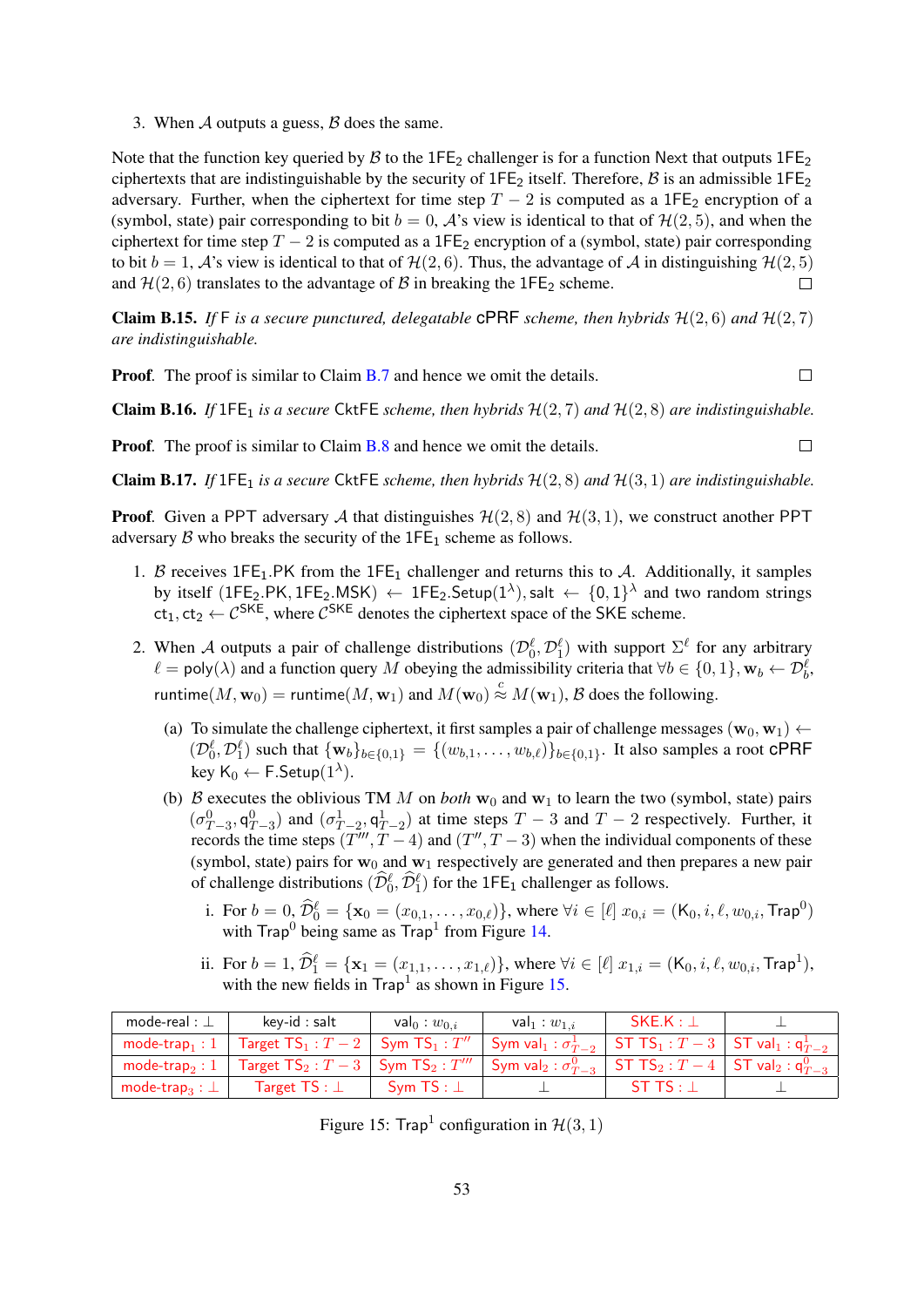3. When $\mathcal{A}$ outputs a guess, $\mathcal{B}$ does the same.

Note that the function key queried by $\mathcal{B}$ to the $1\mathsf{FE}_2$ challenger is for a function Next that outputs $1\mathsf{FE}_2$ ciphertexts that are indistinguishable by the security of $1\mathsf{FE}_2$ itself. Therefore, $\mathcal{B}$ is an admissible $1\mathsf{FE}_2$ adversary. Further, when the ciphertext for time step $T-2$ is computed as a $1\mathsf{FE}_2$ encryption of a (symbol, state) pair corresponding to bit $b=0$, $\mathcal{A}$'s view is identical to that of $\mathcal{H}(2,5)$, and when the ciphertext for time step $T-2$ is computed as a $1\mathsf{FE}_2$ encryption of a (symbol, state) pair corresponding to bit $b=1$, $\mathcal{A}$'s view is identical to that of $\mathcal{H}(2,6)$. Thus, the advantage of $\mathcal{A}$ in distinguishing $\mathcal{H}(2,5)$ and $\mathcal{H}(2,6)$ translates to the advantage of $\mathcal{B}$ in breaking the $1\mathsf{FE}_2$ scheme. □

**Claim B.15.** *If* F *is a secure punctured, delegatable* cPRF *scheme, then hybrids* $\mathcal{H}(2,6)$ *and* $\mathcal{H}(2,7)$ *are indistinguishable.*

**Proof**. The proof is similar to Claim B.7 and hence we omit the details. □

**Claim B.16.** *If* $1\mathsf{FE}_1$ *is a secure* CktFE *scheme, then hybrids* $\mathcal{H}(2,7)$ *and* $\mathcal{H}(2,8)$ *are indistinguishable.*

**Proof**. The proof is similar to Claim B.8 and hence we omit the details. □

**Claim B.17.** *If* $1\mathsf{FE}_1$ *is a secure* CktFE *scheme, then hybrids* $\mathcal{H}(2,8)$ *and* $\mathcal{H}(3,1)$ *are indistinguishable.*

**Proof**. Given a PPT adversary $\mathcal{A}$ that distinguishes $\mathcal{H}(2,8)$ and $\mathcal{H}(3,1)$, we construct another PPT adversary $\mathcal{B}$ who breaks the security of the $1\mathsf{FE}_1$ scheme as follows.

1. $\mathcal{B}$ receives $1\mathsf{FE}_1.\mathsf{PK}$ from the $1\mathsf{FE}_1$ challenger and returns this to $\mathcal{A}$. Additionally, it samples by itself $(1\mathsf{FE}_2.\mathsf{PK}, 1\mathsf{FE}_2.\mathsf{MSK}) \leftarrow 1\mathsf{FE}_2.\mathsf{Setup}(1^\lambda)$, salt $\leftarrow \{0,1\}^\lambda$ and two random strings $\mathsf{ct}_1, \mathsf{ct}_2 \leftarrow \mathcal{C}^{\mathsf{SKE}}$, where $\mathcal{C}^{\mathsf{SKE}}$ denotes the ciphertext space of the SKE scheme.

2. When $\mathcal{A}$ outputs a pair of challenge distributions $(\mathcal{D}_0^\ell, \mathcal{D}_1^\ell)$ with support $\Sigma^\ell$ for any arbitrary $\ell = \mathsf{poly}(\lambda)$ and a function query $M$ obeying the admissibility criteria that $\forall b \in \{0,1\}, \mathbf{w}_b \leftarrow \mathcal{D}_b^\ell$, $\mathsf{runtime}(M, \mathbf{w}_0) = \mathsf{runtime}(M, \mathbf{w}_1)$ and $M(\mathbf{w}_0) \overset{c}{\approx} M(\mathbf{w}_1)$, $\mathcal{B}$ does the following.

   (a) To simulate the challenge ciphertext, it first samples a pair of challenge messages $(\mathbf{w}_0, \mathbf{w}_1) \leftarrow (\mathcal{D}_0^\ell, \mathcal{D}_1^\ell)$ such that $\{\mathbf{w}_b\}_{b\in\{0,1\}} = \{(w_{b,1}, \ldots, w_{b,\ell})\}_{b\in\{0,1\}}$. It also samples a root cPRF key $\mathsf{K}_0 \leftarrow \mathsf{F}.\mathsf{Setup}(1^\lambda)$.

   (b) $\mathcal{B}$ executes the oblivious TM $M$ on *both* $\mathbf{w}_0$ and $\mathbf{w}_1$ to learn the two (symbol, state) pairs $(\sigma_{T-3}^0, \mathsf{q}_{T-3}^0)$ and $(\sigma_{T-2}^1, \mathsf{q}_{T-2}^1)$ at time steps $T-3$ and $T-2$ respectively. Further, it records the time steps $(T''', T-4)$ and $(T'', T-3)$ when the individual components of these (symbol, state) pairs for $\mathbf{w}_0$ and $\mathbf{w}_1$ respectively are generated and then prepares a new pair of challenge distributions $(\widehat{\mathcal{D}}_0^\ell, \widehat{\mathcal{D}}_1^\ell)$ for the $1\mathsf{FE}_1$ challenger as follows.

      i. For $b=0$, $\widehat{\mathcal{D}}_0^\ell = \{\mathbf{x}_0 = (x_{0,1}, \ldots, x_{0,\ell})\}$, where $\forall i \in [\ell]\ x_{0,i} = (\mathsf{K}_0, i, \ell, w_{0,i}, \mathsf{Trap}^0)$ with $\mathsf{Trap}^0$ being same as $\mathsf{Trap}^1$ from Figure 14.

      ii. For $b=1$, $\widehat{\mathcal{D}}_1^\ell = \{\mathbf{x}_1 = (x_{1,1}, \ldots, x_{1,\ell})\}$, where $\forall i \in [\ell]\ x_{1,i} = (\mathsf{K}_0, i, \ell, w_{0,i}, \mathsf{Trap}^1)$, with the new fields in $\mathsf{Trap}^1$ as shown in Figure 15.

| mode-real : $\perp$ | key-id : salt | $\mathsf{val}_0 : w_{0,i}$ | $\mathsf{val}_1 : w_{1,i}$ | SKE.K : $\perp$ | $\perp$ |
|---|---|---|---|---|---|
| $\mathsf{mode\text{-}trap}_1 : 1$ | Target $\mathsf{TS}_1 : T-2$ | Sym $\mathsf{TS}_1 : T''$ | Sym $\mathsf{val}_1 : \sigma_{T-2}^1$ | ST $\mathsf{TS}_1 : T-3$ | ST $\mathsf{val}_1 : \mathsf{q}_{T-2}^1$ |
| $\mathsf{mode\text{-}trap}_2 : 1$ | Target $\mathsf{TS}_2 : T-3$ | Sym $\mathsf{TS}_2 : T'''$ | Sym $\mathsf{val}_2 : \sigma_{T-3}^0$ | ST $\mathsf{TS}_2 : T-4$ | ST $\mathsf{val}_2 : \mathsf{q}_{T-3}^0$ |
| $\mathsf{mode\text{-}trap}_3 : \perp$ | Target TS : $\perp$ | Sym TS : $\perp$ | $\perp$ | ST TS : $\perp$ | $\perp$ |

Figure 15: $\mathsf{Trap}^1$ configuration in $\mathcal{H}(3,1)$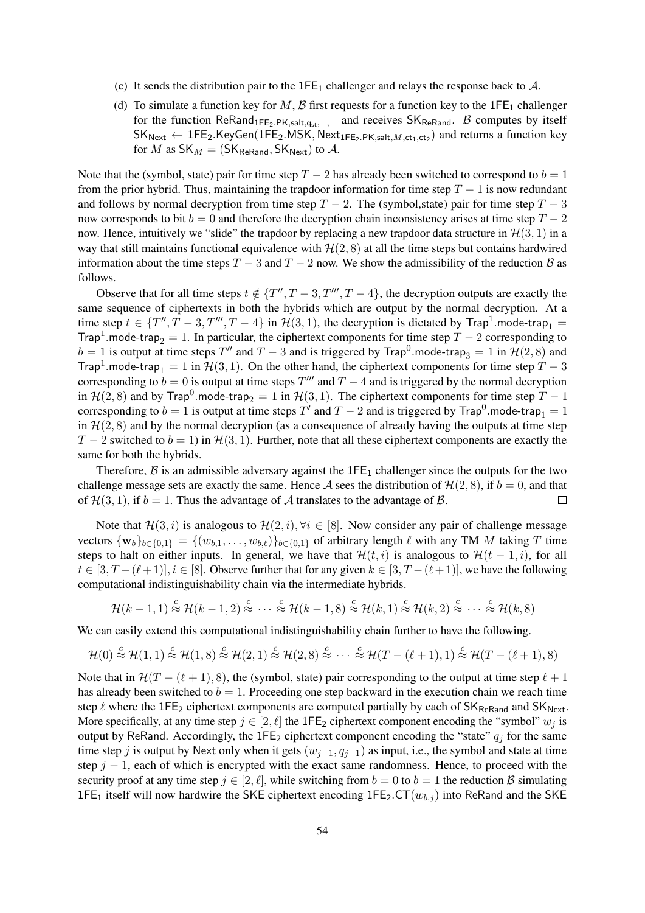(c) It sends the distribution pair to the $\mathsf{1FE}_1$ challenger and relays the response back to $\mathcal{A}$.

(d) To simulate a function key for $M$, $\mathcal{B}$ first requests for a function key to the $\mathsf{1FE}_1$ challenger for the function $\mathsf{ReRand}_{\mathsf{1FE}_2.\mathsf{PK},\mathsf{salt},\mathsf{q}_{\mathsf{st}},\bot,\bot}$ and receives $\mathsf{SK}_{\mathsf{ReRand}}$. $\mathcal{B}$ computes by itself $\mathsf{SK}_{\mathsf{Next}} \leftarrow \mathsf{1FE}_2.\mathsf{KeyGen}(\mathsf{1FE}_2.\mathsf{MSK}, \mathsf{Next}_{\mathsf{1FE}_2.\mathsf{PK},\mathsf{salt},M,\mathsf{ct}_1,\mathsf{ct}_2})$ and returns a function key for $M$ as $\mathsf{SK}_M = (\mathsf{SK}_{\mathsf{ReRand}}, \mathsf{SK}_{\mathsf{Next}})$ to $\mathcal{A}$.

Note that the (symbol, state) pair for time step $T-2$ has already been switched to correspond to $b=1$ from the prior hybrid. Thus, maintaining the trapdoor information for time step $T-1$ is now redundant and follows by normal decryption from time step $T-2$. The (symbol,state) pair for time step $T-3$ now corresponds to bit $b=0$ and therefore the decryption chain inconsistency arises at time step $T-2$ now. Hence, intuitively we "slide" the trapdoor by replacing a new trapdoor data structure in $\mathcal{H}(3,1)$ in a way that still maintains functional equivalence with $\mathcal{H}(2,8)$ at all the time steps but contains hardwired information about the time steps $T-3$ and $T-2$ now. We show the admissibility of the reduction $\mathcal{B}$ as follows.

Observe that for all time steps $t \notin \{T'', T-3, T''', T-4\}$, the decryption outputs are exactly the same sequence of ciphertexts in both the hybrids which are output by the normal decryption. At a time step $t \in \{T'', T-3, T''', T-4\}$ in $\mathcal{H}(3,1)$, the decryption is dictated by $\mathsf{Trap}^1.\mathsf{mode\text{-}trap}_1 = \mathsf{Trap}^1.\mathsf{mode\text{-}trap}_2 = 1$. In particular, the ciphertext components for time step $T-2$ corresponding to $b=1$ is output at time steps $T''$ and $T-3$ and is triggered by $\mathsf{Trap}^0.\mathsf{mode\text{-}trap}_3 = 1$ in $\mathcal{H}(2,8)$ and $\mathsf{Trap}^1.\mathsf{mode\text{-}trap}_1 = 1$ in $\mathcal{H}(3,1)$. On the other hand, the ciphertext components for time step $T-3$ corresponding to $b=0$ is output at time steps $T'''$ and $T-4$ and is triggered by the normal decryption in $\mathcal{H}(2,8)$ and by $\mathsf{Trap}^0.\mathsf{mode\text{-}trap}_2 = 1$ in $\mathcal{H}(3,1)$. The ciphertext components for time step $T-1$ corresponding to $b=1$ is output at time steps $T'$ and $T-2$ and is triggered by $\mathsf{Trap}^0.\mathsf{mode\text{-}trap}_1 = 1$ in $\mathcal{H}(2,8)$ and by the normal decryption (as a consequence of already having the outputs at time step $T-2$ switched to $b=1$) in $\mathcal{H}(3,1)$. Further, note that all these ciphertext components are exactly the same for both the hybrids.

Therefore, $\mathcal{B}$ is an admissible adversary against the $\mathsf{1FE}_1$ challenger since the outputs for the two challenge message sets are exactly the same. Hence $\mathcal{A}$ sees the distribution of $\mathcal{H}(2,8)$, if $b=0$, and that of $\mathcal{H}(3,1)$, if $b=1$. Thus the advantage of $\mathcal{A}$ translates to the advantage of $\mathcal{B}$. $\square$

Note that $\mathcal{H}(3,i)$ is analogous to $\mathcal{H}(2,i), \forall i \in [8]$. Now consider any pair of challenge message vectors $\{\mathbf{w}_b\}_{b\in\{0,1\}} = \{(w_{b,1},\ldots,w_{b,\ell})\}_{b\in\{0,1\}}$ of arbitrary length $\ell$ with any TM $M$ taking $T$ time steps to halt on either inputs. In general, we have that $\mathcal{H}(t,i)$ is analogous to $\mathcal{H}(t-1,i)$, for all $t \in [3, T-(\ell+1)], i \in [8]$. Observe further that for any given $k \in [3, T-(\ell+1)]$, we have the following computational indistinguishability chain via the intermediate hybrids.

$$\mathcal{H}(k-1,1) \overset{c}{\approx} \mathcal{H}(k-1,2) \overset{c}{\approx} \cdots \overset{c}{\approx} \mathcal{H}(k-1,8) \overset{c}{\approx} \mathcal{H}(k,1) \overset{c}{\approx} \mathcal{H}(k,2) \overset{c}{\approx} \cdots \overset{c}{\approx} \mathcal{H}(k,8)$$

We can easily extend this computational indistinguishability chain further to have the following.

$$\mathcal{H}(0) \overset{c}{\approx} \mathcal{H}(1,1) \overset{c}{\approx} \mathcal{H}(1,8) \overset{c}{\approx} \mathcal{H}(2,1) \overset{c}{\approx} \mathcal{H}(2,8) \overset{c}{\approx} \cdots \overset{c}{\approx} \mathcal{H}(T-(\ell+1),1) \overset{c}{\approx} \mathcal{H}(T-(\ell+1),8)$$

Note that in $\mathcal{H}(T-(\ell+1),8)$, the (symbol, state) pair corresponding to the output at time step $\ell+1$ has already been switched to $b=1$. Proceeding one step backward in the execution chain we reach time step $\ell$ where the $\mathsf{1FE}_2$ ciphertext components are computed partially by each of $\mathsf{SK}_{\mathsf{ReRand}}$ and $\mathsf{SK}_{\mathsf{Next}}$. More specifically, at any time step $j \in [2,\ell]$ the $\mathsf{1FE}_2$ ciphertext component encoding the "symbol" $w_j$ is output by $\mathsf{ReRand}$. Accordingly, the $\mathsf{1FE}_2$ ciphertext component encoding the "state" $q_j$ for the same time step $j$ is output by $\mathsf{Next}$ only when it gets $(w_{j-1}, q_{j-1})$ as input, i.e., the symbol and state at time step $j-1$, each of which is encrypted with the exact same randomness. Hence, to proceed with the security proof at any time step $j \in [2,\ell]$, while switching from $b=0$ to $b=1$ the reduction $\mathcal{B}$ simulating $\mathsf{1FE}_1$ itself will now hardwire the $\mathsf{SKE}$ ciphertext encoding $\mathsf{1FE}_2.\mathsf{CT}(w_{b,j})$ into $\mathsf{ReRand}$ and the $\mathsf{SKE}$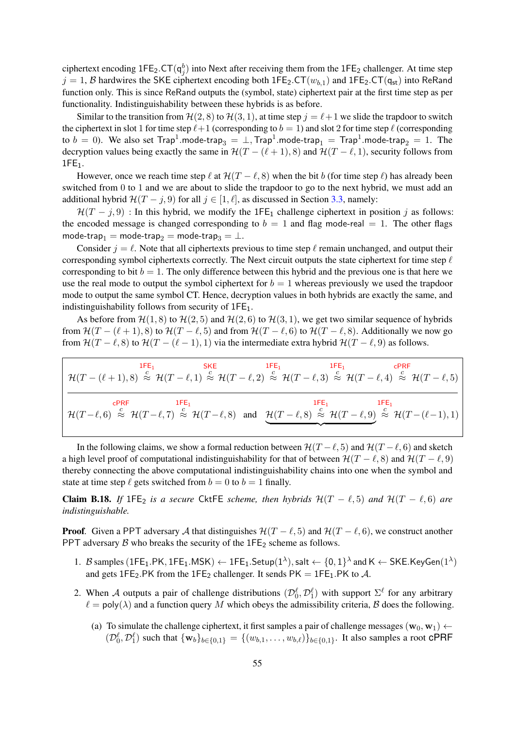ciphertext encoding $\mathsf{1FE_2.CT}(\mathsf{q}_j^b)$ into Next after receiving them from the $\mathsf{1FE_2}$ challenger. At time step $j = 1$, $\mathcal{B}$ hardwires the SKE ciphertext encoding both $\mathsf{1FE_2.CT}(w_{b,1})$ and $\mathsf{1FE_2.CT}(\mathsf{q_{st}})$ into ReRand function only. This is since ReRand outputs the (symbol, state) ciphertext pair at the first time step as per functionality. Indistinguishability between these hybrids is as before.

Similar to the transition from $\mathcal{H}(2, 8)$ to $\mathcal{H}(3, 1)$, at time step $j = \ell+1$ we slide the trapdoor to switch the ciphertext in slot 1 for time step $\ell+1$ (corresponding to $b = 1$) and slot 2 for time step $\ell$ (corresponding to $b = 0$). We also set $\mathsf{Trap}^1.\mathsf{mode\text{-}trap}_3 = \perp, \mathsf{Trap}^1.\mathsf{mode\text{-}trap}_1 = \mathsf{Trap}^1.\mathsf{mode\text{-}trap}_2 = 1$. The decryption values being exactly the same in $\mathcal{H}(T - (\ell + 1), 8)$ and $\mathcal{H}(T - \ell, 1)$, security follows from $\mathsf{1FE_1}$.

However, once we reach time step $\ell$ at $\mathcal{H}(T - \ell, 8)$ when the bit $b$ (for time step $\ell$) has already been switched from 0 to 1 and we are about to slide the trapdoor to go to the next hybrid, we must add an additional hybrid $\mathcal{H}(T - j, 9)$ for all $j \in [1, \ell]$, as discussed in Section 3.3, namely:

$\mathcal{H}(T - j, 9)$ : In this hybrid, we modify the $\mathsf{1FE_1}$ challenge ciphertext in position $j$ as follows: the encoded message is changed corresponding to $b = 1$ and flag $\mathsf{mode\text{-}real} = 1$. The other flags $\mathsf{mode\text{-}trap}_1 = \mathsf{mode\text{-}trap}_2 = \mathsf{mode\text{-}trap}_3 = \perp$.

Consider $j = \ell$. Note that all ciphertexts previous to time step $\ell$ remain unchanged, and output their corresponding symbol ciphertexts correctly. The Next circuit outputs the state ciphertext for time step $\ell$ corresponding to bit $b = 1$. The only difference between this hybrid and the previous one is that here we use the real mode to output the symbol ciphertext for $b = 1$ whereas previously we used the trapdoor mode to output the same symbol CT. Hence, decryption values in both hybrids are exactly the same, and indistinguishability follows from security of $\mathsf{1FE_1}$.

As before from $\mathcal{H}(1, 8)$ to $\mathcal{H}(2, 5)$ and $\mathcal{H}(2, 6)$ to $\mathcal{H}(3, 1)$, we get two similar sequence of hybrids from $\mathcal{H}(T - (\ell + 1), 8)$ to $\mathcal{H}(T - \ell, 5)$ and from $\mathcal{H}(T - \ell, 6)$ to $\mathcal{H}(T - \ell, 8)$. Additionally we now go from $\mathcal{H}(T - \ell, 8)$ to $\mathcal{H}(T - (\ell - 1), 1)$ via the intermediate extra hybrid $\mathcal{H}(T - \ell, 9)$ as follows.

$$\mathcal{H}(T-(\ell+1),8) \overset{\mathsf{1FE_1}}{\overset{c}{\approx}} \mathcal{H}(T-\ell,1) \overset{\mathsf{SKE}}{\overset{c}{\approx}} \mathcal{H}(T-\ell,2) \overset{\mathsf{1FE_1}}{\overset{c}{\approx}} \mathcal{H}(T-\ell,3) \overset{\mathsf{1FE_1}}{\overset{c}{\approx}} \mathcal{H}(T-\ell,4) \overset{\mathsf{cPRF}}{\overset{c}{\approx}} \mathcal{H}(T-\ell,5)$$

$$\mathcal{H}(T-\ell,6) \overset{\mathsf{cPRF}}{\overset{c}{\approx}} \mathcal{H}(T-\ell,7) \overset{\mathsf{1FE_1}}{\overset{c}{\approx}} \mathcal{H}(T-\ell,8) \quad \text{and} \quad \underbrace{\mathcal{H}(T-\ell,8) \overset{\mathsf{1FE_1}}{\overset{c}{\approx}} \mathcal{H}(T-\ell,9)} \overset{\mathsf{1FE_1}}{\overset{c}{\approx}} \mathcal{H}(T-(\ell-1),1)$$

In the following claims, we show a formal reduction between $\mathcal{H}(T - \ell, 5)$ and $\mathcal{H}(T - \ell, 6)$ and sketch a high level proof of computational indistinguishability for that of between $\mathcal{H}(T - \ell, 8)$ and $\mathcal{H}(T - \ell, 9)$ thereby connecting the above computational indistinguishability chains into one when the symbol and state at time step $\ell$ gets switched from $b = 0$ to $b = 1$ finally.

**Claim B.18.** *If* $\mathsf{1FE_2}$ *is a secure* CktFE *scheme, then hybrids* $\mathcal{H}(T - \ell, 5)$ *and* $\mathcal{H}(T - \ell, 6)$ *are indistinguishable.*

**Proof**. Given a PPT adversary $\mathcal{A}$ that distinguishes $\mathcal{H}(T - \ell, 5)$ and $\mathcal{H}(T - \ell, 6)$, we construct another PPT adversary $\mathcal{B}$ who breaks the security of the $\mathsf{1FE_2}$ scheme as follows.

1. $\mathcal{B}$ samples $(\mathsf{1FE_1.PK}, \mathsf{1FE_1.MSK}) \leftarrow \mathsf{1FE_1.Setup}(1^\lambda)$, $\mathsf{salt} \leftarrow \{0, 1\}^\lambda$ and $\mathsf{K} \leftarrow \mathsf{SKE.KeyGen}(1^\lambda)$ and gets $\mathsf{1FE_2.PK}$ from the $\mathsf{1FE_2}$ challenger. It sends $\mathsf{PK} = \mathsf{1FE_1.PK}$ to $\mathcal{A}$.
2. When $\mathcal{A}$ outputs a pair of challenge distributions $(\mathcal{D}_0^\ell, \mathcal{D}_1^\ell)$ with support $\Sigma^\ell$ for any arbitrary $\ell = \mathsf{poly}(\lambda)$ and a function query $M$ which obeys the admissibility criteria, $\mathcal{B}$ does the following.
   (a) To simulate the challenge ciphertext, it first samples a pair of challenge messages $(\mathbf{w}_0, \mathbf{w}_1) \leftarrow (\mathcal{D}_0^\ell, \mathcal{D}_1^\ell)$ such that $\{\mathbf{w}_b\}_{b \in \{0,1\}} = \{(w_{b,1}, \ldots, w_{b,\ell})\}_{b \in \{0,1\}}$. It also samples a root $\mathsf{cPRF}$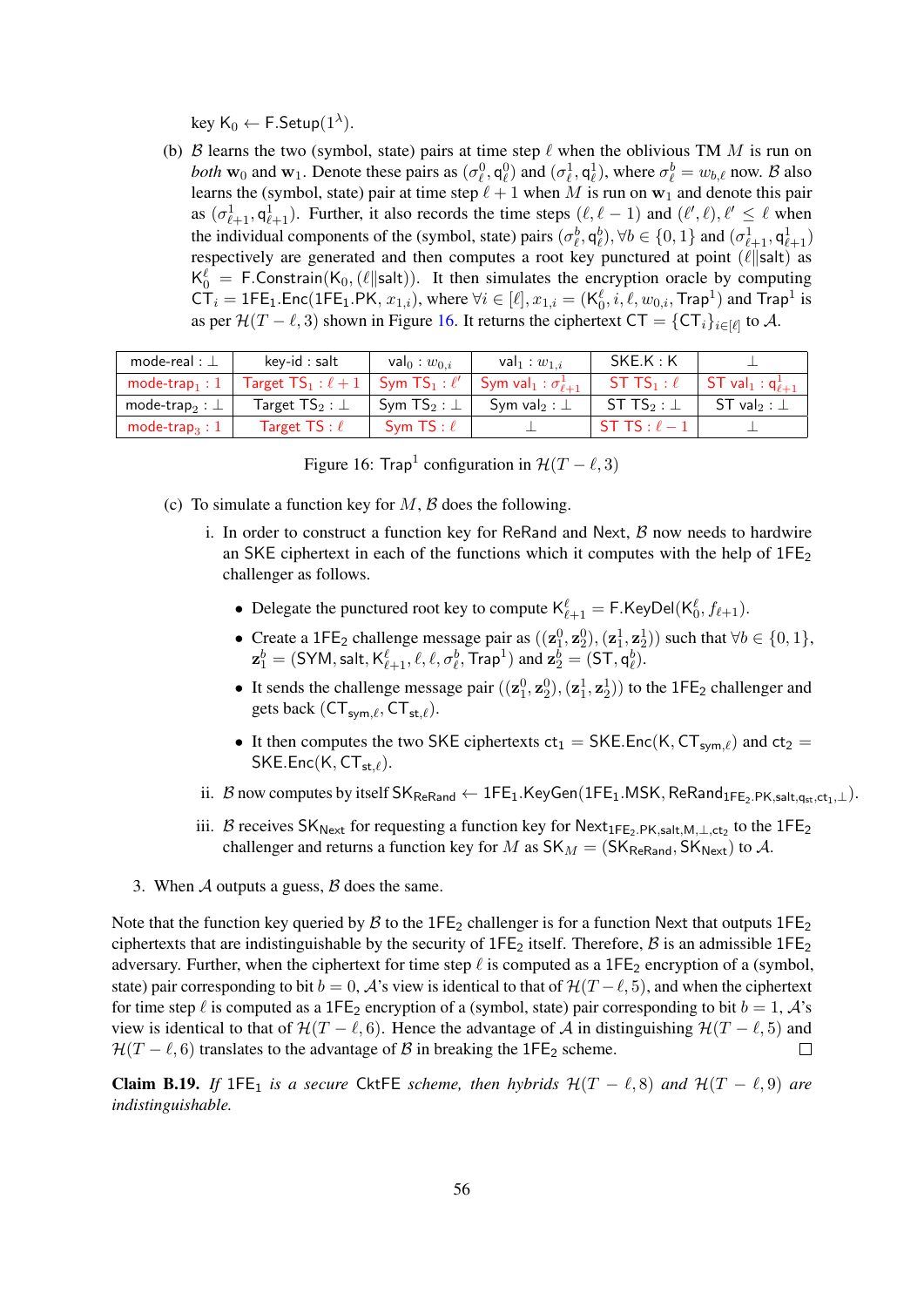key $\mathsf{K}_0 \leftarrow \mathsf{F.Setup}(1^\lambda)$.

(b) $\mathcal{B}$ learns the two (symbol, state) pairs at time step $\ell$ when the oblivious TM $M$ is run on *both* $\mathbf{w}_0$ and $\mathbf{w}_1$. Denote these pairs as $(\sigma^0_\ell, \mathsf{q}^0_\ell)$ and $(\sigma^1_\ell, \mathsf{q}^1_\ell)$, where $\sigma^b_\ell = w_{b,\ell}$ now. $\mathcal{B}$ also learns the (symbol, state) pair at time step $\ell+1$ when $M$ is run on $\mathbf{w}_1$ and denote this pair as $(\sigma^1_{\ell+1}, \mathsf{q}^1_{\ell+1})$. Further, it also records the time steps $(\ell, \ell-1)$ and $(\ell', \ell), \ell' \leq \ell$ when the individual components of the (symbol, state) pairs $(\sigma^b_\ell, \mathsf{q}^b_\ell), \forall b \in \{0,1\}$ and $(\sigma^1_{\ell+1}, \mathsf{q}^1_{\ell+1})$ respectively are generated and then computes a root key punctured at point $(\ell \| \mathsf{salt})$ as $\mathsf{K}^\ell_0 = \mathsf{F.Constrain}(\mathsf{K}_0, (\ell \| \mathsf{salt}))$. It then simulates the encryption oracle by computing $\mathsf{CT}_i = \mathsf{1FE_1.Enc}(\mathsf{1FE_1.PK}, x_{1,i})$, where $\forall i \in [\ell], x_{1,i} = (\mathsf{K}^\ell_0, i, \ell, w_{0,i}, \mathsf{Trap}^1)$ and $\mathsf{Trap}^1$ is as per $\mathcal{H}(T-\ell, 3)$ shown in Figure 16. It returns the ciphertext $\mathsf{CT} = \{\mathsf{CT}_i\}_{i \in [\ell]}$ to $\mathcal{A}$.

| mode-real : $\perp$ | key-id : salt | val$_0$ : $w_{0,i}$ | val$_1$ : $w_{1,i}$ | SKE.K : K | $\perp$ |
|---|---|---|---|---|---|
| mode-trap$_1$ : 1 | Target TS$_1$ : $\ell+1$ | Sym TS$_1$ : $\ell'$ | Sym val$_1$ : $\sigma^1_{\ell+1}$ | ST TS$_1$ : $\ell$ | ST val$_1$ : $\mathsf{q}^1_{\ell+1}$ |
| mode-trap$_2$ : $\perp$ | Target TS$_2$ : $\perp$ | Sym TS$_2$ : $\perp$ | Sym val$_2$ : $\perp$ | ST TS$_2$ : $\perp$ | ST val$_2$ : $\perp$ |
| mode-trap$_3$ : 1 | Target TS : $\ell$ | Sym TS : $\ell$ | $\perp$ | ST TS : $\ell-1$ | $\perp$ |

Figure 16: $\mathsf{Trap}^1$ configuration in $\mathcal{H}(T-\ell, 3)$

(c) To simulate a function key for $M$, $\mathcal{B}$ does the following.

i. In order to construct a function key for ReRand and Next, $\mathcal{B}$ now needs to hardwire an SKE ciphertext in each of the functions which it computes with the help of $\mathsf{1FE_2}$ challenger as follows.

- Delegate the punctured root key to compute $\mathsf{K}^\ell_{\ell+1} = \mathsf{F.KeyDel}(\mathsf{K}^\ell_0, f_{\ell+1})$.
- Create a $\mathsf{1FE_2}$ challenge message pair as $((\mathbf{z}^0_1, \mathbf{z}^0_2), (\mathbf{z}^1_1, \mathbf{z}^1_2))$ such that $\forall b \in \{0,1\}$, $\mathbf{z}^b_1 = (\mathsf{SYM}, \mathsf{salt}, \mathsf{K}^\ell_{\ell+1}, \ell, \ell, \sigma^b_\ell, \mathsf{Trap}^1)$ and $\mathbf{z}^b_2 = (\mathsf{ST}, \mathsf{q}^b_\ell)$.
- It sends the challenge message pair $((\mathbf{z}^0_1, \mathbf{z}^0_2), (\mathbf{z}^1_1, \mathbf{z}^1_2))$ to the $\mathsf{1FE_2}$ challenger and gets back $(\mathsf{CT}_{\mathsf{sym},\ell}, \mathsf{CT}_{\mathsf{st},\ell})$.
- It then computes the two SKE ciphertexts $\mathsf{ct}_1 = \mathsf{SKE.Enc}(\mathsf{K}, \mathsf{CT}_{\mathsf{sym},\ell})$ and $\mathsf{ct}_2 = \mathsf{SKE.Enc}(\mathsf{K}, \mathsf{CT}_{\mathsf{st},\ell})$.

ii. $\mathcal{B}$ now computes by itself $\mathsf{SK}_{\mathsf{ReRand}} \leftarrow \mathsf{1FE_1.KeyGen}(\mathsf{1FE_1.MSK}, \mathsf{ReRand}_{\mathsf{1FE_2.PK},\mathsf{salt},\mathsf{q_{st}},\mathsf{ct}_1,\perp})$.

iii. $\mathcal{B}$ receives $\mathsf{SK}_{\mathsf{Next}}$ for requesting a function key for $\mathsf{Next}_{\mathsf{1FE_2.PK},\mathsf{salt},M,\perp,\mathsf{ct}_2}$ to the $\mathsf{1FE_2}$ challenger and returns a function key for $M$ as $\mathsf{SK}_M = (\mathsf{SK}_{\mathsf{ReRand}}, \mathsf{SK}_{\mathsf{Next}})$ to $\mathcal{A}$.

3. When $\mathcal{A}$ outputs a guess, $\mathcal{B}$ does the same.

Note that the function key queried by $\mathcal{B}$ to the $\mathsf{1FE_2}$ challenger is for a function Next that outputs $\mathsf{1FE_2}$ ciphertexts that are indistinguishable by the security of $\mathsf{1FE_2}$ itself. Therefore, $\mathcal{B}$ is an admissible $\mathsf{1FE_2}$ adversary. Further, when the ciphertext for time step $\ell$ is computed as a $\mathsf{1FE_2}$ encryption of a (symbol, state) pair corresponding to bit $b=0$, $\mathcal{A}$'s view is identical to that of $\mathcal{H}(T-\ell, 5)$, and when the ciphertext for time step $\ell$ is computed as a $\mathsf{1FE_2}$ encryption of a (symbol, state) pair corresponding to bit $b=1$, $\mathcal{A}$'s view is identical to that of $\mathcal{H}(T-\ell, 6)$. Hence the advantage of $\mathcal{A}$ in distinguishing $\mathcal{H}(T-\ell, 5)$ and $\mathcal{H}(T-\ell, 6)$ translates to the advantage of $\mathcal{B}$ in breaking the $\mathsf{1FE_2}$ scheme. □

**Claim B.19.** *If* $\mathsf{1FE_1}$ *is a secure* CktFE *scheme, then hybrids* $\mathcal{H}(T-\ell, 8)$ *and* $\mathcal{H}(T-\ell, 9)$ *are indistinguishable.*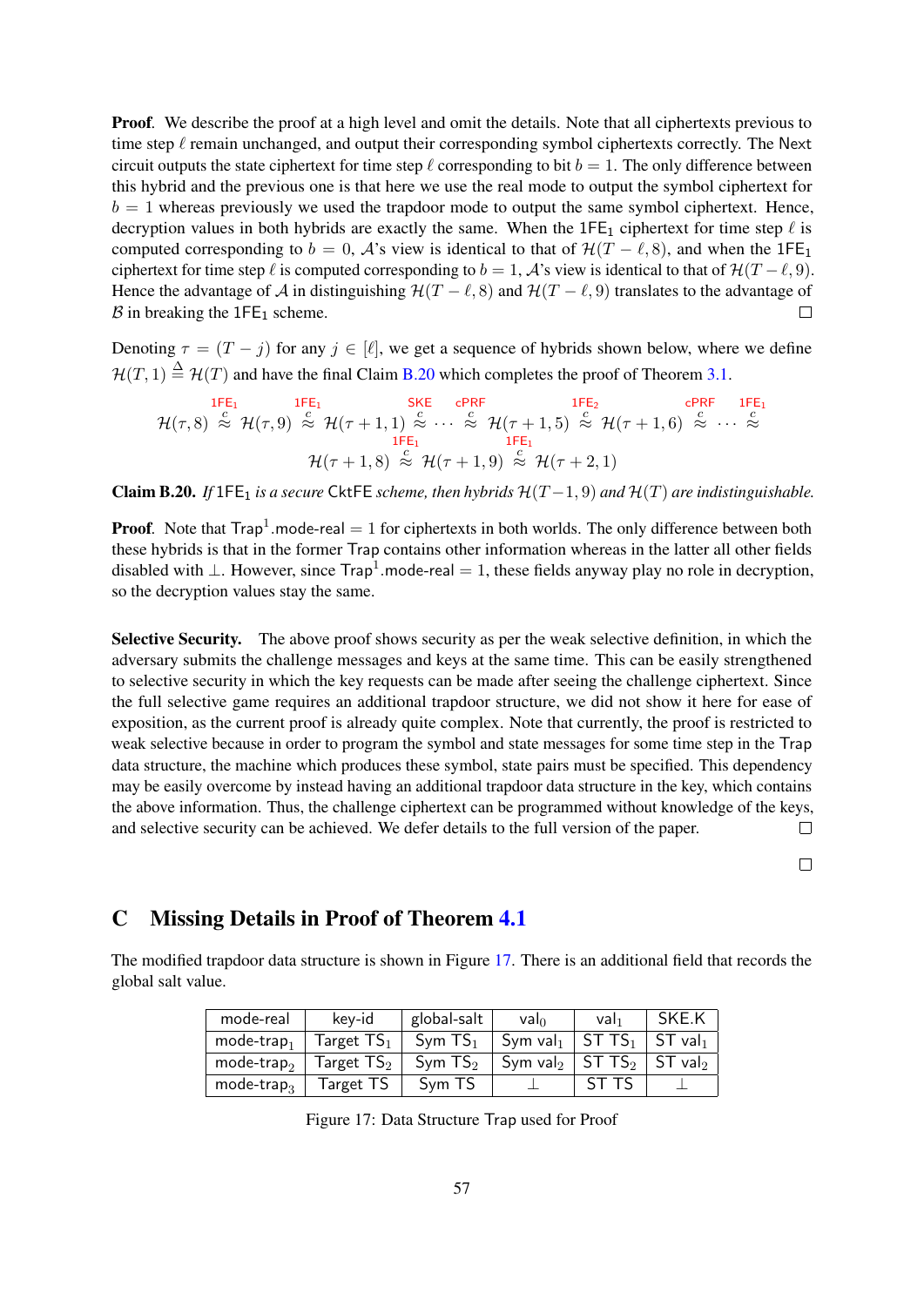**Proof.** We describe the proof at a high level and omit the details. Note that all ciphertexts previous to time step $\ell$ remain unchanged, and output their corresponding symbol ciphertexts correctly. The Next circuit outputs the state ciphertext for time step $\ell$ corresponding to bit $b = 1$. The only difference between this hybrid and the previous one is that here we use the real mode to output the symbol ciphertext for $b = 1$ whereas previously we used the trapdoor mode to output the same symbol ciphertext. Hence, decryption values in both hybrids are exactly the same. When the $\mathsf{1FE}_1$ ciphertext for time step $\ell$ is computed corresponding to $b = 0$, $\mathcal{A}$'s view is identical to that of $\mathcal{H}(T-\ell, 8)$, and when the $\mathsf{1FE}_1$ ciphertext for time step $\ell$ is computed corresponding to $b = 1$, $\mathcal{A}$'s view is identical to that of $\mathcal{H}(T-\ell, 9)$. Hence the advantage of $\mathcal{A}$ in distinguishing $\mathcal{H}(T-\ell, 8)$ and $\mathcal{H}(T-\ell, 9)$ translates to the advantage of $\mathcal{B}$ in breaking the $\mathsf{1FE}_1$ scheme. □

Denoting $\tau = (T - j)$ for any $j \in [\ell]$, we get a sequence of hybrids shown below, where we define $\mathcal{H}(T, 1) \triangleq \mathcal{H}(T)$ and have the final Claim B.20 which completes the proof of Theorem 3.1.

$$\mathcal{H}(\tau,8) \overset{\mathsf{1FE}_1}{\overset{c}{\approx}} \mathcal{H}(\tau,9) \overset{\mathsf{1FE}_1}{\overset{c}{\approx}} \mathcal{H}(\tau+1,1) \overset{\mathsf{SKE}}{\overset{c}{\approx}} \cdots \overset{\mathsf{cPRF}}{\overset{c}{\approx}} \mathcal{H}(\tau+1,5) \overset{\mathsf{1FE}_2}{\overset{c}{\approx}} \mathcal{H}(\tau+1,6) \overset{\mathsf{cPRF}}{\overset{c}{\approx}} \cdots \overset{\mathsf{1FE}_1}{\overset{c}{\approx}}$$
$$\mathcal{H}(\tau+1,8) \overset{\mathsf{1FE}_1}{\overset{c}{\approx}} \mathcal{H}(\tau+1,9) \overset{\mathsf{1FE}_1}{\overset{c}{\approx}} \mathcal{H}(\tau+2,1)$$

**Claim B.20.** *If $\mathsf{1FE}_1$ is a secure $\mathsf{CktFE}$ scheme, then hybrids $\mathcal{H}(T-1, 9)$ and $\mathcal{H}(T)$ are indistinguishable.*

**Proof.** Note that $\mathsf{Trap}^1.\mathsf{mode\text{-}real} = 1$ for ciphertexts in both worlds. The only difference between both these hybrids is that in the former $\mathsf{Trap}$ contains other information whereas in the latter all other fields disabled with $\perp$. However, since $\mathsf{Trap}^1.\mathsf{mode\text{-}real} = 1$, these fields anyway play no role in decryption, so the decryption values stay the same.

**Selective Security.** The above proof shows security as per the weak selective definition, in which the adversary submits the challenge messages and keys at the same time. This can be easily strengthened to selective security in which the key requests can be made after seeing the challenge ciphertext. Since the full selective game requires an additional trapdoor structure, we did not show it here for ease of exposition, as the current proof is already quite complex. Note that currently, the proof is restricted to weak selective because in order to program the symbol and state messages for some time step in the Trap data structure, the machine which produces these symbol, state pairs must be specified. This dependency may be easily overcome by instead having an additional trapdoor data structure in the key, which contains the above information. Thus, the challenge ciphertext can be programmed without knowledge of the keys, and selective security can be achieved. We defer details to the full version of the paper. □

□

# C Missing Details in Proof of Theorem 4.1

The modified trapdoor data structure is shown in Figure 17. There is an additional field that records the global salt value.

| mode-real | key-id | global-salt | $\mathsf{val}_0$ | $\mathsf{val}_1$ | SKE.K |
|---|---|---|---|---|---|
| $\mathsf{mode\text{-}trap}_1$ | Target $\mathsf{TS}_1$ | Sym $\mathsf{TS}_1$ | Sym $\mathsf{val}_1$ | ST $\mathsf{TS}_1$ | ST $\mathsf{val}_1$ |
| $\mathsf{mode\text{-}trap}_2$ | Target $\mathsf{TS}_2$ | Sym $\mathsf{TS}_2$ | Sym $\mathsf{val}_2$ | ST $\mathsf{TS}_2$ | ST $\mathsf{val}_2$ |
| $\mathsf{mode\text{-}trap}_3$ | Target TS | Sym TS | $\perp$ | ST TS | $\perp$ |

Figure 17: Data Structure Trap used for Proof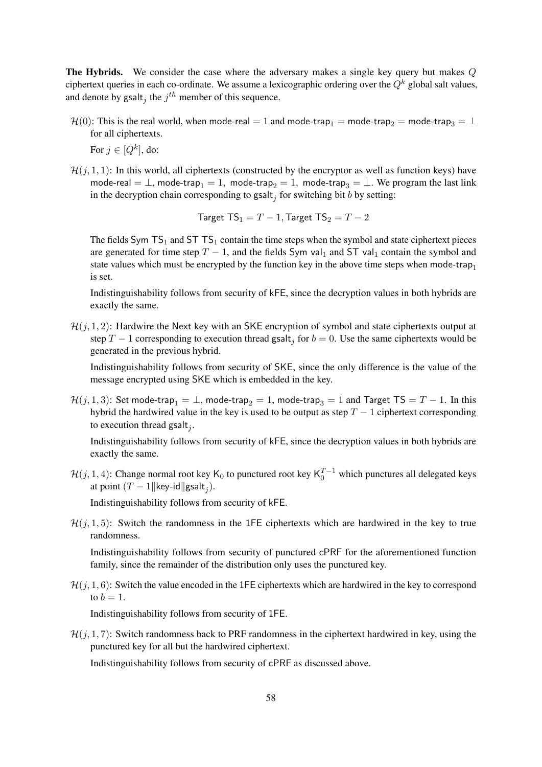**The Hybrids.** We consider the case where the adversary makes a single key query but makes $Q$ ciphertext queries in each co-ordinate. We assume a lexicographic ordering over the $Q^k$ global salt values, and denote by $\mathsf{gsalt}_j$ the $j^{th}$ member of this sequence.

- $\mathcal{H}(0)$: This is the real world, when $\mathsf{mode\text{-}real} = 1$ and $\mathsf{mode\text{-}trap}_1 = \mathsf{mode\text{-}trap}_2 = \mathsf{mode\text{-}trap}_3 = \bot$ for all ciphertexts.

  For $j \in [Q^k]$, do:

- $\mathcal{H}(j, 1, 1)$: In this world, all ciphertexts (constructed by the encryptor as well as function keys) have $\mathsf{mode\text{-}real} = \bot$, $\mathsf{mode\text{-}trap}_1 = 1$, $\mathsf{mode\text{-}trap}_2 = 1$, $\mathsf{mode\text{-}trap}_3 = \bot$. We program the last link in the decryption chain corresponding to $\mathsf{gsalt}_j$ for switching bit $b$ by setting:

$$\mathsf{Target\ TS}_1 = T - 1, \mathsf{Target\ TS}_2 = T - 2$$

  The fields $\mathsf{Sym\ TS}_1$ and $\mathsf{ST\ TS}_1$ contain the time steps when the symbol and state ciphertext pieces are generated for time step $T - 1$, and the fields $\mathsf{Sym\ val}_1$ and $\mathsf{ST\ val}_1$ contain the symbol and state values which must be encrypted by the function key in the above time steps when $\mathsf{mode\text{-}trap}_1$ is set.

  Indistinguishability follows from security of kFE, since the decryption values in both hybrids are exactly the same.

- $\mathcal{H}(j, 1, 2)$: Hardwire the Next key with an SKE encryption of symbol and state ciphertexts output at step $T - 1$ corresponding to execution thread $\mathsf{gsalt}_j$ for $b = 0$. Use the same ciphertexts would be generated in the previous hybrid.

  Indistinguishability follows from security of SKE, since the only difference is the value of the message encrypted using SKE which is embedded in the key.

- $\mathcal{H}(j, 1, 3)$: Set $\mathsf{mode\text{-}trap}_1 = \bot$, $\mathsf{mode\text{-}trap}_2 = 1$, $\mathsf{mode\text{-}trap}_3 = 1$ and $\mathsf{Target\ TS} = T - 1$. In this hybrid the hardwired value in the key is used to be output as step $T - 1$ ciphertext corresponding to execution thread $\mathsf{gsalt}_j$.

  Indistinguishability follows from security of kFE, since the decryption values in both hybrids are exactly the same.

- $\mathcal{H}(j, 1, 4)$: Change normal root key $\mathsf{K}_0$ to punctured root key $\mathsf{K}_0^{T-1}$ which punctures all delegated keys at point $(T - 1 \| \mathsf{key\text{-}id} \| \mathsf{gsalt}_j)$.

  Indistinguishability follows from security of kFE.

- $\mathcal{H}(j, 1, 5)$: Switch the randomness in the 1FE ciphertexts which are hardwired in the key to true randomness.

  Indistinguishability follows from security of punctured cPRF for the aforementioned function family, since the remainder of the distribution only uses the punctured key.

- $\mathcal{H}(j, 1, 6)$: Switch the value encoded in the 1FE ciphertexts which are hardwired in the key to correspond to $b = 1$.

  Indistinguishability follows from security of 1FE.

- $\mathcal{H}(j, 1, 7)$: Switch randomness back to PRF randomness in the ciphertext hardwired in key, using the punctured key for all but the hardwired ciphertext.

  Indistinguishability follows from security of cPRF as discussed above.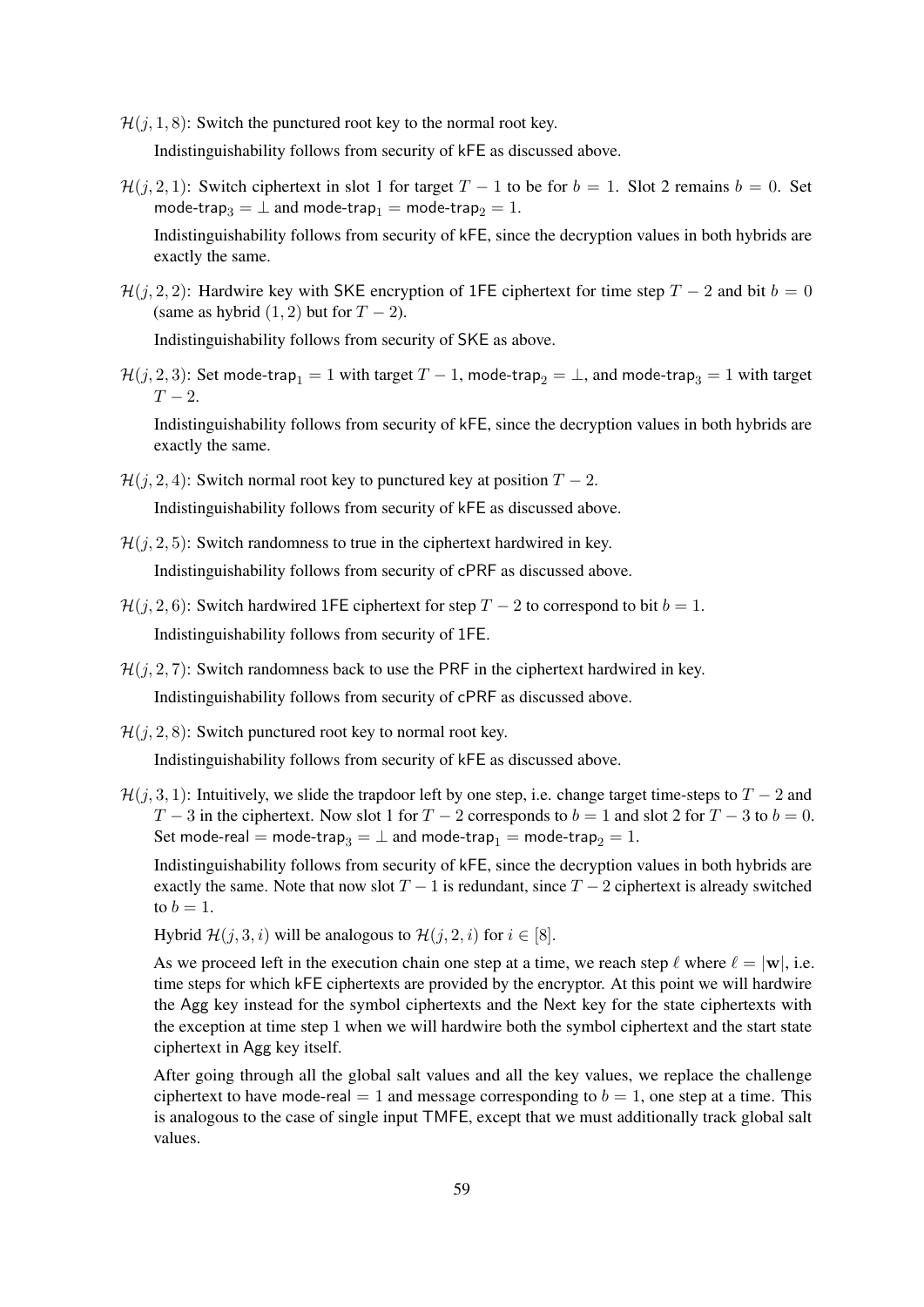$\mathcal{H}(j, 1, 8)$: Switch the punctured root key to the normal root key.

Indistinguishability follows from security of kFE as discussed above.

$\mathcal{H}(j, 2, 1)$: Switch ciphertext in slot 1 for target $T-1$ to be for $b=1$. Slot 2 remains $b=0$. Set $\text{mode-trap}_3 = \perp$ and $\text{mode-trap}_1 = \text{mode-trap}_2 = 1$.

Indistinguishability follows from security of kFE, since the decryption values in both hybrids are exactly the same.

$\mathcal{H}(j, 2, 2)$: Hardwire key with SKE encryption of 1FE ciphertext for time step $T-2$ and bit $b=0$ (same as hybrid $(1,2)$ but for $T-2$).

Indistinguishability follows from security of SKE as above.

$\mathcal{H}(j, 2, 3)$: Set $\text{mode-trap}_1 = 1$ with target $T-1$, $\text{mode-trap}_2 = \perp$, and $\text{mode-trap}_3 = 1$ with target $T-2$.

Indistinguishability follows from security of kFE, since the decryption values in both hybrids are exactly the same.

$\mathcal{H}(j, 2, 4)$: Switch normal root key to punctured key at position $T-2$.

Indistinguishability follows from security of kFE as discussed above.

$\mathcal{H}(j, 2, 5)$: Switch randomness to true in the ciphertext hardwired in key.

Indistinguishability follows from security of cPRF as discussed above.

$\mathcal{H}(j, 2, 6)$: Switch hardwired 1FE ciphertext for step $T-2$ to correspond to bit $b=1$.

Indistinguishability follows from security of 1FE.

$\mathcal{H}(j, 2, 7)$: Switch randomness back to use the PRF in the ciphertext hardwired in key.

Indistinguishability follows from security of cPRF as discussed above.

$\mathcal{H}(j, 2, 8)$: Switch punctured root key to normal root key.

Indistinguishability follows from security of kFE as discussed above.

$\mathcal{H}(j, 3, 1)$: Intuitively, we slide the trapdoor left by one step, i.e. change target time-steps to $T-2$ and $T-3$ in the ciphertext. Now slot 1 for $T-2$ corresponds to $b=1$ and slot 2 for $T-3$ to $b=0$. Set $\text{mode-real} = \text{mode-trap}_3 = \perp$ and $\text{mode-trap}_1 = \text{mode-trap}_2 = 1$.

Indistinguishability follows from security of kFE, since the decryption values in both hybrids are exactly the same. Note that now slot $T-1$ is redundant, since $T-2$ ciphertext is already switched to $b=1$.

Hybrid $\mathcal{H}(j, 3, i)$ will be analogous to $\mathcal{H}(j, 2, i)$ for $i \in [8]$.

As we proceed left in the execution chain one step at a time, we reach step $\ell$ where $\ell = |\mathbf{w}|$, i.e. time steps for which kFE ciphertexts are provided by the encryptor. At this point we will hardwire the Agg key instead for the symbol ciphertexts and the Next key for the state ciphertexts with the exception at time step 1 when we will hardwire both the symbol ciphertext and the start state ciphertext in Agg key itself.

After going through all the global salt values and all the key values, we replace the challenge ciphertext to have $\text{mode-real} = 1$ and message corresponding to $b=1$, one step at a time. This is analogous to the case of single input TMFE, except that we must additionally track global salt values.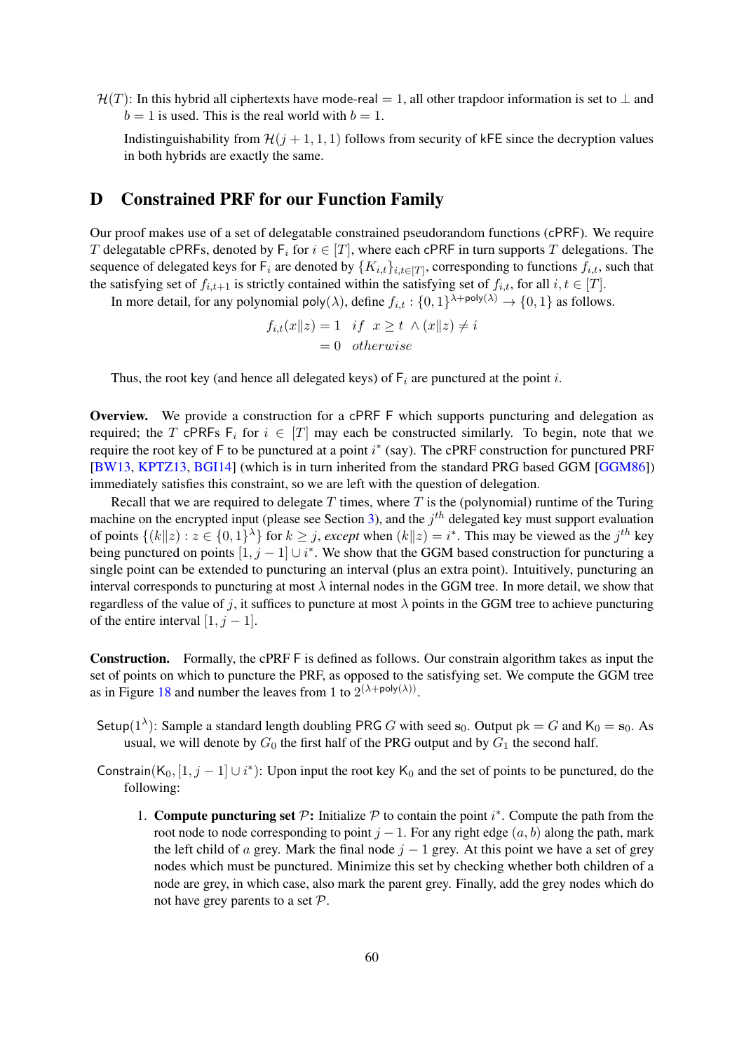$\mathcal{H}(T)$: In this hybrid all ciphertexts have $\mathsf{mode\text{-}real} = 1$, all other trapdoor information is set to $\perp$ and $b = 1$ is used. This is the real world with $b = 1$.

Indistinguishability from $\mathcal{H}(j+1, 1, 1)$ follows from security of kFE since the decryption values in both hybrids are exactly the same.

# D Constrained PRF for our Function Family

Our proof makes use of a set of delegatable constrained pseudorandom functions (cPRF). We require $T$ delegatable cPRFs, denoted by $\mathsf{F}_i$ for $i \in [T]$, where each cPRF in turn supports $T$ delegations. The sequence of delegated keys for $\mathsf{F}_i$ are denoted by $\{K_{i,t}\}_{i,t \in [T]}$, corresponding to functions $f_{i,t}$, such that the satisfying set of $f_{i,t+1}$ is strictly contained within the satisfying set of $f_{i,t}$, for all $i, t \in [T]$.

In more detail, for any polynomial $\mathsf{poly}(\lambda)$, define $f_{i,t} : \{0,1\}^{\lambda + \mathsf{poly}(\lambda)} \to \{0,1\}$ as follows.

$$
\begin{aligned}
f_{i,t}(x \| z) &= 1 \quad if \;\; x \geq t \; \wedge (x\|z) \neq i \\
&= 0 \quad otherwise
\end{aligned}
$$

Thus, the root key (and hence all delegated keys) of $\mathsf{F}_i$ are punctured at the point $i$.

**Overview.** We provide a construction for a cPRF F which supports puncturing and delegation as required; the $T$ cPRFs $\mathsf{F}_i$ for $i \in [T]$ may each be constructed similarly. To begin, note that we require the root key of F to be punctured at a point $i^*$ (say). The cPRF construction for punctured PRF [BW13, KPTZ13, BGI14] (which is in turn inherited from the standard PRG based GGM [GGM86]) immediately satisfies this constraint, so we are left with the question of delegation.

Recall that we are required to delegate $T$ times, where $T$ is the (polynomial) runtime of the Turing machine on the encrypted input (please see Section 3), and the $j^{th}$ delegated key must support evaluation of points $\{(k\|z) : z \in \{0,1\}^\lambda\}$ for $k \geq j$, *except* when $(k\|z) = i^*$. This may be viewed as the $j^{th}$ key being punctured on points $[1, j-1] \cup i^*$. We show that the GGM based construction for puncturing a single point can be extended to puncturing an interval (plus an extra point). Intuitively, puncturing an interval corresponds to puncturing at most $\lambda$ internal nodes in the GGM tree. In more detail, we show that regardless of the value of $j$, it suffices to puncture at most $\lambda$ points in the GGM tree to achieve puncturing of the entire interval $[1, j-1]$.

**Construction.** Formally, the cPRF F is defined as follows. Our constrain algorithm takes as input the set of points on which to puncture the PRF, as opposed to the satisfying set. We compute the GGM tree as in Figure 18 and number the leaves from 1 to $2^{(\lambda + \mathsf{poly}(\lambda))}$.

$\mathsf{Setup}(1^\lambda)$: Sample a standard length doubling PRG $G$ with seed $\mathsf{s}_0$. Output $\mathsf{pk} = G$ and $\mathsf{K}_0 = \mathsf{s}_0$. As usual, we will denote by $G_0$ the first half of the PRG output and by $G_1$ the second half.

$\mathsf{Constrain}(\mathsf{K}_0, [1, j-1] \cup i^*)$: Upon input the root key $\mathsf{K}_0$ and the set of points to be punctured, do the following:

1. **Compute puncturing set $\mathcal{P}$:** Initialize $\mathcal{P}$ to contain the point $i^*$. Compute the path from the root node to node corresponding to point $j-1$. For any right edge $(a, b)$ along the path, mark the left child of $a$ grey. Mark the final node $j-1$ grey. At this point we have a set of grey nodes which must be punctured. Minimize this set by checking whether both children of a node are grey, in which case, also mark the parent grey. Finally, add the grey nodes which do not have grey parents to a set $\mathcal{P}$.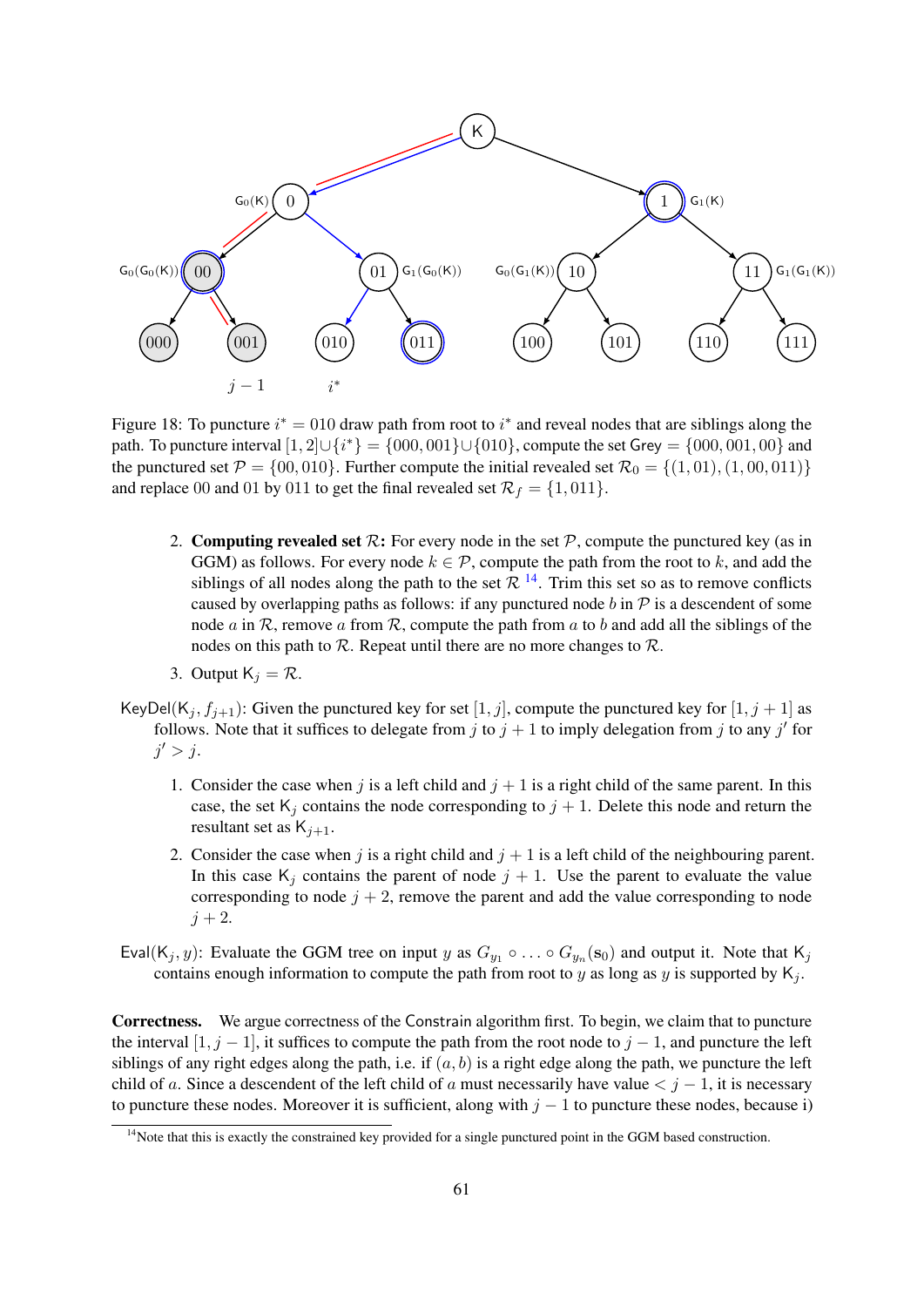Figure 18: To puncture $i^* = 010$ draw path from root to $i^*$ and reveal nodes that are siblings along the path. To puncture interval $[1, 2] \cup \{i^*\} = \{000, 001\} \cup \{010\}$, compute the set Grey $= \{000, 001, 00\}$ and the punctured set $\mathcal{P} = \{00, 010\}$. Further compute the initial revealed set $\mathcal{R}_0 = \{(1, 01), (1, 00, 011)\}$ and replace 00 and 01 by 011 to get the final revealed set $\mathcal{R}_f = \{1, 011\}$.

2. **Computing revealed set $\mathcal{R}$:** For every node in the set $\mathcal{P}$, compute the punctured key (as in GGM) as follows. For every node $k \in \mathcal{P}$, compute the path from the root to $k$, and add the siblings of all nodes along the path to the set $\mathcal{R}$ [14]. Trim this set so as to remove conflicts caused by overlapping paths as follows: if any punctured node $b$ in $\mathcal{P}$ is a descendent of some node $a$ in $\mathcal{R}$, remove $a$ from $\mathcal{R}$, compute the path from $a$ to $b$ and add all the siblings of the nodes on this path to $\mathcal{R}$. Repeat until there are no more changes to $\mathcal{R}$.
3. Output $\mathsf{K}_j = \mathcal{R}$.

$\mathsf{KeyDel}(\mathsf{K}_j, f_{j+1})$: Given the punctured key for set $[1, j]$, compute the punctured key for $[1, j+1]$ as follows. Note that it suffices to delegate from $j$ to $j+1$ to imply delegation from $j$ to any $j'$ for $j' > j$.

1. Consider the case when $j$ is a left child and $j+1$ is a right child of the same parent. In this case, the set $\mathsf{K}_j$ contains the node corresponding to $j+1$. Delete this node and return the resultant set as $\mathsf{K}_{j+1}$.
2. Consider the case when $j$ is a right child and $j+1$ is a left child of the neighbouring parent. In this case $\mathsf{K}_j$ contains the parent of node $j+1$. Use the parent to evaluate the value corresponding to node $j+2$, remove the parent and add the value corresponding to node $j+2$.

$\mathsf{Eval}(\mathsf{K}_j, y)$: Evaluate the GGM tree on input $y$ as $G_{y_1} \circ \ldots \circ G_{y_n}(\mathsf{s}_0)$ and output it. Note that $\mathsf{K}_j$ contains enough information to compute the path from root to $y$ as long as $y$ is supported by $\mathsf{K}_j$.

**Correctness.** We argue correctness of the Constrain algorithm first. To begin, we claim that to puncture the interval $[1, j-1]$, it suffices to compute the path from the root node to $j-1$, and puncture the left siblings of any right edges along the path, i.e. if $(a, b)$ is a right edge along the path, we puncture the left child of $a$. Since a descendent of the left child of $a$ must necessarily have value $< j-1$, it is necessary to puncture these nodes. Moreover it is sufficient, along with $j-1$ to puncture these nodes, because i)

[14] Note that this is exactly the constrained key provided for a single punctured point in the GGM based construction.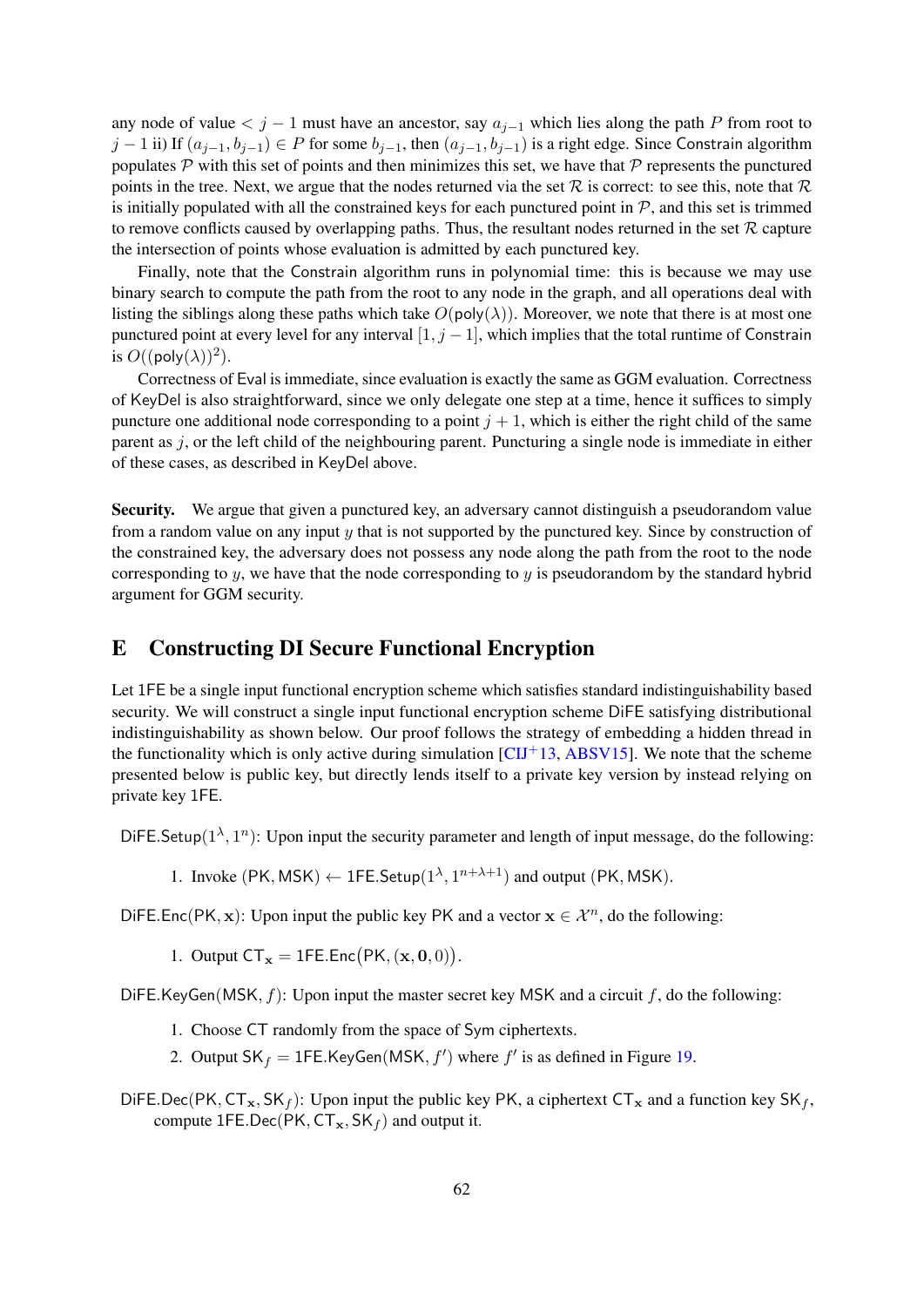any node of value $< j-1$ must have an ancestor, say $a_{j-1}$ which lies along the path $P$ from root to $j-1$ ii) If $(a_{j-1}, b_{j-1}) \in P$ for some $b_{j-1}$, then $(a_{j-1}, b_{j-1})$ is a right edge. Since Constrain algorithm populates $\mathcal{P}$ with this set of points and then minimizes this set, we have that $\mathcal{P}$ represents the punctured points in the tree. Next, we argue that the nodes returned via the set $\mathcal{R}$ is correct: to see this, note that $\mathcal{R}$ is initially populated with all the constrained keys for each punctured point in $\mathcal{P}$, and this set is trimmed to remove conflicts caused by overlapping paths. Thus, the resultant nodes returned in the set $\mathcal{R}$ capture the intersection of points whose evaluation is admitted by each punctured key.

Finally, note that the Constrain algorithm runs in polynomial time: this is because we may use binary search to compute the path from the root to any node in the graph, and all operations deal with listing the siblings along these paths which take $O(\mathsf{poly}(\lambda))$. Moreover, we note that there is at most one punctured point at every level for any interval $[1, j-1]$, which implies that the total runtime of Constrain is $O((\mathsf{poly}(\lambda))^2)$.

Correctness of Eval is immediate, since evaluation is exactly the same as GGM evaluation. Correctness of KeyDel is also straightforward, since we only delegate one step at a time, hence it suffices to simply puncture one additional node corresponding to a point $j+1$, which is either the right child of the same parent as $j$, or the left child of the neighbouring parent. Puncturing a single node is immediate in either of these cases, as described in KeyDel above.

**Security.** We argue that given a punctured key, an adversary cannot distinguish a pseudorandom value from a random value on any input $y$ that is not supported by the punctured key. Since by construction of the constrained key, the adversary does not possess any node along the path from the root to the node corresponding to $y$, we have that the node corresponding to $y$ is pseudorandom by the standard hybrid argument for GGM security.

# E Constructing DI Secure Functional Encryption

Let 1FE be a single input functional encryption scheme which satisfies standard indistinguishability based security. We will construct a single input functional encryption scheme DiFE satisfying distributional indistinguishability as shown below. Our proof follows the strategy of embedding a hidden thread in the functionality which is only active during simulation [CIJ+13, ABSV15]. We note that the scheme presented below is public key, but directly lends itself to a private key version by instead relying on private key 1FE.

$\mathsf{DiFE.Setup}(1^\lambda, 1^n)$: Upon input the security parameter and length of input message, do the following:

1. Invoke $(\mathsf{PK}, \mathsf{MSK}) \leftarrow \mathsf{1FE.Setup}(1^\lambda, 1^{n+\lambda+1})$ and output $(\mathsf{PK}, \mathsf{MSK})$.

$\mathsf{DiFE.Enc}(\mathsf{PK}, \mathbf{x})$: Upon input the public key PK and a vector $\mathbf{x} \in \mathcal{X}^n$, do the following:

1. Output $\mathsf{CT}_{\mathbf{x}} = \mathsf{1FE.Enc}\big(\mathsf{PK}, (\mathbf{x}, \mathbf{0}, 0)\big)$.

$\mathsf{DiFE.KeyGen}(\mathsf{MSK}, f)$: Upon input the master secret key MSK and a circuit $f$, do the following:

1. Choose CT randomly from the space of Sym ciphertexts.
2. Output $\mathsf{SK}_f = \mathsf{1FE.KeyGen}(\mathsf{MSK}, f')$ where $f'$ is as defined in Figure 19.

$\mathsf{DiFE.Dec}(\mathsf{PK}, \mathsf{CT}_{\mathbf{x}}, \mathsf{SK}_f)$: Upon input the public key PK, a ciphertext $\mathsf{CT}_{\mathbf{x}}$ and a function key $\mathsf{SK}_f$, compute $\mathsf{1FE.Dec}(\mathsf{PK}, \mathsf{CT}_{\mathbf{x}}, \mathsf{SK}_f)$ and output it.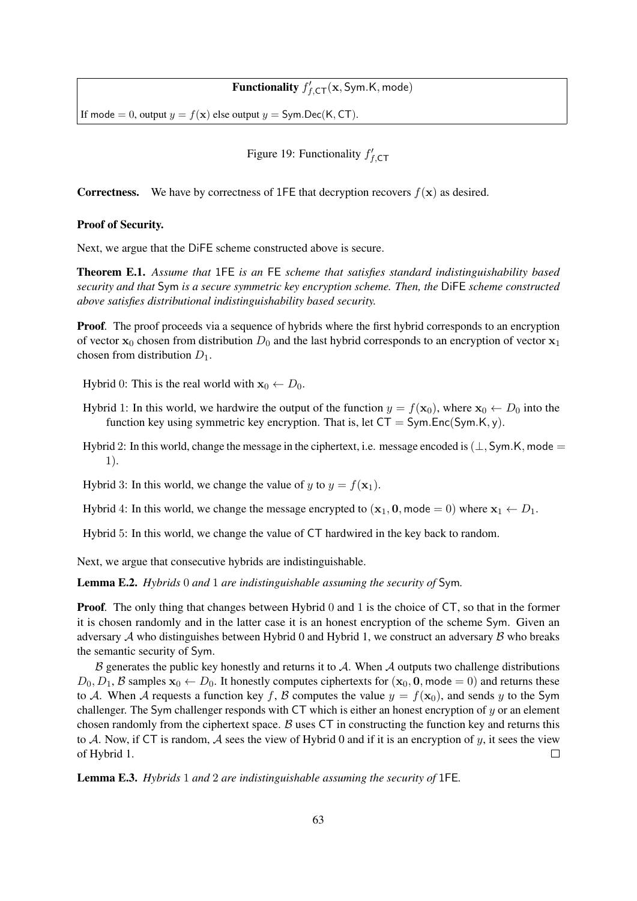**Functionality** $f'_{f,\mathsf{CT}}(\mathbf{x}, \mathsf{Sym.K}, \mathsf{mode})$

If $\mathsf{mode} = 0$, output $y = f(\mathbf{x})$ else output $y = \mathsf{Sym.Dec}(\mathsf{K}, \mathsf{CT})$.

Figure 19: Functionality $f'_{f,\mathsf{CT}}$

**Correctness.** We have by correctness of 1FE that decryption recovers $f(\mathbf{x})$ as desired.

**Proof of Security.**

Next, we argue that the DiFE scheme constructed above is secure.

**Theorem E.1.** *Assume that* 1FE *is an* FE *scheme that satisfies standard indistinguishability based security and that* Sym *is a secure symmetric key encryption scheme. Then, the* DiFE *scheme constructed above satisfies distributional indistinguishability based security.*

**Proof**. The proof proceeds via a sequence of hybrids where the first hybrid corresponds to an encryption of vector $\mathbf{x}_0$ chosen from distribution $D_0$ and the last hybrid corresponds to an encryption of vector $\mathbf{x}_1$ chosen from distribution $D_1$.

Hybrid 0: This is the real world with $\mathbf{x}_0 \leftarrow D_0$.

Hybrid 1: In this world, we hardwire the output of the function $y = f(\mathbf{x}_0)$, where $\mathbf{x}_0 \leftarrow D_0$ into the function key using symmetric key encryption. That is, let $\mathsf{CT} = \mathsf{Sym.Enc}(\mathsf{Sym.K}, \mathsf{y})$.

Hybrid 2: In this world, change the message in the ciphertext, i.e. message encoded is $(\perp, \mathsf{Sym.K}, \mathsf{mode} = 1)$.

Hybrid 3: In this world, we change the value of $y$ to $y = f(\mathbf{x}_1)$.

Hybrid 4: In this world, we change the message encrypted to $(\mathbf{x}_1, \mathbf{0}, \mathsf{mode} = 0)$ where $\mathbf{x}_1 \leftarrow D_1$.

Hybrid 5: In this world, we change the value of CT hardwired in the key back to random.

Next, we argue that consecutive hybrids are indistinguishable.

**Lemma E.2.** *Hybrids* 0 *and* 1 *are indistinguishable assuming the security of* Sym.

**Proof**. The only thing that changes between Hybrid 0 and 1 is the choice of CT, so that in the former it is chosen randomly and in the latter case it is an honest encryption of the scheme Sym. Given an adversary $\mathcal{A}$ who distinguishes between Hybrid 0 and Hybrid 1, we construct an adversary $\mathcal{B}$ who breaks the semantic security of Sym.

$\mathcal{B}$ generates the public key honestly and returns it to $\mathcal{A}$. When $\mathcal{A}$ outputs two challenge distributions $D_0, D_1$, $\mathcal{B}$ samples $\mathbf{x}_0 \leftarrow D_0$. It honestly computes ciphertexts for $(\mathbf{x}_0, \mathbf{0}, \mathsf{mode} = 0)$ and returns these to $\mathcal{A}$. When $\mathcal{A}$ requests a function key $f$, $\mathcal{B}$ computes the value $y = f(\mathbf{x}_0)$, and sends $y$ to the Sym challenger. The Sym challenger responds with CT which is either an honest encryption of $y$ or an element chosen randomly from the ciphertext space. $\mathcal{B}$ uses CT in constructing the function key and returns this to $\mathcal{A}$. Now, if CT is random, $\mathcal{A}$ sees the view of Hybrid 0 and if it is an encryption of $y$, it sees the view of Hybrid 1. □

**Lemma E.3.** *Hybrids* 1 *and* 2 *are indistinguishable assuming the security of* 1FE.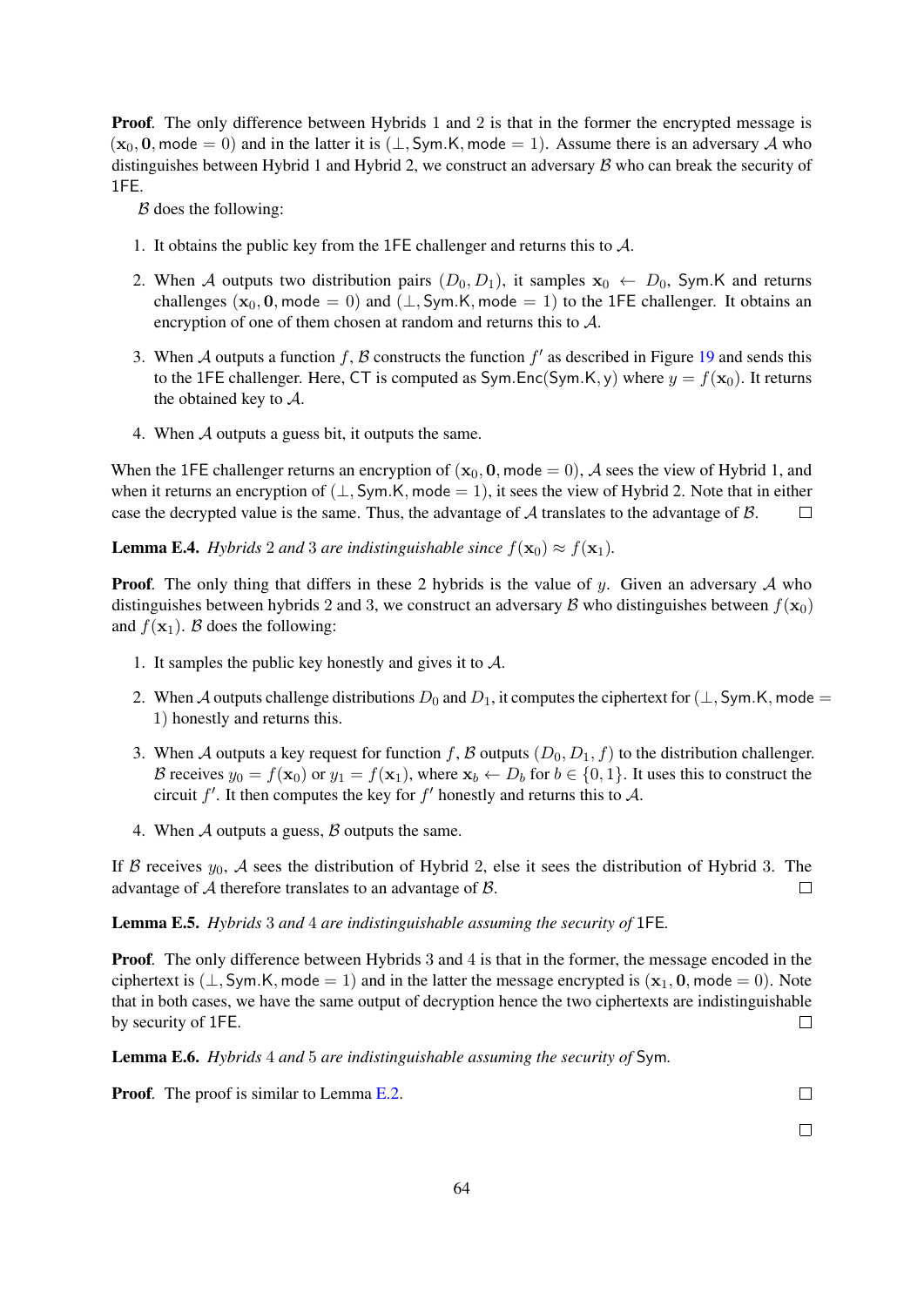**Proof**. The only difference between Hybrids 1 and 2 is that in the former the encrypted message is $(\mathbf{x}_0, \mathbf{0}, \mathsf{mode} = 0)$ and in the latter it is $(\perp, \mathsf{Sym.K}, \mathsf{mode} = 1)$. Assume there is an adversary $\mathcal{A}$ who distinguishes between Hybrid 1 and Hybrid 2, we construct an adversary $\mathcal{B}$ who can break the security of 1FE.

$\mathcal{B}$ does the following:

1. It obtains the public key from the 1FE challenger and returns this to $\mathcal{A}$.
2. When $\mathcal{A}$ outputs two distribution pairs $(D_0, D_1)$, it samples $\mathbf{x}_0 \leftarrow D_0$, Sym.K and returns challenges $(\mathbf{x}_0, \mathbf{0}, \mathsf{mode} = 0)$ and $(\perp, \mathsf{Sym.K}, \mathsf{mode} = 1)$ to the 1FE challenger. It obtains an encryption of one of them chosen at random and returns this to $\mathcal{A}$.
3. When $\mathcal{A}$ outputs a function $f$, $\mathcal{B}$ constructs the function $f'$ as described in Figure 19 and sends this to the 1FE challenger. Here, CT is computed as $\mathsf{Sym.Enc}(\mathsf{Sym.K}, \mathsf{y})$ where $y = f(\mathbf{x}_0)$. It returns the obtained key to $\mathcal{A}$.
4. When $\mathcal{A}$ outputs a guess bit, it outputs the same.

When the 1FE challenger returns an encryption of $(\mathbf{x}_0, \mathbf{0}, \mathsf{mode} = 0)$, $\mathcal{A}$ sees the view of Hybrid 1, and when it returns an encryption of $(\perp, \mathsf{Sym.K}, \mathsf{mode} = 1)$, it sees the view of Hybrid 2. Note that in either case the decrypted value is the same. Thus, the advantage of $\mathcal{A}$ translates to the advantage of $\mathcal{B}$. □

**Lemma E.4.** *Hybrids* 2 *and* 3 *are indistinguishable since* $f(\mathbf{x}_0) \approx f(\mathbf{x}_1)$.

**Proof**. The only thing that differs in these 2 hybrids is the value of $y$. Given an adversary $\mathcal{A}$ who distinguishes between hybrids 2 and 3, we construct an adversary $\mathcal{B}$ who distinguishes between $f(\mathbf{x}_0)$ and $f(\mathbf{x}_1)$. $\mathcal{B}$ does the following:

1. It samples the public key honestly and gives it to $\mathcal{A}$.
2. When $\mathcal{A}$ outputs challenge distributions $D_0$ and $D_1$, it computes the ciphertext for $(\perp, \mathsf{Sym.K}, \mathsf{mode} = 1)$ honestly and returns this.
3. When $\mathcal{A}$ outputs a key request for function $f$, $\mathcal{B}$ outputs $(D_0, D_1, f)$ to the distribution challenger. $\mathcal{B}$ receives $y_0 = f(\mathbf{x}_0)$ or $y_1 = f(\mathbf{x}_1)$, where $\mathbf{x}_b \leftarrow D_b$ for $b \in \{0, 1\}$. It uses this to construct the circuit $f'$. It then computes the key for $f'$ honestly and returns this to $\mathcal{A}$.
4. When $\mathcal{A}$ outputs a guess, $\mathcal{B}$ outputs the same.

If $\mathcal{B}$ receives $y_0$, $\mathcal{A}$ sees the distribution of Hybrid 2, else it sees the distribution of Hybrid 3. The advantage of $\mathcal{A}$ therefore translates to an advantage of $\mathcal{B}$. □

**Lemma E.5.** *Hybrids* 3 *and* 4 *are indistinguishable assuming the security of* 1FE.

**Proof**. The only difference between Hybrids 3 and 4 is that in the former, the message encoded in the ciphertext is $(\perp, \mathsf{Sym.K}, \mathsf{mode} = 1)$ and in the latter the message encrypted is $(\mathbf{x}_1, \mathbf{0}, \mathsf{mode} = 0)$. Note that in both cases, we have the same output of decryption hence the two ciphertexts are indistinguishable by security of 1FE. □

**Lemma E.6.** *Hybrids* 4 *and* 5 *are indistinguishable assuming the security of* Sym.

**Proof**. The proof is similar to Lemma E.2. □

□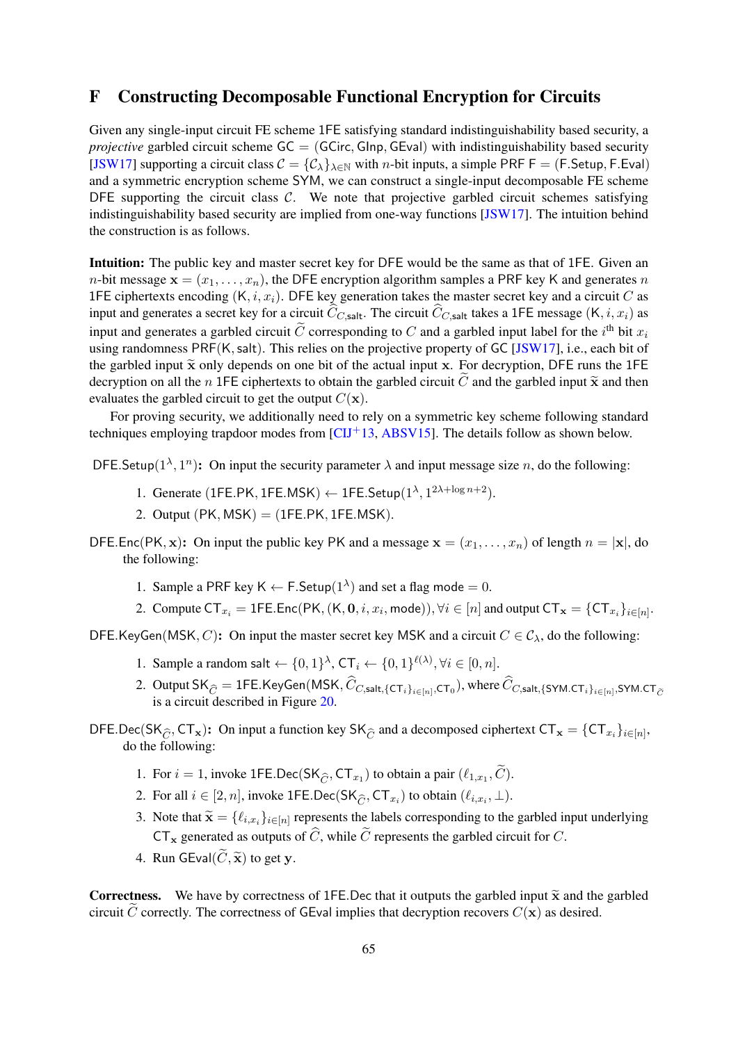# F Constructing Decomposable Functional Encryption for Circuits

Given any single-input circuit FE scheme 1FE satisfying standard indistinguishability based security, a *projective* garbled circuit scheme $\mathsf{GC} = (\mathsf{GCirc}, \mathsf{GInp}, \mathsf{GEval})$ with indistinguishability based security [JSW17] supporting a circuit class $\mathcal{C} = \{\mathcal{C}_\lambda\}_{\lambda \in \mathbb{N}}$ with $n$-bit inputs, a simple PRF $\mathsf{F} = (\mathsf{F.Setup}, \mathsf{F.Eval})$ and a symmetric encryption scheme SYM, we can construct a single-input decomposable FE scheme DFE supporting the circuit class $\mathcal{C}$. We note that projective garbled circuit schemes satisfying indistinguishability based security are implied from one-way functions [JSW17]. The intuition behind the construction is as follows.

**Intuition:** The public key and master secret key for DFE would be the same as that of 1FE. Given an $n$-bit message $\mathbf{x} = (x_1, \ldots, x_n)$, the DFE encryption algorithm samples a PRF key K and generates $n$ 1FE ciphertexts encoding $(\mathsf{K}, i, x_i)$. DFE key generation takes the master secret key and a circuit $C$ as input and generates a secret key for a circuit $\widehat{C}_{C,\mathsf{salt}}$. The circuit $\widehat{C}_{C,\mathsf{salt}}$ takes a 1FE message $(\mathsf{K}, i, x_i)$ as input and generates a garbled circuit $\widetilde{C}$ corresponding to $C$ and a garbled input label for the $i^{\text{th}}$ bit $x_i$ using randomness $\mathsf{PRF}(\mathsf{K}, \mathsf{salt})$. This relies on the projective property of GC [JSW17], i.e., each bit of the garbled input $\widetilde{\mathbf{x}}$ only depends on one bit of the actual input $\mathbf{x}$. For decryption, DFE runs the 1FE decryption on all the $n$ 1FE ciphertexts to obtain the garbled circuit $\widetilde{C}$ and the garbled input $\widetilde{\mathbf{x}}$ and then evaluates the garbled circuit to get the output $C(\mathbf{x})$.

For proving security, we additionally need to rely on a symmetric key scheme following standard techniques employing trapdoor modes from [CIJ+13, ABSV15]. The details follow as shown below.

$\mathsf{DFE.Setup}(1^\lambda, 1^n)$**:** On input the security parameter $\lambda$ and input message size $n$, do the following:

1. Generate $(\mathsf{1FE.PK}, \mathsf{1FE.MSK}) \leftarrow \mathsf{1FE.Setup}(1^\lambda, 1^{2\lambda + \log n + 2})$.
2. Output $(\mathsf{PK}, \mathsf{MSK}) = (\mathsf{1FE.PK}, \mathsf{1FE.MSK})$.

$\mathsf{DFE.Enc}(\mathsf{PK}, \mathbf{x})$**:** On input the public key PK and a message $\mathbf{x} = (x_1, \ldots, x_n)$ of length $n = |\mathbf{x}|$, do the following:

1. Sample a PRF key $\mathsf{K} \leftarrow \mathsf{F.Setup}(1^\lambda)$ and set a flag $\mathsf{mode} = 0$.
2. Compute $\mathsf{CT}_{x_i} = \mathsf{1FE.Enc}(\mathsf{PK}, (\mathsf{K}, \mathbf{0}, i, x_i, \mathsf{mode})), \forall i \in [n]$ and output $\mathsf{CT}_{\mathbf{x}} = \{\mathsf{CT}_{x_i}\}_{i \in [n]}$.

$\mathsf{DFE.KeyGen}(\mathsf{MSK}, C)$**:** On input the master secret key MSK and a circuit $C \in \mathcal{C}_\lambda$, do the following:

1. Sample a random salt $\leftarrow \{0,1\}^\lambda$, $\mathsf{CT}_i \leftarrow \{0,1\}^{\ell(\lambda)}, \forall i \in [0, n]$.
2. Output $\mathsf{SK}_{\widehat{C}} = \mathsf{1FE.KeyGen}(\mathsf{MSK}, \widehat{C}_{C,\mathsf{salt},\{\mathsf{CT}_i\}_{i \in [n]},\mathsf{CT}_0})$, where $\widehat{C}_{C,\mathsf{salt},\{\mathsf{SYM.CT}_i\}_{i\in[n]},\mathsf{SYM.CT}_{\widetilde{C}}}$ is a circuit described in Figure 20.

$\mathsf{DFE.Dec}(\mathsf{SK}_{\widehat{C}}, \mathsf{CT}_{\mathbf{x}})$**:** On input a function key $\mathsf{SK}_{\widehat{C}}$ and a decomposed ciphertext $\mathsf{CT}_{\mathbf{x}} = \{\mathsf{CT}_{x_i}\}_{i \in [n]}$, do the following:

1. For $i = 1$, invoke $\mathsf{1FE.Dec}(\mathsf{SK}_{\widehat{C}}, \mathsf{CT}_{x_1})$ to obtain a pair $(\ell_{1,x_1}, \widetilde{C})$.
2. For all $i \in [2, n]$, invoke $\mathsf{1FE.Dec}(\mathsf{SK}_{\widehat{C}}, \mathsf{CT}_{x_i})$ to obtain $(\ell_{i,x_i}, \perp)$.
3. Note that $\widetilde{\mathbf{x}} = \{\ell_{i,x_i}\}_{i \in [n]}$ represents the labels corresponding to the garbled input underlying $\mathsf{CT}_{\mathbf{x}}$ generated as outputs of $\widehat{C}$, while $\widetilde{C}$ represents the garbled circuit for $C$.
4. Run $\mathsf{GEval}(\widetilde{C}, \widetilde{\mathbf{x}})$ to get $\mathbf{y}$.

**Correctness.** We have by correctness of 1FE.Dec that it outputs the garbled input $\widetilde{\mathbf{x}}$ and the garbled circuit $\widetilde{C}$ correctly. The correctness of GEval implies that decryption recovers $C(\mathbf{x})$ as desired.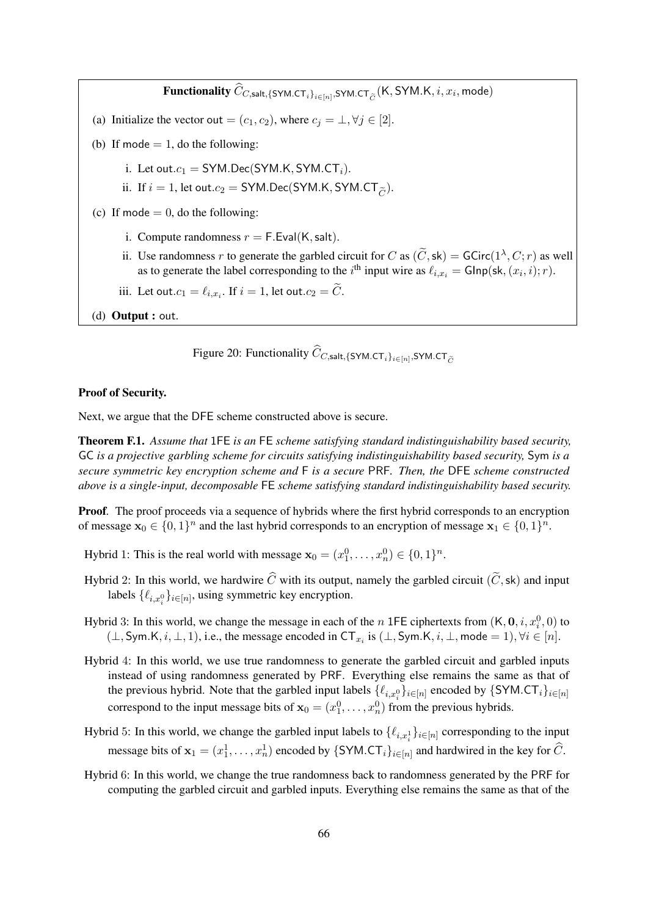**Functionality $\widehat{C}_{C,\mathsf{salt},\{\mathsf{SYM.CT}_i\}_{i\in[n]},\mathsf{SYM.CT}_{\widetilde{C}}}(\mathsf{K},\mathsf{SYM.K},i,x_i,\mathsf{mode})$**

(a) Initialize the vector $\mathsf{out} = (c_1, c_2)$, where $c_j = \perp, \forall j \in [2]$.

(b) If $\mathsf{mode} = 1$, do the following:

   i. Let $\mathsf{out}.c_1 = \mathsf{SYM.Dec}(\mathsf{SYM.K}, \mathsf{SYM.CT}_i)$.

   ii. If $i = 1$, let $\mathsf{out}.c_2 = \mathsf{SYM.Dec}(\mathsf{SYM.K}, \mathsf{SYM.CT}_{\widetilde{C}})$.

(c) If $\mathsf{mode} = 0$, do the following:

   i. Compute randomness $r = \mathsf{F.Eval}(\mathsf{K}, \mathsf{salt})$.

   ii. Use randomness $r$ to generate the garbled circuit for $C$ as $(\widetilde{C}, \mathsf{sk}) = \mathsf{GCirc}(1^\lambda, C; r)$ as well as to generate the label corresponding to the $i^{\text{th}}$ input wire as $\ell_{i,x_i} = \mathsf{GInp}(\mathsf{sk}, (x_i, i); r)$.

   iii. Let $\mathsf{out}.c_1 = \ell_{i,x_i}$. If $i = 1$, let $\mathsf{out}.c_2 = \widetilde{C}$.

(d) **Output :** $\mathsf{out}$.

Figure 20: Functionality $\widehat{C}_{C,\mathsf{salt},\{\mathsf{SYM.CT}_i\}_{i\in[n]},\mathsf{SYM.CT}_{\widetilde{C}}}$

**Proof of Security.**

Next, we argue that the DFE scheme constructed above is secure.

**Theorem F.1.** *Assume that* 1FE *is an* FE *scheme satisfying standard indistinguishability based security,* GC *is a projective garbling scheme for circuits satisfying indistinguishability based security,* Sym *is a secure symmetric key encryption scheme and* F *is a secure* PRF*. Then, the* DFE *scheme constructed above is a single-input, decomposable* FE *scheme satisfying standard indistinguishability based security.*

**Proof**. The proof proceeds via a sequence of hybrids where the first hybrid corresponds to an encryption of message $\mathbf{x}_0 \in \{0,1\}^n$ and the last hybrid corresponds to an encryption of message $\mathbf{x}_1 \in \{0,1\}^n$.

Hybrid 1: This is the real world with message $\mathbf{x}_0 = (x_1^0, \ldots, x_n^0) \in \{0,1\}^n$.

Hybrid 2: In this world, we hardwire $\widehat{C}$ with its output, namely the garbled circuit $(\widetilde{C}, \mathsf{sk})$ and input labels $\{\ell_{i,x_i^0}\}_{i\in[n]}$, using symmetric key encryption.

Hybrid 3: In this world, we change the message in each of the $n$ 1FE ciphertexts from $(\mathsf{K}, \mathbf{0}, i, x_i^0, 0)$ to $(\perp, \mathsf{Sym.K}, i, \perp, 1)$, i.e., the message encoded in $\mathsf{CT}_{x_i}$ is $(\perp, \mathsf{Sym.K}, i, \perp, \mathsf{mode} = 1), \forall i \in [n]$.

Hybrid 4: In this world, we use true randomness to generate the garbled circuit and garbled inputs instead of using randomness generated by PRF. Everything else remains the same as that of the previous hybrid. Note that the garbled input labels $\{\ell_{i,x_i^0}\}_{i\in[n]}$ encoded by $\{\mathsf{SYM.CT}_i\}_{i\in[n]}$ correspond to the input message bits of $\mathbf{x}_0 = (x_1^0, \ldots, x_n^0)$ from the previous hybrids.

Hybrid 5: In this world, we change the garbled input labels to $\{\ell_{i,x_i^1}\}_{i\in[n]}$ corresponding to the input message bits of $\mathbf{x}_1 = (x_1^1, \ldots, x_n^1)$ encoded by $\{\mathsf{SYM.CT}_i\}_{i\in[n]}$ and hardwired in the key for $\widehat{C}$.

Hybrid 6: In this world, we change the true randomness back to randomness generated by the PRF for computing the garbled circuit and garbled inputs. Everything else remains the same as that of the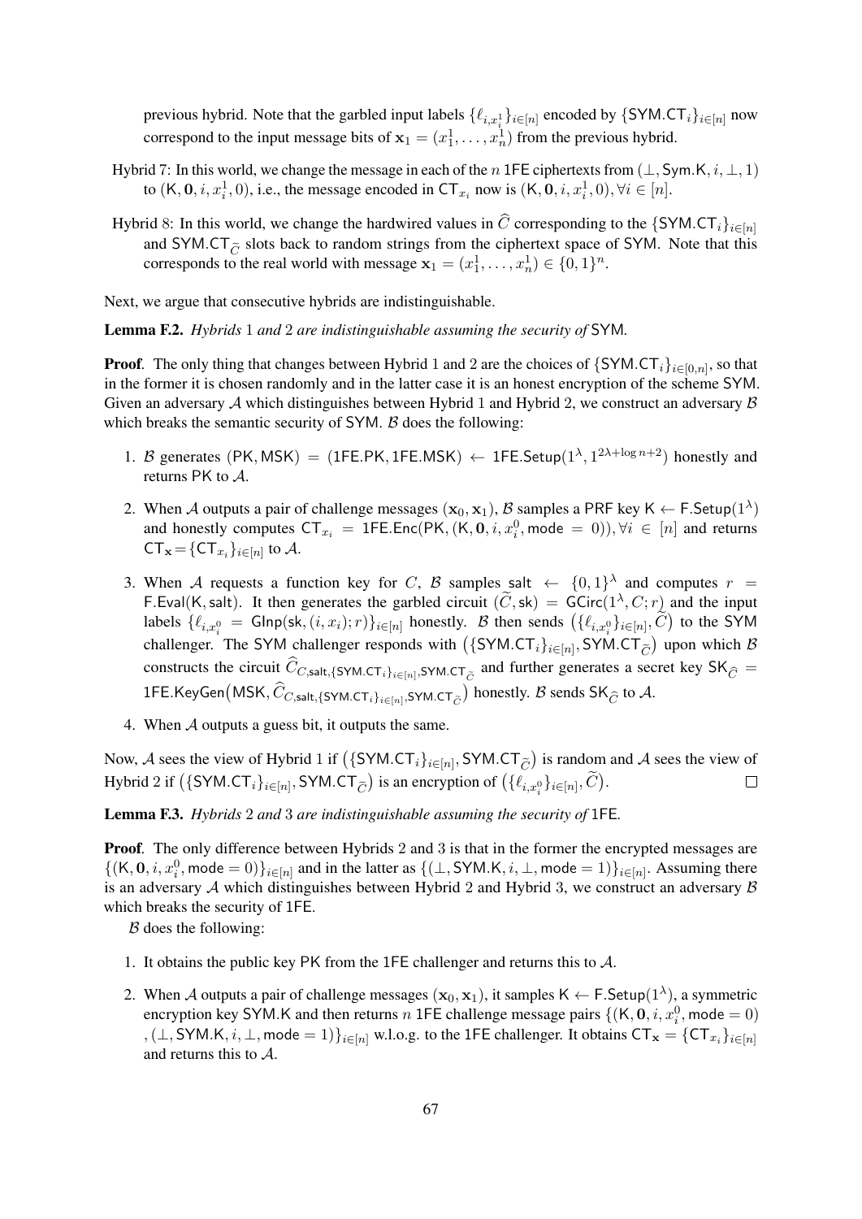previous hybrid. Note that the garbled input labels $\{\ell_{i,x_i^1}\}_{i\in[n]}$ encoded by $\{\mathsf{SYM.CT}_i\}_{i\in[n]}$ now correspond to the input message bits of $\mathbf{x}_1 = (x_1^1, \ldots, x_n^1)$ from the previous hybrid.

Hybrid 7: In this world, we change the message in each of the $n$ 1FE ciphertexts from $(\bot, \mathsf{Sym.K}, i, \bot, 1)$ to $(\mathsf{K}, \mathbf{0}, i, x_i^1, 0)$, i.e., the message encoded in $\mathsf{CT}_{x_i}$ now is $(\mathsf{K}, \mathbf{0}, i, x_i^1, 0), \forall i \in [n]$.

Hybrid 8: In this world, we change the hardwired values in $\widehat{C}$ corresponding to the $\{\mathsf{SYM.CT}_i\}_{i\in[n]}$ and $\mathsf{SYM.CT}_{\widetilde{C}}$ slots back to random strings from the ciphertext space of SYM. Note that this corresponds to the real world with message $\mathbf{x}_1 = (x_1^1, \ldots, x_n^1) \in \{0,1\}^n$.

Next, we argue that consecutive hybrids are indistinguishable.

**Lemma F.2.** *Hybrids* 1 *and* 2 *are indistinguishable assuming the security of* SYM*.*

**Proof**. The only thing that changes between Hybrid 1 and 2 are the choices of $\{\mathsf{SYM.CT}_i\}_{i\in[0,n]}$, so that in the former it is chosen randomly and in the latter case it is an honest encryption of the scheme SYM. Given an adversary $\mathcal{A}$ which distinguishes between Hybrid 1 and Hybrid 2, we construct an adversary $\mathcal{B}$ which breaks the semantic security of SYM. $\mathcal{B}$ does the following:

1. $\mathcal{B}$ generates $(\mathsf{PK}, \mathsf{MSK}) = (\mathsf{1FE.PK}, \mathsf{1FE.MSK}) \leftarrow \mathsf{1FE.Setup}(1^\lambda, 1^{2\lambda+\log n+2})$ honestly and returns PK to $\mathcal{A}$.
2. When $\mathcal{A}$ outputs a pair of challenge messages $(\mathbf{x}_0, \mathbf{x}_1)$, $\mathcal{B}$ samples a PRF key $\mathsf{K} \leftarrow \mathsf{F.Setup}(1^\lambda)$ and honestly computes $\mathsf{CT}_{x_i} = \mathsf{1FE.Enc}(\mathsf{PK}, (\mathsf{K}, \mathbf{0}, i, x_i^0, \mathsf{mode} = 0)), \forall i \in [n]$ and returns $\mathsf{CT}_{\mathbf{x}} = \{\mathsf{CT}_{x_i}\}_{i\in[n]}$ to $\mathcal{A}$.
3. When $\mathcal{A}$ requests a function key for $C$, $\mathcal{B}$ samples salt $\leftarrow \{0,1\}^\lambda$ and computes $r = \mathsf{F.Eval}(\mathsf{K}, \mathsf{salt})$. It then generates the garbled circuit $(\widetilde{C}, \mathsf{sk}) = \mathsf{GCirc}(1^\lambda, C; r)$ and the input labels $\{\ell_{i,x_i^0} = \mathsf{GInp}(\mathsf{sk}, (i, x_i); r)\}_{i\in[n]}$ honestly. $\mathcal{B}$ then sends $\big(\{\ell_{i,x_i^0}\}_{i\in[n]}, \widetilde{C}\big)$ to the SYM challenger. The SYM challenger responds with $\big(\{\mathsf{SYM.CT}_i\}_{i\in[n]}, \mathsf{SYM.CT}_{\widetilde{C}}\big)$ upon which $\mathcal{B}$ constructs the circuit $\widehat{C}_{C,\mathsf{salt},\{\mathsf{SYM.CT}_i\}_{i\in[n]},\mathsf{SYM.CT}_{\widetilde{C}}}$ and further generates a secret key $\mathsf{SK}_{\widehat{C}} = \mathsf{1FE.KeyGen}\big(\mathsf{MSK}, \widehat{C}_{C,\mathsf{salt},\{\mathsf{SYM.CT}_i\}_{i\in[n]},\mathsf{SYM.CT}_{\widetilde{C}}}\big)$ honestly. $\mathcal{B}$ sends $\mathsf{SK}_{\widehat{C}}$ to $\mathcal{A}$.
4. When $\mathcal{A}$ outputs a guess bit, it outputs the same.

Now, $\mathcal{A}$ sees the view of Hybrid 1 if $\big(\{\mathsf{SYM.CT}_i\}_{i\in[n]}, \mathsf{SYM.CT}_{\widetilde{C}}\big)$ is random and $\mathcal{A}$ sees the view of Hybrid 2 if $\big(\{\mathsf{SYM.CT}_i\}_{i\in[n]}, \mathsf{SYM.CT}_{\widetilde{C}}\big)$ is an encryption of $\big(\{\ell_{i,x_i^0}\}_{i\in[n]}, \widetilde{C}\big)$. □

**Lemma F.3.** *Hybrids* 2 *and* 3 *are indistinguishable assuming the security of* 1FE*.*

**Proof**. The only difference between Hybrids 2 and 3 is that in the former the encrypted messages are $\{(\mathsf{K}, \mathbf{0}, i, x_i^0, \mathsf{mode} = 0)\}_{i\in[n]}$ and in the latter as $\{(\bot, \mathsf{SYM.K}, i, \bot, \mathsf{mode} = 1)\}_{i\in[n]}$. Assuming there is an adversary $\mathcal{A}$ which distinguishes between Hybrid 2 and Hybrid 3, we construct an adversary $\mathcal{B}$ which breaks the security of 1FE.

$\mathcal{B}$ does the following:

1. It obtains the public key PK from the 1FE challenger and returns this to $\mathcal{A}$.
2. When $\mathcal{A}$ outputs a pair of challenge messages $(\mathbf{x}_0, \mathbf{x}_1)$, it samples $\mathsf{K} \leftarrow \mathsf{F.Setup}(1^\lambda)$, a symmetric encryption key SYM.K and then returns $n$ 1FE challenge message pairs $\{(\mathsf{K}, \mathbf{0}, i, x_i^0, \mathsf{mode} = 0), (\bot, \mathsf{SYM.K}, i, \bot, \mathsf{mode} = 1)\}_{i\in[n]}$ w.l.o.g. to the 1FE challenger. It obtains $\mathsf{CT}_{\mathbf{x}} = \{\mathsf{CT}_{x_i}\}_{i\in[n]}$ and returns this to $\mathcal{A}$.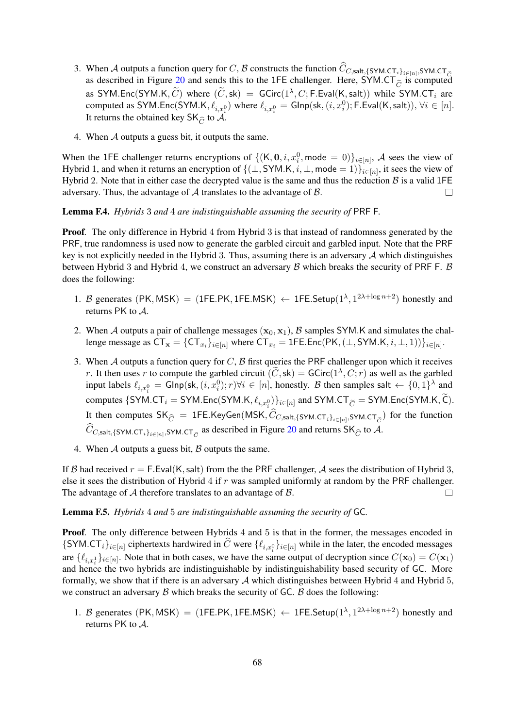3. When $\mathcal{A}$ outputs a function query for $C$, $\mathcal{B}$ constructs the function $\widehat{C}_{C,\mathsf{salt},\{\mathsf{SYM.CT}_i\}_{i\in[n]},\mathsf{SYM.CT}_{\widetilde{C}}}$ as described in Figure 20 and sends this to the 1FE challenger. Here, $\mathsf{SYM.CT}_{\widetilde{C}}$ is computed as $\mathsf{SYM.Enc}(\mathsf{SYM.K}, \widetilde{C})$ where $(\widetilde{C}, \mathsf{sk}) = \mathsf{GCirc}(1^\lambda, C; \mathsf{F.Eval}(\mathsf{K}, \mathsf{salt}))$ while $\mathsf{SYM.CT}_i$ are computed as $\mathsf{SYM.Enc}(\mathsf{SYM.K}, \ell_{i,x_i^0})$ where $\ell_{i,x_i^0} = \mathsf{GInp}(\mathsf{sk}, (i, x_i^0); \mathsf{F.Eval}(\mathsf{K}, \mathsf{salt}))$, $\forall i \in [n]$. It returns the obtained key $\mathsf{SK}_{\widehat{C}}$ to $\mathcal{A}$.

4. When $\mathcal{A}$ outputs a guess bit, it outputs the same.

When the 1FE challenger returns encryptions of $\{(\mathsf{K}, \mathbf{0}, i, x_i^0, \mathsf{mode} = 0)\}_{i\in[n]}$, $\mathcal{A}$ sees the view of Hybrid 1, and when it returns an encryption of $\{(\perp, \mathsf{SYM.K}, i, \perp, \mathsf{mode} = 1)\}_{i\in[n]}$, it sees the view of Hybrid 2. Note that in either case the decrypted value is the same and thus the reduction $\mathcal{B}$ is a valid 1FE adversary. Thus, the advantage of $\mathcal{A}$ translates to the advantage of $\mathcal{B}$. □

**Lemma F.4.** *Hybrids 3 and 4 are indistinguishable assuming the security of* PRF F.

**Proof**. The only difference in Hybrid 4 from Hybrid 3 is that instead of randomness generated by the PRF, true randomness is used now to generate the garbled circuit and garbled input. Note that the PRF key is not explicitly needed in the Hybrid 3. Thus, assuming there is an adversary $\mathcal{A}$ which distinguishes between Hybrid 3 and Hybrid 4, we construct an adversary $\mathcal{B}$ which breaks the security of PRF F. $\mathcal{B}$ does the following:

1. $\mathcal{B}$ generates $(\mathsf{PK}, \mathsf{MSK}) = (\mathsf{1FE.PK}, \mathsf{1FE.MSK}) \leftarrow \mathsf{1FE.Setup}(1^\lambda, 1^{2\lambda+\log n+2})$ honestly and returns PK to $\mathcal{A}$.

2. When $\mathcal{A}$ outputs a pair of challenge messages $(\mathbf{x}_0, \mathbf{x}_1)$, $\mathcal{B}$ samples SYM.K and simulates the challenge message as $\mathsf{CT}_{\mathbf{x}} = \{\mathsf{CT}_{x_i}\}_{i\in[n]}$ where $\mathsf{CT}_{x_i} = \mathsf{1FE.Enc}(\mathsf{PK}, (\perp, \mathsf{SYM.K}, i, \perp, 1))\}_{i\in[n]}$.

3. When $\mathcal{A}$ outputs a function query for $C$, $\mathcal{B}$ first queries the PRF challenger upon which it receives $r$. It then uses $r$ to compute the garbled circuit $(\widetilde{C}, \mathsf{sk}) = \mathsf{GCirc}(1^\lambda, C; r)$ as well as the garbled input labels $\ell_{i,x_i^0} = \mathsf{GInp}(\mathsf{sk}, (i, x_i^0); r) \forall i \in [n]$, honestly. $\mathcal{B}$ then samples $\mathsf{salt} \leftarrow \{0,1\}^\lambda$ and computes $\{\mathsf{SYM.CT}_i = \mathsf{SYM.Enc}(\mathsf{SYM.K}, \ell_{i,x_i^0})\}_{i\in[n]}$ and $\mathsf{SYM.CT}_{\widetilde{C}} = \mathsf{SYM.Enc}(\mathsf{SYM.K}, \widetilde{\mathsf{C}})$. It then computes $\mathsf{SK}_{\widehat{C}} = \mathsf{1FE.KeyGen}(\mathsf{MSK}, \widehat{C}_{C,\mathsf{salt},\{\mathsf{SYM.CT}_i\}_{i\in[n]},\mathsf{SYM.CT}_{\widetilde{C}}})$ for the function $\widehat{C}_{C,\mathsf{salt},\{\mathsf{SYM.CT}_i\}_{i\in[n]},\mathsf{SYM.CT}_{\widetilde{C}}}$ as described in Figure 20 and returns $\mathsf{SK}_{\widehat{C}}$ to $\mathcal{A}$.

4. When $\mathcal{A}$ outputs a guess bit, $\mathcal{B}$ outputs the same.

If $\mathcal{B}$ had received $r = \mathsf{F.Eval}(\mathsf{K}, \mathsf{salt})$ from the the PRF challenger, $\mathcal{A}$ sees the distribution of Hybrid 3, else it sees the distribution of Hybrid 4 if $r$ was sampled uniformly at random by the PRF challenger. The advantage of $\mathcal{A}$ therefore translates to an advantage of $\mathcal{B}$. □

**Lemma F.5.** *Hybrids 4 and 5 are indistinguishable assuming the security of* GC.

**Proof**. The only difference between Hybrids 4 and 5 is that in the former, the messages encoded in $\{\mathsf{SYM.CT}_i\}_{i\in[n]}$ ciphertexts hardwired in $\widehat{C}$ were $\{\ell_{i,x_i^0}\}_{i\in[n]}$ while in the later, the encoded messages are $\{\ell_{i,x_i^1}\}_{i\in[n]}$. Note that in both cases, we have the same output of decryption since $C(\mathbf{x}_0) = C(\mathbf{x}_1)$ and hence the two hybrids are indistinguishable by indistinguishability based security of GC. More formally, we show that if there is an adversary $\mathcal{A}$ which distinguishes between Hybrid 4 and Hybrid 5, we construct an adversary $\mathcal{B}$ which breaks the security of GC. $\mathcal{B}$ does the following:

1. $\mathcal{B}$ generates $(\mathsf{PK}, \mathsf{MSK}) = (\mathsf{1FE.PK}, \mathsf{1FE.MSK}) \leftarrow \mathsf{1FE.Setup}(1^\lambda, 1^{2\lambda+\log n+2})$ honestly and returns PK to $\mathcal{A}$.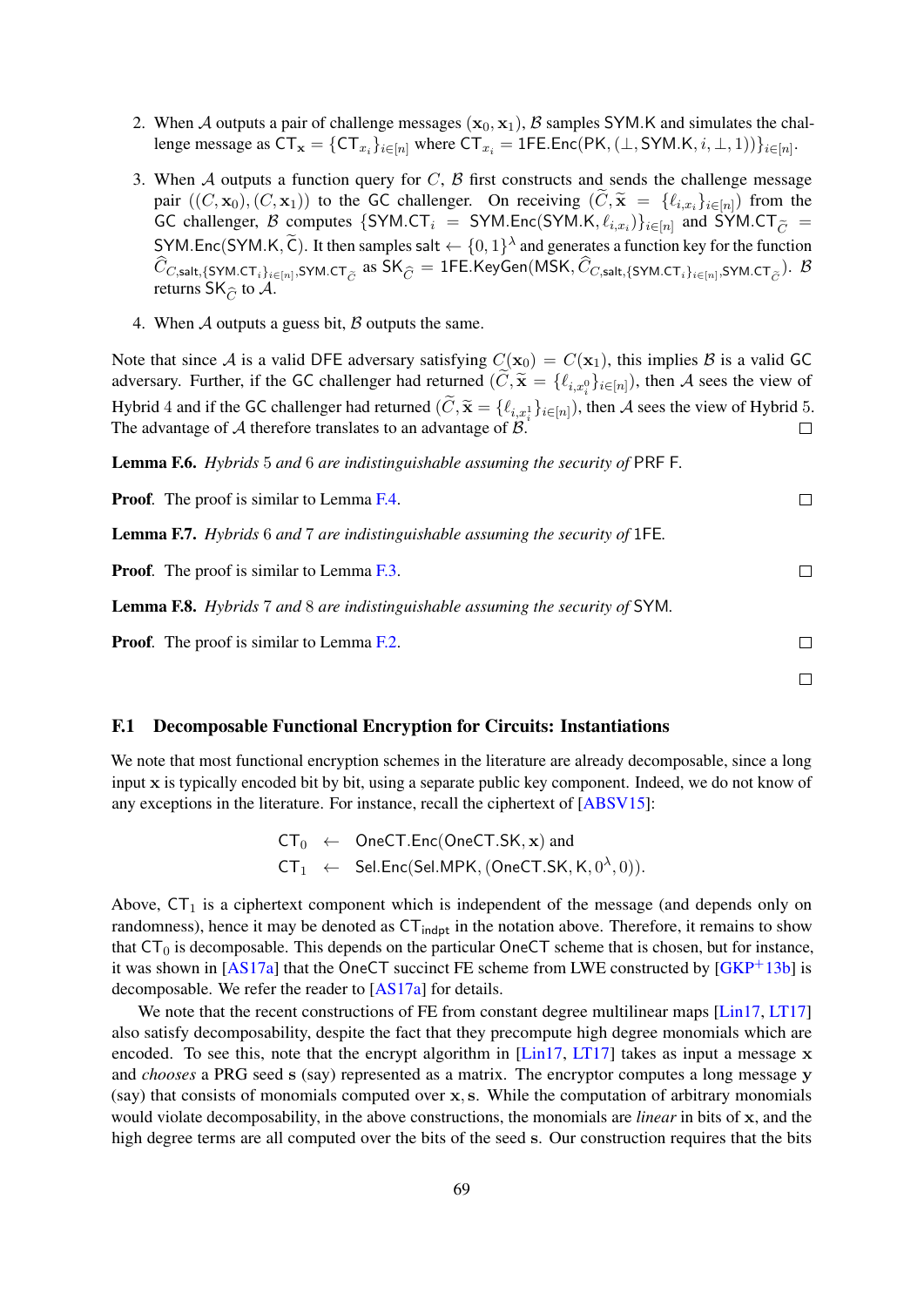2. When $\mathcal{A}$ outputs a pair of challenge messages $(\mathbf{x}_0, \mathbf{x}_1)$, $\mathcal{B}$ samples $\mathsf{SYM.K}$ and simulates the challenge message as $\mathsf{CT}_{\mathbf{x}} = \{\mathsf{CT}_{x_i}\}_{i\in[n]}$ where $\mathsf{CT}_{x_i} = \mathsf{1FE.Enc}(\mathsf{PK}, (\perp, \mathsf{SYM.K}, i, \perp, 1))\}_{i\in[n]}$.

3. When $\mathcal{A}$ outputs a function query for $C$, $\mathcal{B}$ first constructs and sends the challenge message pair $((C, \mathbf{x}_0), (C, \mathbf{x}_1))$ to the $\mathsf{GC}$ challenger. On receiving $(\widetilde{C}, \widetilde{\mathbf{x}} = \{\ell_{i,x_i}\}_{i\in[n]})$ from the $\mathsf{GC}$ challenger, $\mathcal{B}$ computes $\{\mathsf{SYM.CT}_i = \mathsf{SYM.Enc}(\mathsf{SYM.K}, \ell_{i,x_i})\}_{i\in[n]}$ and $\mathsf{SYM.CT}_{\widetilde{C}} = \mathsf{SYM.Enc}(\mathsf{SYM.K}, \widetilde{\mathsf{C}})$. It then samples $\mathsf{salt} \leftarrow \{0,1\}^\lambda$ and generates a function key for the function $\widehat{C}_{C,\mathsf{salt},\{\mathsf{SYM.CT}_i\}_{i\in[n]},\mathsf{SYM.CT}_{\widetilde{C}}}$ as $\mathsf{SK}_{\widehat{C}} = \mathsf{1FE.KeyGen}(\mathsf{MSK}, \widehat{C}_{C,\mathsf{salt},\{\mathsf{SYM.CT}_i\}_{i\in[n]},\mathsf{SYM.CT}_{\widetilde{C}}})$. $\mathcal{B}$ returns $\mathsf{SK}_{\widehat{C}}$ to $\mathcal{A}$.

4. When $\mathcal{A}$ outputs a guess bit, $\mathcal{B}$ outputs the same.

Note that since $\mathcal{A}$ is a valid $\mathsf{DFE}$ adversary satisfying $C(\mathbf{x}_0) = C(\mathbf{x}_1)$, this implies $\mathcal{B}$ is a valid $\mathsf{GC}$ adversary. Further, if the $\mathsf{GC}$ challenger had returned $(\widetilde{C}, \widetilde{\mathbf{x}} = \{\ell_{i,x_i^0}\}_{i\in[n]})$, then $\mathcal{A}$ sees the view of Hybrid 4 and if the $\mathsf{GC}$ challenger had returned $(\widetilde{C}, \widetilde{\mathbf{x}} = \{\ell_{i,x_i^1}\}_{i\in[n]})$, then $\mathcal{A}$ sees the view of Hybrid 5. The advantage of $\mathcal{A}$ therefore translates to an advantage of $\mathcal{B}$. □

**Lemma F.6.** *Hybrids* 5 *and* 6 *are indistinguishable assuming the security of* PRF F.

**Proof**. The proof is similar to Lemma F.4. □

**Lemma F.7.** *Hybrids* 6 *and* 7 *are indistinguishable assuming the security of* 1FE.

**Proof**. The proof is similar to Lemma F.3. □

**Lemma F.8.** *Hybrids* 7 *and* 8 *are indistinguishable assuming the security of* SYM.

**Proof**. The proof is similar to Lemma F.2. □

□

## F.1 Decomposable Functional Encryption for Circuits: Instantiations

We note that most functional encryption schemes in the literature are already decomposable, since a long input $\mathbf{x}$ is typically encoded bit by bit, using a separate public key component. Indeed, we do not know of any exceptions in the literature. For instance, recall the ciphertext of [ABSV15]:

$$\mathsf{CT}_0 \leftarrow \mathsf{OneCT.Enc}(\mathsf{OneCT.SK}, \mathbf{x}) \text{ and}$$
$$\mathsf{CT}_1 \leftarrow \mathsf{Sel.Enc}(\mathsf{Sel.MPK}, (\mathsf{OneCT.SK}, \mathsf{K}, 0^\lambda, 0)).$$

Above, $\mathsf{CT}_1$ is a ciphertext component which is independent of the message (and depends only on randomness), hence it may be denoted as $\mathsf{CT}_{\mathsf{indpt}}$ in the notation above. Therefore, it remains to show that $\mathsf{CT}_0$ is decomposable. This depends on the particular $\mathsf{OneCT}$ scheme that is chosen, but for instance, it was shown in [AS17a] that the $\mathsf{OneCT}$ succinct FE scheme from LWE constructed by [GKP+13b] is decomposable. We refer the reader to [AS17a] for details.

We note that the recent constructions of FE from constant degree multilinear maps [Lin17, LT17] also satisfy decomposability, despite the fact that they precompute high degree monomials which are encoded. To see this, note that the encryption algorithm in [Lin17, LT17] takes as input a message $\mathbf{x}$ and *chooses* a PRG seed $\mathbf{s}$ (say) represented as a matrix. The encryptor computes a long message $\mathbf{y}$ (say) that consists of monomials computed over $\mathbf{x}, \mathbf{s}$. While the computation of arbitrary monomials would violate decomposability, in the above constructions, the monomials are *linear* in bits of $\mathbf{x}$, and the high degree terms are all computed over the bits of the seed $\mathbf{s}$. Our construction requires that the bits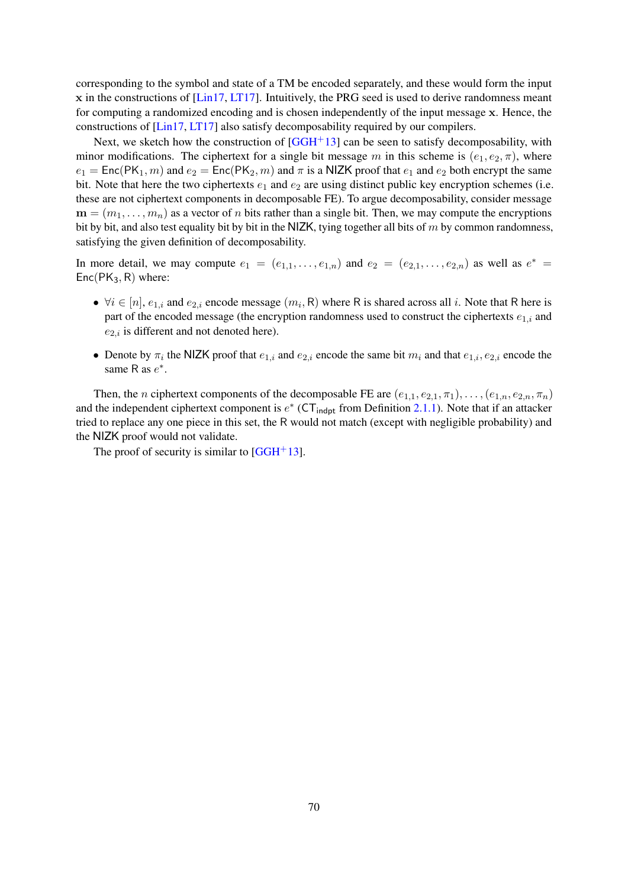corresponding to the symbol and state of a TM be encoded separately, and these would form the input $\mathbf{x}$ in the constructions of [Lin17, LT17]. Intuitively, the PRG seed is used to derive randomness meant for computing a randomized encoding and is chosen independently of the input message $\mathbf{x}$. Hence, the constructions of [Lin17, LT17] also satisfy decomposability required by our compilers.

Next, we sketch how the construction of [GGH+13] can be seen to satisfy decomposability, with minor modifications. The ciphertext for a single bit message $m$ in this scheme is $(e_1, e_2, \pi)$, where $e_1 = \mathsf{Enc}(\mathsf{PK}_1, m)$ and $e_2 = \mathsf{Enc}(\mathsf{PK}_2, m)$ and $\pi$ is a $\mathsf{NIZK}$ proof that $e_1$ and $e_2$ both encrypt the same bit. Note that here the two ciphertexts $e_1$ and $e_2$ are using distinct public key encryption schemes (i.e. these are not ciphertext components in decomposable FE). To argue decomposability, consider message $\mathbf{m} = (m_1, \ldots, m_n)$ as a vector of $n$ bits rather than a single bit. Then, we may compute the encryptions bit by bit, and also test equality bit by bit in the $\mathsf{NIZK}$, tying together all bits of $m$ by common randomness, satisfying the given definition of decomposability.

In more detail, we may compute $e_1 = (e_{1,1}, \ldots, e_{1,n})$ and $e_2 = (e_{2,1}, \ldots, e_{2,n})$ as well as $e^* = \mathsf{Enc}(\mathsf{PK}_3, \mathsf{R})$ where:

- $\forall i \in [n]$, $e_{1,i}$ and $e_{2,i}$ encode message $(m_i, \mathsf{R})$ where $\mathsf{R}$ is shared across all $i$. Note that $\mathsf{R}$ here is part of the encoded message (the encryption randomness used to construct the ciphertexts $e_{1,i}$ and $e_{2,i}$ is different and not denoted here).
- Denote by $\pi_i$ the $\mathsf{NIZK}$ proof that $e_{1,i}$ and $e_{2,i}$ encode the same bit $m_i$ and that $e_{1,i}, e_{2,i}$ encode the same $\mathsf{R}$ as $e^*$.

Then, the $n$ ciphertext components of the decomposable FE are $(e_{1,1}, e_{2,1}, \pi_1), \ldots, (e_{1,n}, e_{2,n}, \pi_n)$ and the independent ciphertext component is $e^*$ ($\mathsf{CT}_{\mathsf{indpt}}$ from Definition 2.1.1). Note that if an attacker tried to replace any one piece in this set, the $\mathsf{R}$ would not match (except with negligible probability) and the $\mathsf{NIZK}$ proof would not validate.

The proof of security is similar to [GGH+13].